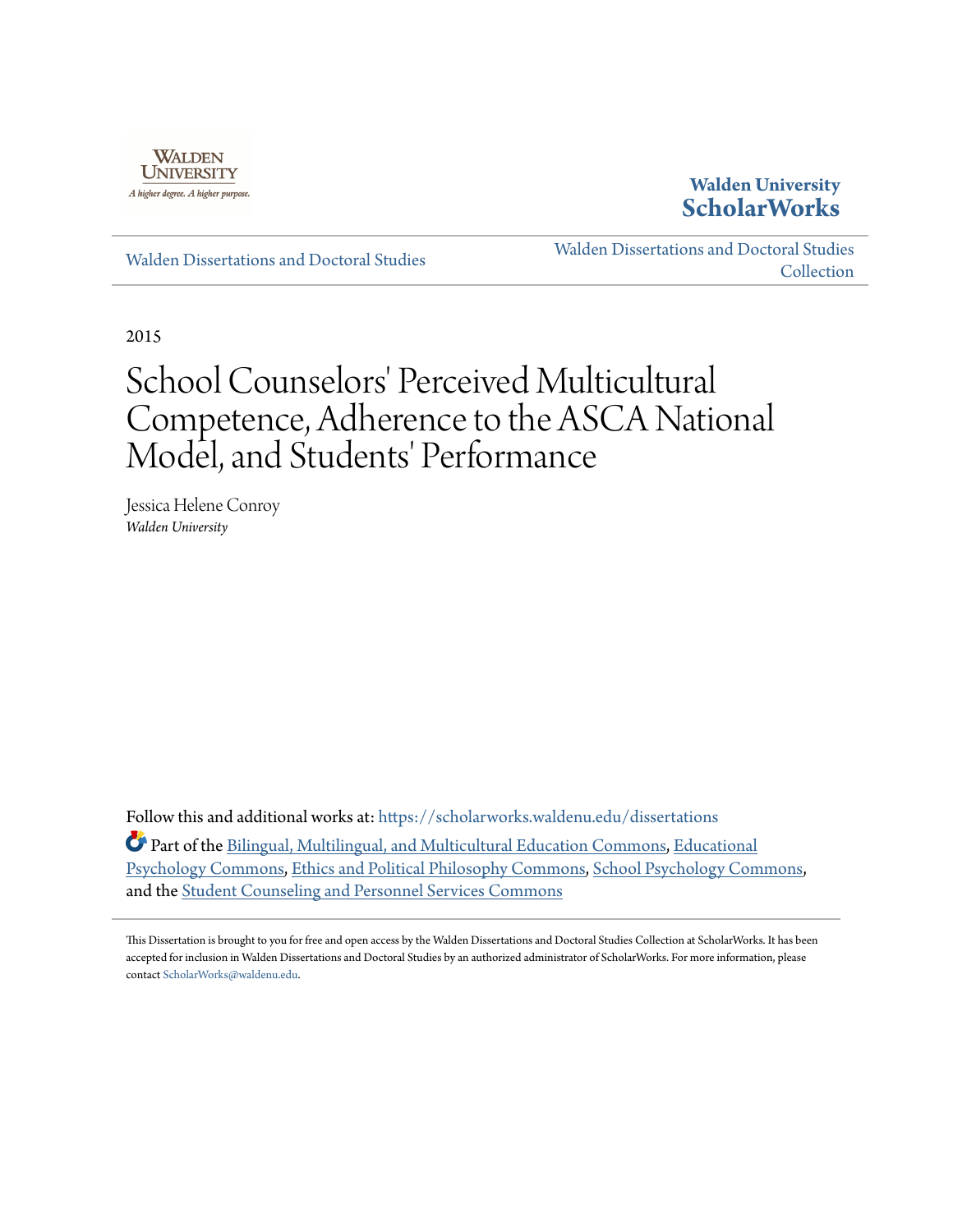Walden University

A higher degree. A higher purpose.

**Walden University ScholarWorks**

Walden Dissertations and Doctoral Studies

Walden Dissertations and Doctoral Studies Collection

2015

# School Counselors' Perceived Multicultural Competence, Adherence to the ASCA National Model, and Students' Performance

Jessica Helene Conroy

*Walden University*

Follow this and additional works at: https://scholarworks.waldenu.edu/dissertations

Part of the Bilingual, Multilingual, and Multicultural Education Commons, Educational Psychology Commons, Ethics and Political Philosophy Commons, School Psychology Commons, and the Student Counseling and Personnel Services Commons

This Dissertation is brought to you for free and open access by the Walden Dissertations and Doctoral Studies Collection at ScholarWorks. It has been accepted for inclusion in Walden Dissertations and Doctoral Studies by an authorized administrator of ScholarWorks. For more information, please contact ScholarWorks@waldenu.edu.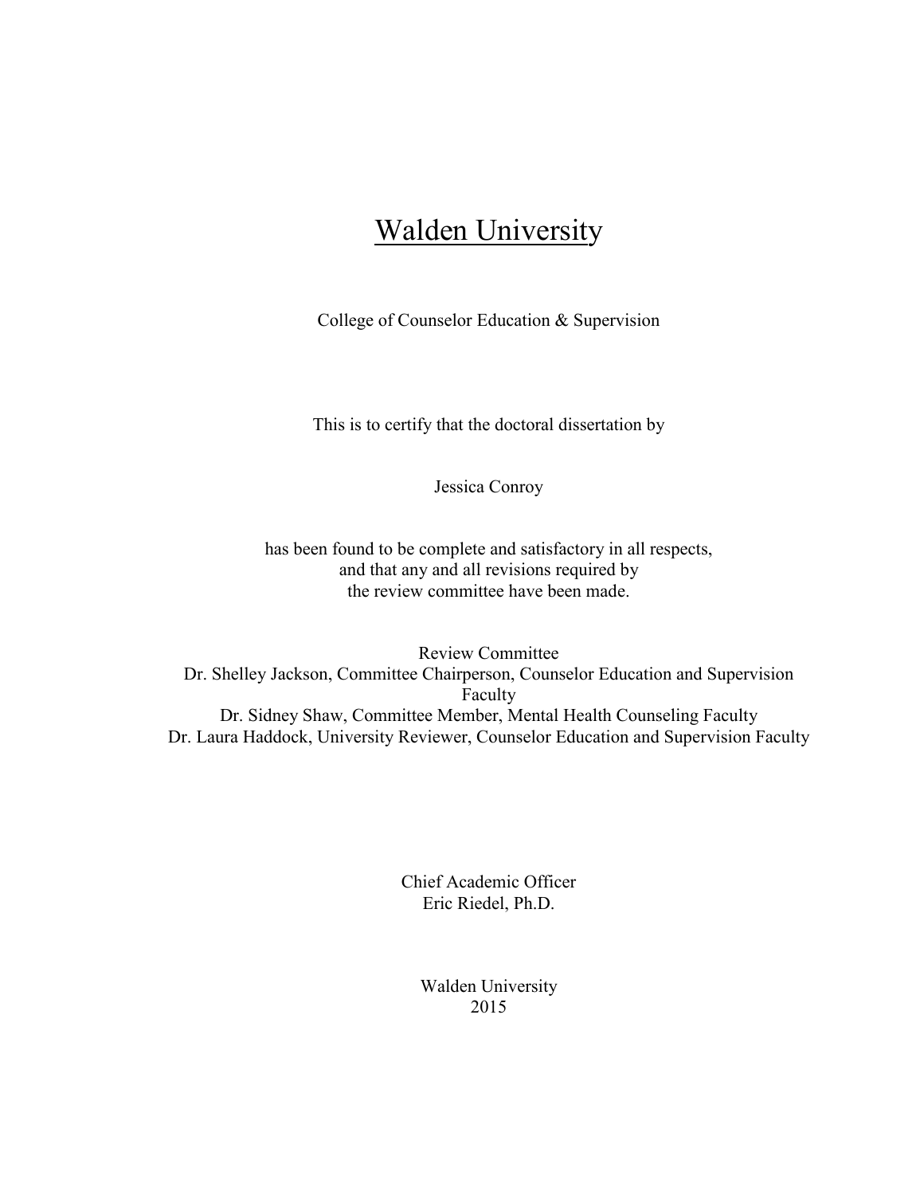# Walden University

College of Counselor Education & Supervision

This is to certify that the doctoral dissertation by

Jessica Conroy

has been found to be complete and satisfactory in all respects,
and that any and all revisions required by
the review committee have been made.

Review Committee
Dr. Shelley Jackson, Committee Chairperson, Counselor Education and Supervision Faculty
Dr. Sidney Shaw, Committee Member, Mental Health Counseling Faculty
Dr. Laura Haddock, University Reviewer, Counselor Education and Supervision Faculty

Chief Academic Officer
Eric Riedel, Ph.D.

Walden University
2015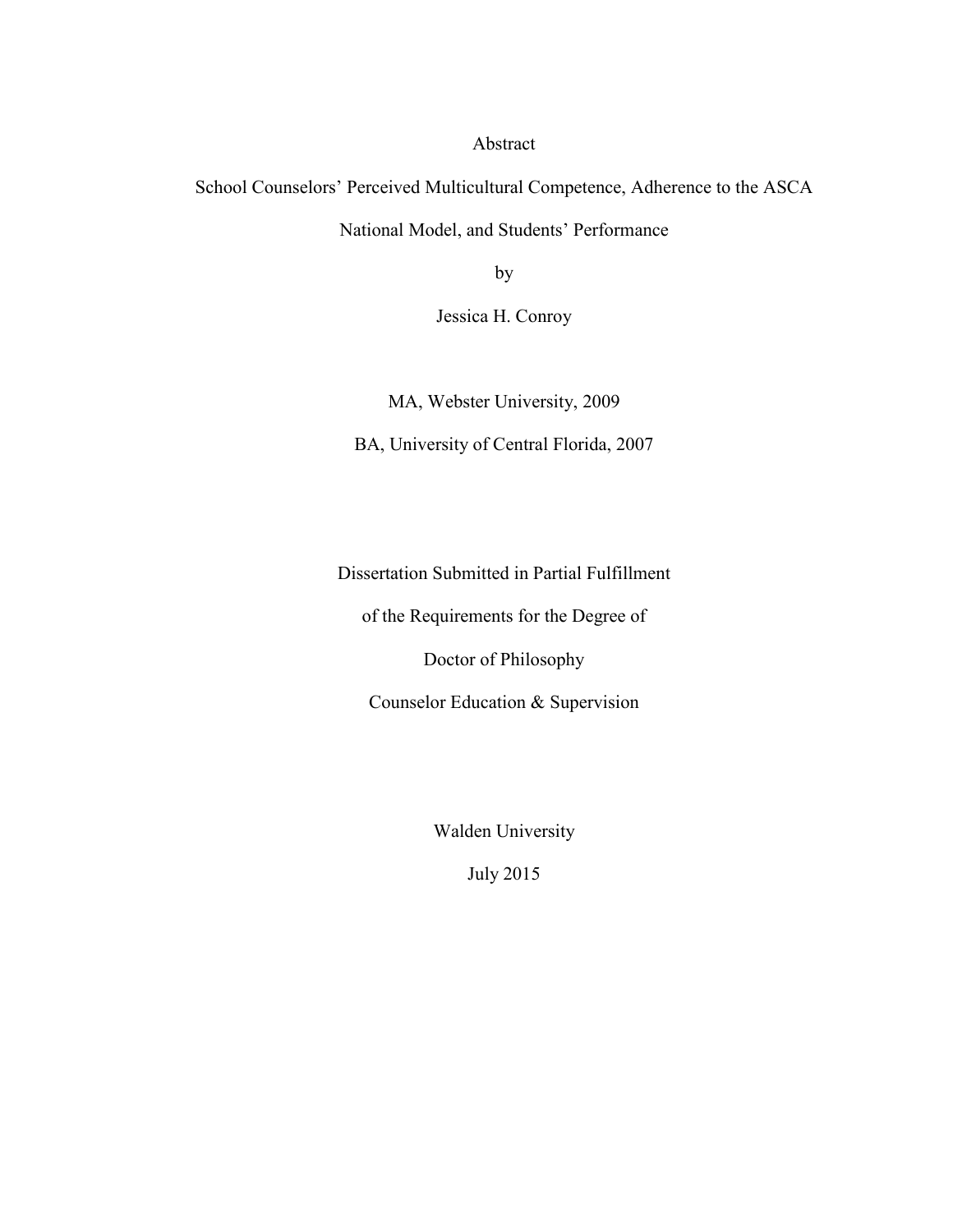Abstract

School Counselors’ Perceived Multicultural Competence, Adherence to the ASCA National Model, and Students’ Performance

by

Jessica H. Conroy

MA, Webster University, 2009

BA, University of Central Florida, 2007

Dissertation Submitted in Partial Fulfillment

of the Requirements for the Degree of

Doctor of Philosophy

Counselor Education & Supervision

Walden University

July 2015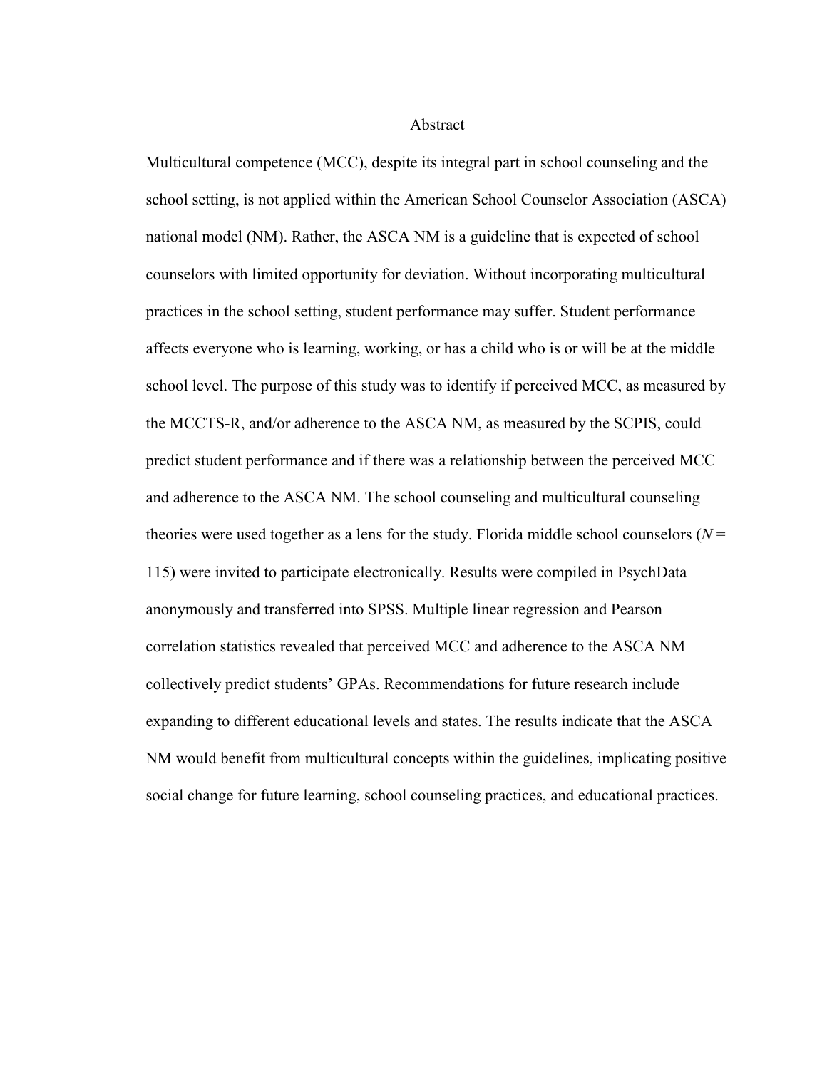# Abstract

Multicultural competence (MCC), despite its integral part in school counseling and the school setting, is not applied within the American School Counselor Association (ASCA) national model (NM). Rather, the ASCA NM is a guideline that is expected of school counselors with limited opportunity for deviation. Without incorporating multicultural practices in the school setting, student performance may suffer. Student performance affects everyone who is learning, working, or has a child who is or will be at the middle school level. The purpose of this study was to identify if perceived MCC, as measured by the MCCTS-R, and/or adherence to the ASCA NM, as measured by the SCPIS, could predict student performance and if there was a relationship between the perceived MCC and adherence to the ASCA NM. The school counseling and multicultural counseling theories were used together as a lens for the study. Florida middle school counselors ($N$ = 115) were invited to participate electronically. Results were compiled in PsychData anonymously and transferred into SPSS. Multiple linear regression and Pearson correlation statistics revealed that perceived MCC and adherence to the ASCA NM collectively predict students' GPAs. Recommendations for future research include expanding to different educational levels and states. The results indicate that the ASCA NM would benefit from multicultural concepts within the guidelines, implicating positive social change for future learning, school counseling practices, and educational practices.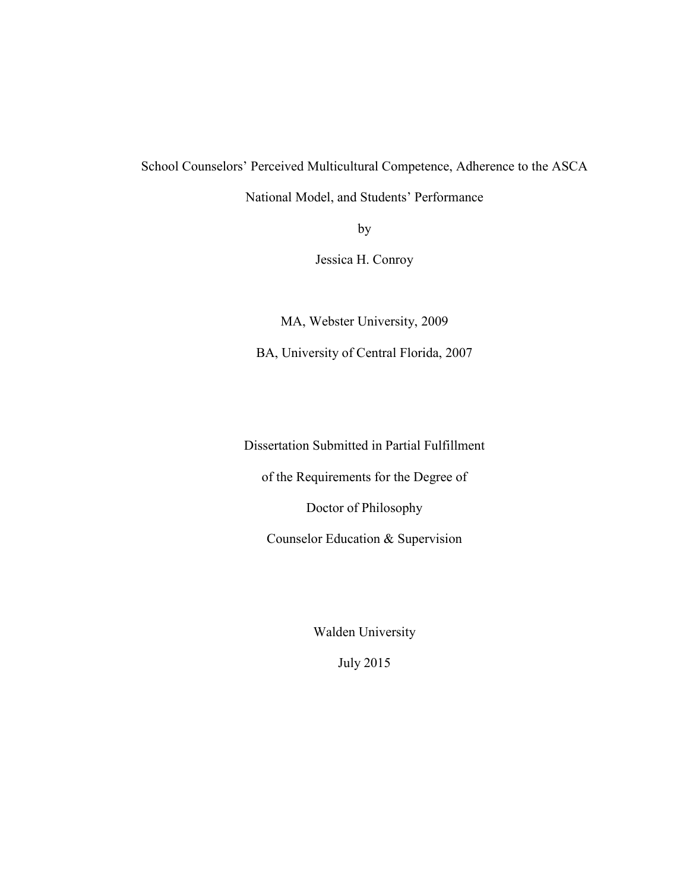School Counselors' Perceived Multicultural Competence, Adherence to the ASCA National Model, and Students' Performance

by

Jessica H. Conroy

MA, Webster University, 2009

BA, University of Central Florida, 2007

Dissertation Submitted in Partial Fulfillment

of the Requirements for the Degree of

Doctor of Philosophy

Counselor Education & Supervision

Walden University

July 2015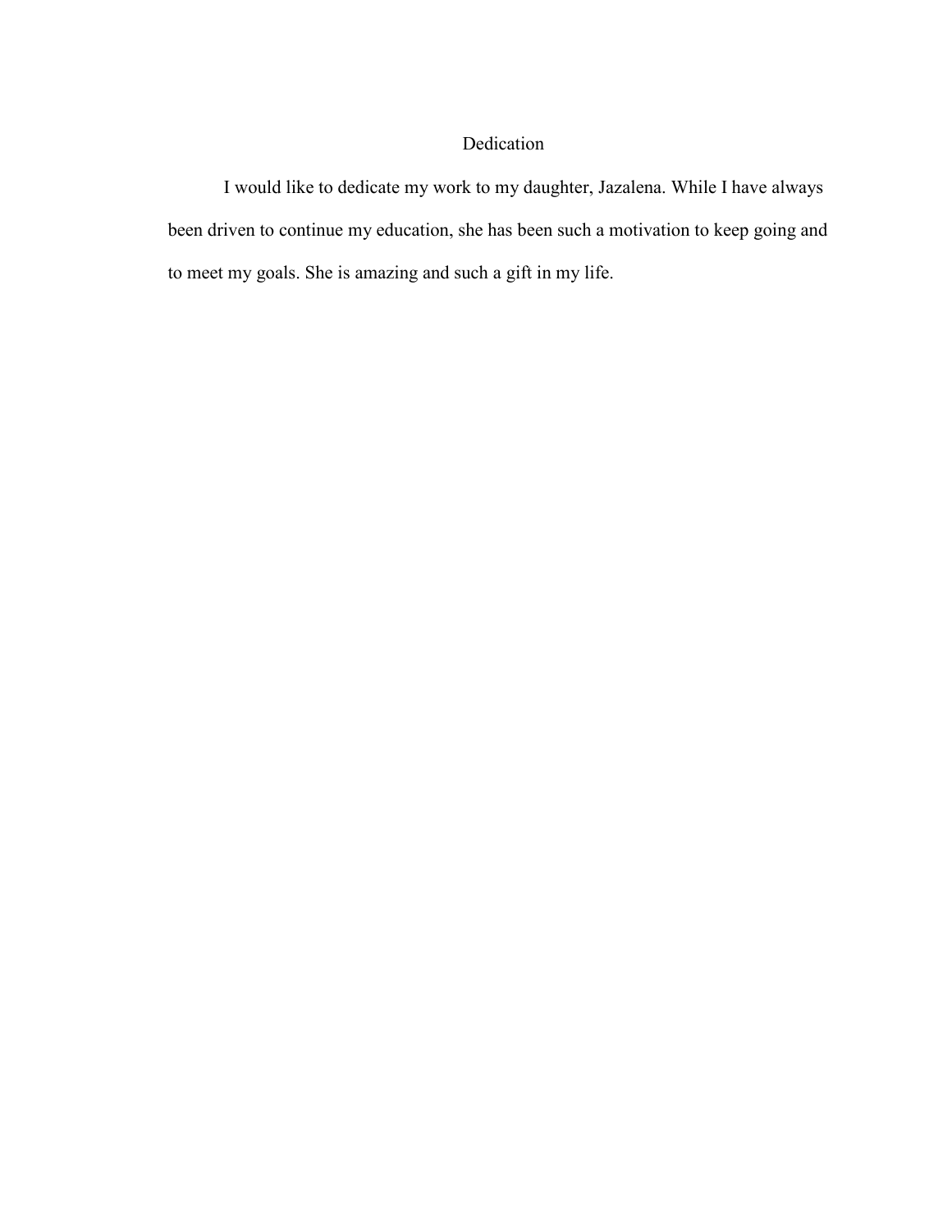# Dedication

I would like to dedicate my work to my daughter, Jazalena. While I have always been driven to continue my education, she has been such a motivation to keep going and to meet my goals. She is amazing and such a gift in my life.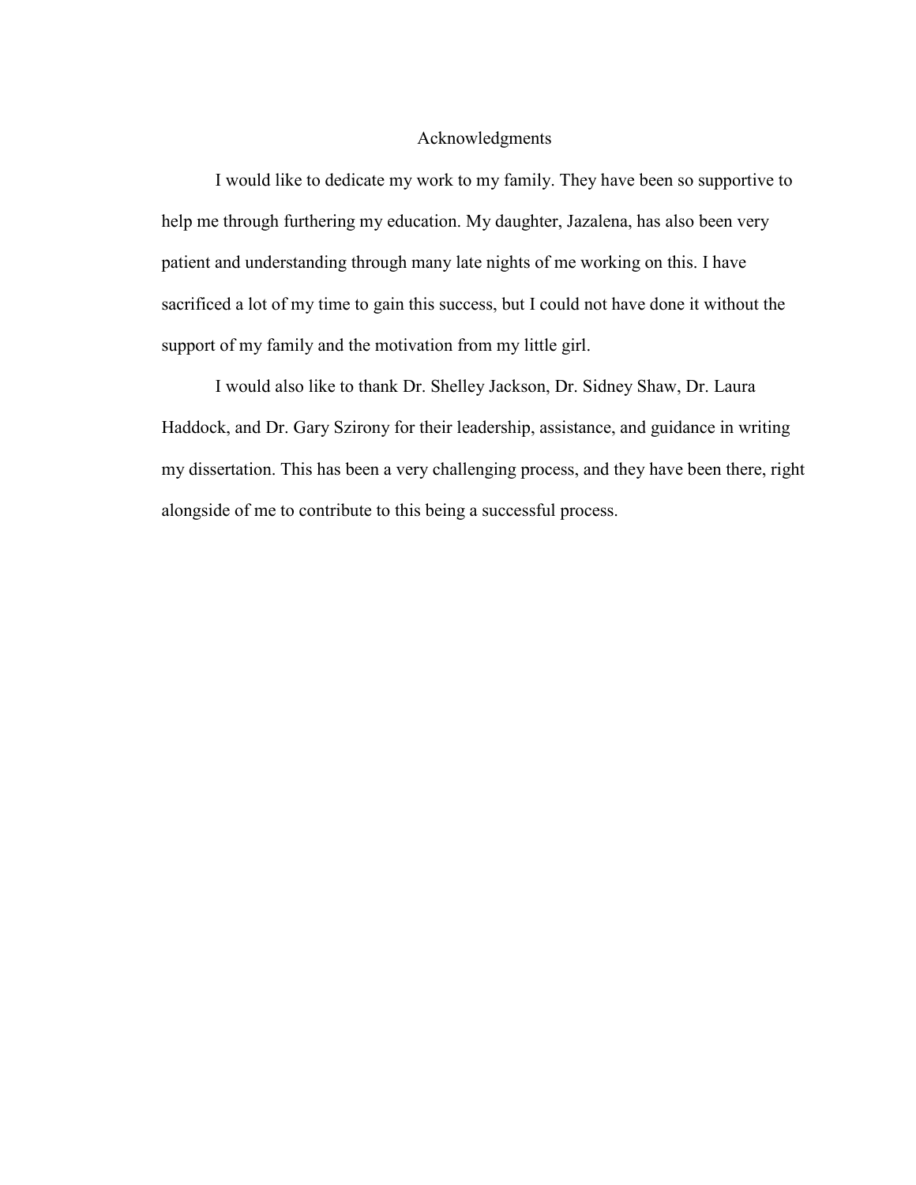# Acknowledgments

I would like to dedicate my work to my family. They have been so supportive to help me through furthering my education. My daughter, Jazalena, has also been very patient and understanding through many late nights of me working on this. I have sacrificed a lot of my time to gain this success, but I could not have done it without the support of my family and the motivation from my little girl.

I would also like to thank Dr. Shelley Jackson, Dr. Sidney Shaw, Dr. Laura Haddock, and Dr. Gary Szirony for their leadership, assistance, and guidance in writing my dissertation. This has been a very challenging process, and they have been there, right alongside of me to contribute to this being a successful process.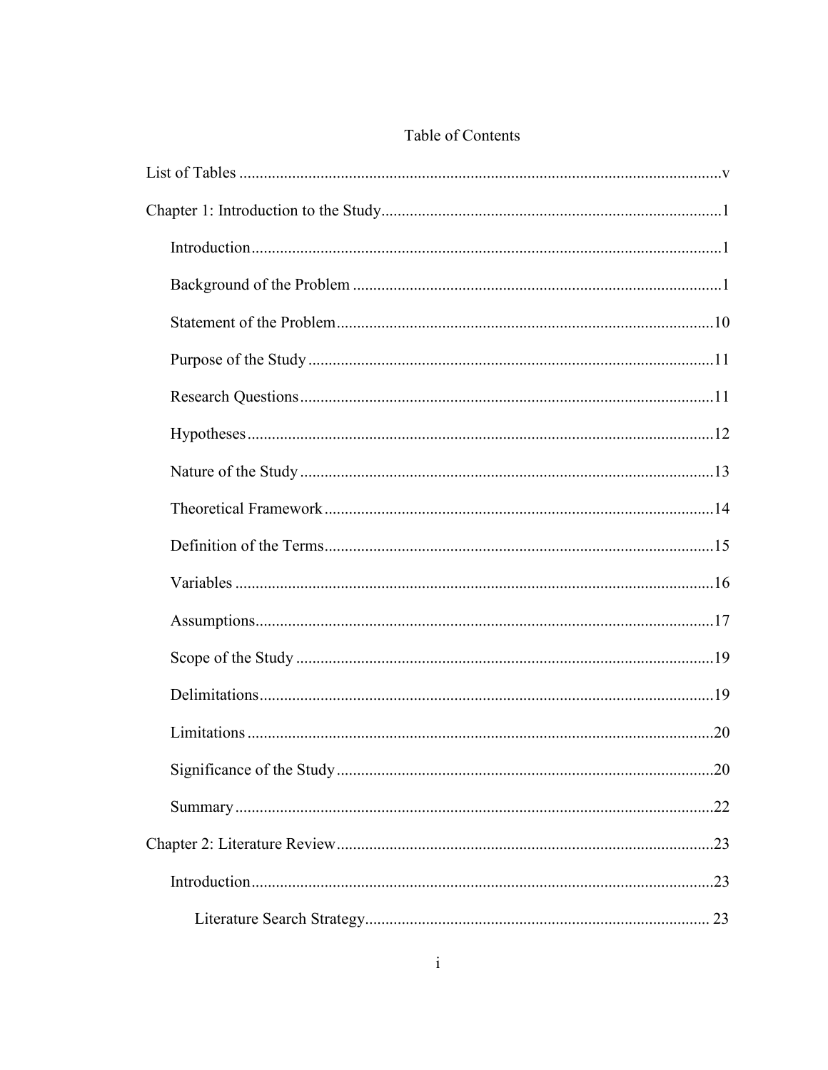# Table of Contents

List of Tables ....................................................................................................................v

Chapter 1: Introduction to the Study....................................................................................1

Introduction....................................................................................................................1

Background of the Problem ...........................................................................................1

Statement of the Problem.............................................................................................10

Purpose of the Study ....................................................................................................11

Research Questions......................................................................................................11

Hypotheses...................................................................................................................12

Nature of the Study ......................................................................................................13

Theoretical Framework................................................................................................14

Definition of the Terms................................................................................................15

Variables ......................................................................................................................16

Assumptions.................................................................................................................17

Scope of the Study .......................................................................................................19

Delimitations................................................................................................................19

Limitations ...................................................................................................................20

Significance of the Study.............................................................................................20

Summary......................................................................................................................22

Chapter 2: Literature Review.............................................................................................23

Introduction..................................................................................................................23

Literature Search Strategy.................................................................................... 23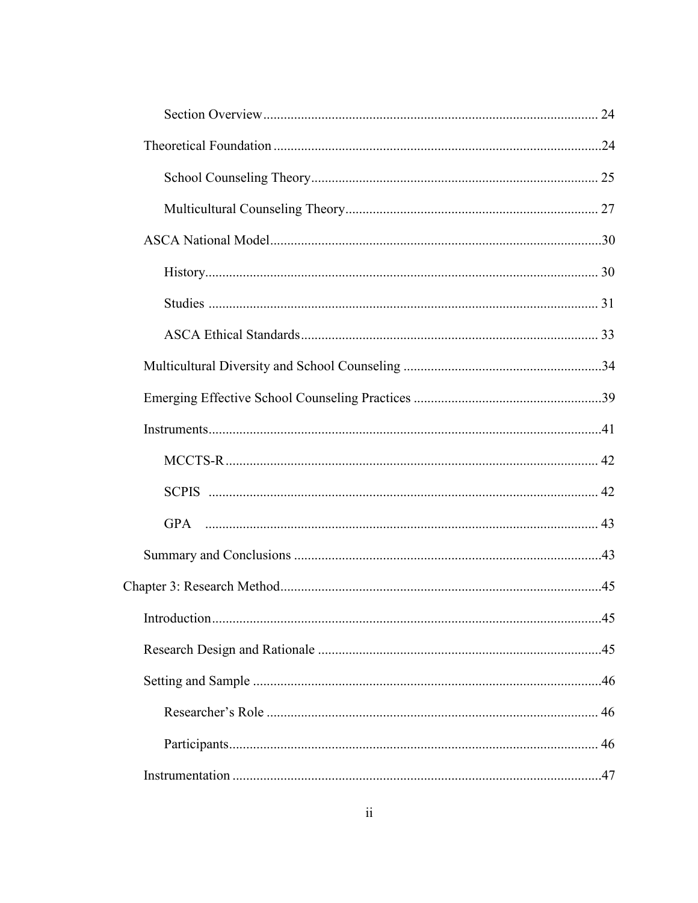Section Overview ..... 24

Theoretical Foundation ..... 24

School Counseling Theory ..... 25

Multicultural Counseling Theory ..... 27

ASCA National Model ..... 30

History ..... 30

Studies ..... 31

ASCA Ethical Standards ..... 33

Multicultural Diversity and School Counseling ..... 34

Emerging Effective School Counseling Practices ..... 39

Instruments ..... 41

MCCTS-R ..... 42

SCPIS ..... 42

GPA ..... 43

Summary and Conclusions ..... 43

Chapter 3: Research Method ..... 45

Introduction ..... 45

Research Design and Rationale ..... 45

Setting and Sample ..... 46

Researcher's Role ..... 46

Participants ..... 46

Instrumentation ..... 47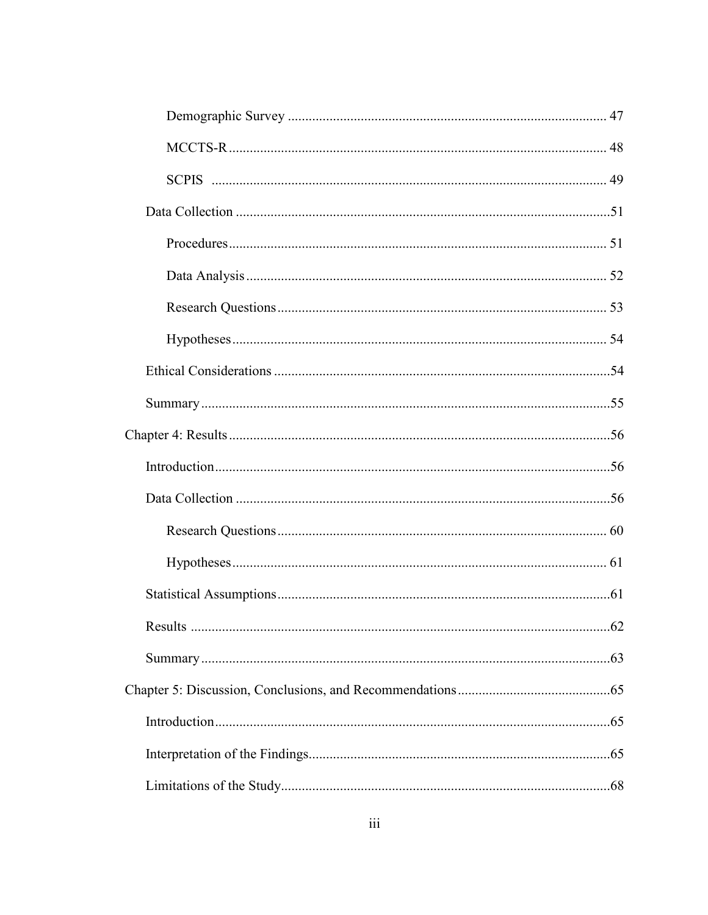Demographic Survey ........................................................................................ 47

MCCTS-R ........................................................................................................ 48

SCPIS ............................................................................................................... 49

Data Collection ..................................................................................................... 51

Procedures ........................................................................................................ 51

Data Analysis ................................................................................................... 52

Research Questions .......................................................................................... 53

Hypotheses ....................................................................................................... 54

Ethical Considerations ........................................................................................... 54

Summary ................................................................................................................ 55

Chapter 4: Results ........................................................................................................ 56

Introduction ............................................................................................................ 56

Data Collection ...................................................................................................... 56

Research Questions .......................................................................................... 60

Hypotheses ....................................................................................................... 61

Statistical Assumptions .......................................................................................... 61

Results ................................................................................................................... 62

Summary ................................................................................................................ 63

Chapter 5: Discussion, Conclusions, and Recommendations ....................................... 65

Introduction ............................................................................................................ 65

Interpretation of the Findings ................................................................................. 65

Limitations of the Study ......................................................................................... 68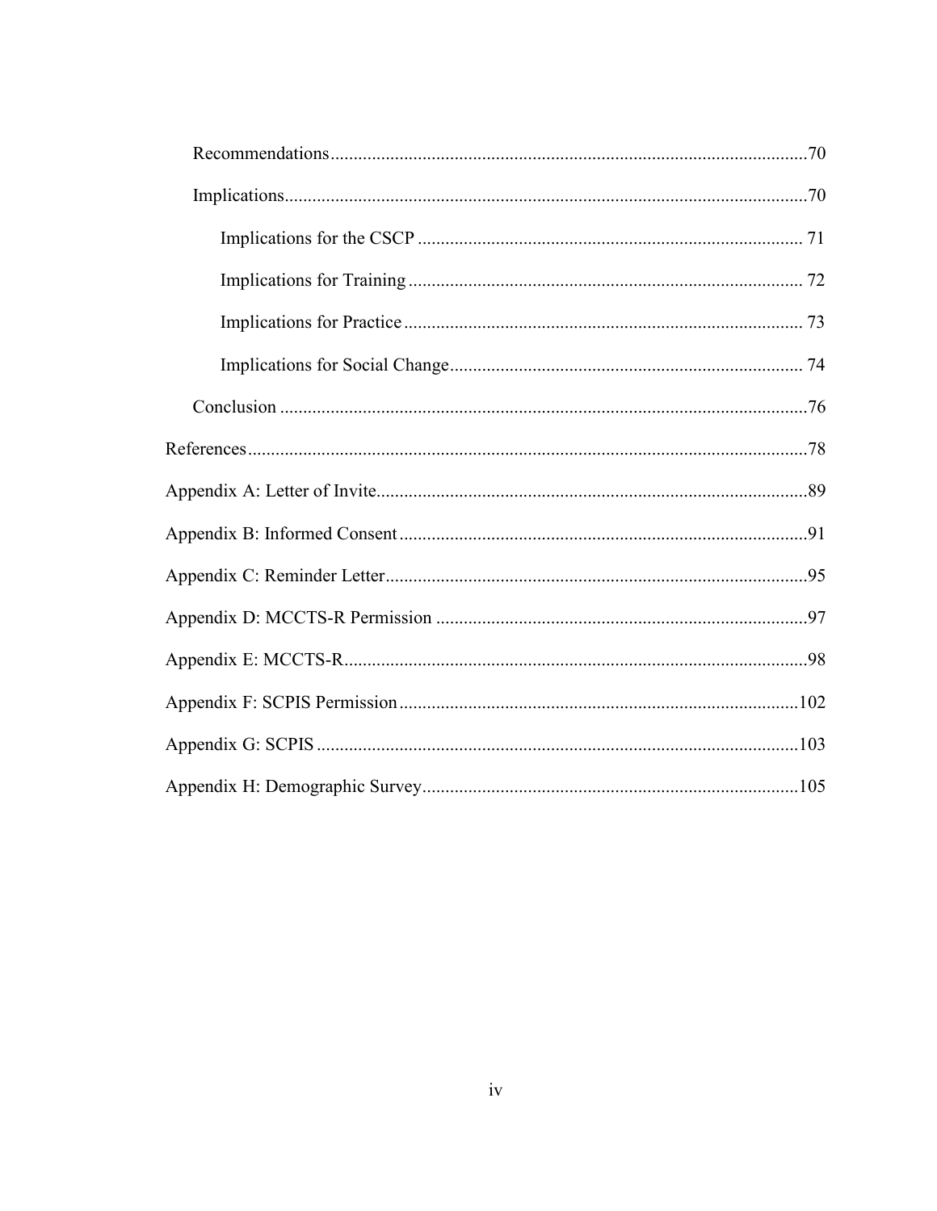Recommendations ....................................................................................................70

Implications ..........................................................................................................70

Implications for the CSCP ................................................................................ 71

Implications for Training .................................................................................. 72

Implications for Practice ................................................................................... 73

Implications for Social Change ......................................................................... 74

Conclusion ............................................................................................................76

References ..................................................................................................................78

Appendix A: Letter of Invite .......................................................................................89

Appendix B: Informed Consent ..................................................................................91

Appendix C: Reminder Letter .....................................................................................95

Appendix D: MCCTS-R Permission ..........................................................................97

Appendix E: MCCTS-R ..............................................................................................98

Appendix F: SCPIS Permission ................................................................................102

Appendix G: SCPIS ..................................................................................................103

Appendix H: Demographic Survey ...........................................................................105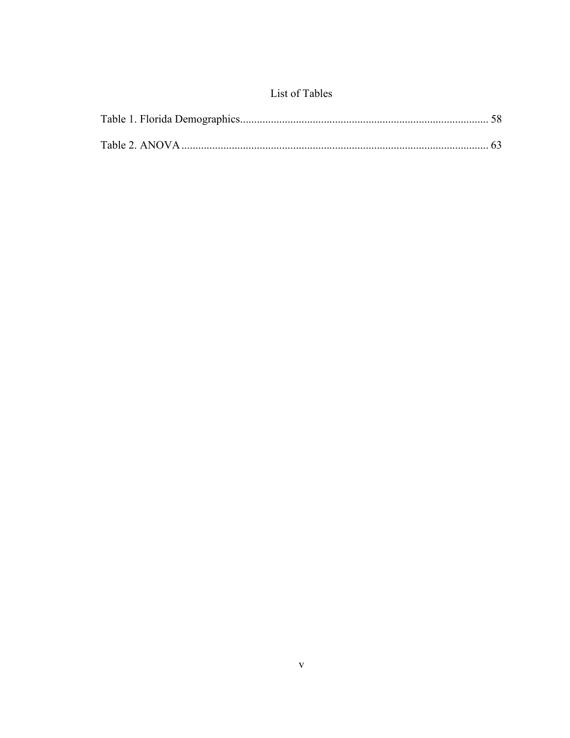# List of Tables

Table 1. Florida Demographics........................................................................................ 58

Table 2. ANOVA ............................................................................................................. 63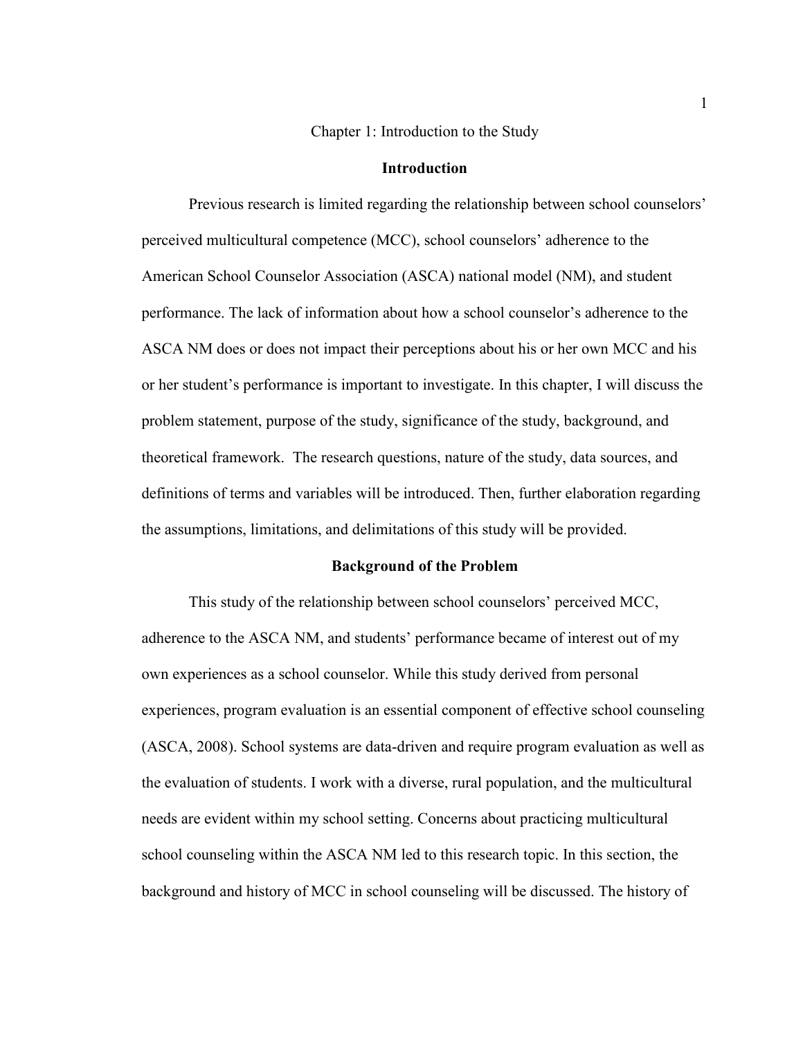# Chapter 1: Introduction to the Study

## Introduction

Previous research is limited regarding the relationship between school counselors' perceived multicultural competence (MCC), school counselors' adherence to the American School Counselor Association (ASCA) national model (NM), and student performance. The lack of information about how a school counselor's adherence to the ASCA NM does or does not impact their perceptions about his or her own MCC and his or her student's performance is important to investigate. In this chapter, I will discuss the problem statement, purpose of the study, significance of the study, background, and theoretical framework. The research questions, nature of the study, data sources, and definitions of terms and variables will be introduced. Then, further elaboration regarding the assumptions, limitations, and delimitations of this study will be provided.

## Background of the Problem

This study of the relationship between school counselors' perceived MCC, adherence to the ASCA NM, and students' performance became of interest out of my own experiences as a school counselor. While this study derived from personal experiences, program evaluation is an essential component of effective school counseling (ASCA, 2008). School systems are data-driven and require program evaluation as well as the evaluation of students. I work with a diverse, rural population, and the multicultural needs are evident within my school setting. Concerns about practicing multicultural school counseling within the ASCA NM led to this research topic. In this section, the background and history of MCC in school counseling will be discussed. The history of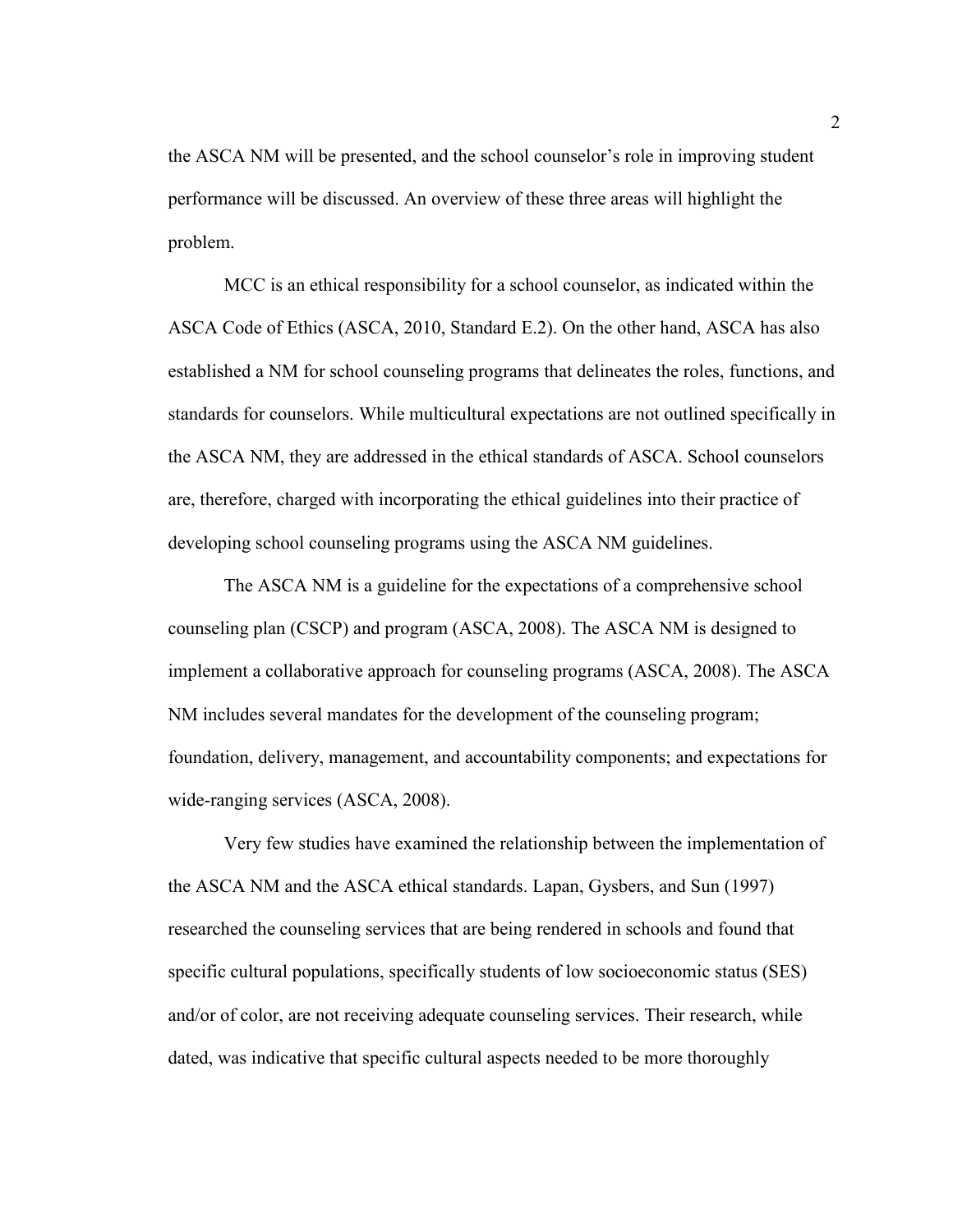the ASCA NM will be presented, and the school counselor's role in improving student performance will be discussed. An overview of these three areas will highlight the problem.

MCC is an ethical responsibility for a school counselor, as indicated within the ASCA Code of Ethics (ASCA, 2010, Standard E.2). On the other hand, ASCA has also established a NM for school counseling programs that delineates the roles, functions, and standards for counselors. While multicultural expectations are not outlined specifically in the ASCA NM, they are addressed in the ethical standards of ASCA. School counselors are, therefore, charged with incorporating the ethical guidelines into their practice of developing school counseling programs using the ASCA NM guidelines.

The ASCA NM is a guideline for the expectations of a comprehensive school counseling plan (CSCP) and program (ASCA, 2008). The ASCA NM is designed to implement a collaborative approach for counseling programs (ASCA, 2008). The ASCA NM includes several mandates for the development of the counseling program; foundation, delivery, management, and accountability components; and expectations for wide-ranging services (ASCA, 2008).

Very few studies have examined the relationship between the implementation of the ASCA NM and the ASCA ethical standards. Lapan, Gysbers, and Sun (1997) researched the counseling services that are being rendered in schools and found that specific cultural populations, specifically students of low socioeconomic status (SES) and/or of color, are not receiving adequate counseling services. Their research, while dated, was indicative that specific cultural aspects needed to be more thoroughly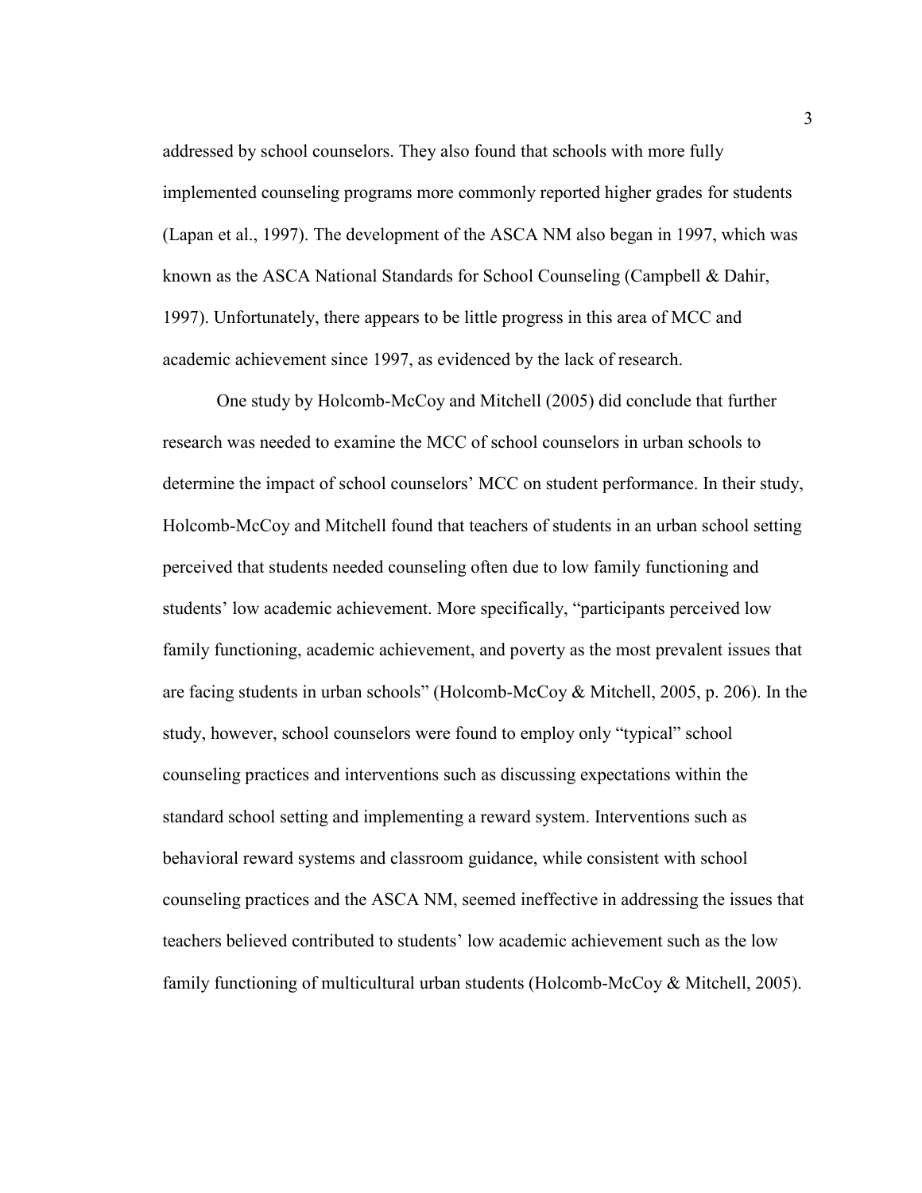addressed by school counselors. They also found that schools with more fully implemented counseling programs more commonly reported higher grades for students (Lapan et al., 1997). The development of the ASCA NM also began in 1997, which was known as the ASCA National Standards for School Counseling (Campbell & Dahir, 1997). Unfortunately, there appears to be little progress in this area of MCC and academic achievement since 1997, as evidenced by the lack of research.

One study by Holcomb-McCoy and Mitchell (2005) did conclude that further research was needed to examine the MCC of school counselors in urban schools to determine the impact of school counselors' MCC on student performance. In their study, Holcomb-McCoy and Mitchell found that teachers of students in an urban school setting perceived that students needed counseling often due to low family functioning and students' low academic achievement. More specifically, "participants perceived low family functioning, academic achievement, and poverty as the most prevalent issues that are facing students in urban schools" (Holcomb-McCoy & Mitchell, 2005, p. 206). In the study, however, school counselors were found to employ only "typical" school counseling practices and interventions such as discussing expectations within the standard school setting and implementing a reward system. Interventions such as behavioral reward systems and classroom guidance, while consistent with school counseling practices and the ASCA NM, seemed ineffective in addressing the issues that teachers believed contributed to students' low academic achievement such as the low family functioning of multicultural urban students (Holcomb-McCoy & Mitchell, 2005).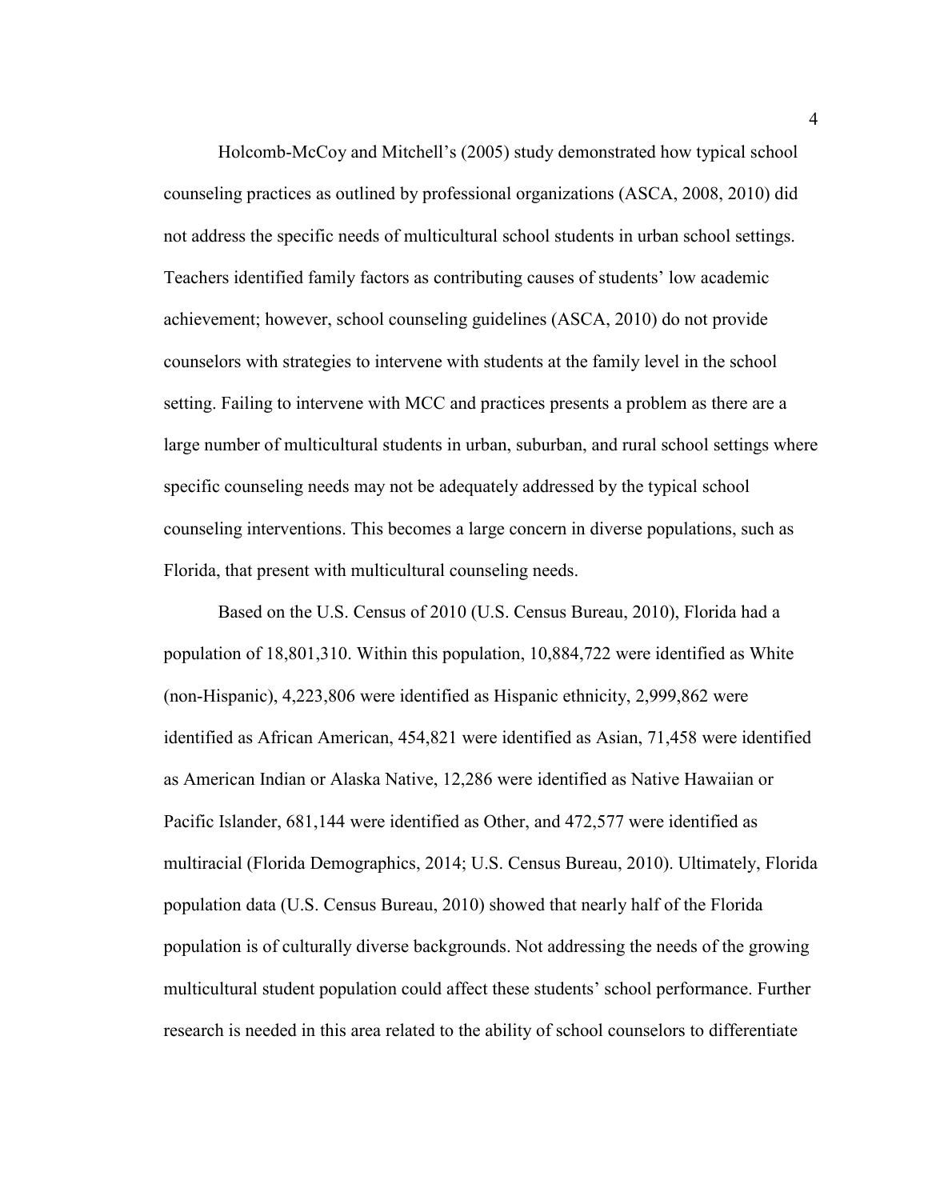Holcomb-McCoy and Mitchell’s (2005) study demonstrated how typical school counseling practices as outlined by professional organizations (ASCA, 2008, 2010) did not address the specific needs of multicultural school students in urban school settings. Teachers identified family factors as contributing causes of students’ low academic achievement; however, school counseling guidelines (ASCA, 2010) do not provide counselors with strategies to intervene with students at the family level in the school setting. Failing to intervene with MCC and practices presents a problem as there are a large number of multicultural students in urban, suburban, and rural school settings where specific counseling needs may not be adequately addressed by the typical school counseling interventions. This becomes a large concern in diverse populations, such as Florida, that present with multicultural counseling needs.

Based on the U.S. Census of 2010 (U.S. Census Bureau, 2010), Florida had a population of 18,801,310. Within this population, 10,884,722 were identified as White (non-Hispanic), 4,223,806 were identified as Hispanic ethnicity, 2,999,862 were identified as African American, 454,821 were identified as Asian, 71,458 were identified as American Indian or Alaska Native, 12,286 were identified as Native Hawaiian or Pacific Islander, 681,144 were identified as Other, and 472,577 were identified as multiracial (Florida Demographics, 2014; U.S. Census Bureau, 2010). Ultimately, Florida population data (U.S. Census Bureau, 2010) showed that nearly half of the Florida population is of culturally diverse backgrounds. Not addressing the needs of the growing multicultural student population could affect these students’ school performance. Further research is needed in this area related to the ability of school counselors to differentiate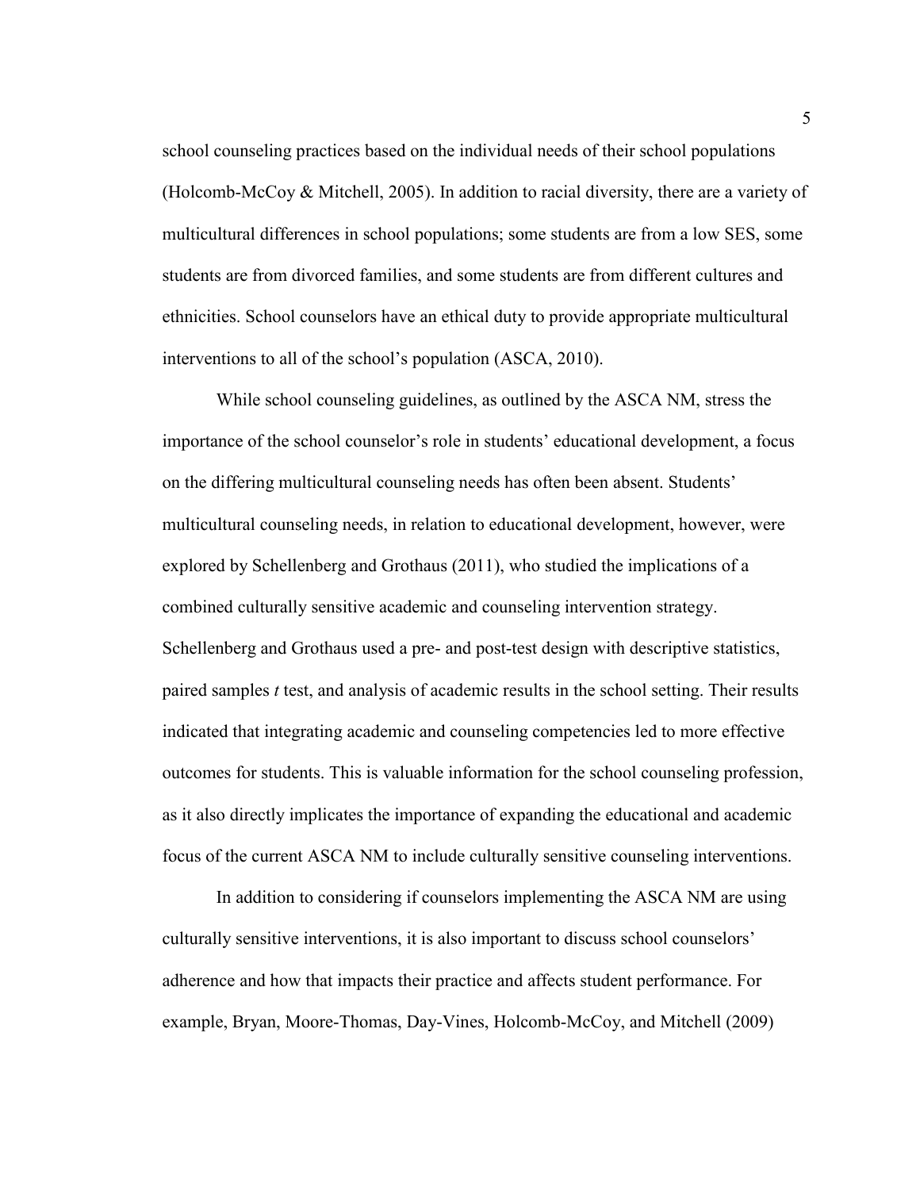school counseling practices based on the individual needs of their school populations (Holcomb-McCoy & Mitchell, 2005). In addition to racial diversity, there are a variety of multicultural differences in school populations; some students are from a low SES, some students are from divorced families, and some students are from different cultures and ethnicities. School counselors have an ethical duty to provide appropriate multicultural interventions to all of the school's population (ASCA, 2010).

While school counseling guidelines, as outlined by the ASCA NM, stress the importance of the school counselor's role in students' educational development, a focus on the differing multicultural counseling needs has often been absent. Students' multicultural counseling needs, in relation to educational development, however, were explored by Schellenberg and Grothaus (2011), who studied the implications of a combined culturally sensitive academic and counseling intervention strategy. Schellenberg and Grothaus used a pre- and post-test design with descriptive statistics, paired samples *t* test, and analysis of academic results in the school setting. Their results indicated that integrating academic and counseling competencies led to more effective outcomes for students. This is valuable information for the school counseling profession, as it also directly implicates the importance of expanding the educational and academic focus of the current ASCA NM to include culturally sensitive counseling interventions.

In addition to considering if counselors implementing the ASCA NM are using culturally sensitive interventions, it is also important to discuss school counselors' adherence and how that impacts their practice and affects student performance. For example, Bryan, Moore-Thomas, Day-Vines, Holcomb-McCoy, and Mitchell (2009)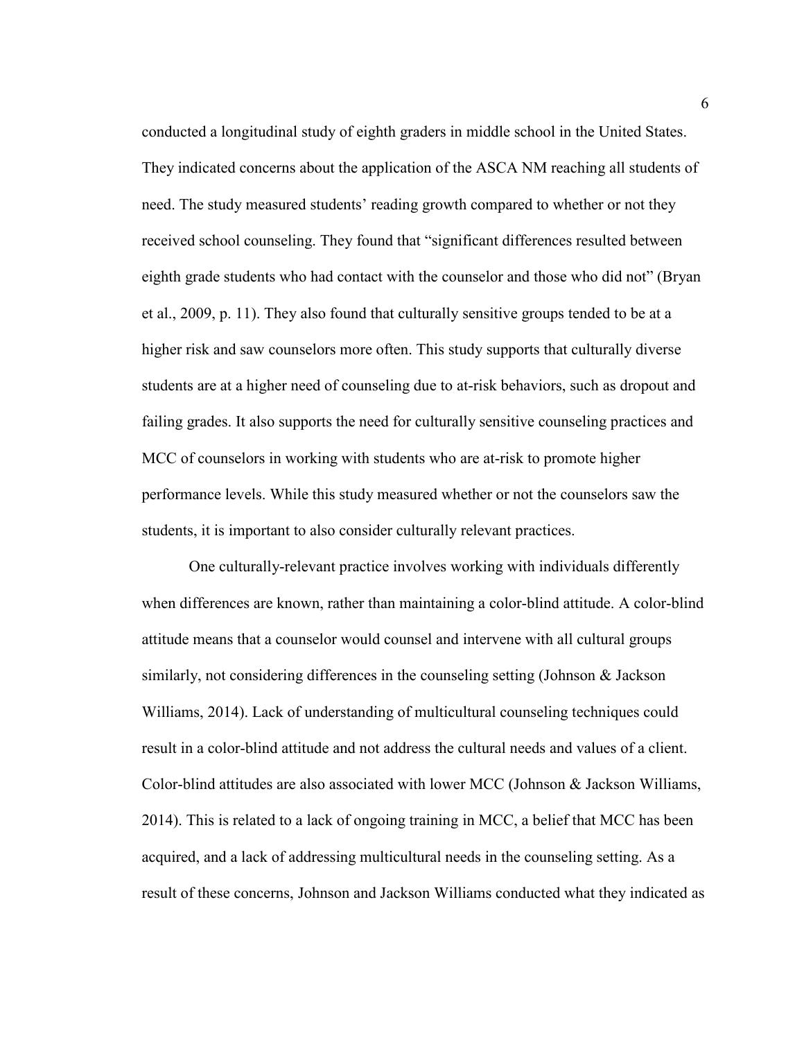conducted a longitudinal study of eighth graders in middle school in the United States. They indicated concerns about the application of the ASCA NM reaching all students of need. The study measured students' reading growth compared to whether or not they received school counseling. They found that "significant differences resulted between eighth grade students who had contact with the counselor and those who did not" (Bryan et al., 2009, p. 11). They also found that culturally sensitive groups tended to be at a higher risk and saw counselors more often. This study supports that culturally diverse students are at a higher need of counseling due to at-risk behaviors, such as dropout and failing grades. It also supports the need for culturally sensitive counseling practices and MCC of counselors in working with students who are at-risk to promote higher performance levels. While this study measured whether or not the counselors saw the students, it is important to also consider culturally relevant practices.

One culturally-relevant practice involves working with individuals differently when differences are known, rather than maintaining a color-blind attitude. A color-blind attitude means that a counselor would counsel and intervene with all cultural groups similarly, not considering differences in the counseling setting (Johnson & Jackson Williams, 2014). Lack of understanding of multicultural counseling techniques could result in a color-blind attitude and not address the cultural needs and values of a client. Color-blind attitudes are also associated with lower MCC (Johnson & Jackson Williams, 2014). This is related to a lack of ongoing training in MCC, a belief that MCC has been acquired, and a lack of addressing multicultural needs in the counseling setting. As a result of these concerns, Johnson and Jackson Williams conducted what they indicated as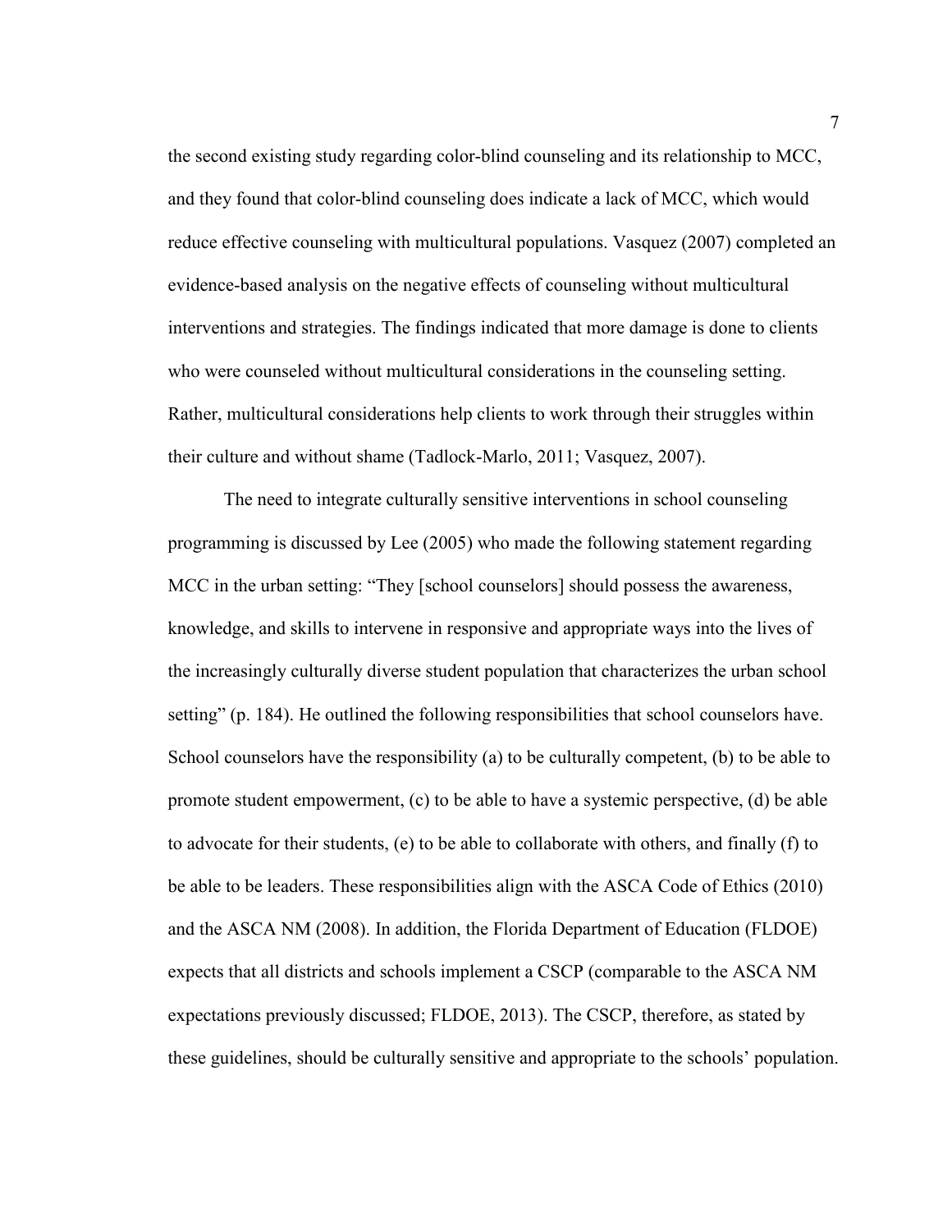the second existing study regarding color-blind counseling and its relationship to MCC, and they found that color-blind counseling does indicate a lack of MCC, which would reduce effective counseling with multicultural populations. Vasquez (2007) completed an evidence-based analysis on the negative effects of counseling without multicultural interventions and strategies. The findings indicated that more damage is done to clients who were counseled without multicultural considerations in the counseling setting. Rather, multicultural considerations help clients to work through their struggles within their culture and without shame (Tadlock-Marlo, 2011; Vasquez, 2007).

The need to integrate culturally sensitive interventions in school counseling programming is discussed by Lee (2005) who made the following statement regarding MCC in the urban setting: "They [school counselors] should possess the awareness, knowledge, and skills to intervene in responsive and appropriate ways into the lives of the increasingly culturally diverse student population that characterizes the urban school setting" (p. 184). He outlined the following responsibilities that school counselors have. School counselors have the responsibility (a) to be culturally competent, (b) to be able to promote student empowerment, (c) to be able to have a systemic perspective, (d) be able to advocate for their students, (e) to be able to collaborate with others, and finally (f) to be able to be leaders. These responsibilities align with the ASCA Code of Ethics (2010) and the ASCA NM (2008). In addition, the Florida Department of Education (FLDOE) expects that all districts and schools implement a CSCP (comparable to the ASCA NM expectations previously discussed; FLDOE, 2013). The CSCP, therefore, as stated by these guidelines, should be culturally sensitive and appropriate to the schools' population.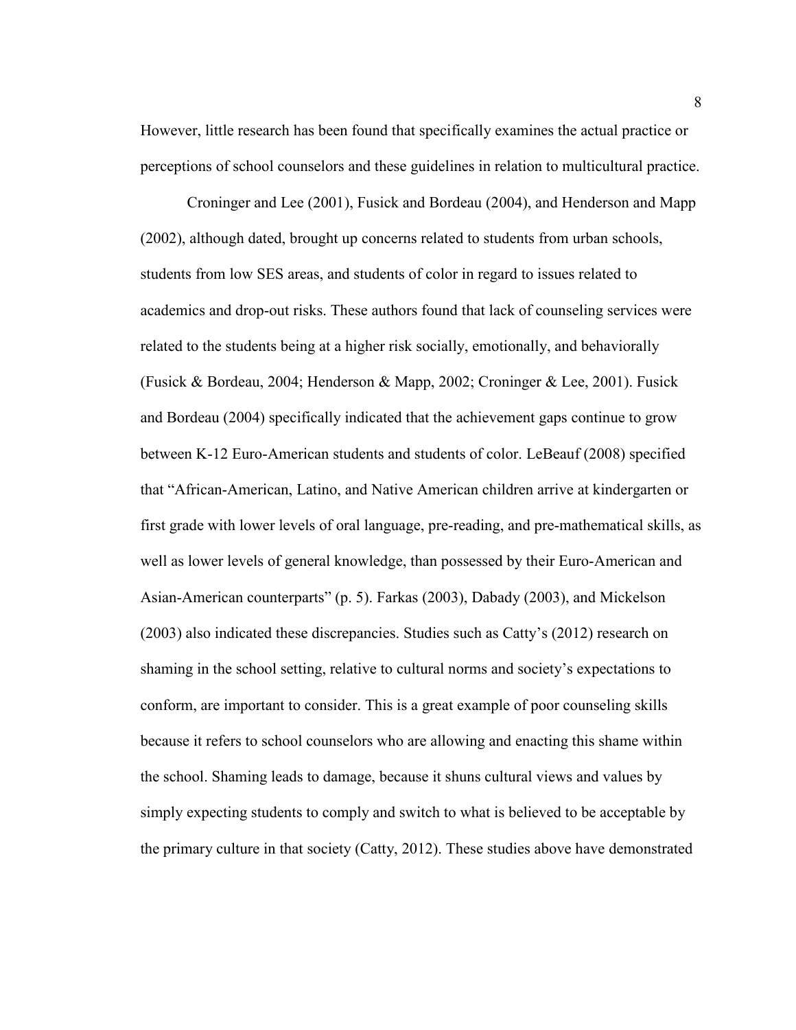However, little research has been found that specifically examines the actual practice or perceptions of school counselors and these guidelines in relation to multicultural practice.

Croninger and Lee (2001), Fusick and Bordeau (2004), and Henderson and Mapp (2002), although dated, brought up concerns related to students from urban schools, students from low SES areas, and students of color in regard to issues related to academics and drop-out risks. These authors found that lack of counseling services were related to the students being at a higher risk socially, emotionally, and behaviorally (Fusick & Bordeau, 2004; Henderson & Mapp, 2002; Croninger & Lee, 2001). Fusick and Bordeau (2004) specifically indicated that the achievement gaps continue to grow between K-12 Euro-American students and students of color. LeBeauf (2008) specified that "African-American, Latino, and Native American children arrive at kindergarten or first grade with lower levels of oral language, pre-reading, and pre-mathematical skills, as well as lower levels of general knowledge, than possessed by their Euro-American and Asian-American counterparts" (p. 5). Farkas (2003), Dabady (2003), and Mickelson (2003) also indicated these discrepancies. Studies such as Catty's (2012) research on shaming in the school setting, relative to cultural norms and society's expectations to conform, are important to consider. This is a great example of poor counseling skills because it refers to school counselors who are allowing and enacting this shame within the school. Shaming leads to damage, because it shuns cultural views and values by simply expecting students to comply and switch to what is believed to be acceptable by the primary culture in that society (Catty, 2012). These studies above have demonstrated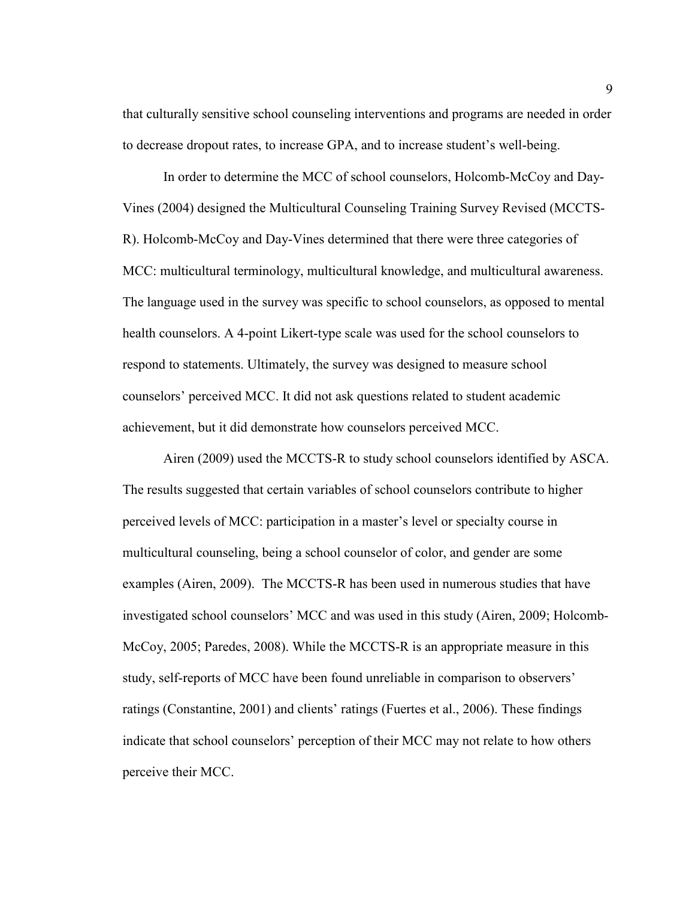that culturally sensitive school counseling interventions and programs are needed in order to decrease dropout rates, to increase GPA, and to increase student's well-being.

In order to determine the MCC of school counselors, Holcomb-McCoy and Day-Vines (2004) designed the Multicultural Counseling Training Survey Revised (MCCTS-R). Holcomb-McCoy and Day-Vines determined that there were three categories of MCC: multicultural terminology, multicultural knowledge, and multicultural awareness. The language used in the survey was specific to school counselors, as opposed to mental health counselors. A 4-point Likert-type scale was used for the school counselors to respond to statements. Ultimately, the survey was designed to measure school counselors' perceived MCC. It did not ask questions related to student academic achievement, but it did demonstrate how counselors perceived MCC.

Airen (2009) used the MCCTS-R to study school counselors identified by ASCA. The results suggested that certain variables of school counselors contribute to higher perceived levels of MCC: participation in a master's level or specialty course in multicultural counseling, being a school counselor of color, and gender are some examples (Airen, 2009). The MCCTS-R has been used in numerous studies that have investigated school counselors' MCC and was used in this study (Airen, 2009; Holcomb-McCoy, 2005; Paredes, 2008). While the MCCTS-R is an appropriate measure in this study, self-reports of MCC have been found unreliable in comparison to observers' ratings (Constantine, 2001) and clients' ratings (Fuertes et al., 2006). These findings indicate that school counselors' perception of their MCC may not relate to how others perceive their MCC.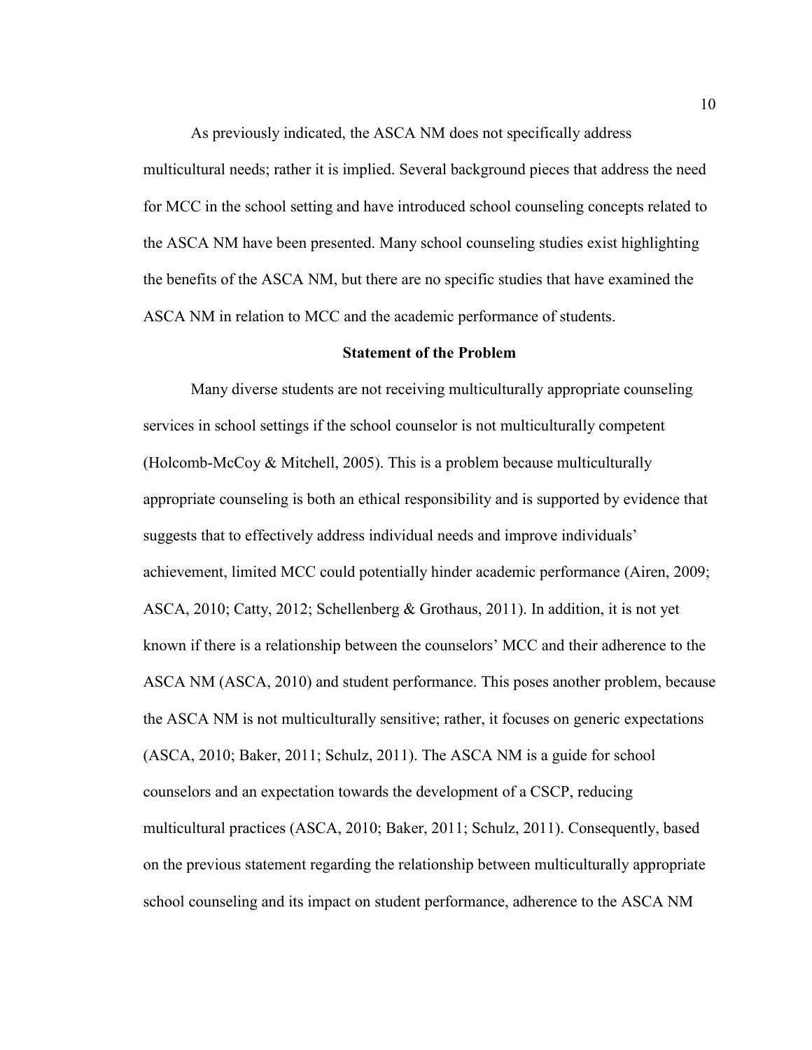As previously indicated, the ASCA NM does not specifically address multicultural needs; rather it is implied. Several background pieces that address the need for MCC in the school setting and have introduced school counseling concepts related to the ASCA NM have been presented. Many school counseling studies exist highlighting the benefits of the ASCA NM, but there are no specific studies that have examined the ASCA NM in relation to MCC and the academic performance of students.

## Statement of the Problem

Many diverse students are not receiving multiculturally appropriate counseling services in school settings if the school counselor is not multiculturally competent (Holcomb-McCoy & Mitchell, 2005). This is a problem because multiculturally appropriate counseling is both an ethical responsibility and is supported by evidence that suggests that to effectively address individual needs and improve individuals' achievement, limited MCC could potentially hinder academic performance (Airen, 2009; ASCA, 2010; Catty, 2012; Schellenberg & Grothaus, 2011). In addition, it is not yet known if there is a relationship between the counselors' MCC and their adherence to the ASCA NM (ASCA, 2010) and student performance. This poses another problem, because the ASCA NM is not multiculturally sensitive; rather, it focuses on generic expectations (ASCA, 2010; Baker, 2011; Schulz, 2011). The ASCA NM is a guide for school counselors and an expectation towards the development of a CSCP, reducing multicultural practices (ASCA, 2010; Baker, 2011; Schulz, 2011). Consequently, based on the previous statement regarding the relationship between multiculturally appropriate school counseling and its impact on student performance, adherence to the ASCA NM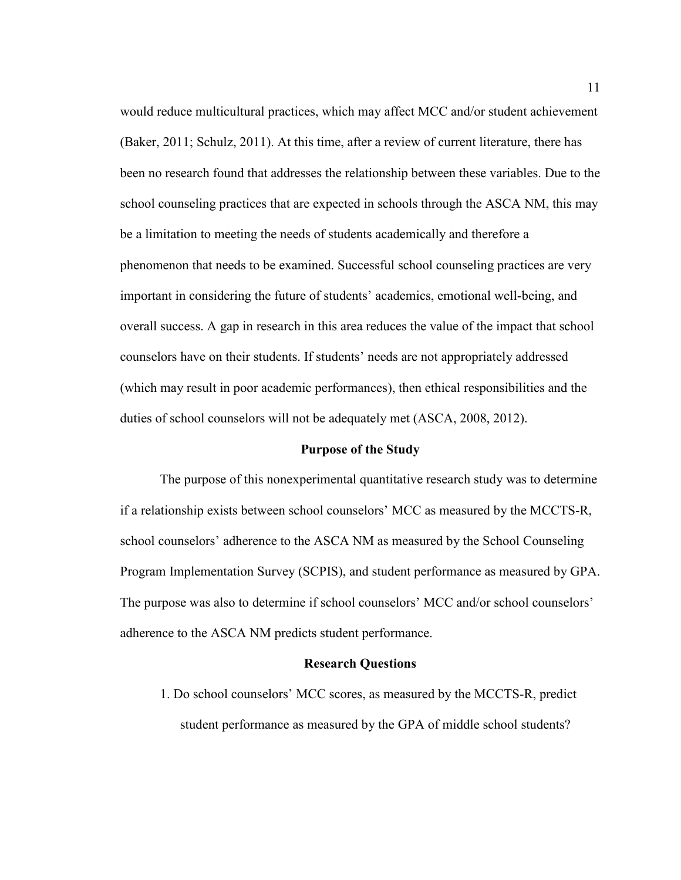would reduce multicultural practices, which may affect MCC and/or student achievement (Baker, 2011; Schulz, 2011). At this time, after a review of current literature, there has been no research found that addresses the relationship between these variables. Due to the school counseling practices that are expected in schools through the ASCA NM, this may be a limitation to meeting the needs of students academically and therefore a phenomenon that needs to be examined. Successful school counseling practices are very important in considering the future of students' academics, emotional well-being, and overall success. A gap in research in this area reduces the value of the impact that school counselors have on their students. If students' needs are not appropriately addressed (which may result in poor academic performances), then ethical responsibilities and the duties of school counselors will not be adequately met (ASCA, 2008, 2012).

## Purpose of the Study

The purpose of this nonexperimental quantitative research study was to determine if a relationship exists between school counselors' MCC as measured by the MCCTS-R, school counselors' adherence to the ASCA NM as measured by the School Counseling Program Implementation Survey (SCPIS), and student performance as measured by GPA. The purpose was also to determine if school counselors' MCC and/or school counselors' adherence to the ASCA NM predicts student performance.

## Research Questions

1. Do school counselors' MCC scores, as measured by the MCCTS-R, predict student performance as measured by the GPA of middle school students?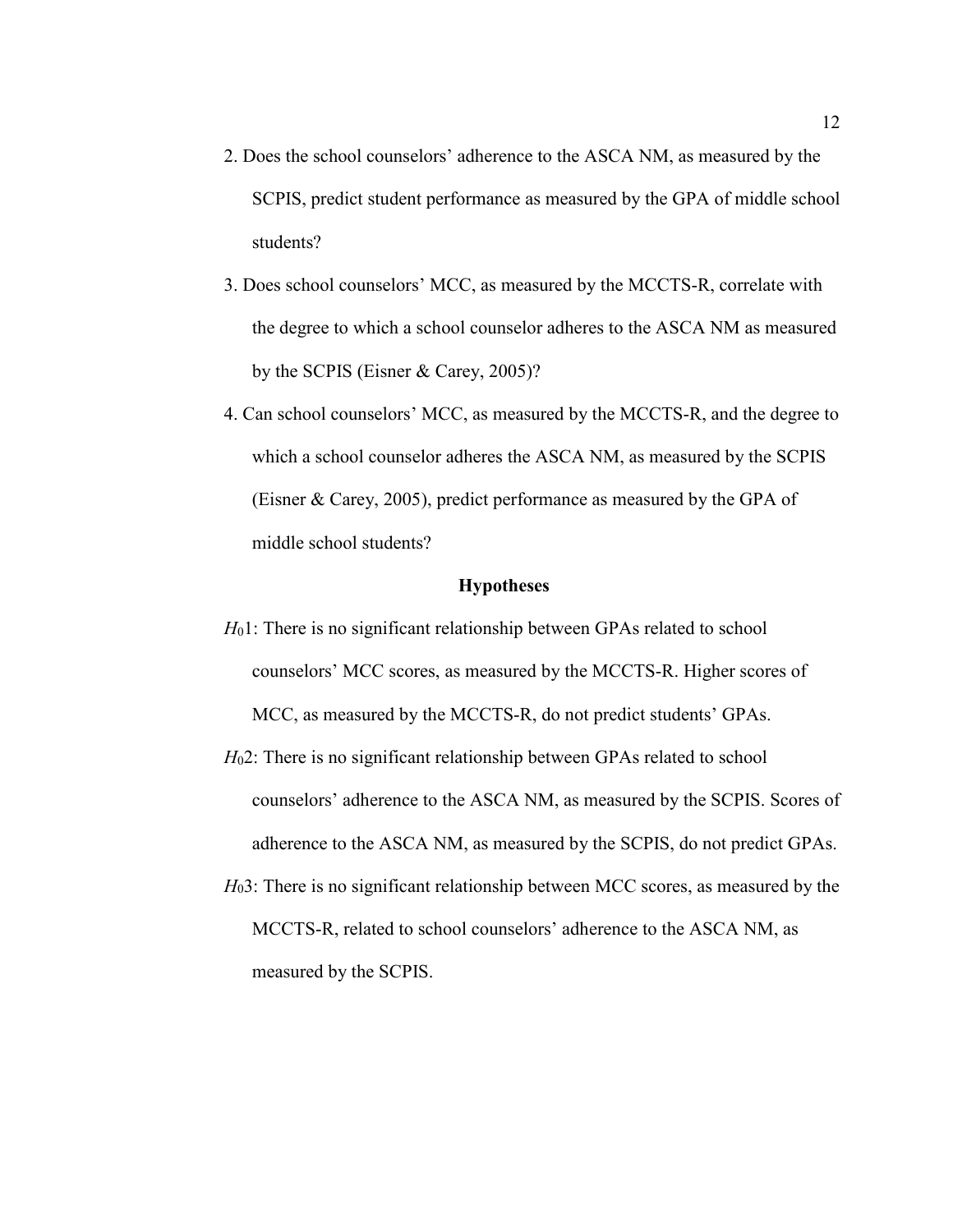2. Does the school counselors' adherence to the ASCA NM, as measured by the SCPIS, predict student performance as measured by the GPA of middle school students?

3. Does school counselors' MCC, as measured by the MCCTS-R, correlate with the degree to which a school counselor adheres to the ASCA NM as measured by the SCPIS (Eisner & Carey, 2005)?

4. Can school counselors' MCC, as measured by the MCCTS-R, and the degree to which a school counselor adheres the ASCA NM, as measured by the SCPIS (Eisner & Carey, 2005), predict performance as measured by the GPA of middle school students?

## Hypotheses

$H_0$1: There is no significant relationship between GPAs related to school counselors' MCC scores, as measured by the MCCTS-R. Higher scores of MCC, as measured by the MCCTS-R, do not predict students' GPAs.

$H_0$2: There is no significant relationship between GPAs related to school counselors' adherence to the ASCA NM, as measured by the SCPIS. Scores of adherence to the ASCA NM, as measured by the SCPIS, do not predict GPAs.

$H_0$3: There is no significant relationship between MCC scores, as measured by the MCCTS-R, related to school counselors' adherence to the ASCA NM, as measured by the SCPIS.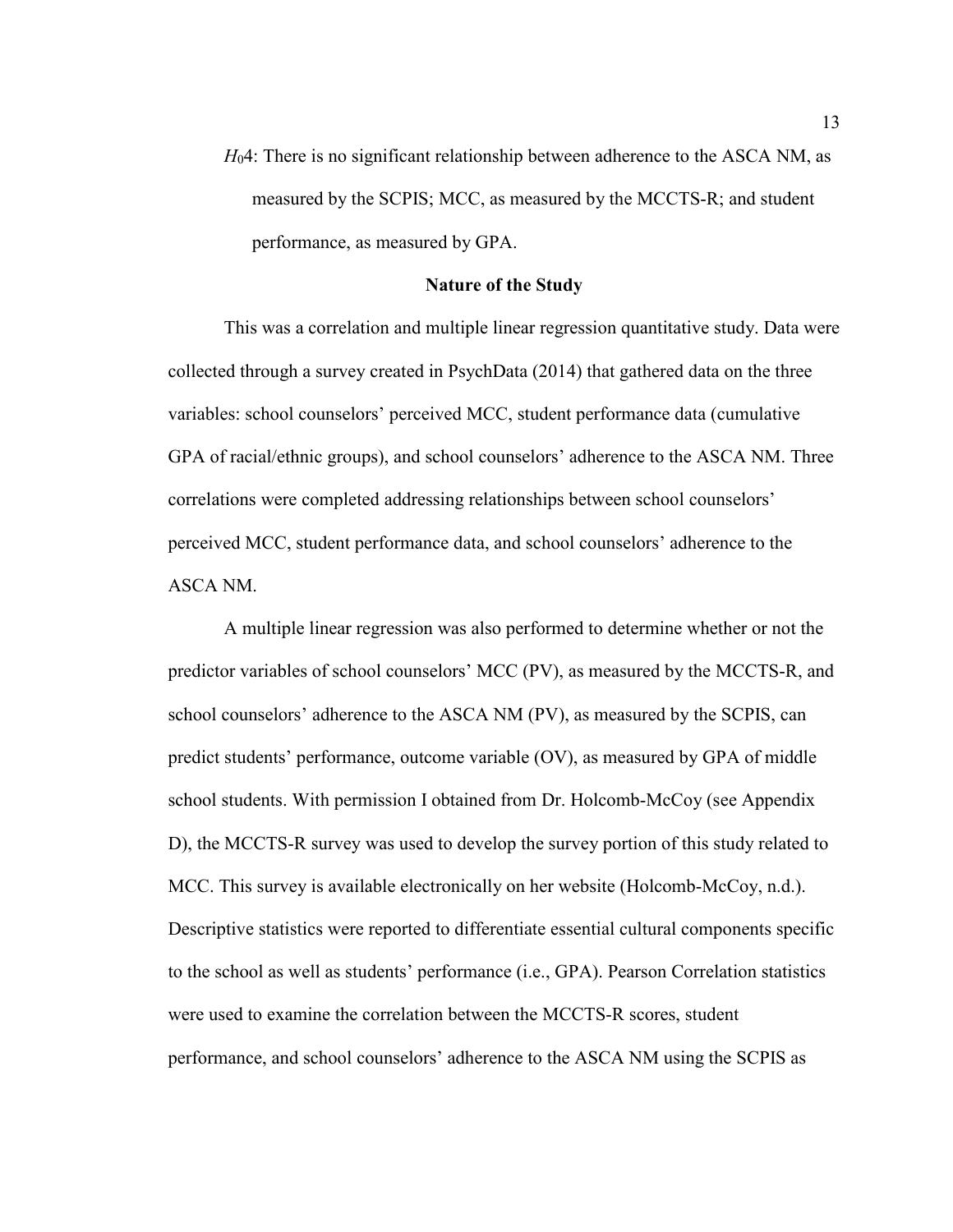$H_04$: There is no significant relationship between adherence to the ASCA NM, as measured by the SCPIS; MCC, as measured by the MCCTS-R; and student performance, as measured by GPA.

## Nature of the Study

This was a correlation and multiple linear regression quantitative study. Data were collected through a survey created in PsychData (2014) that gathered data on the three variables: school counselors' perceived MCC, student performance data (cumulative GPA of racial/ethnic groups), and school counselors' adherence to the ASCA NM. Three correlations were completed addressing relationships between school counselors' perceived MCC, student performance data, and school counselors' adherence to the ASCA NM.

A multiple linear regression was also performed to determine whether or not the predictor variables of school counselors' MCC (PV), as measured by the MCCTS-R, and school counselors' adherence to the ASCA NM (PV), as measured by the SCPIS, can predict students' performance, outcome variable (OV), as measured by GPA of middle school students. With permission I obtained from Dr. Holcomb-McCoy (see Appendix D), the MCCTS-R survey was used to develop the survey portion of this study related to MCC. This survey is available electronically on her website (Holcomb-McCoy, n.d.). Descriptive statistics were reported to differentiate essential cultural components specific to the school as well as students' performance (i.e., GPA). Pearson Correlation statistics were used to examine the correlation between the MCCTS-R scores, student performance, and school counselors' adherence to the ASCA NM using the SCPIS as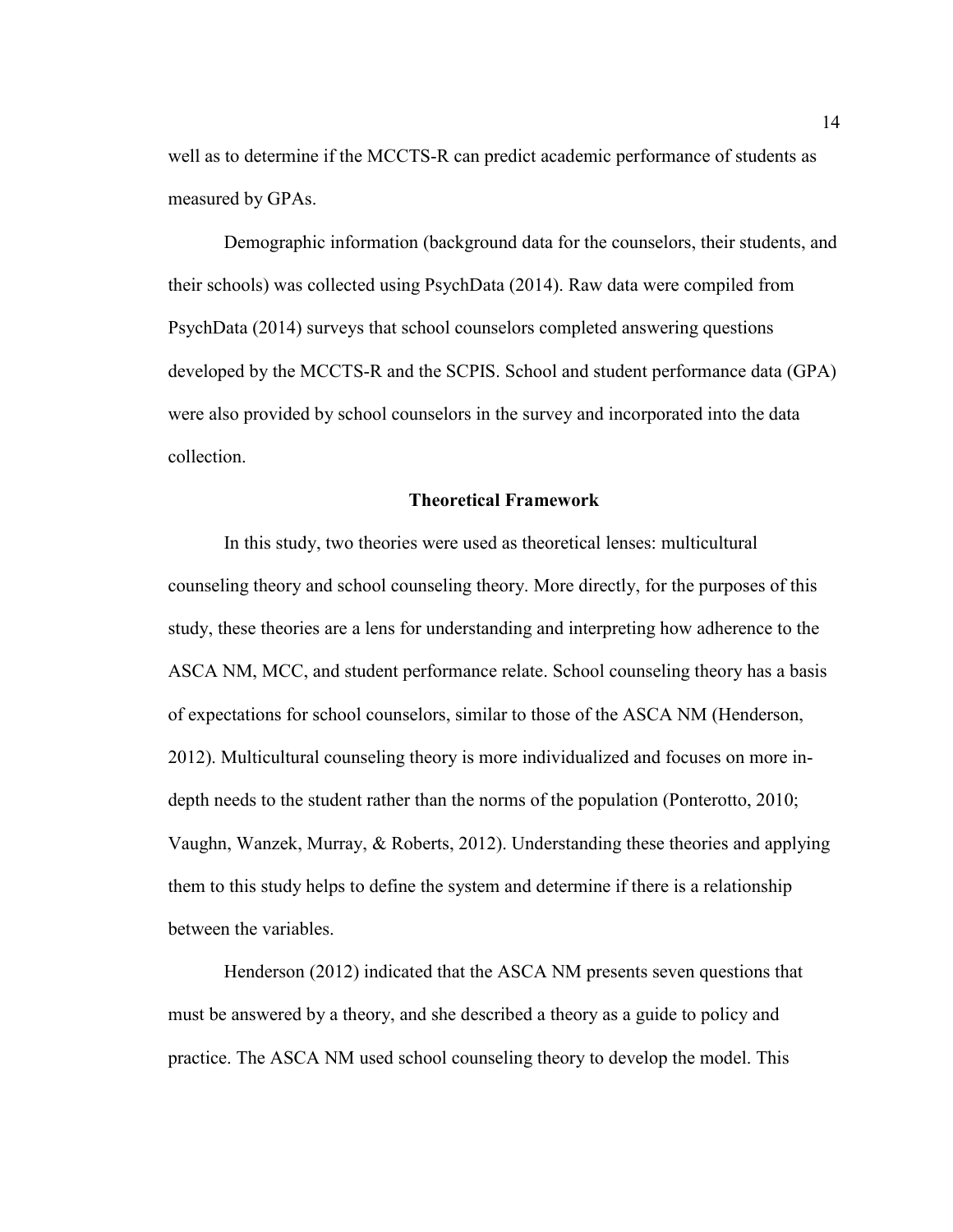well as to determine if the MCCTS-R can predict academic performance of students as measured by GPAs.

Demographic information (background data for the counselors, their students, and their schools) was collected using PsychData (2014). Raw data were compiled from PsychData (2014) surveys that school counselors completed answering questions developed by the MCCTS-R and the SCPIS. School and student performance data (GPA) were also provided by school counselors in the survey and incorporated into the data collection.

## Theoretical Framework

In this study, two theories were used as theoretical lenses: multicultural counseling theory and school counseling theory. More directly, for the purposes of this study, these theories are a lens for understanding and interpreting how adherence to the ASCA NM, MCC, and student performance relate. School counseling theory has a basis of expectations for school counselors, similar to those of the ASCA NM (Henderson, 2012). Multicultural counseling theory is more individualized and focuses on more in-depth needs to the student rather than the norms of the population (Ponterotto, 2010; Vaughn, Wanzek, Murray, & Roberts, 2012). Understanding these theories and applying them to this study helps to define the system and determine if there is a relationship between the variables.

Henderson (2012) indicated that the ASCA NM presents seven questions that must be answered by a theory, and she described a theory as a guide to policy and practice. The ASCA NM used school counseling theory to develop the model. This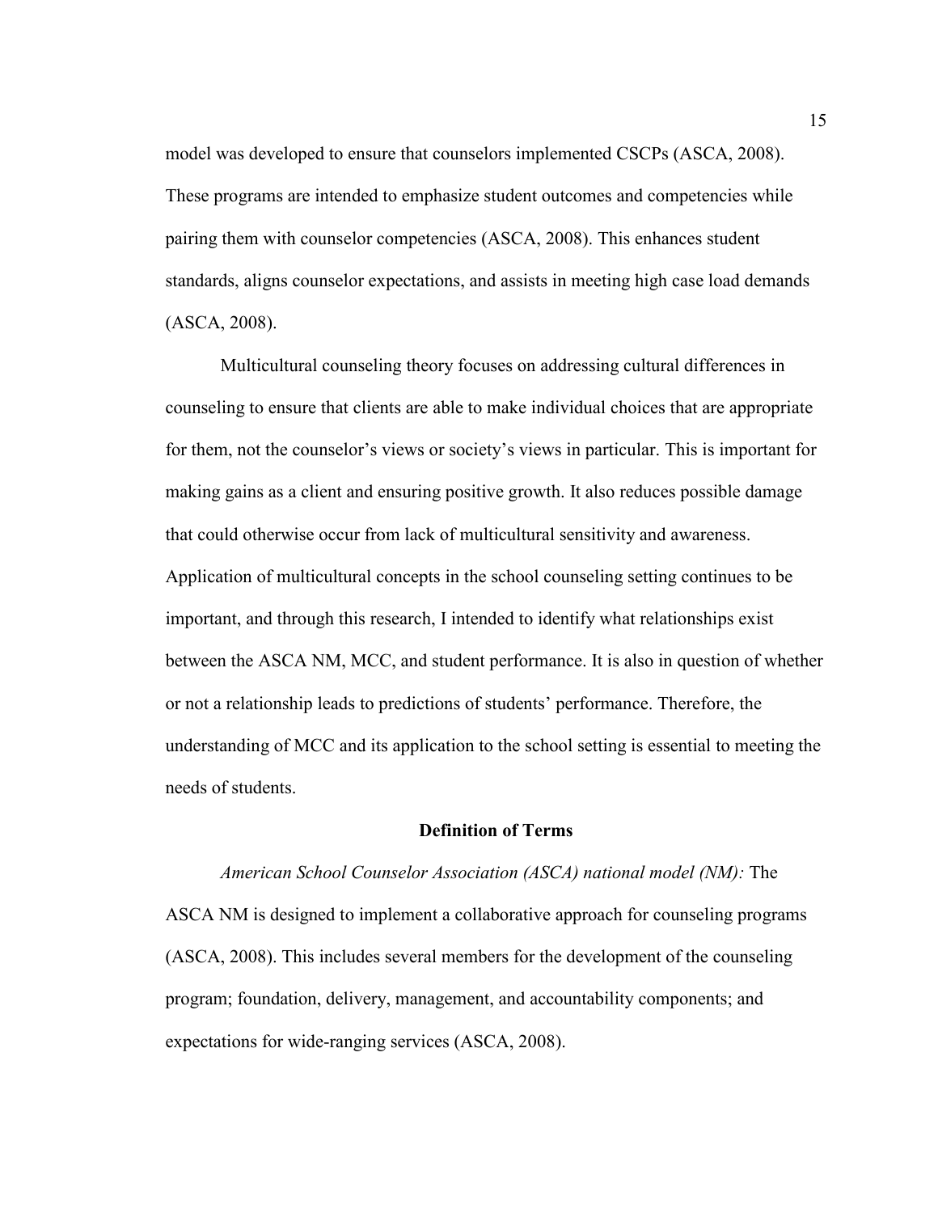model was developed to ensure that counselors implemented CSCPs (ASCA, 2008). These programs are intended to emphasize student outcomes and competencies while pairing them with counselor competencies (ASCA, 2008). This enhances student standards, aligns counselor expectations, and assists in meeting high case load demands (ASCA, 2008).

Multicultural counseling theory focuses on addressing cultural differences in counseling to ensure that clients are able to make individual choices that are appropriate for them, not the counselor's views or society's views in particular. This is important for making gains as a client and ensuring positive growth. It also reduces possible damage that could otherwise occur from lack of multicultural sensitivity and awareness. Application of multicultural concepts in the school counseling setting continues to be important, and through this research, I intended to identify what relationships exist between the ASCA NM, MCC, and student performance. It is also in question of whether or not a relationship leads to predictions of students' performance. Therefore, the understanding of MCC and its application to the school setting is essential to meeting the needs of students.

## Definition of Terms

*American School Counselor Association (ASCA) national model (NM):* The ASCA NM is designed to implement a collaborative approach for counseling programs (ASCA, 2008). This includes several members for the development of the counseling program; foundation, delivery, management, and accountability components; and expectations for wide-ranging services (ASCA, 2008).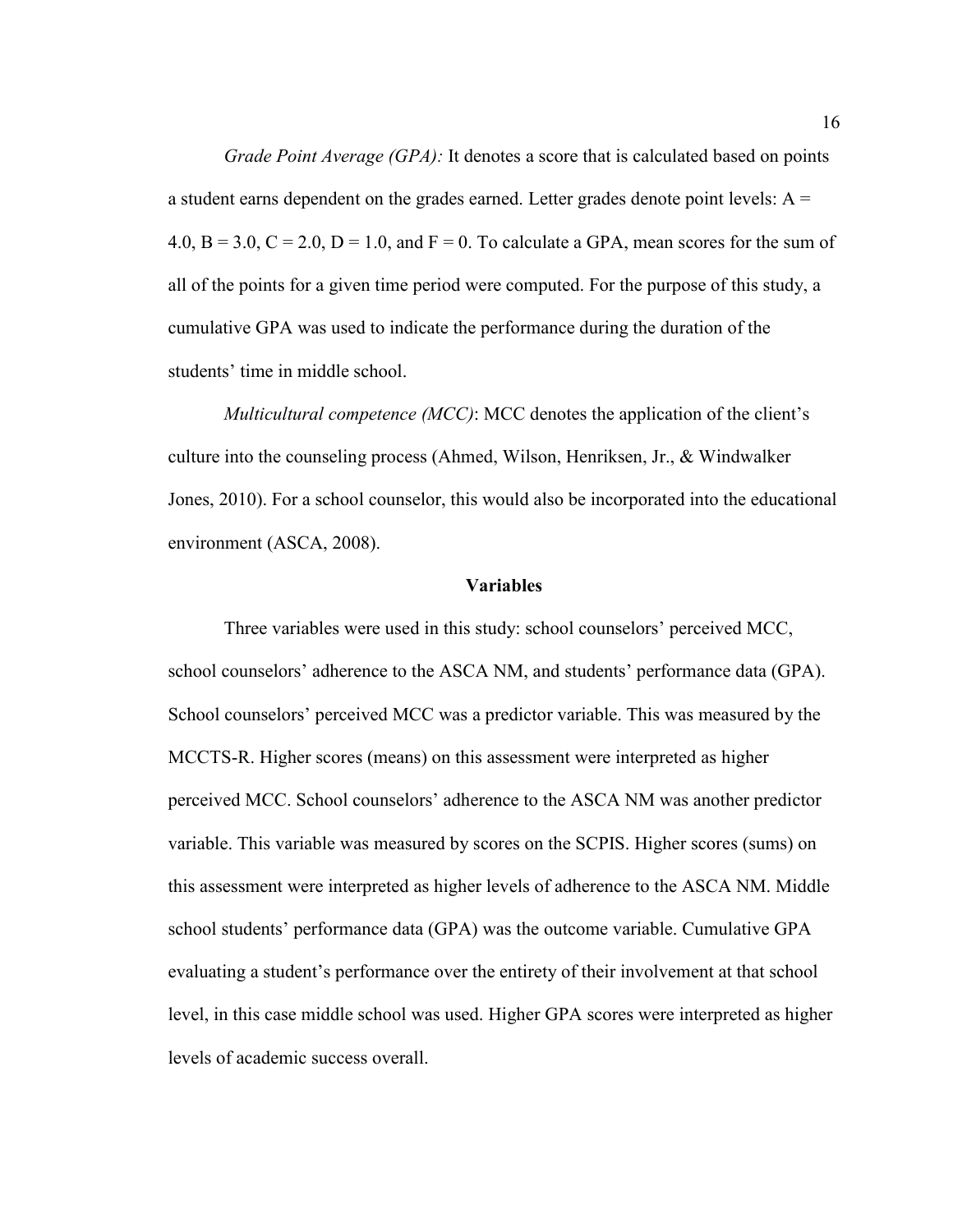*Grade Point Average (GPA):* It denotes a score that is calculated based on points a student earns dependent on the grades earned. Letter grades denote point levels: A = 4.0, B = 3.0, C = 2.0, D = 1.0, and F = 0. To calculate a GPA, mean scores for the sum of all of the points for a given time period were computed. For the purpose of this study, a cumulative GPA was used to indicate the performance during the duration of the students' time in middle school.

*Multicultural competence (MCC)*: MCC denotes the application of the client's culture into the counseling process (Ahmed, Wilson, Henriksen, Jr., & Windwalker Jones, 2010). For a school counselor, this would also be incorporated into the educational environment (ASCA, 2008).

## Variables

Three variables were used in this study: school counselors' perceived MCC, school counselors' adherence to the ASCA NM, and students' performance data (GPA). School counselors' perceived MCC was a predictor variable. This was measured by the MCCTS-R. Higher scores (means) on this assessment were interpreted as higher perceived MCC. School counselors' adherence to the ASCA NM was another predictor variable. This variable was measured by scores on the SCPIS. Higher scores (sums) on this assessment were interpreted as higher levels of adherence to the ASCA NM. Middle school students' performance data (GPA) was the outcome variable. Cumulative GPA evaluating a student's performance over the entirety of their involvement at that school level, in this case middle school was used. Higher GPA scores were interpreted as higher levels of academic success overall.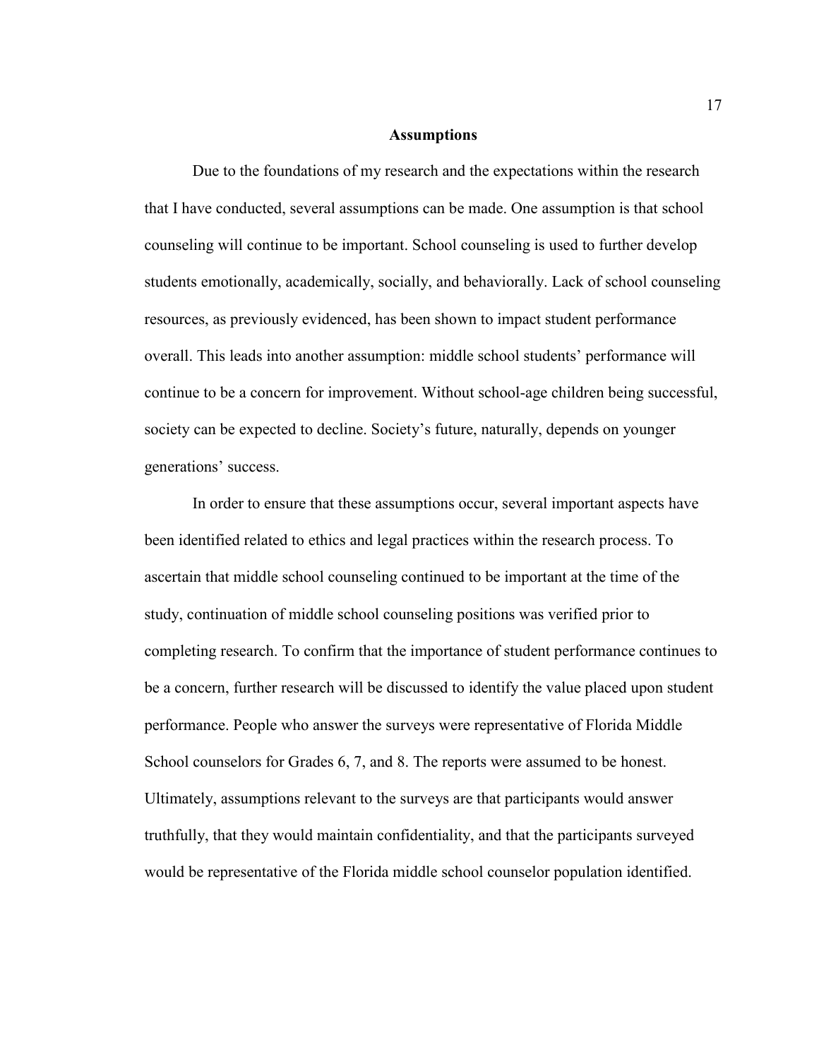## Assumptions

Due to the foundations of my research and the expectations within the research that I have conducted, several assumptions can be made. One assumption is that school counseling will continue to be important. School counseling is used to further develop students emotionally, academically, socially, and behaviorally. Lack of school counseling resources, as previously evidenced, has been shown to impact student performance overall. This leads into another assumption: middle school students' performance will continue to be a concern for improvement. Without school-age children being successful, society can be expected to decline. Society's future, naturally, depends on younger generations' success.

In order to ensure that these assumptions occur, several important aspects have been identified related to ethics and legal practices within the research process. To ascertain that middle school counseling continued to be important at the time of the study, continuation of middle school counseling positions was verified prior to completing research. To confirm that the importance of student performance continues to be a concern, further research will be discussed to identify the value placed upon student performance. People who answer the surveys were representative of Florida Middle School counselors for Grades 6, 7, and 8. The reports were assumed to be honest. Ultimately, assumptions relevant to the surveys are that participants would answer truthfully, that they would maintain confidentiality, and that the participants surveyed would be representative of the Florida middle school counselor population identified.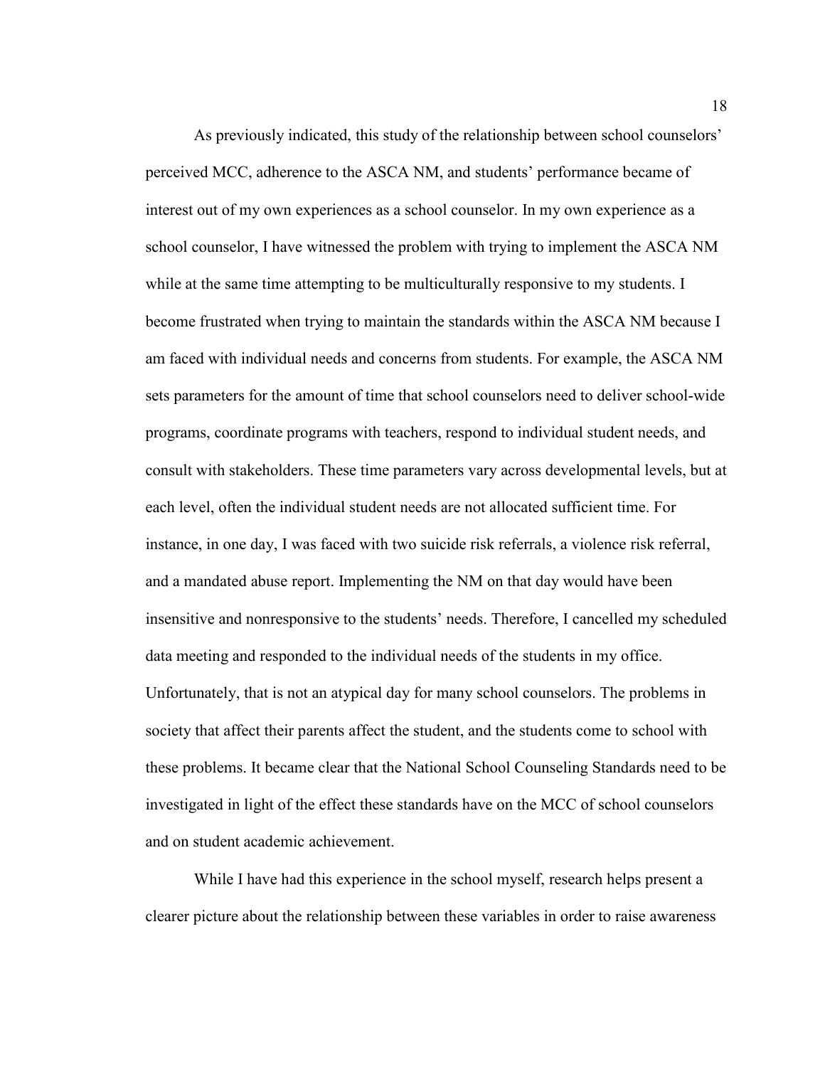As previously indicated, this study of the relationship between school counselors' perceived MCC, adherence to the ASCA NM, and students' performance became of interest out of my own experiences as a school counselor. In my own experience as a school counselor, I have witnessed the problem with trying to implement the ASCA NM while at the same time attempting to be multiculturally responsive to my students. I become frustrated when trying to maintain the standards within the ASCA NM because I am faced with individual needs and concerns from students. For example, the ASCA NM sets parameters for the amount of time that school counselors need to deliver school-wide programs, coordinate programs with teachers, respond to individual student needs, and consult with stakeholders. These time parameters vary across developmental levels, but at each level, often the individual student needs are not allocated sufficient time. For instance, in one day, I was faced with two suicide risk referrals, a violence risk referral, and a mandated abuse report. Implementing the NM on that day would have been insensitive and nonresponsive to the students' needs. Therefore, I cancelled my scheduled data meeting and responded to the individual needs of the students in my office. Unfortunately, that is not an atypical day for many school counselors. The problems in society that affect their parents affect the student, and the students come to school with these problems. It became clear that the National School Counseling Standards need to be investigated in light of the effect these standards have on the MCC of school counselors and on student academic achievement.

While I have had this experience in the school myself, research helps present a clearer picture about the relationship between these variables in order to raise awareness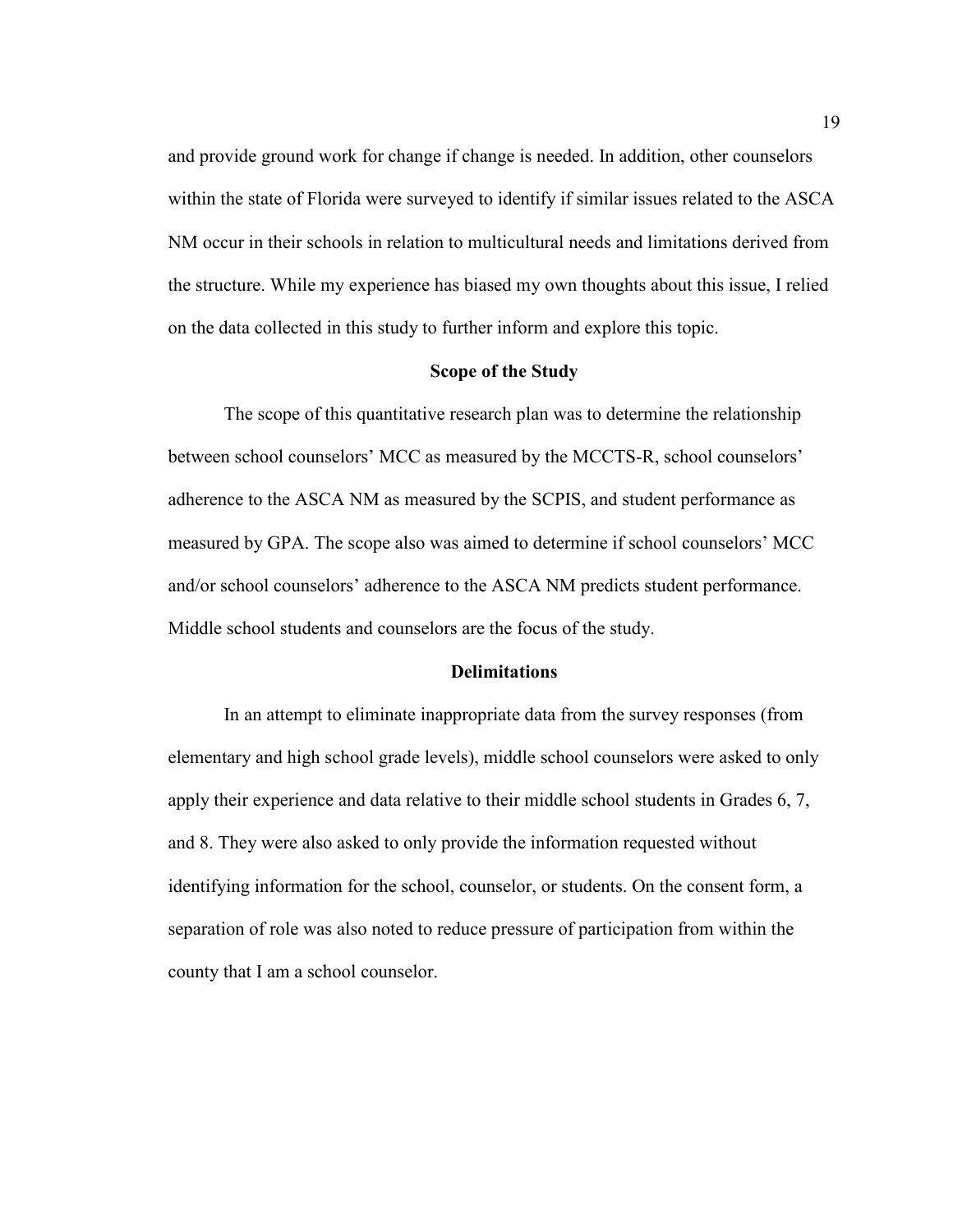and provide ground work for change if change is needed. In addition, other counselors within the state of Florida were surveyed to identify if similar issues related to the ASCA NM occur in their schools in relation to multicultural needs and limitations derived from the structure. While my experience has biased my own thoughts about this issue, I relied on the data collected in this study to further inform and explore this topic.

## Scope of the Study

The scope of this quantitative research plan was to determine the relationship between school counselors' MCC as measured by the MCCTS-R, school counselors' adherence to the ASCA NM as measured by the SCPIS, and student performance as measured by GPA. The scope also was aimed to determine if school counselors' MCC and/or school counselors' adherence to the ASCA NM predicts student performance. Middle school students and counselors are the focus of the study.

## Delimitations

In an attempt to eliminate inappropriate data from the survey responses (from elementary and high school grade levels), middle school counselors were asked to only apply their experience and data relative to their middle school students in Grades 6, 7, and 8. They were also asked to only provide the information requested without identifying information for the school, counselor, or students. On the consent form, a separation of role was also noted to reduce pressure of participation from within the county that I am a school counselor.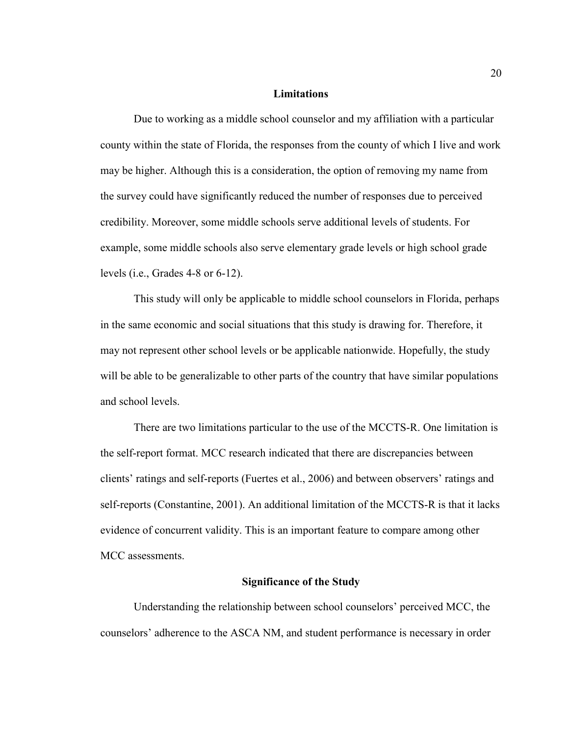## Limitations

Due to working as a middle school counselor and my affiliation with a particular county within the state of Florida, the responses from the county of which I live and work may be higher. Although this is a consideration, the option of removing my name from the survey could have significantly reduced the number of responses due to perceived credibility. Moreover, some middle schools serve additional levels of students. For example, some middle schools also serve elementary grade levels or high school grade levels (i.e., Grades 4-8 or 6-12).

This study will only be applicable to middle school counselors in Florida, perhaps in the same economic and social situations that this study is drawing for. Therefore, it may not represent other school levels or be applicable nationwide. Hopefully, the study will be able to be generalizable to other parts of the country that have similar populations and school levels.

There are two limitations particular to the use of the MCCTS-R. One limitation is the self-report format. MCC research indicated that there are discrepancies between clients' ratings and self-reports (Fuertes et al., 2006) and between observers' ratings and self-reports (Constantine, 2001). An additional limitation of the MCCTS-R is that it lacks evidence of concurrent validity. This is an important feature to compare among other MCC assessments.

## Significance of the Study

Understanding the relationship between school counselors' perceived MCC, the counselors' adherence to the ASCA NM, and student performance is necessary in order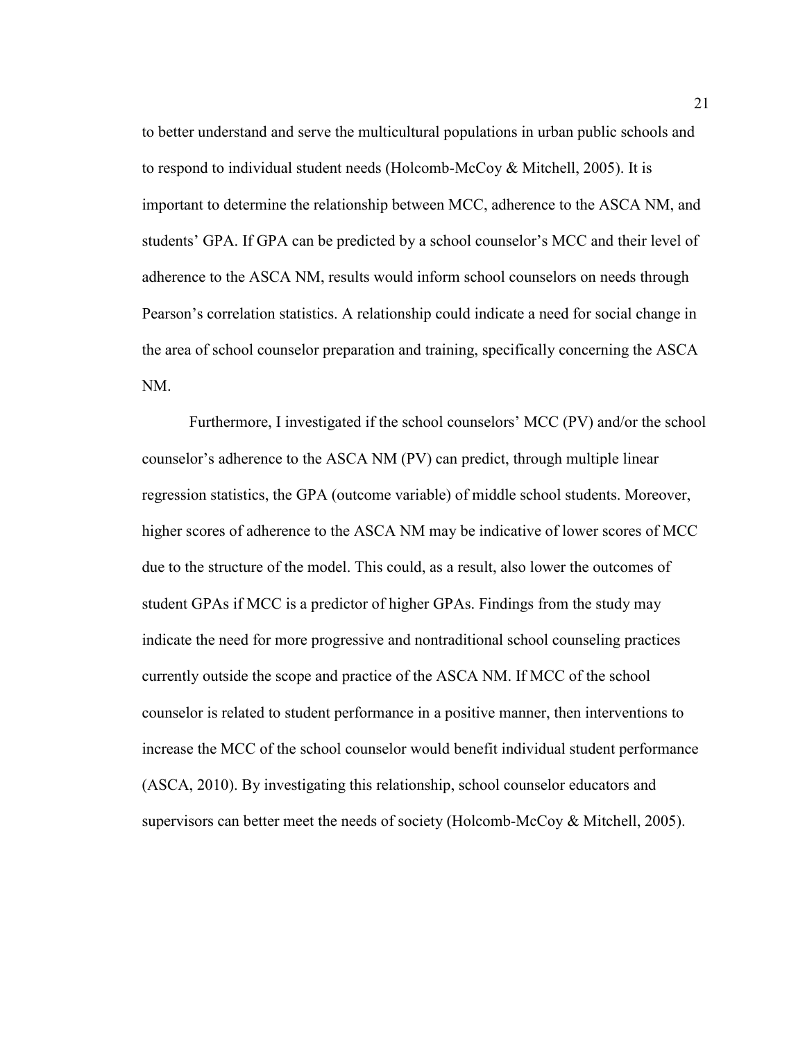to better understand and serve the multicultural populations in urban public schools and to respond to individual student needs (Holcomb-McCoy & Mitchell, 2005). It is important to determine the relationship between MCC, adherence to the ASCA NM, and students' GPA. If GPA can be predicted by a school counselor's MCC and their level of adherence to the ASCA NM, results would inform school counselors on needs through Pearson's correlation statistics. A relationship could indicate a need for social change in the area of school counselor preparation and training, specifically concerning the ASCA NM.

Furthermore, I investigated if the school counselors' MCC (PV) and/or the school counselor's adherence to the ASCA NM (PV) can predict, through multiple linear regression statistics, the GPA (outcome variable) of middle school students. Moreover, higher scores of adherence to the ASCA NM may be indicative of lower scores of MCC due to the structure of the model. This could, as a result, also lower the outcomes of student GPAs if MCC is a predictor of higher GPAs. Findings from the study may indicate the need for more progressive and nontraditional school counseling practices currently outside the scope and practice of the ASCA NM. If MCC of the school counselor is related to student performance in a positive manner, then interventions to increase the MCC of the school counselor would benefit individual student performance (ASCA, 2010). By investigating this relationship, school counselor educators and supervisors can better meet the needs of society (Holcomb-McCoy & Mitchell, 2005).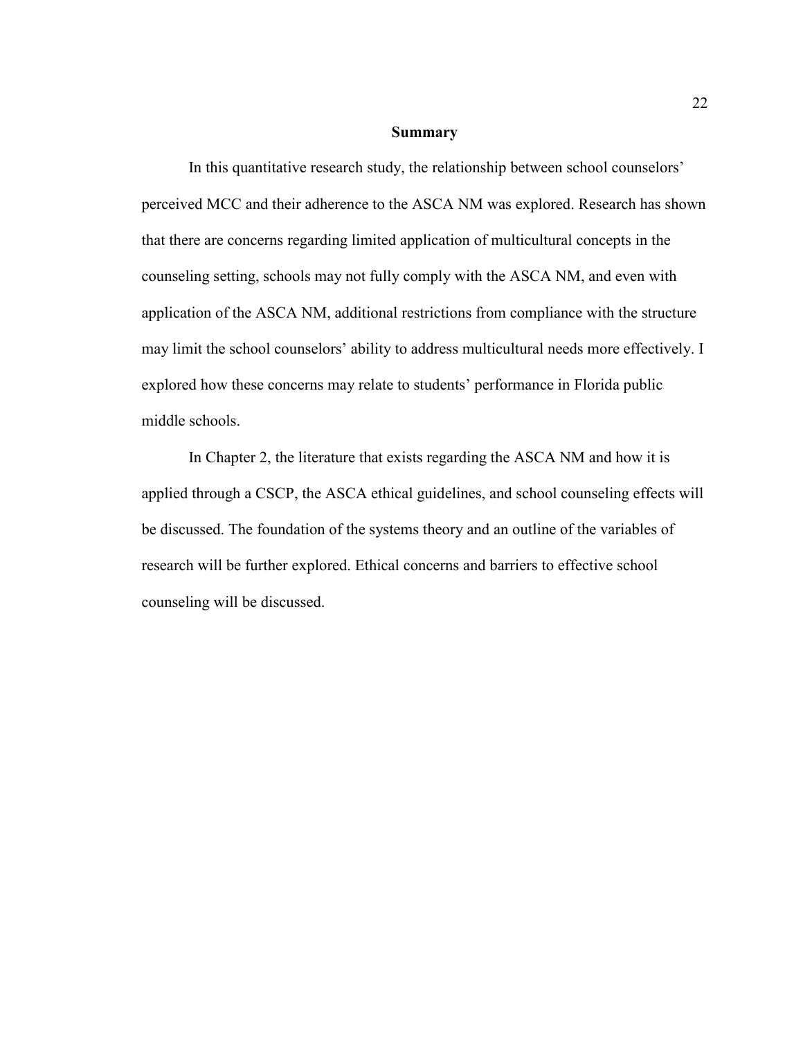## Summary

In this quantitative research study, the relationship between school counselors' perceived MCC and their adherence to the ASCA NM was explored. Research has shown that there are concerns regarding limited application of multicultural concepts in the counseling setting, schools may not fully comply with the ASCA NM, and even with application of the ASCA NM, additional restrictions from compliance with the structure may limit the school counselors' ability to address multicultural needs more effectively. I explored how these concerns may relate to students' performance in Florida public middle schools.

In Chapter 2, the literature that exists regarding the ASCA NM and how it is applied through a CSCP, the ASCA ethical guidelines, and school counseling effects will be discussed. The foundation of the systems theory and an outline of the variables of research will be further explored. Ethical concerns and barriers to effective school counseling will be discussed.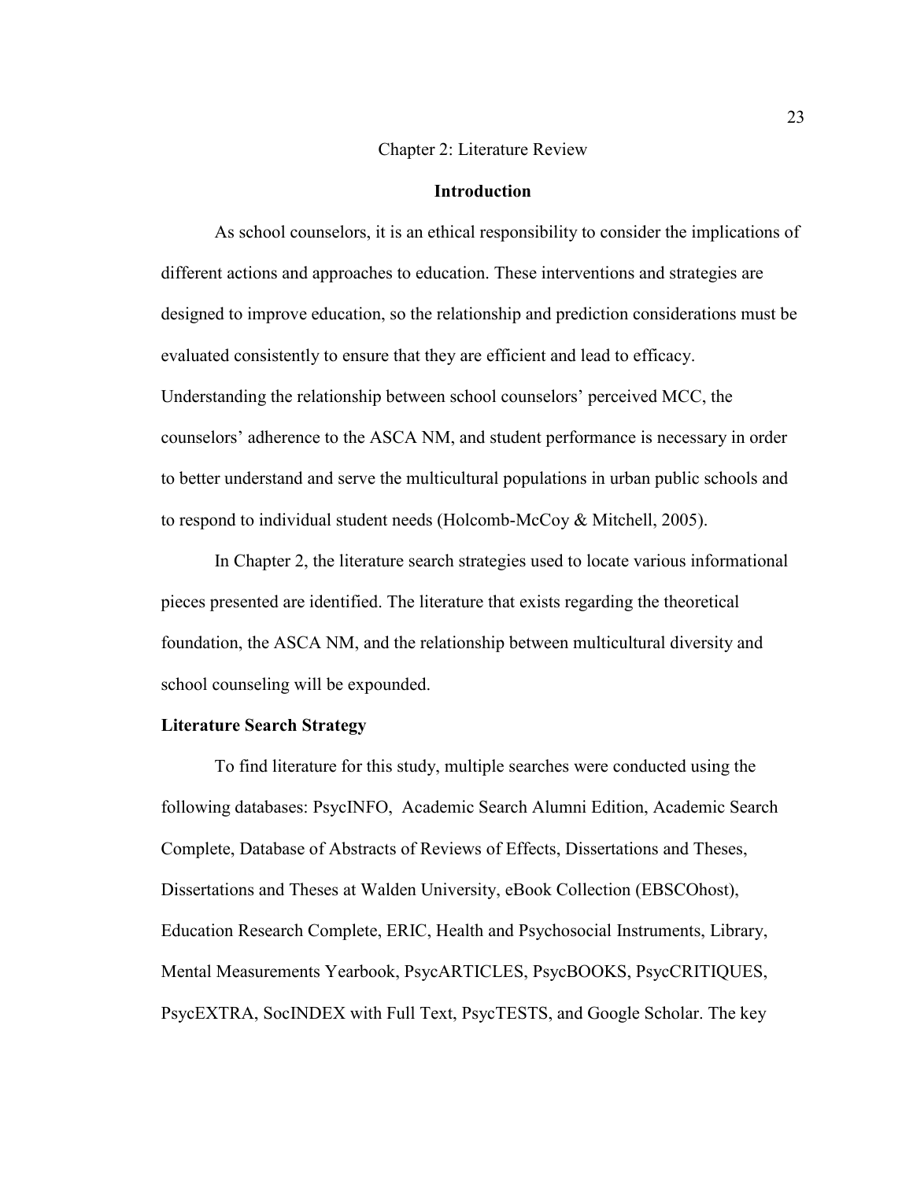# Chapter 2: Literature Review

## Introduction

As school counselors, it is an ethical responsibility to consider the implications of different actions and approaches to education. These interventions and strategies are designed to improve education, so the relationship and prediction considerations must be evaluated consistently to ensure that they are efficient and lead to efficacy. Understanding the relationship between school counselors' perceived MCC, the counselors' adherence to the ASCA NM, and student performance is necessary in order to better understand and serve the multicultural populations in urban public schools and to respond to individual student needs (Holcomb-McCoy & Mitchell, 2005).

In Chapter 2, the literature search strategies used to locate various informational pieces presented are identified. The literature that exists regarding the theoretical foundation, the ASCA NM, and the relationship between multicultural diversity and school counseling will be expounded.

### Literature Search Strategy

To find literature for this study, multiple searches were conducted using the following databases: PsycINFO, Academic Search Alumni Edition, Academic Search Complete, Database of Abstracts of Reviews of Effects, Dissertations and Theses, Dissertations and Theses at Walden University, eBook Collection (EBSCOhost), Education Research Complete, ERIC, Health and Psychosocial Instruments, Library, Mental Measurements Yearbook, PsycARTICLES, PsycBOOKS, PsycCRITIQUES, PsycEXTRA, SocINDEX with Full Text, PsycTESTS, and Google Scholar. The key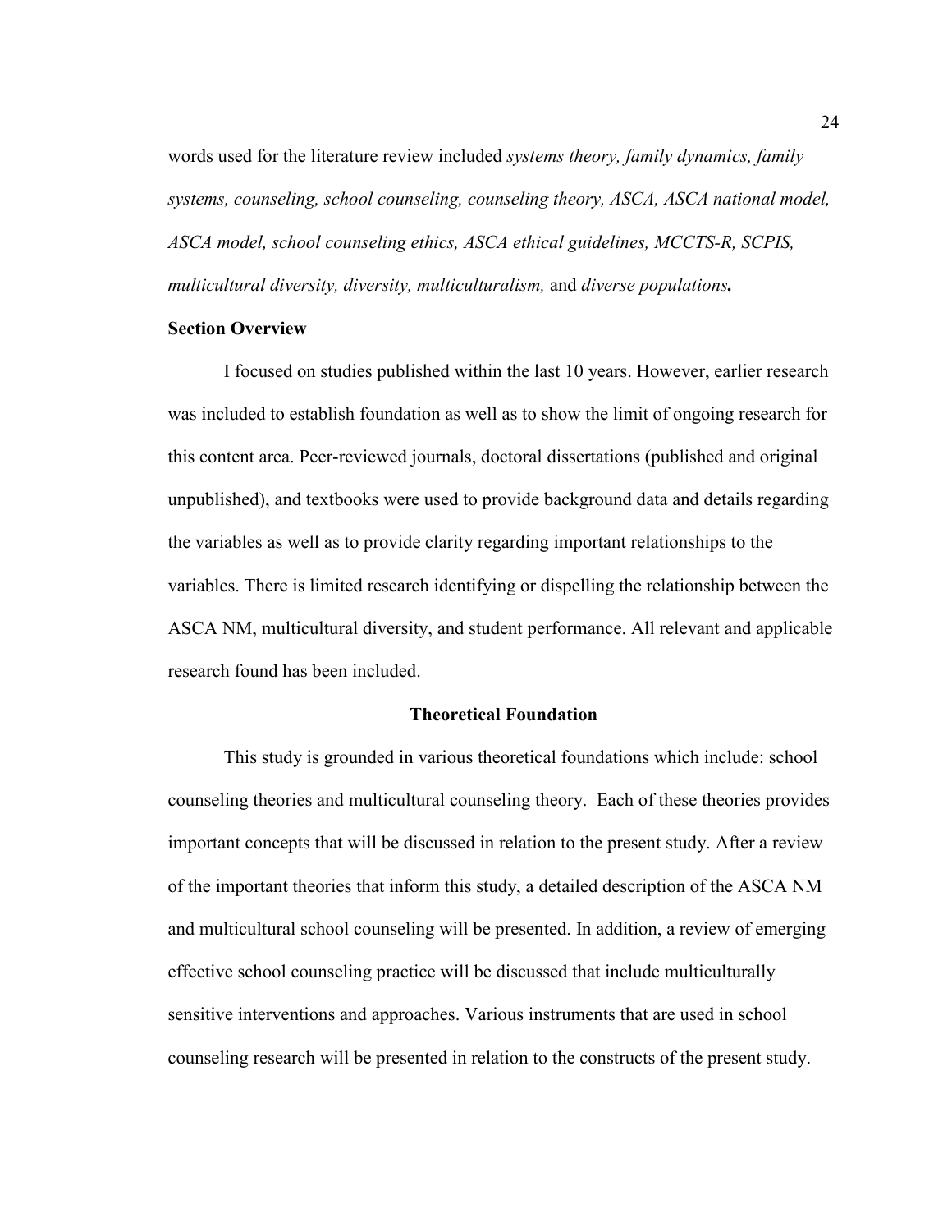words used for the literature review included *systems theory, family dynamics, family systems, counseling, school counseling, counseling theory, ASCA, ASCA national model, ASCA model, school counseling ethics, ASCA ethical guidelines, MCCTS-R, SCPIS, multicultural diversity, diversity, multiculturalism,* and *diverse populations.*

### Section Overview

I focused on studies published within the last 10 years. However, earlier research was included to establish foundation as well as to show the limit of ongoing research for this content area. Peer-reviewed journals, doctoral dissertations (published and original unpublished), and textbooks were used to provide background data and details regarding the variables as well as to provide clarity regarding important relationships to the variables. There is limited research identifying or dispelling the relationship between the ASCA NM, multicultural diversity, and student performance. All relevant and applicable research found has been included.

## Theoretical Foundation

This study is grounded in various theoretical foundations which include: school counseling theories and multicultural counseling theory. Each of these theories provides important concepts that will be discussed in relation to the present study. After a review of the important theories that inform this study, a detailed description of the ASCA NM and multicultural school counseling will be presented. In addition, a review of emerging effective school counseling practice will be discussed that include multiculturally sensitive interventions and approaches. Various instruments that are used in school counseling research will be presented in relation to the constructs of the present study.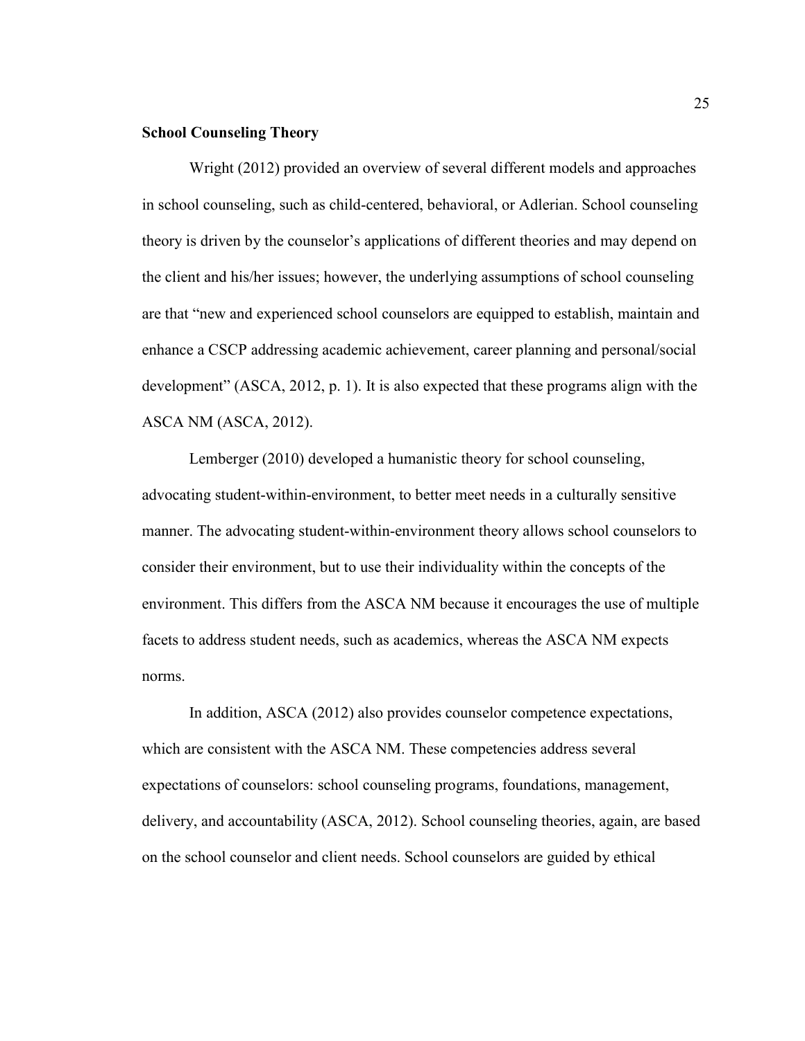## School Counseling Theory

Wright (2012) provided an overview of several different models and approaches in school counseling, such as child-centered, behavioral, or Adlerian. School counseling theory is driven by the counselor's applications of different theories and may depend on the client and his/her issues; however, the underlying assumptions of school counseling are that "new and experienced school counselors are equipped to establish, maintain and enhance a CSCP addressing academic achievement, career planning and personal/social development" (ASCA, 2012, p. 1). It is also expected that these programs align with the ASCA NM (ASCA, 2012).

Lemberger (2010) developed a humanistic theory for school counseling, advocating student-within-environment, to better meet needs in a culturally sensitive manner. The advocating student-within-environment theory allows school counselors to consider their environment, but to use their individuality within the concepts of the environment. This differs from the ASCA NM because it encourages the use of multiple facets to address student needs, such as academics, whereas the ASCA NM expects norms.

In addition, ASCA (2012) also provides counselor competence expectations, which are consistent with the ASCA NM. These competencies address several expectations of counselors: school counseling programs, foundations, management, delivery, and accountability (ASCA, 2012). School counseling theories, again, are based on the school counselor and client needs. School counselors are guided by ethical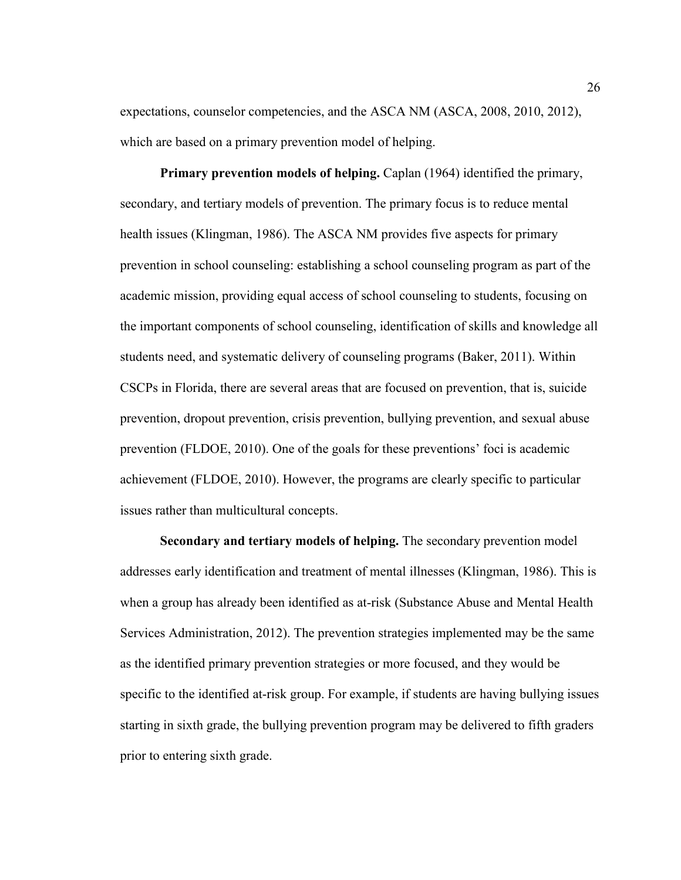expectations, counselor competencies, and the ASCA NM (ASCA, 2008, 2010, 2012), which are based on a primary prevention model of helping.

**Primary prevention models of helping.** Caplan (1964) identified the primary, secondary, and tertiary models of prevention. The primary focus is to reduce mental health issues (Klingman, 1986). The ASCA NM provides five aspects for primary prevention in school counseling: establishing a school counseling program as part of the academic mission, providing equal access of school counseling to students, focusing on the important components of school counseling, identification of skills and knowledge all students need, and systematic delivery of counseling programs (Baker, 2011). Within CSCPs in Florida, there are several areas that are focused on prevention, that is, suicide prevention, dropout prevention, crisis prevention, bullying prevention, and sexual abuse prevention (FLDOE, 2010). One of the goals for these preventions' foci is academic achievement (FLDOE, 2010). However, the programs are clearly specific to particular issues rather than multicultural concepts.

**Secondary and tertiary models of helping.** The secondary prevention model addresses early identification and treatment of mental illnesses (Klingman, 1986). This is when a group has already been identified as at-risk (Substance Abuse and Mental Health Services Administration, 2012). The prevention strategies implemented may be the same as the identified primary prevention strategies or more focused, and they would be specific to the identified at-risk group. For example, if students are having bullying issues starting in sixth grade, the bullying prevention program may be delivered to fifth graders prior to entering sixth grade.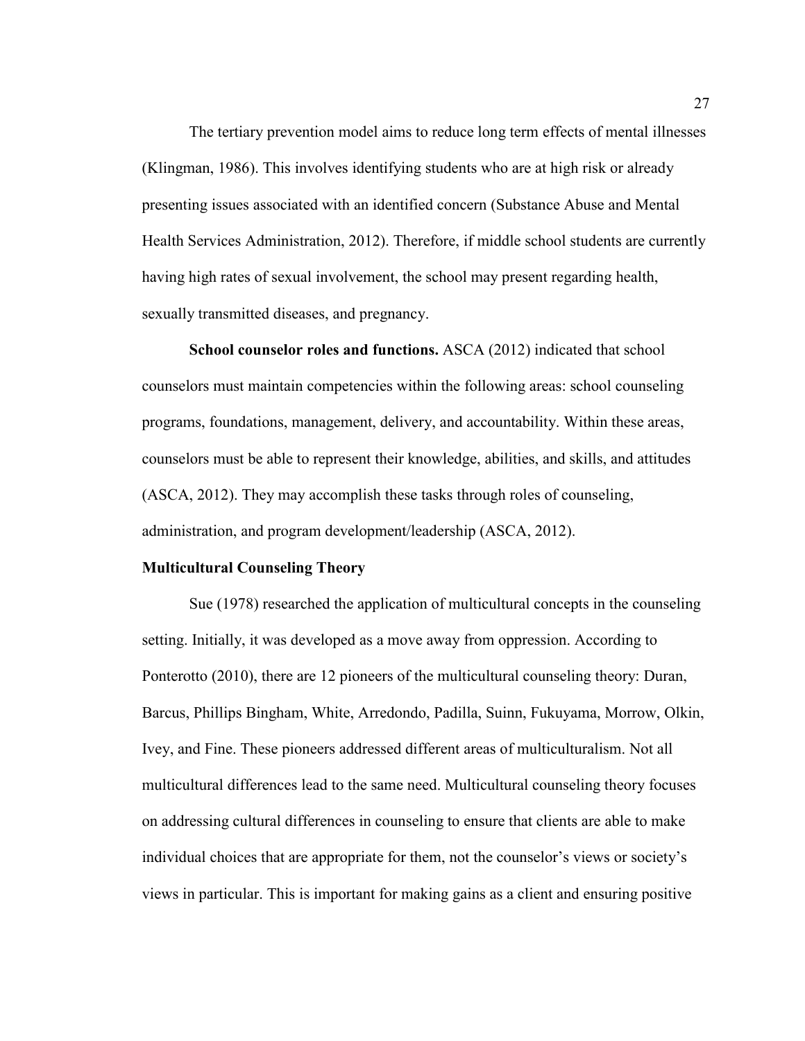The tertiary prevention model aims to reduce long term effects of mental illnesses (Klingman, 1986). This involves identifying students who are at high risk or already presenting issues associated with an identified concern (Substance Abuse and Mental Health Services Administration, 2012). Therefore, if middle school students are currently having high rates of sexual involvement, the school may present regarding health, sexually transmitted diseases, and pregnancy.

**School counselor roles and functions.** ASCA (2012) indicated that school counselors must maintain competencies within the following areas: school counseling programs, foundations, management, delivery, and accountability. Within these areas, counselors must be able to represent their knowledge, abilities, and skills, and attitudes (ASCA, 2012). They may accomplish these tasks through roles of counseling, administration, and program development/leadership (ASCA, 2012).

**Multicultural Counseling Theory**

Sue (1978) researched the application of multicultural concepts in the counseling setting. Initially, it was developed as a move away from oppression. According to Ponterotto (2010), there are 12 pioneers of the multicultural counseling theory: Duran, Barcus, Phillips Bingham, White, Arredondo, Padilla, Suinn, Fukuyama, Morrow, Olkin, Ivey, and Fine. These pioneers addressed different areas of multiculturalism. Not all multicultural differences lead to the same need. Multicultural counseling theory focuses on addressing cultural differences in counseling to ensure that clients are able to make individual choices that are appropriate for them, not the counselor's views or society's views in particular. This is important for making gains as a client and ensuring positive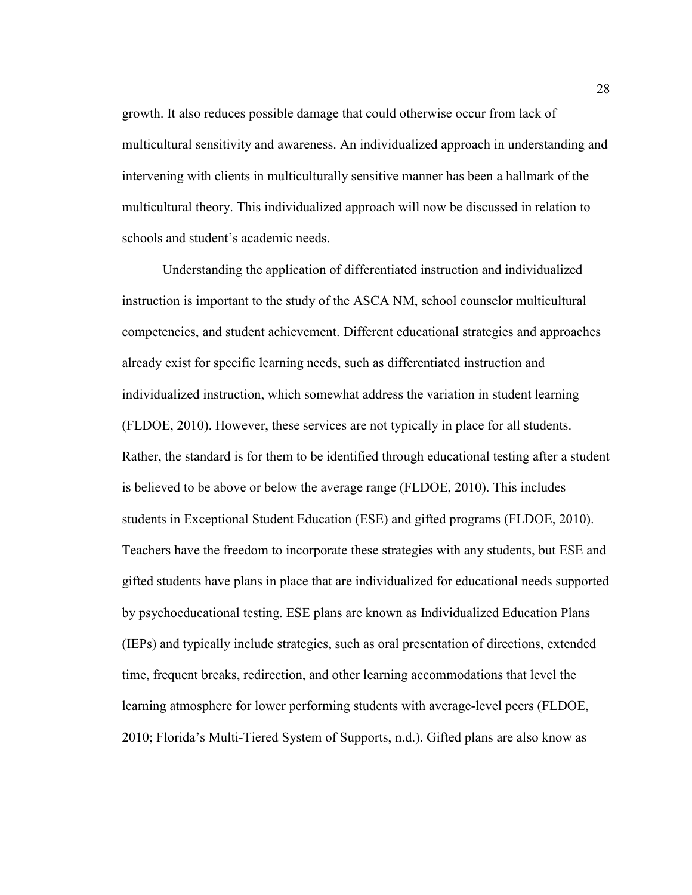growth. It also reduces possible damage that could otherwise occur from lack of multicultural sensitivity and awareness. An individualized approach in understanding and intervening with clients in multiculturally sensitive manner has been a hallmark of the multicultural theory. This individualized approach will now be discussed in relation to schools and student's academic needs.

Understanding the application of differentiated instruction and individualized instruction is important to the study of the ASCA NM, school counselor multicultural competencies, and student achievement. Different educational strategies and approaches already exist for specific learning needs, such as differentiated instruction and individualized instruction, which somewhat address the variation in student learning (FLDOE, 2010). However, these services are not typically in place for all students. Rather, the standard is for them to be identified through educational testing after a student is believed to be above or below the average range (FLDOE, 2010). This includes students in Exceptional Student Education (ESE) and gifted programs (FLDOE, 2010). Teachers have the freedom to incorporate these strategies with any students, but ESE and gifted students have plans in place that are individualized for educational needs supported by psychoeducational testing. ESE plans are known as Individualized Education Plans (IEPs) and typically include strategies, such as oral presentation of directions, extended time, frequent breaks, redirection, and other learning accommodations that level the learning atmosphere for lower performing students with average-level peers (FLDOE, 2010; Florida's Multi-Tiered System of Supports, n.d.). Gifted plans are also know as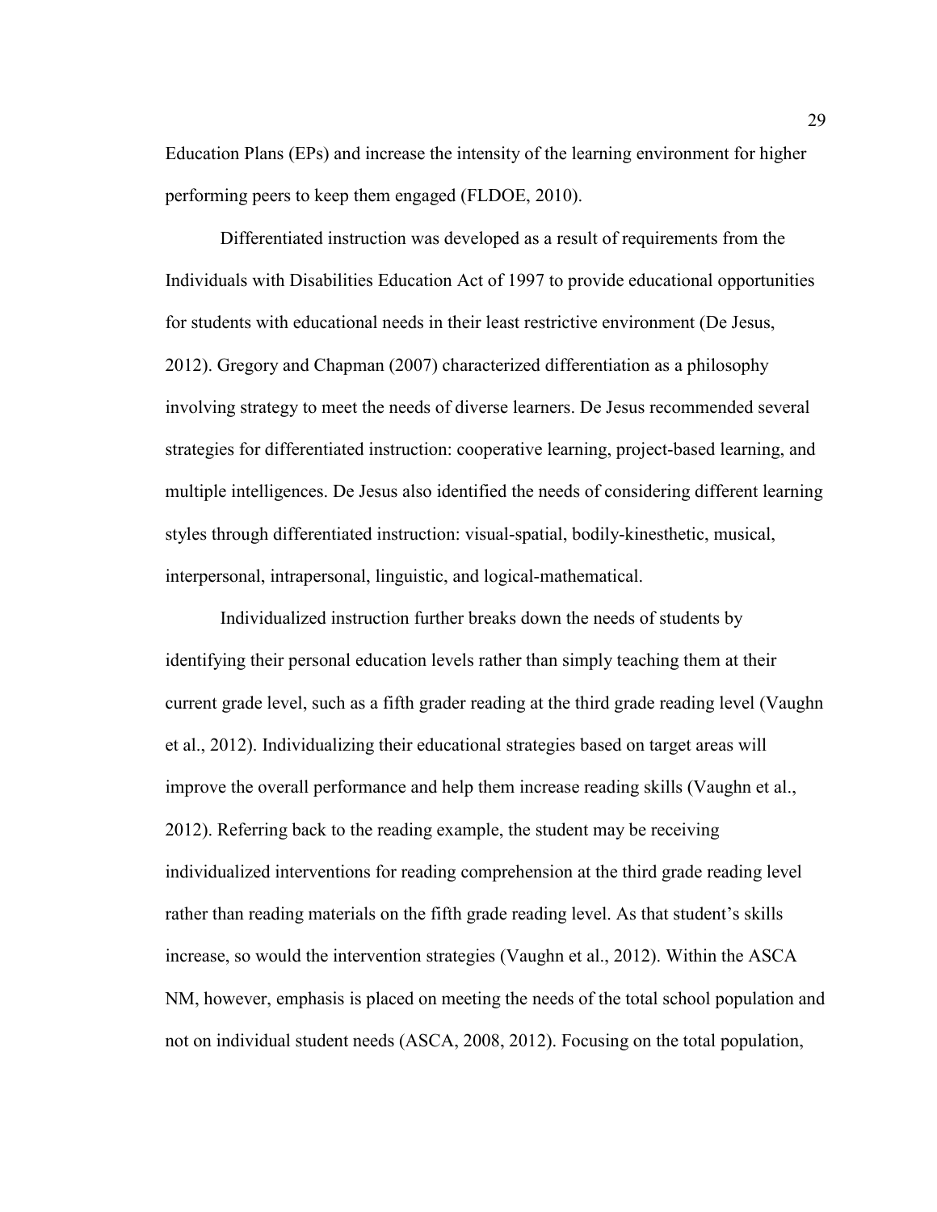Education Plans (EPs) and increase the intensity of the learning environment for higher performing peers to keep them engaged (FLDOE, 2010).

Differentiated instruction was developed as a result of requirements from the Individuals with Disabilities Education Act of 1997 to provide educational opportunities for students with educational needs in their least restrictive environment (De Jesus, 2012). Gregory and Chapman (2007) characterized differentiation as a philosophy involving strategy to meet the needs of diverse learners. De Jesus recommended several strategies for differentiated instruction: cooperative learning, project-based learning, and multiple intelligences. De Jesus also identified the needs of considering different learning styles through differentiated instruction: visual-spatial, bodily-kinesthetic, musical, interpersonal, intrapersonal, linguistic, and logical-mathematical.

Individualized instruction further breaks down the needs of students by identifying their personal education levels rather than simply teaching them at their current grade level, such as a fifth grader reading at the third grade reading level (Vaughn et al., 2012). Individualizing their educational strategies based on target areas will improve the overall performance and help them increase reading skills (Vaughn et al., 2012). Referring back to the reading example, the student may be receiving individualized interventions for reading comprehension at the third grade reading level rather than reading materials on the fifth grade reading level. As that student's skills increase, so would the intervention strategies (Vaughn et al., 2012). Within the ASCA NM, however, emphasis is placed on meeting the needs of the total school population and not on individual student needs (ASCA, 2008, 2012). Focusing on the total population,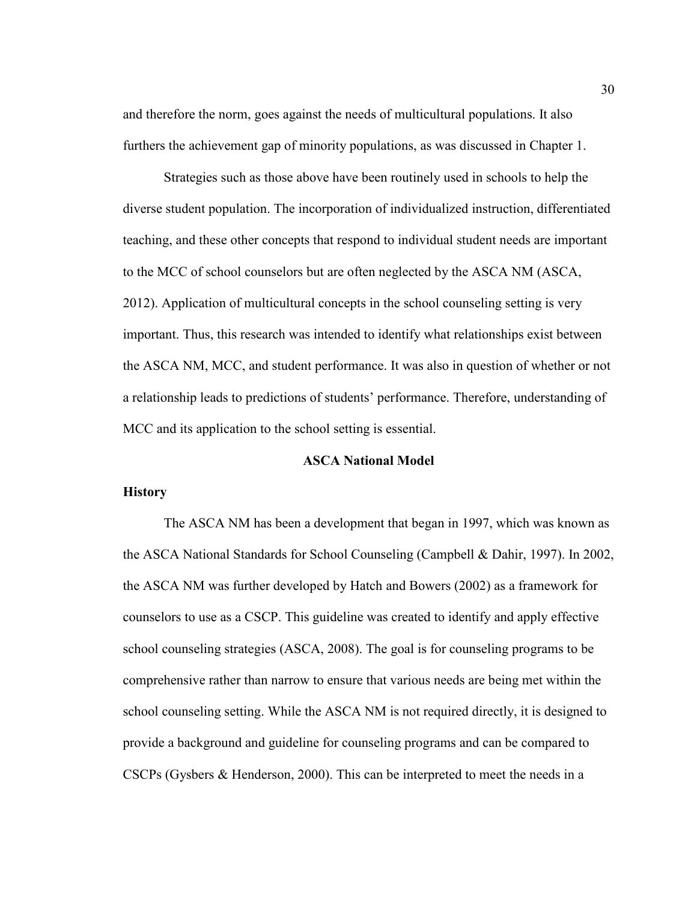and therefore the norm, goes against the needs of multicultural populations. It also furthers the achievement gap of minority populations, as was discussed in Chapter 1.

Strategies such as those above have been routinely used in schools to help the diverse student population. The incorporation of individualized instruction, differentiated teaching, and these other concepts that respond to individual student needs are important to the MCC of school counselors but are often neglected by the ASCA NM (ASCA, 2012). Application of multicultural concepts in the school counseling setting is very important. Thus, this research was intended to identify what relationships exist between the ASCA NM, MCC, and student performance. It was also in question of whether or not a relationship leads to predictions of students' performance. Therefore, understanding of MCC and its application to the school setting is essential.

## ASCA National Model

### History

The ASCA NM has been a development that began in 1997, which was known as the ASCA National Standards for School Counseling (Campbell & Dahir, 1997). In 2002, the ASCA NM was further developed by Hatch and Bowers (2002) as a framework for counselors to use as a CSCP. This guideline was created to identify and apply effective school counseling strategies (ASCA, 2008). The goal is for counseling programs to be comprehensive rather than narrow to ensure that various needs are being met within the school counseling setting. While the ASCA NM is not required directly, it is designed to provide a background and guideline for counseling programs and can be compared to CSCPs (Gysbers & Henderson, 2000). This can be interpreted to meet the needs in a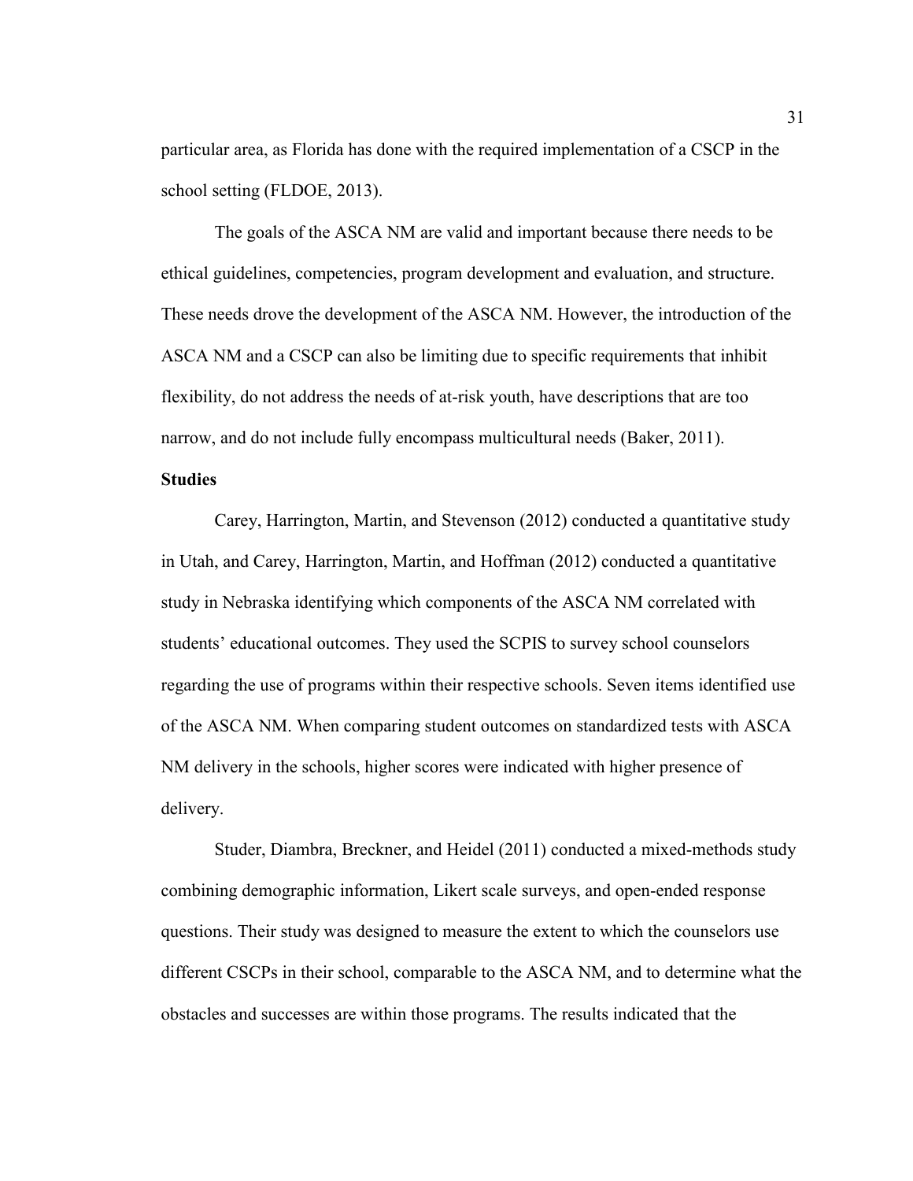particular area, as Florida has done with the required implementation of a CSCP in the school setting (FLDOE, 2013).

The goals of the ASCA NM are valid and important because there needs to be ethical guidelines, competencies, program development and evaluation, and structure. These needs drove the development of the ASCA NM. However, the introduction of the ASCA NM and a CSCP can also be limiting due to specific requirements that inhibit flexibility, do not address the needs of at-risk youth, have descriptions that are too narrow, and do not include fully encompass multicultural needs (Baker, 2011).

**Studies**

Carey, Harrington, Martin, and Stevenson (2012) conducted a quantitative study in Utah, and Carey, Harrington, Martin, and Hoffman (2012) conducted a quantitative study in Nebraska identifying which components of the ASCA NM correlated with students' educational outcomes. They used the SCPIS to survey school counselors regarding the use of programs within their respective schools. Seven items identified use of the ASCA NM. When comparing student outcomes on standardized tests with ASCA NM delivery in the schools, higher scores were indicated with higher presence of delivery.

Studer, Diambra, Breckner, and Heidel (2011) conducted a mixed-methods study combining demographic information, Likert scale surveys, and open-ended response questions. Their study was designed to measure the extent to which the counselors use different CSCPs in their school, comparable to the ASCA NM, and to determine what the obstacles and successes are within those programs. The results indicated that the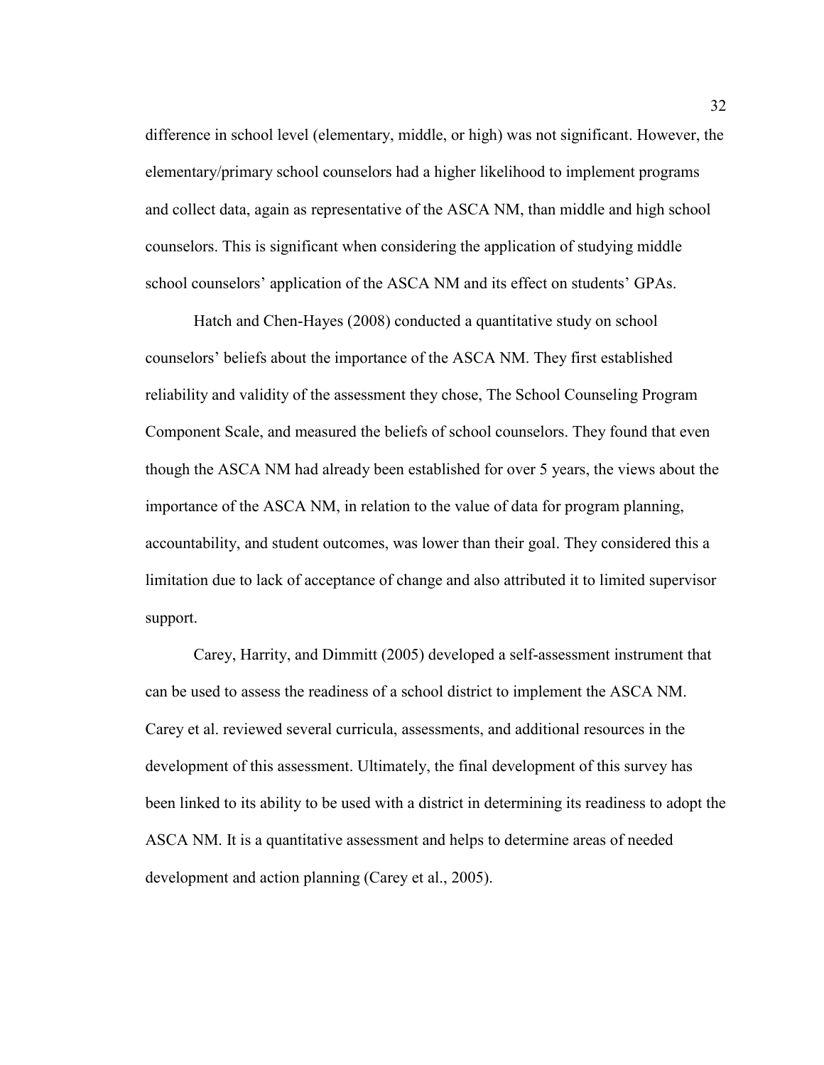difference in school level (elementary, middle, or high) was not significant. However, the elementary/primary school counselors had a higher likelihood to implement programs and collect data, again as representative of the ASCA NM, than middle and high school counselors. This is significant when considering the application of studying middle school counselors' application of the ASCA NM and its effect on students' GPAs.

Hatch and Chen-Hayes (2008) conducted a quantitative study on school counselors' beliefs about the importance of the ASCA NM. They first established reliability and validity of the assessment they chose, The School Counseling Program Component Scale, and measured the beliefs of school counselors. They found that even though the ASCA NM had already been established for over 5 years, the views about the importance of the ASCA NM, in relation to the value of data for program planning, accountability, and student outcomes, was lower than their goal. They considered this a limitation due to lack of acceptance of change and also attributed it to limited supervisor support.

Carey, Harrity, and Dimmitt (2005) developed a self-assessment instrument that can be used to assess the readiness of a school district to implement the ASCA NM. Carey et al. reviewed several curricula, assessments, and additional resources in the development of this assessment. Ultimately, the final development of this survey has been linked to its ability to be used with a district in determining its readiness to adopt the ASCA NM. It is a quantitative assessment and helps to determine areas of needed development and action planning (Carey et al., 2005).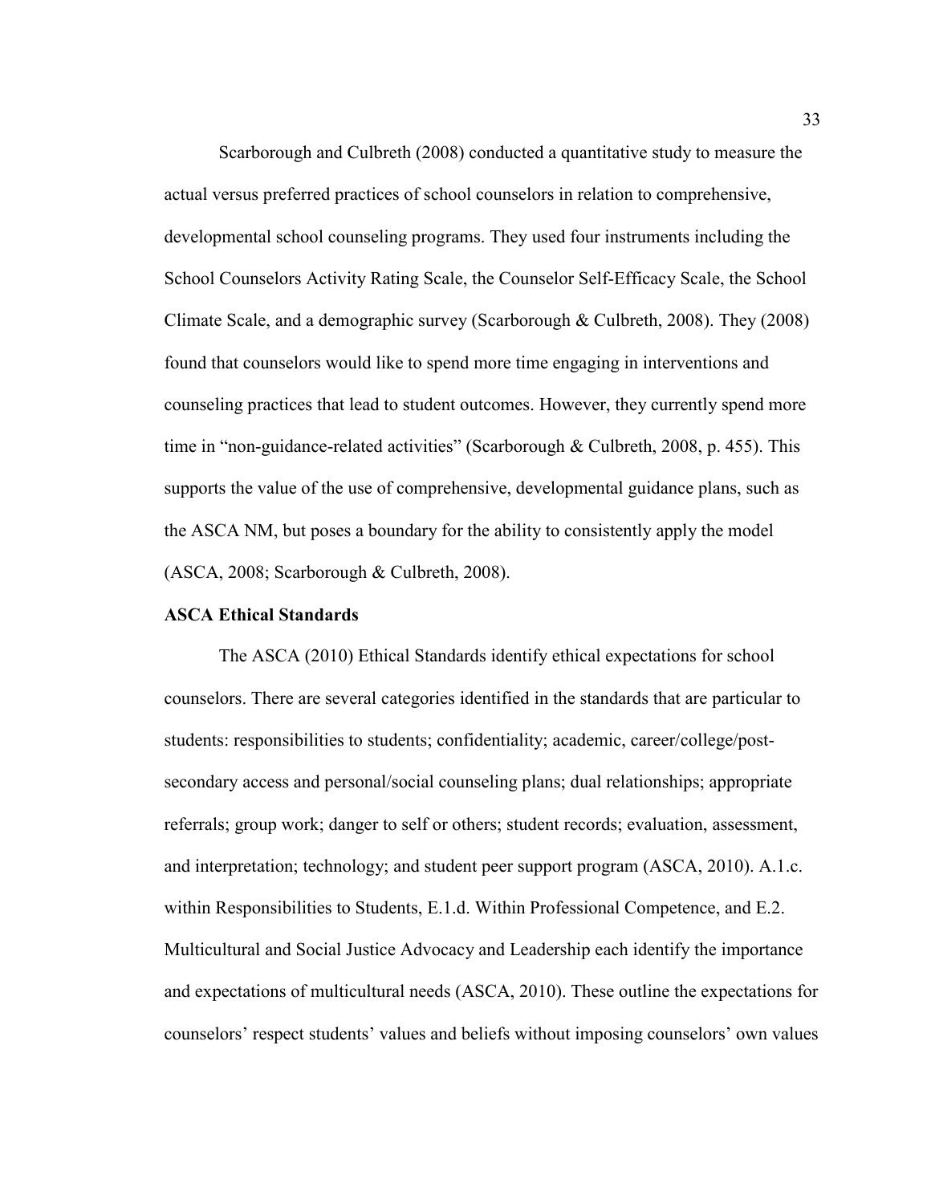Scarborough and Culbreth (2008) conducted a quantitative study to measure the actual versus preferred practices of school counselors in relation to comprehensive, developmental school counseling programs. They used four instruments including the School Counselors Activity Rating Scale, the Counselor Self-Efficacy Scale, the School Climate Scale, and a demographic survey (Scarborough & Culbreth, 2008). They (2008) found that counselors would like to spend more time engaging in interventions and counseling practices that lead to student outcomes. However, they currently spend more time in "non-guidance-related activities" (Scarborough & Culbreth, 2008, p. 455). This supports the value of the use of comprehensive, developmental guidance plans, such as the ASCA NM, but poses a boundary for the ability to consistently apply the model (ASCA, 2008; Scarborough & Culbreth, 2008).

**ASCA Ethical Standards**

The ASCA (2010) Ethical Standards identify ethical expectations for school counselors. There are several categories identified in the standards that are particular to students: responsibilities to students; confidentiality; academic, career/college/post-secondary access and personal/social counseling plans; dual relationships; appropriate referrals; group work; danger to self or others; student records; evaluation, assessment, and interpretation; technology; and student peer support program (ASCA, 2010). A.1.c. within Responsibilities to Students, E.1.d. Within Professional Competence, and E.2. Multicultural and Social Justice Advocacy and Leadership each identify the importance and expectations of multicultural needs (ASCA, 2010). These outline the expectations for counselors' respect students' values and beliefs without imposing counselors' own values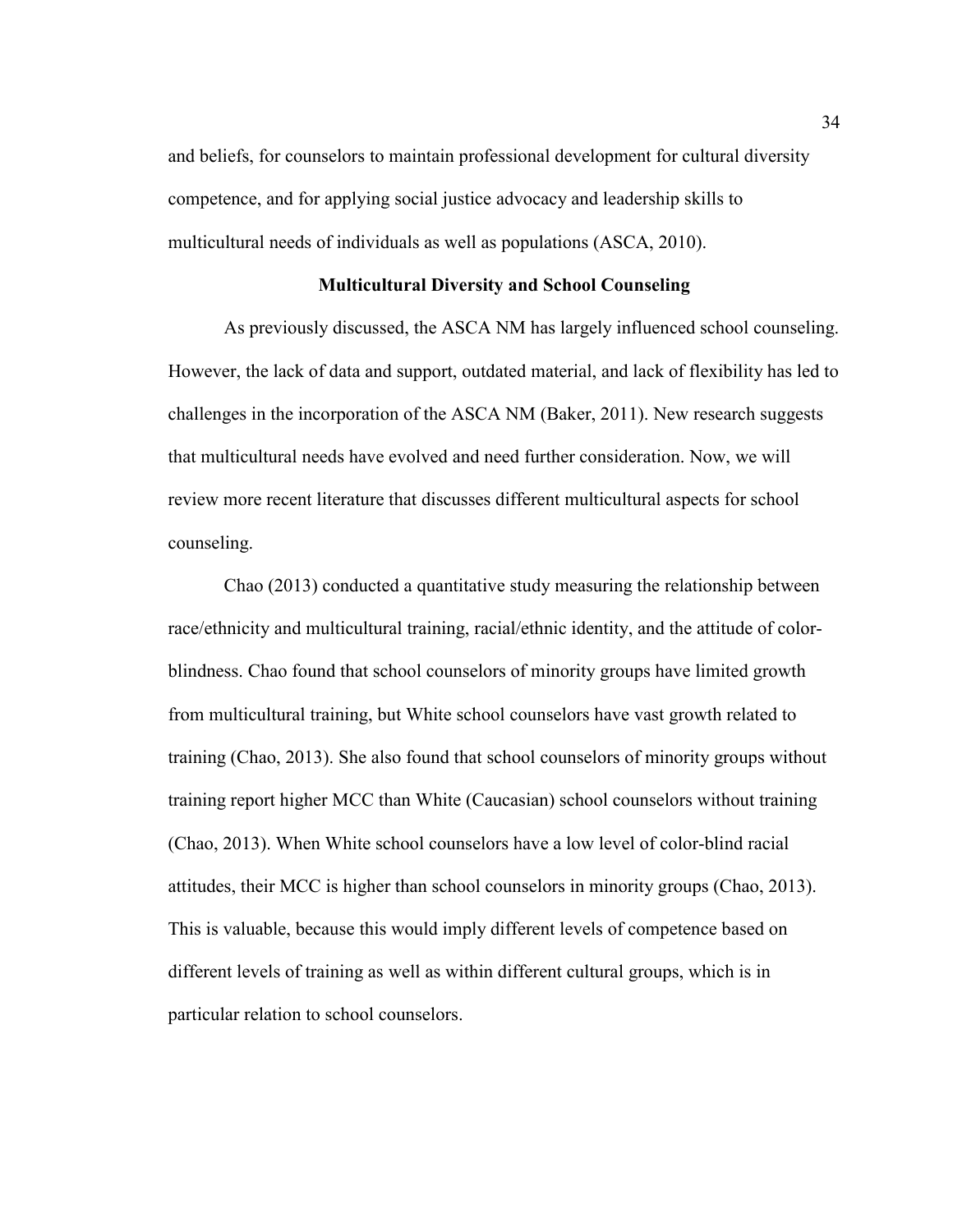and beliefs, for counselors to maintain professional development for cultural diversity competence, and for applying social justice advocacy and leadership skills to multicultural needs of individuals as well as populations (ASCA, 2010).

## Multicultural Diversity and School Counseling

As previously discussed, the ASCA NM has largely influenced school counseling. However, the lack of data and support, outdated material, and lack of flexibility has led to challenges in the incorporation of the ASCA NM (Baker, 2011). New research suggests that multicultural needs have evolved and need further consideration. Now, we will review more recent literature that discusses different multicultural aspects for school counseling.

Chao (2013) conducted a quantitative study measuring the relationship between race/ethnicity and multicultural training, racial/ethnic identity, and the attitude of color-blindness. Chao found that school counselors of minority groups have limited growth from multicultural training, but White school counselors have vast growth related to training (Chao, 2013). She also found that school counselors of minority groups without training report higher MCC than White (Caucasian) school counselors without training (Chao, 2013). When White school counselors have a low level of color-blind racial attitudes, their MCC is higher than school counselors in minority groups (Chao, 2013). This is valuable, because this would imply different levels of competence based on different levels of training as well as within different cultural groups, which is in particular relation to school counselors.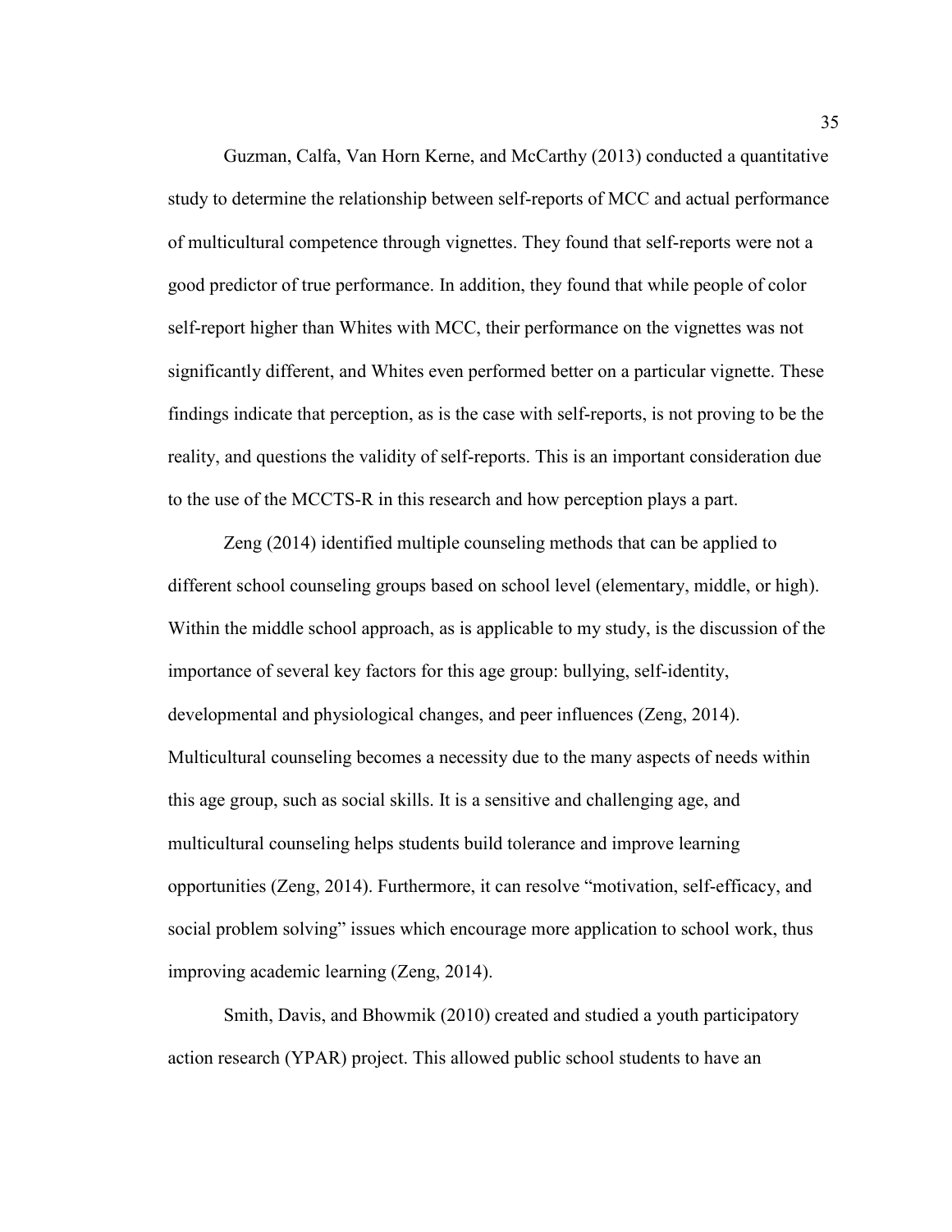Guzman, Calfa, Van Horn Kerne, and McCarthy (2013) conducted a quantitative study to determine the relationship between self-reports of MCC and actual performance of multicultural competence through vignettes. They found that self-reports were not a good predictor of true performance. In addition, they found that while people of color self-report higher than Whites with MCC, their performance on the vignettes was not significantly different, and Whites even performed better on a particular vignette. These findings indicate that perception, as is the case with self-reports, is not proving to be the reality, and questions the validity of self-reports. This is an important consideration due to the use of the MCCTS-R in this research and how perception plays a part.

Zeng (2014) identified multiple counseling methods that can be applied to different school counseling groups based on school level (elementary, middle, or high). Within the middle school approach, as is applicable to my study, is the discussion of the importance of several key factors for this age group: bullying, self-identity, developmental and physiological changes, and peer influences (Zeng, 2014). Multicultural counseling becomes a necessity due to the many aspects of needs within this age group, such as social skills. It is a sensitive and challenging age, and multicultural counseling helps students build tolerance and improve learning opportunities (Zeng, 2014). Furthermore, it can resolve "motivation, self-efficacy, and social problem solving" issues which encourage more application to school work, thus improving academic learning (Zeng, 2014).

Smith, Davis, and Bhowmik (2010) created and studied a youth participatory action research (YPAR) project. This allowed public school students to have an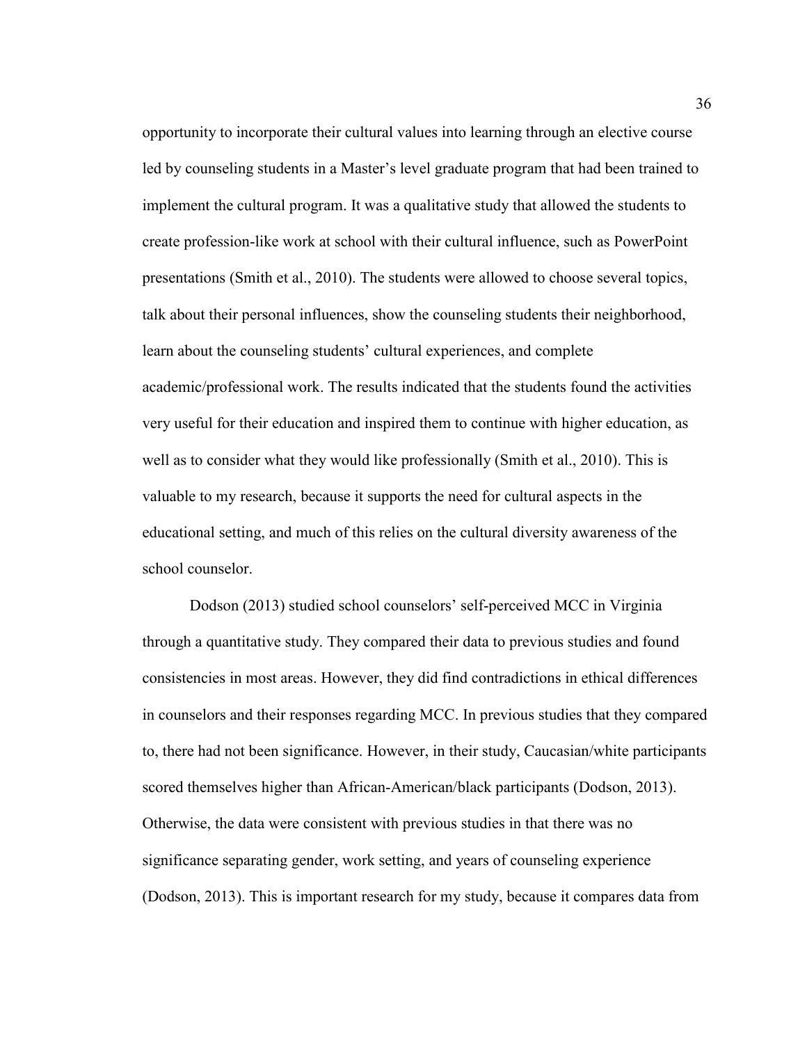opportunity to incorporate their cultural values into learning through an elective course led by counseling students in a Master's level graduate program that had been trained to implement the cultural program. It was a qualitative study that allowed the students to create profession-like work at school with their cultural influence, such as PowerPoint presentations (Smith et al., 2010). The students were allowed to choose several topics, talk about their personal influences, show the counseling students their neighborhood, learn about the counseling students' cultural experiences, and complete academic/professional work. The results indicated that the students found the activities very useful for their education and inspired them to continue with higher education, as well as to consider what they would like professionally (Smith et al., 2010). This is valuable to my research, because it supports the need for cultural aspects in the educational setting, and much of this relies on the cultural diversity awareness of the school counselor.

Dodson (2013) studied school counselors' self-perceived MCC in Virginia through a quantitative study. They compared their data to previous studies and found consistencies in most areas. However, they did find contradictions in ethical differences in counselors and their responses regarding MCC. In previous studies that they compared to, there had not been significance. However, in their study, Caucasian/white participants scored themselves higher than African-American/black participants (Dodson, 2013). Otherwise, the data were consistent with previous studies in that there was no significance separating gender, work setting, and years of counseling experience (Dodson, 2013). This is important research for my study, because it compares data from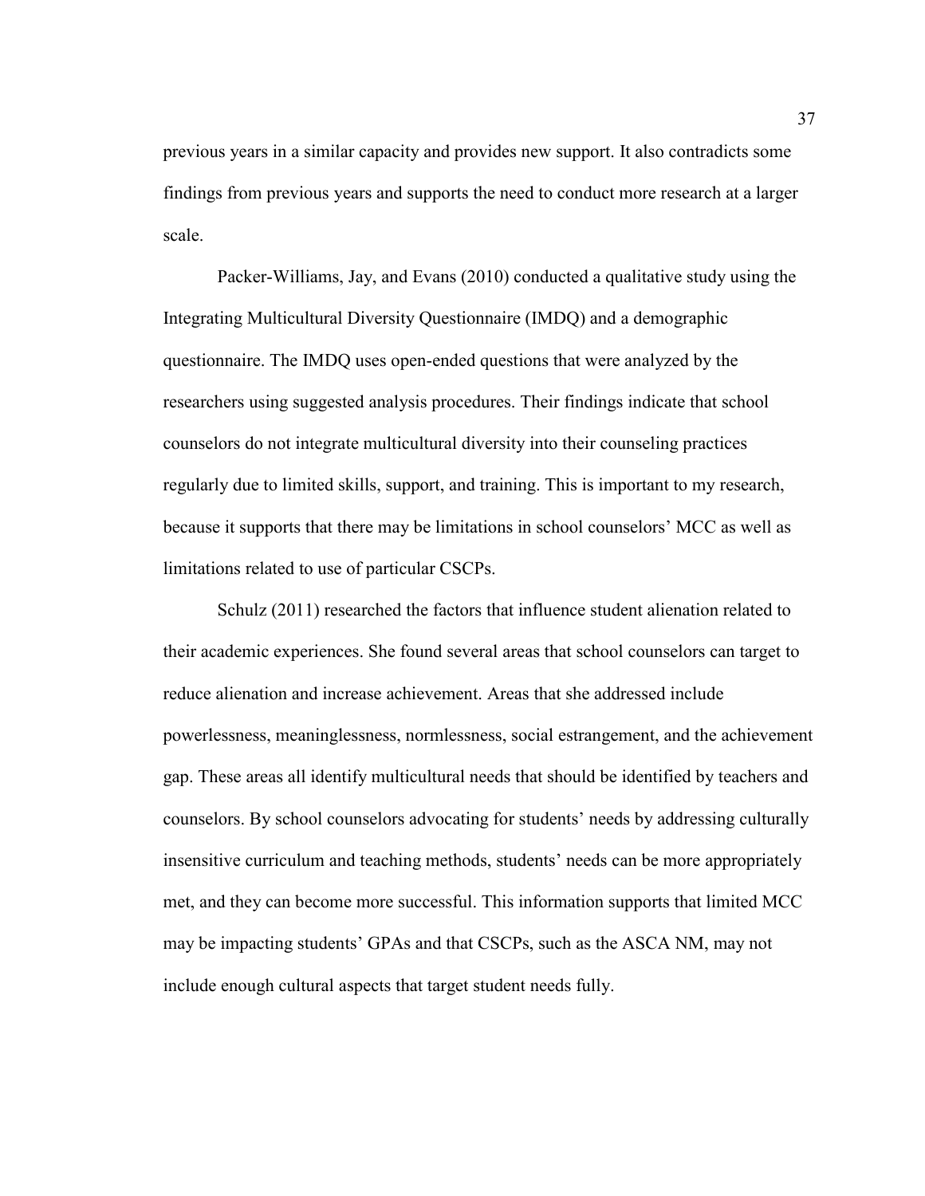previous years in a similar capacity and provides new support. It also contradicts some findings from previous years and supports the need to conduct more research at a larger scale.

Packer-Williams, Jay, and Evans (2010) conducted a qualitative study using the Integrating Multicultural Diversity Questionnaire (IMDQ) and a demographic questionnaire. The IMDQ uses open-ended questions that were analyzed by the researchers using suggested analysis procedures. Their findings indicate that school counselors do not integrate multicultural diversity into their counseling practices regularly due to limited skills, support, and training. This is important to my research, because it supports that there may be limitations in school counselors' MCC as well as limitations related to use of particular CSCPs.

Schulz (2011) researched the factors that influence student alienation related to their academic experiences. She found several areas that school counselors can target to reduce alienation and increase achievement. Areas that she addressed include powerlessness, meaninglessness, normlessness, social estrangement, and the achievement gap. These areas all identify multicultural needs that should be identified by teachers and counselors. By school counselors advocating for students' needs by addressing culturally insensitive curriculum and teaching methods, students' needs can be more appropriately met, and they can become more successful. This information supports that limited MCC may be impacting students' GPAs and that CSCPs, such as the ASCA NM, may not include enough cultural aspects that target student needs fully.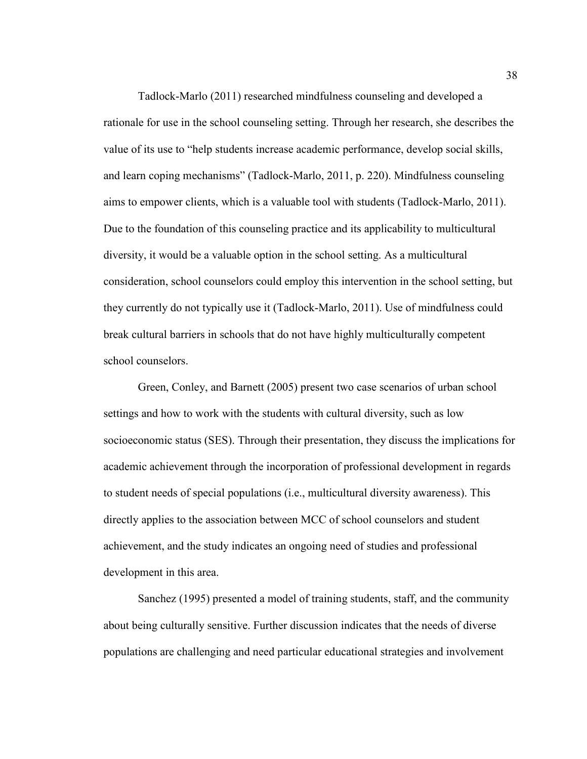Tadlock-Marlo (2011) researched mindfulness counseling and developed a rationale for use in the school counseling setting. Through her research, she describes the value of its use to "help students increase academic performance, develop social skills, and learn coping mechanisms" (Tadlock-Marlo, 2011, p. 220). Mindfulness counseling aims to empower clients, which is a valuable tool with students (Tadlock-Marlo, 2011). Due to the foundation of this counseling practice and its applicability to multicultural diversity, it would be a valuable option in the school setting. As a multicultural consideration, school counselors could employ this intervention in the school setting, but they currently do not typically use it (Tadlock-Marlo, 2011). Use of mindfulness could break cultural barriers in schools that do not have highly multiculturally competent school counselors.

Green, Conley, and Barnett (2005) present two case scenarios of urban school settings and how to work with the students with cultural diversity, such as low socioeconomic status (SES). Through their presentation, they discuss the implications for academic achievement through the incorporation of professional development in regards to student needs of special populations (i.e., multicultural diversity awareness). This directly applies to the association between MCC of school counselors and student achievement, and the study indicates an ongoing need of studies and professional development in this area.

Sanchez (1995) presented a model of training students, staff, and the community about being culturally sensitive. Further discussion indicates that the needs of diverse populations are challenging and need particular educational strategies and involvement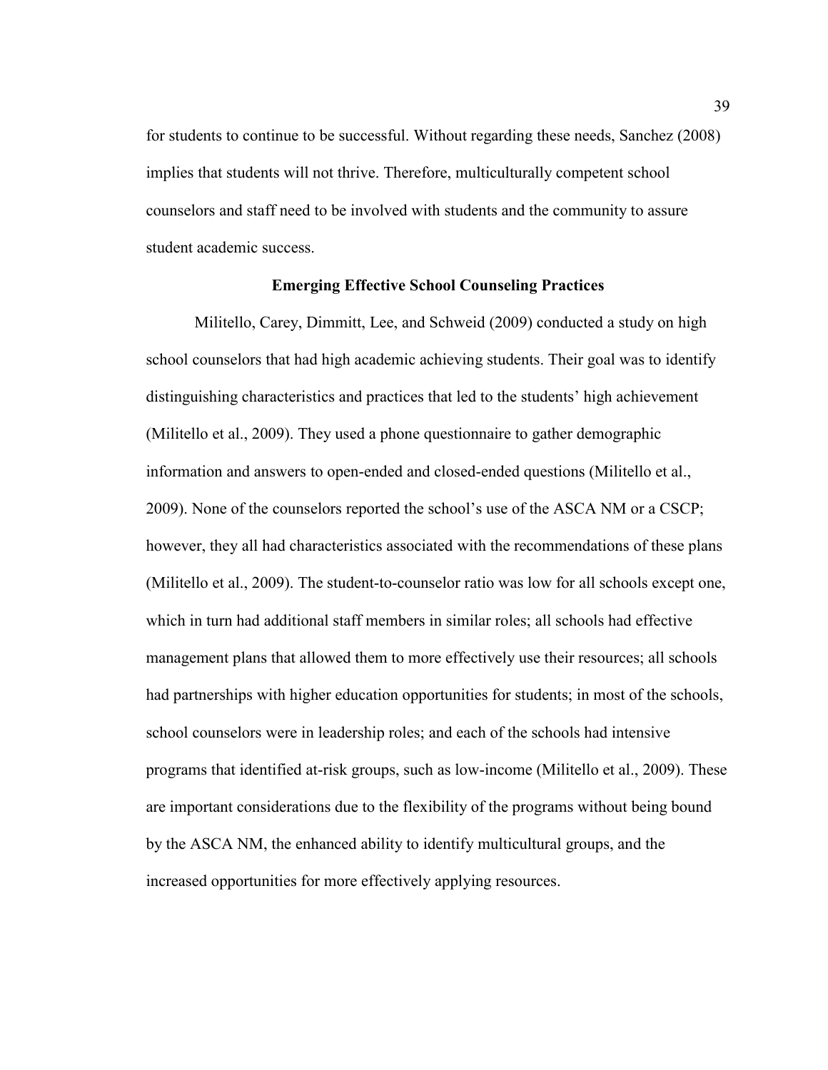for students to continue to be successful. Without regarding these needs, Sanchez (2008) implies that students will not thrive. Therefore, multiculturally competent school counselors and staff need to be involved with students and the community to assure student academic success.

## Emerging Effective School Counseling Practices

Militello, Carey, Dimmitt, Lee, and Schweid (2009) conducted a study on high school counselors that had high academic achieving students. Their goal was to identify distinguishing characteristics and practices that led to the students' high achievement (Militello et al., 2009). They used a phone questionnaire to gather demographic information and answers to open-ended and closed-ended questions (Militello et al., 2009). None of the counselors reported the school's use of the ASCA NM or a CSCP; however, they all had characteristics associated with the recommendations of these plans (Militello et al., 2009). The student-to-counselor ratio was low for all schools except one, which in turn had additional staff members in similar roles; all schools had effective management plans that allowed them to more effectively use their resources; all schools had partnerships with higher education opportunities for students; in most of the schools, school counselors were in leadership roles; and each of the schools had intensive programs that identified at-risk groups, such as low-income (Militello et al., 2009). These are important considerations due to the flexibility of the programs without being bound by the ASCA NM, the enhanced ability to identify multicultural groups, and the increased opportunities for more effectively applying resources.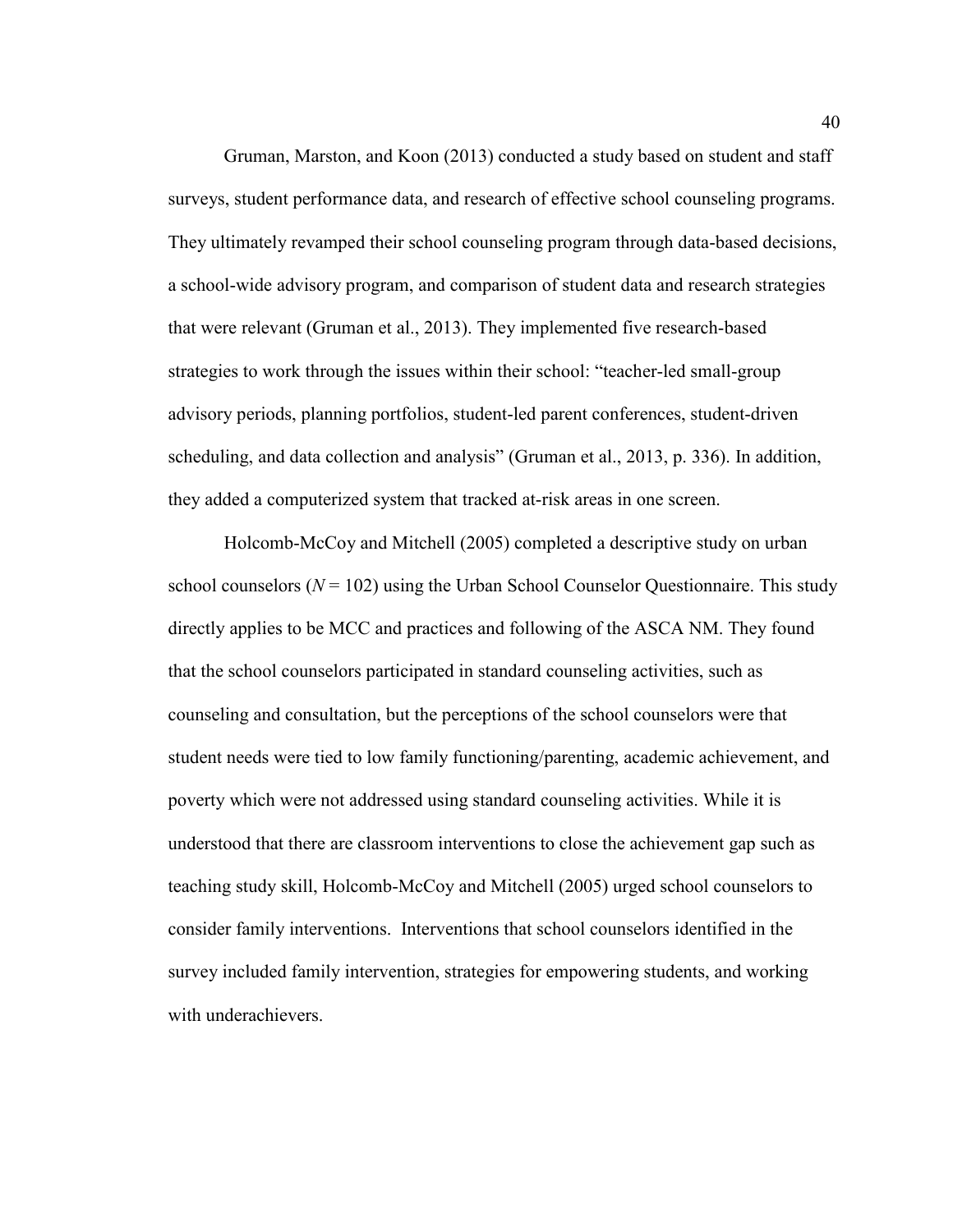Gruman, Marston, and Koon (2013) conducted a study based on student and staff surveys, student performance data, and research of effective school counseling programs. They ultimately revamped their school counseling program through data-based decisions, a school-wide advisory program, and comparison of student data and research strategies that were relevant (Gruman et al., 2013). They implemented five research-based strategies to work through the issues within their school: "teacher-led small-group advisory periods, planning portfolios, student-led parent conferences, student-driven scheduling, and data collection and analysis" (Gruman et al., 2013, p. 336). In addition, they added a computerized system that tracked at-risk areas in one screen.

Holcomb-McCoy and Mitchell (2005) completed a descriptive study on urban school counselors (*N* = 102) using the Urban School Counselor Questionnaire. This study directly applies to be MCC and practices and following of the ASCA NM. They found that the school counselors participated in standard counseling activities, such as counseling and consultation, but the perceptions of the school counselors were that student needs were tied to low family functioning/parenting, academic achievement, and poverty which were not addressed using standard counseling activities. While it is understood that there are classroom interventions to close the achievement gap such as teaching study skill, Holcomb-McCoy and Mitchell (2005) urged school counselors to consider family interventions. Interventions that school counselors identified in the survey included family intervention, strategies for empowering students, and working with underachievers.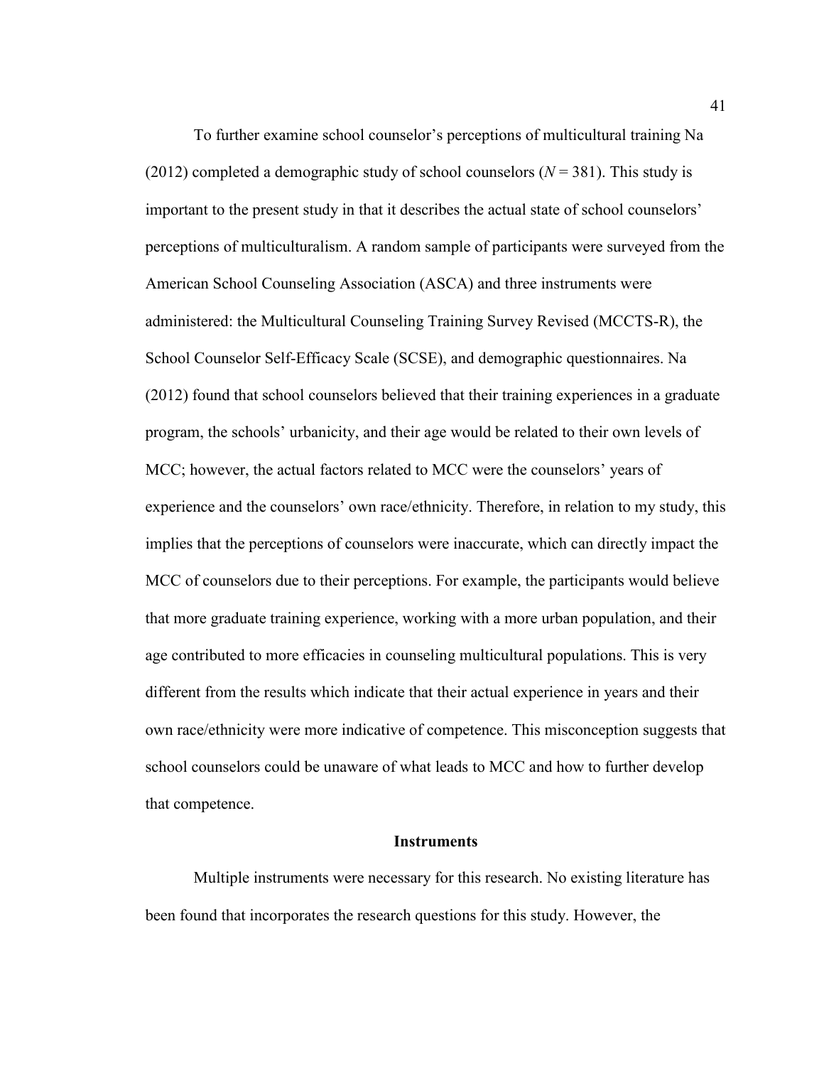To further examine school counselor's perceptions of multicultural training Na (2012) completed a demographic study of school counselors (*N* = 381). This study is important to the present study in that it describes the actual state of school counselors' perceptions of multiculturalism. A random sample of participants were surveyed from the American School Counseling Association (ASCA) and three instruments were administered: the Multicultural Counseling Training Survey Revised (MCCTS-R), the School Counselor Self-Efficacy Scale (SCSE), and demographic questionnaires. Na (2012) found that school counselors believed that their training experiences in a graduate program, the schools' urbanicity, and their age would be related to their own levels of MCC; however, the actual factors related to MCC were the counselors' years of experience and the counselors' own race/ethnicity. Therefore, in relation to my study, this implies that the perceptions of counselors were inaccurate, which can directly impact the MCC of counselors due to their perceptions. For example, the participants would believe that more graduate training experience, working with a more urban population, and their age contributed to more efficacies in counseling multicultural populations. This is very different from the results which indicate that their actual experience in years and their own race/ethnicity were more indicative of competence. This misconception suggests that school counselors could be unaware of what leads to MCC and how to further develop that competence.

## Instruments

Multiple instruments were necessary for this research. No existing literature has been found that incorporates the research questions for this study. However, the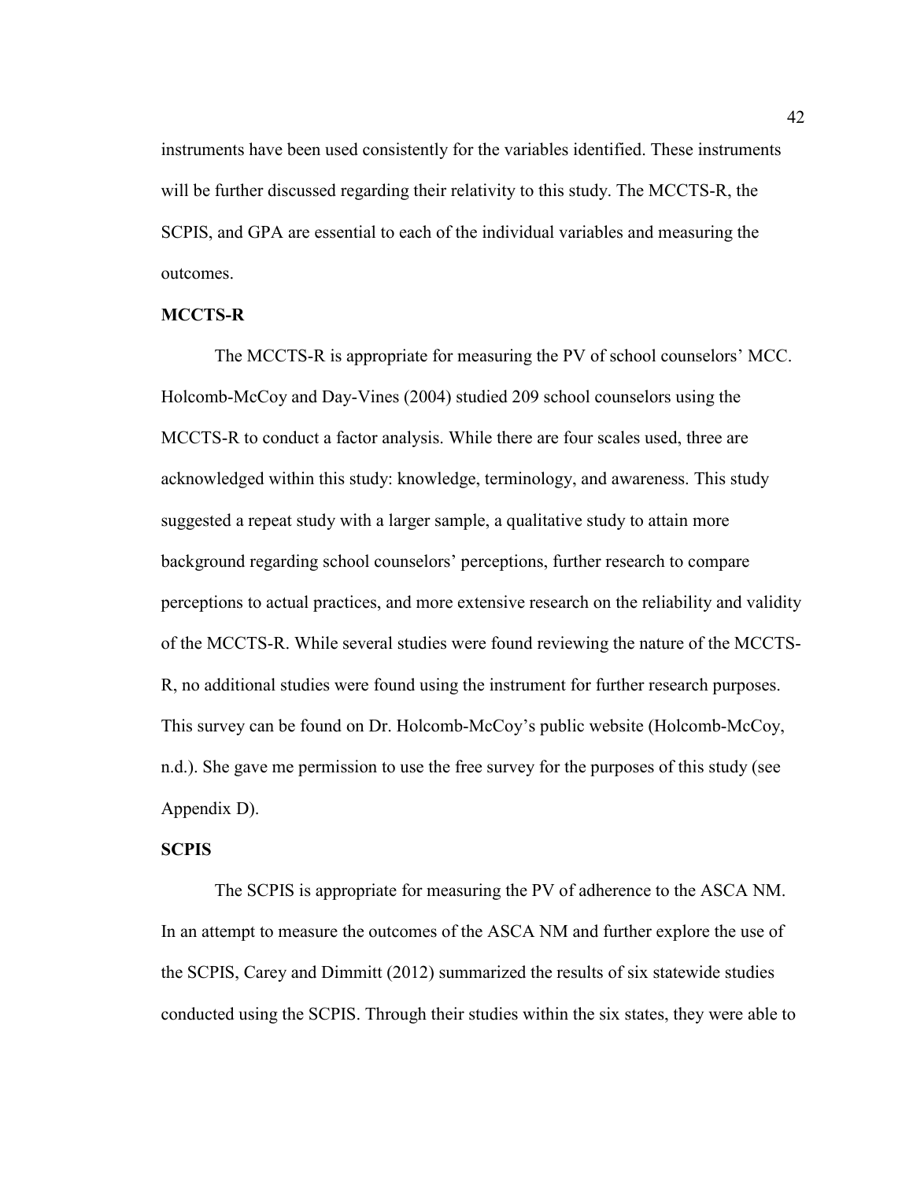instruments have been used consistently for the variables identified. These instruments will be further discussed regarding their relativity to this study. The MCCTS-R, the SCPIS, and GPA are essential to each of the individual variables and measuring the outcomes.

### MCCTS-R

The MCCTS-R is appropriate for measuring the PV of school counselors' MCC. Holcomb-McCoy and Day-Vines (2004) studied 209 school counselors using the MCCTS-R to conduct a factor analysis. While there are four scales used, three are acknowledged within this study: knowledge, terminology, and awareness. This study suggested a repeat study with a larger sample, a qualitative study to attain more background regarding school counselors' perceptions, further research to compare perceptions to actual practices, and more extensive research on the reliability and validity of the MCCTS-R. While several studies were found reviewing the nature of the MCCTS-R, no additional studies were found using the instrument for further research purposes. This survey can be found on Dr. Holcomb-McCoy's public website (Holcomb-McCoy, n.d.). She gave me permission to use the free survey for the purposes of this study (see Appendix D).

### SCPIS

The SCPIS is appropriate for measuring the PV of adherence to the ASCA NM. In an attempt to measure the outcomes of the ASCA NM and further explore the use of the SCPIS, Carey and Dimmitt (2012) summarized the results of six statewide studies conducted using the SCPIS. Through their studies within the six states, they were able to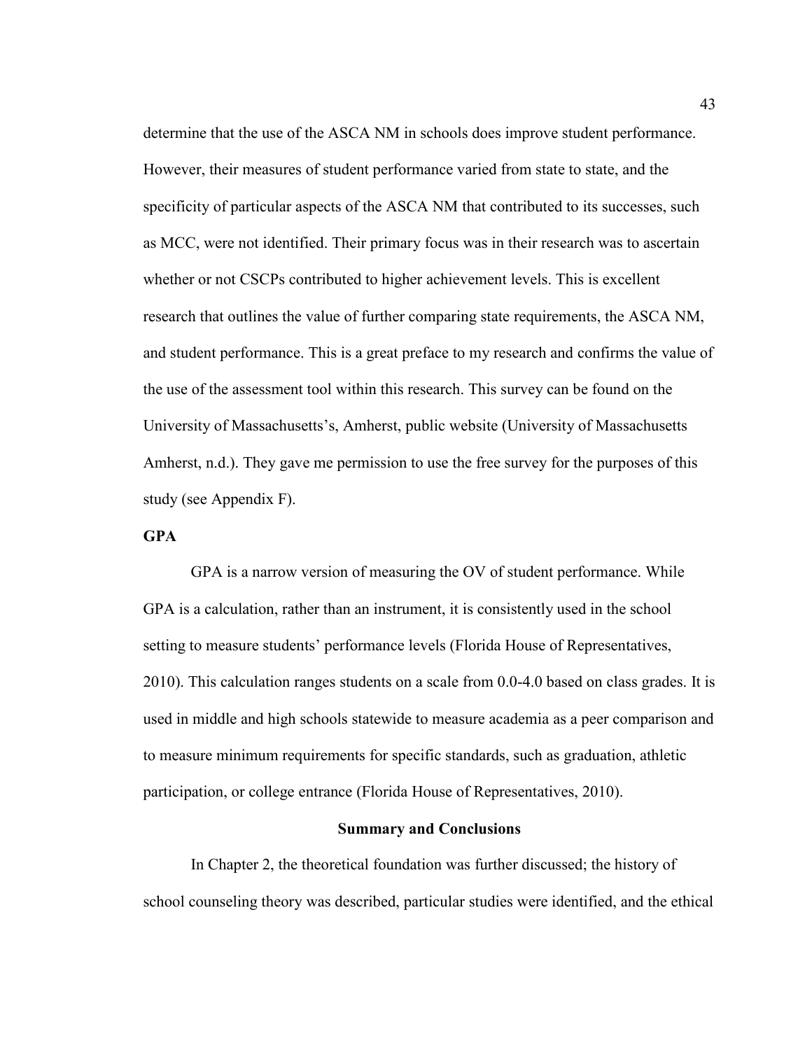determine that the use of the ASCA NM in schools does improve student performance. However, their measures of student performance varied from state to state, and the specificity of particular aspects of the ASCA NM that contributed to its successes, such as MCC, were not identified. Their primary focus was in their research was to ascertain whether or not CSCPs contributed to higher achievement levels. This is excellent research that outlines the value of further comparing state requirements, the ASCA NM, and student performance. This is a great preface to my research and confirms the value of the use of the assessment tool within this research. This survey can be found on the University of Massachusetts's, Amherst, public website (University of Massachusetts Amherst, n.d.). They gave me permission to use the free survey for the purposes of this study (see Appendix F).

### GPA

GPA is a narrow version of measuring the OV of student performance. While GPA is a calculation, rather than an instrument, it is consistently used in the school setting to measure students' performance levels (Florida House of Representatives, 2010). This calculation ranges students on a scale from 0.0-4.0 based on class grades. It is used in middle and high schools statewide to measure academia as a peer comparison and to measure minimum requirements for specific standards, such as graduation, athletic participation, or college entrance (Florida House of Representatives, 2010).

## Summary and Conclusions

In Chapter 2, the theoretical foundation was further discussed; the history of school counseling theory was described, particular studies were identified, and the ethical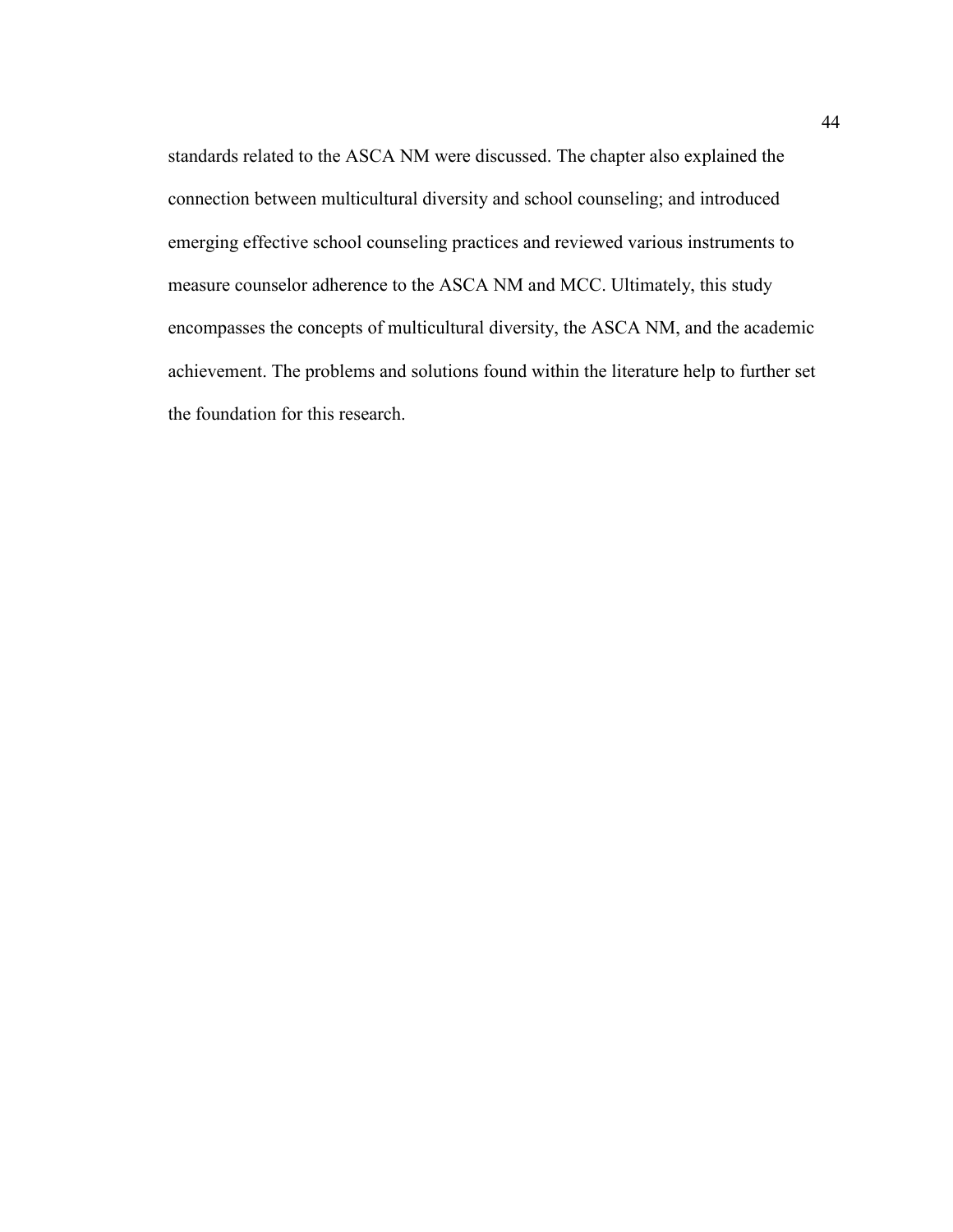standards related to the ASCA NM were discussed. The chapter also explained the connection between multicultural diversity and school counseling; and introduced emerging effective school counseling practices and reviewed various instruments to measure counselor adherence to the ASCA NM and MCC. Ultimately, this study encompasses the concepts of multicultural diversity, the ASCA NM, and the academic achievement. The problems and solutions found within the literature help to further set the foundation for this research.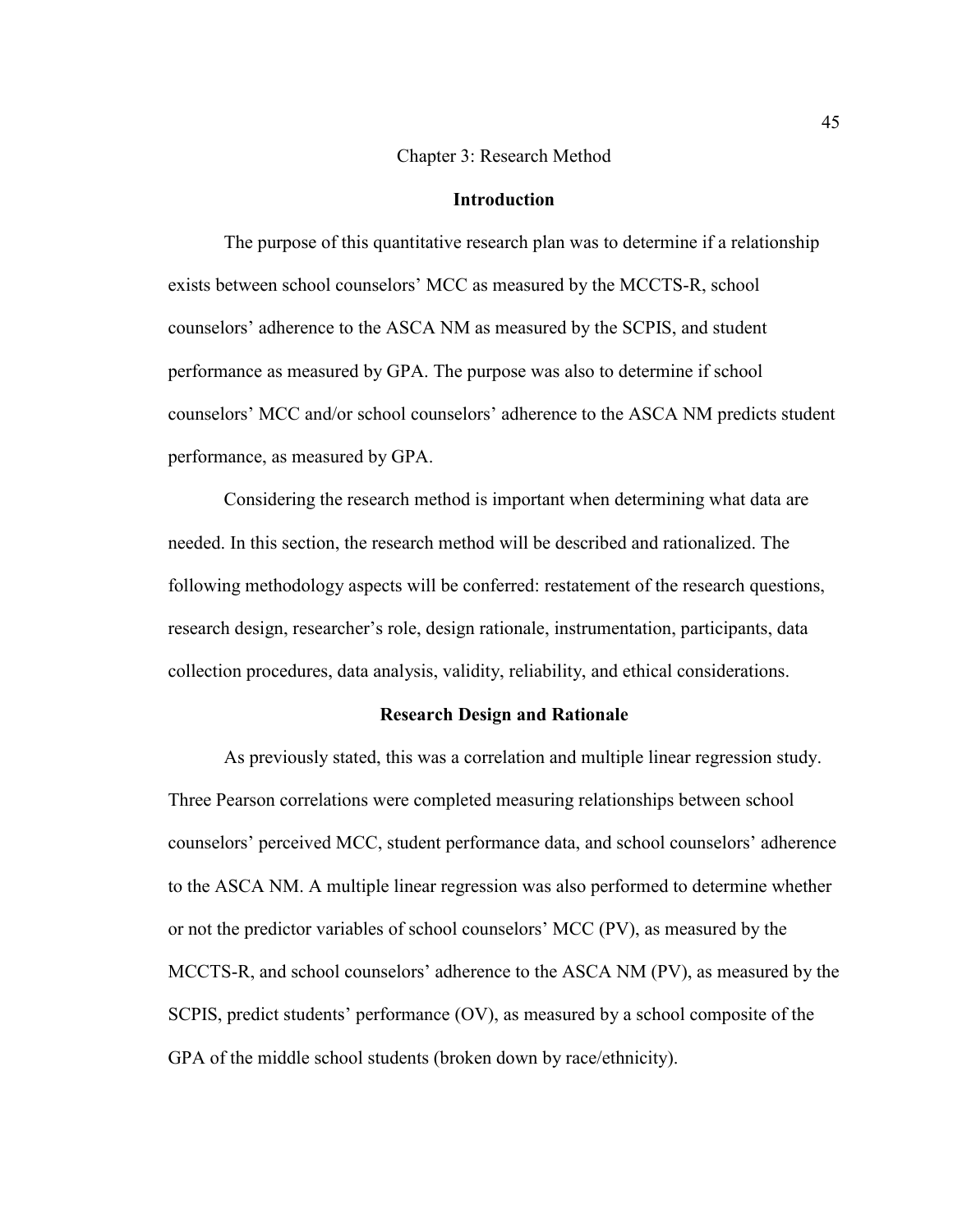# Chapter 3: Research Method

## Introduction

The purpose of this quantitative research plan was to determine if a relationship exists between school counselors' MCC as measured by the MCCTS-R, school counselors' adherence to the ASCA NM as measured by the SCPIS, and student performance as measured by GPA. The purpose was also to determine if school counselors' MCC and/or school counselors' adherence to the ASCA NM predicts student performance, as measured by GPA.

Considering the research method is important when determining what data are needed. In this section, the research method will be described and rationalized. The following methodology aspects will be conferred: restatement of the research questions, research design, researcher's role, design rationale, instrumentation, participants, data collection procedures, data analysis, validity, reliability, and ethical considerations.

## Research Design and Rationale

As previously stated, this was a correlation and multiple linear regression study. Three Pearson correlations were completed measuring relationships between school counselors' perceived MCC, student performance data, and school counselors' adherence to the ASCA NM. A multiple linear regression was also performed to determine whether or not the predictor variables of school counselors' MCC (PV), as measured by the MCCTS-R, and school counselors' adherence to the ASCA NM (PV), as measured by the SCPIS, predict students' performance (OV), as measured by a school composite of the GPA of the middle school students (broken down by race/ethnicity).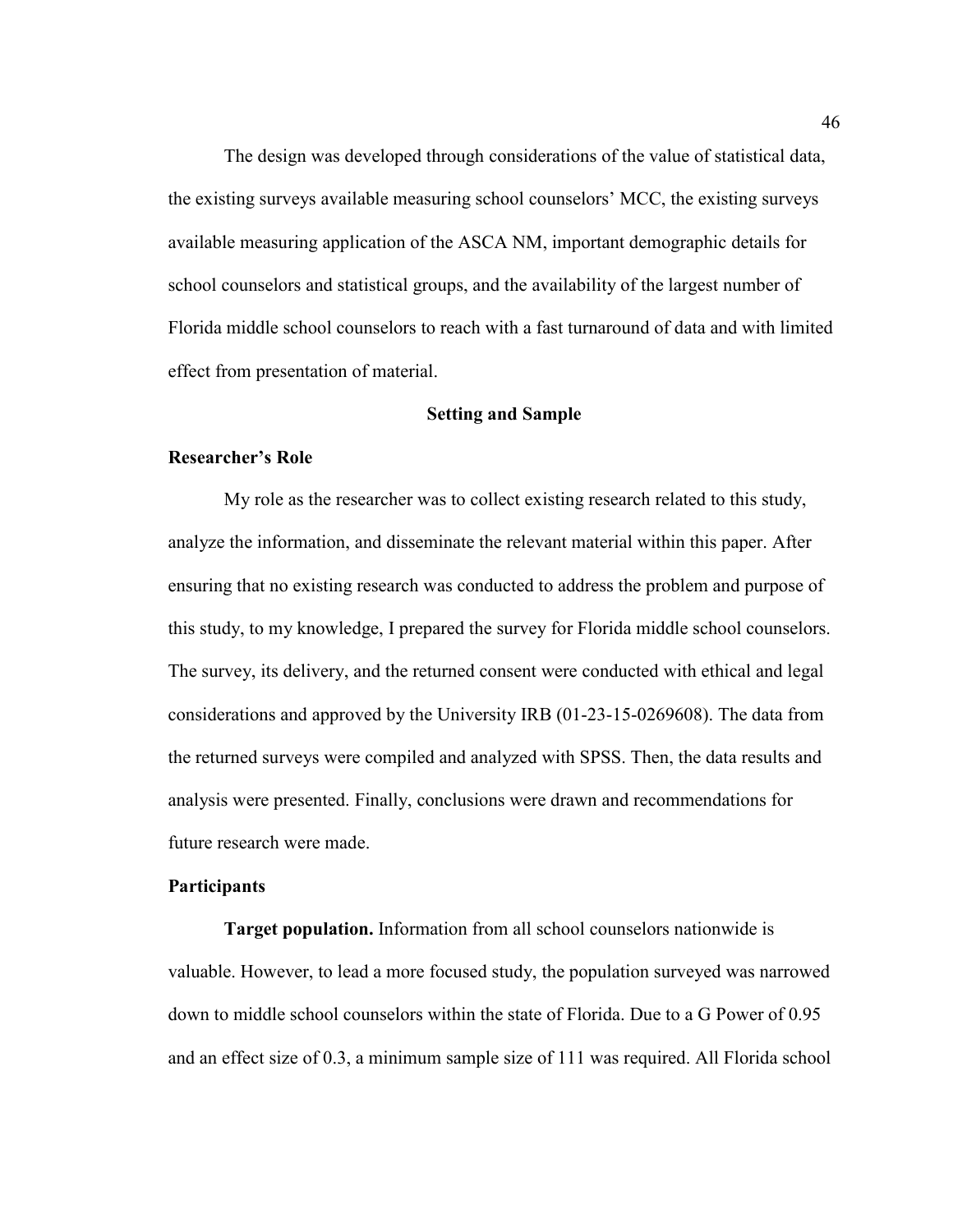The design was developed through considerations of the value of statistical data, the existing surveys available measuring school counselors' MCC, the existing surveys available measuring application of the ASCA NM, important demographic details for school counselors and statistical groups, and the availability of the largest number of Florida middle school counselors to reach with a fast turnaround of data and with limited effect from presentation of material.

## Setting and Sample

### Researcher's Role

My role as the researcher was to collect existing research related to this study, analyze the information, and disseminate the relevant material within this paper. After ensuring that no existing research was conducted to address the problem and purpose of this study, to my knowledge, I prepared the survey for Florida middle school counselors. The survey, its delivery, and the returned consent were conducted with ethical and legal considerations and approved by the University IRB (01-23-15-0269608). The data from the returned surveys were compiled and analyzed with SPSS. Then, the data results and analysis were presented. Finally, conclusions were drawn and recommendations for future research were made.

### Participants

**Target population.** Information from all school counselors nationwide is valuable. However, to lead a more focused study, the population surveyed was narrowed down to middle school counselors within the state of Florida. Due to a G Power of 0.95 and an effect size of 0.3, a minimum sample size of 111 was required. All Florida school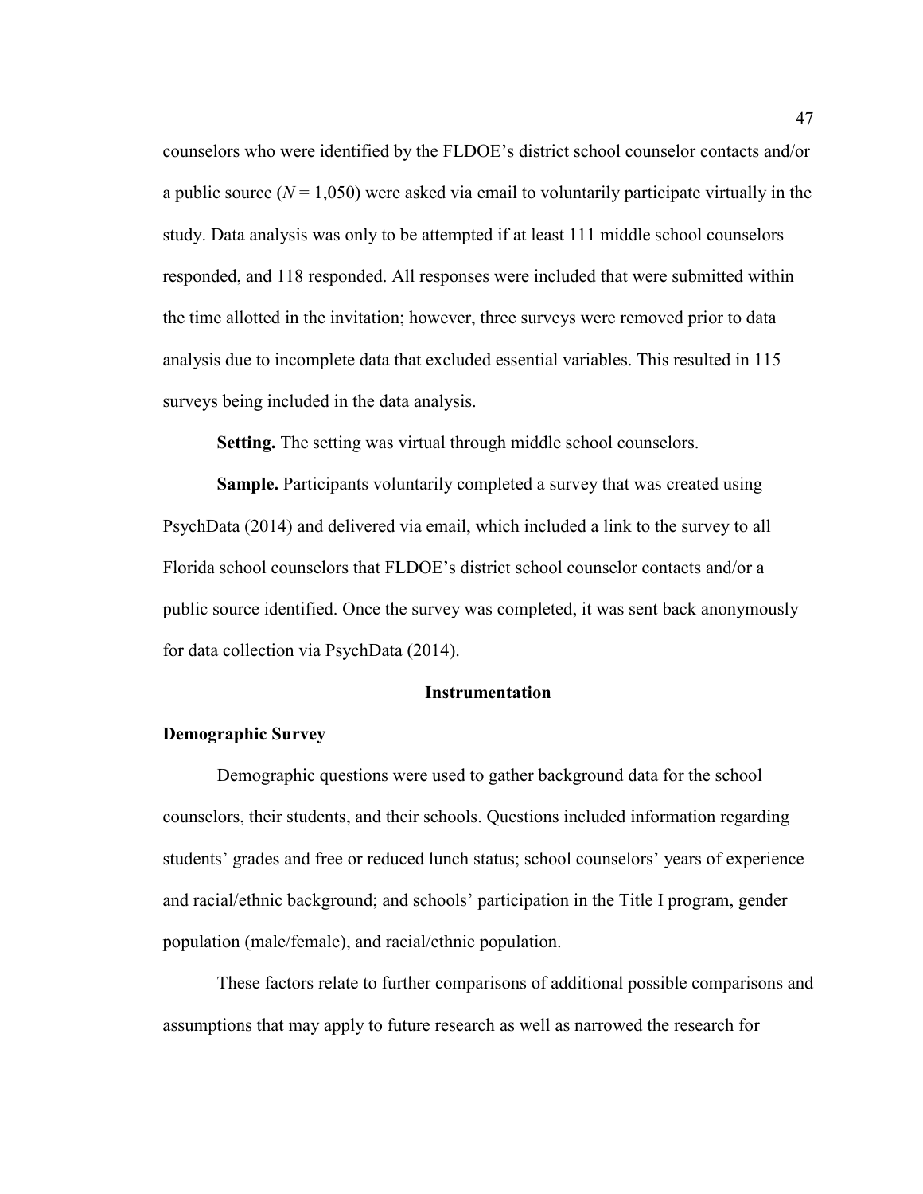counselors who were identified by the FLDOE's district school counselor contacts and/or a public source ($N$ = 1,050) were asked via email to voluntarily participate virtually in the study. Data analysis was only to be attempted if at least 111 middle school counselors responded, and 118 responded. All responses were included that were submitted within the time allotted in the invitation; however, three surveys were removed prior to data analysis due to incomplete data that excluded essential variables. This resulted in 115 surveys being included in the data analysis.

**Setting.** The setting was virtual through middle school counselors.

**Sample.** Participants voluntarily completed a survey that was created using PsychData (2014) and delivered via email, which included a link to the survey to all Florida school counselors that FLDOE's district school counselor contacts and/or a public source identified. Once the survey was completed, it was sent back anonymously for data collection via PsychData (2014).

## Instrumentation

### Demographic Survey

Demographic questions were used to gather background data for the school counselors, their students, and their schools. Questions included information regarding students' grades and free or reduced lunch status; school counselors' years of experience and racial/ethnic background; and schools' participation in the Title I program, gender population (male/female), and racial/ethnic population.

These factors relate to further comparisons of additional possible comparisons and assumptions that may apply to future research as well as narrowed the research for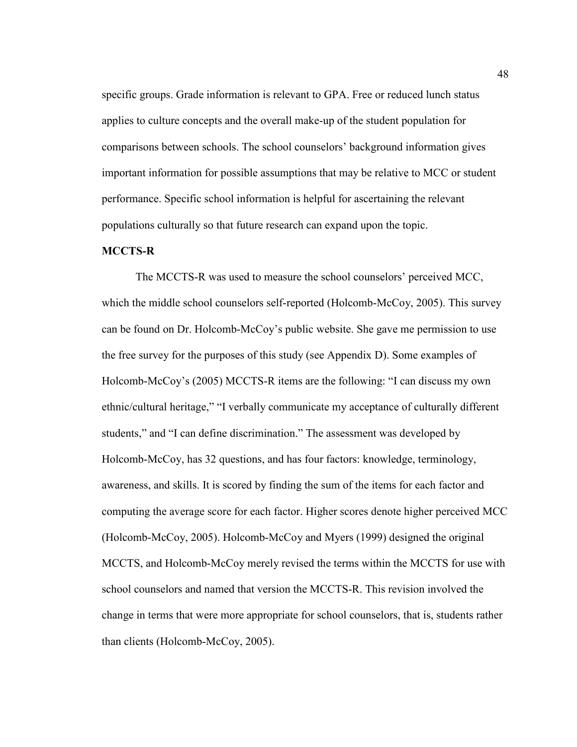specific groups. Grade information is relevant to GPA. Free or reduced lunch status applies to culture concepts and the overall make-up of the student population for comparisons between schools. The school counselors' background information gives important information for possible assumptions that may be relative to MCC or student performance. Specific school information is helpful for ascertaining the relevant populations culturally so that future research can expand upon the topic.

**MCCTS-R**

The MCCTS-R was used to measure the school counselors' perceived MCC, which the middle school counselors self-reported (Holcomb-McCoy, 2005). This survey can be found on Dr. Holcomb-McCoy's public website. She gave me permission to use the free survey for the purposes of this study (see Appendix D). Some examples of Holcomb-McCoy's (2005) MCCTS-R items are the following: "I can discuss my own ethnic/cultural heritage," "I verbally communicate my acceptance of culturally different students," and "I can define discrimination." The assessment was developed by Holcomb-McCoy, has 32 questions, and has four factors: knowledge, terminology, awareness, and skills. It is scored by finding the sum of the items for each factor and computing the average score for each factor. Higher scores denote higher perceived MCC (Holcomb-McCoy, 2005). Holcomb-McCoy and Myers (1999) designed the original MCCTS, and Holcomb-McCoy merely revised the terms within the MCCTS for use with school counselors and named that version the MCCTS-R. This revision involved the change in terms that were more appropriate for school counselors, that is, students rather than clients (Holcomb-McCoy, 2005).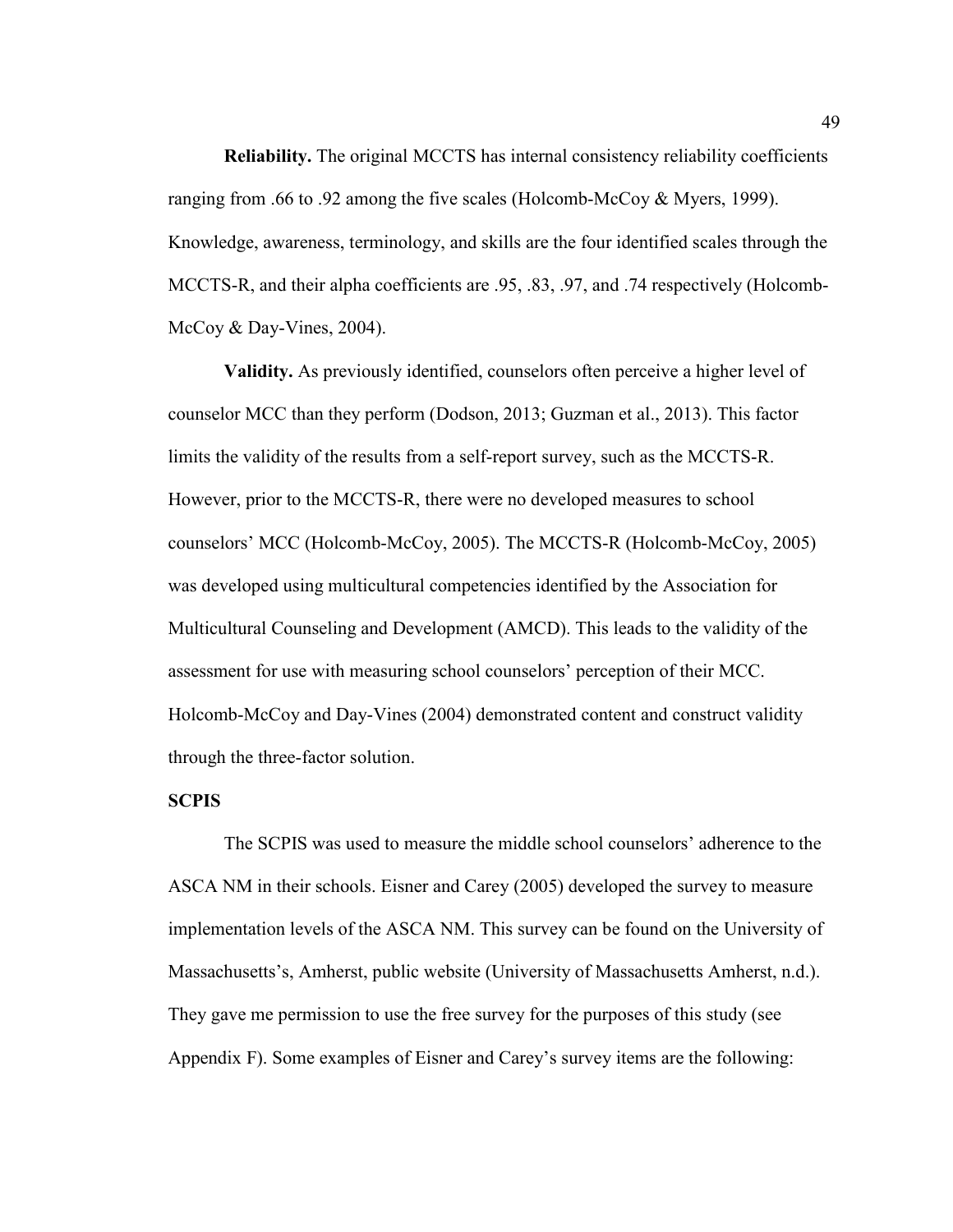**Reliability.** The original MCCTS has internal consistency reliability coefficients ranging from .66 to .92 among the five scales (Holcomb-McCoy & Myers, 1999). Knowledge, awareness, terminology, and skills are the four identified scales through the MCCTS-R, and their alpha coefficients are .95, .83, .97, and .74 respectively (Holcomb-McCoy & Day-Vines, 2004).

**Validity.** As previously identified, counselors often perceive a higher level of counselor MCC than they perform (Dodson, 2013; Guzman et al., 2013). This factor limits the validity of the results from a self-report survey, such as the MCCTS-R. However, prior to the MCCTS-R, there were no developed measures to school counselors' MCC (Holcomb-McCoy, 2005). The MCCTS-R (Holcomb-McCoy, 2005) was developed using multicultural competencies identified by the Association for Multicultural Counseling and Development (AMCD). This leads to the validity of the assessment for use with measuring school counselors' perception of their MCC. Holcomb-McCoy and Day-Vines (2004) demonstrated content and construct validity through the three-factor solution.

**SCPIS**

The SCPIS was used to measure the middle school counselors' adherence to the ASCA NM in their schools. Eisner and Carey (2005) developed the survey to measure implementation levels of the ASCA NM. This survey can be found on the University of Massachusetts's, Amherst, public website (University of Massachusetts Amherst, n.d.). They gave me permission to use the free survey for the purposes of this study (see Appendix F). Some examples of Eisner and Carey's survey items are the following: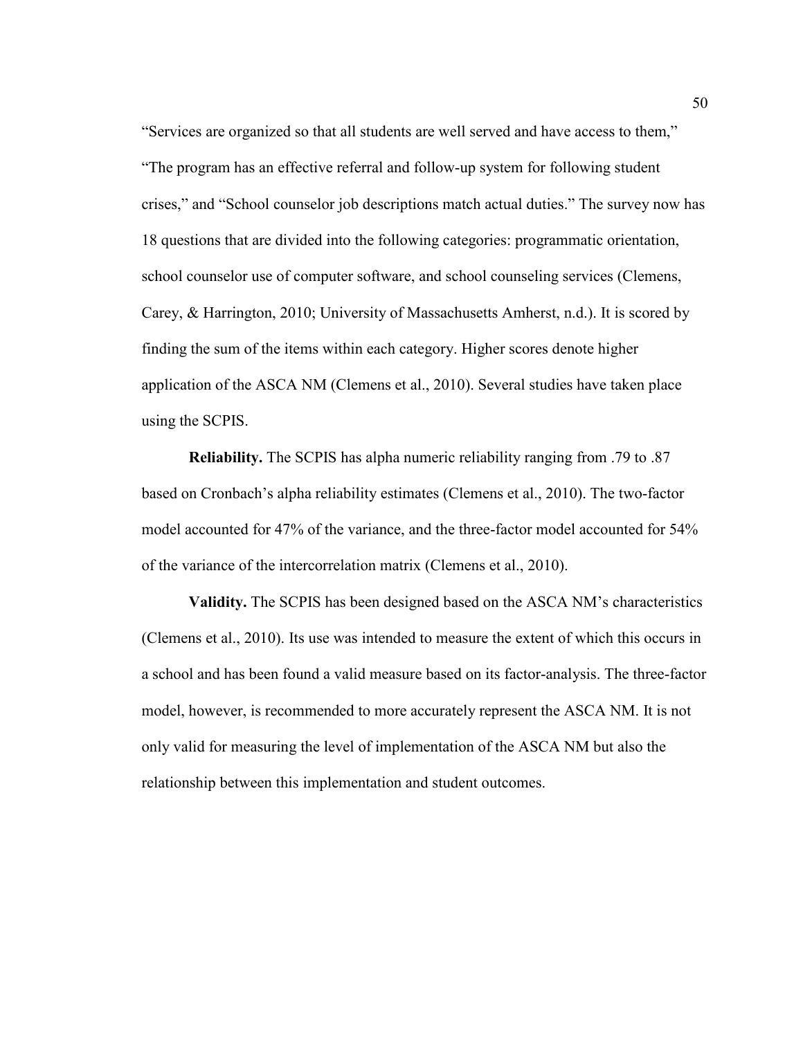"Services are organized so that all students are well served and have access to them," "The program has an effective referral and follow-up system for following student crises," and "School counselor job descriptions match actual duties." The survey now has 18 questions that are divided into the following categories: programmatic orientation, school counselor use of computer software, and school counseling services (Clemens, Carey, & Harrington, 2010; University of Massachusetts Amherst, n.d.). It is scored by finding the sum of the items within each category. Higher scores denote higher application of the ASCA NM (Clemens et al., 2010). Several studies have taken place using the SCPIS.

**Reliability.** The SCPIS has alpha numeric reliability ranging from .79 to .87 based on Cronbach's alpha reliability estimates (Clemens et al., 2010). The two-factor model accounted for 47% of the variance, and the three-factor model accounted for 54% of the variance of the intercorrelation matrix (Clemens et al., 2010).

**Validity.** The SCPIS has been designed based on the ASCA NM's characteristics (Clemens et al., 2010). Its use was intended to measure the extent of which this occurs in a school and has been found a valid measure based on its factor-analysis. The three-factor model, however, is recommended to more accurately represent the ASCA NM. It is not only valid for measuring the level of implementation of the ASCA NM but also the relationship between this implementation and student outcomes.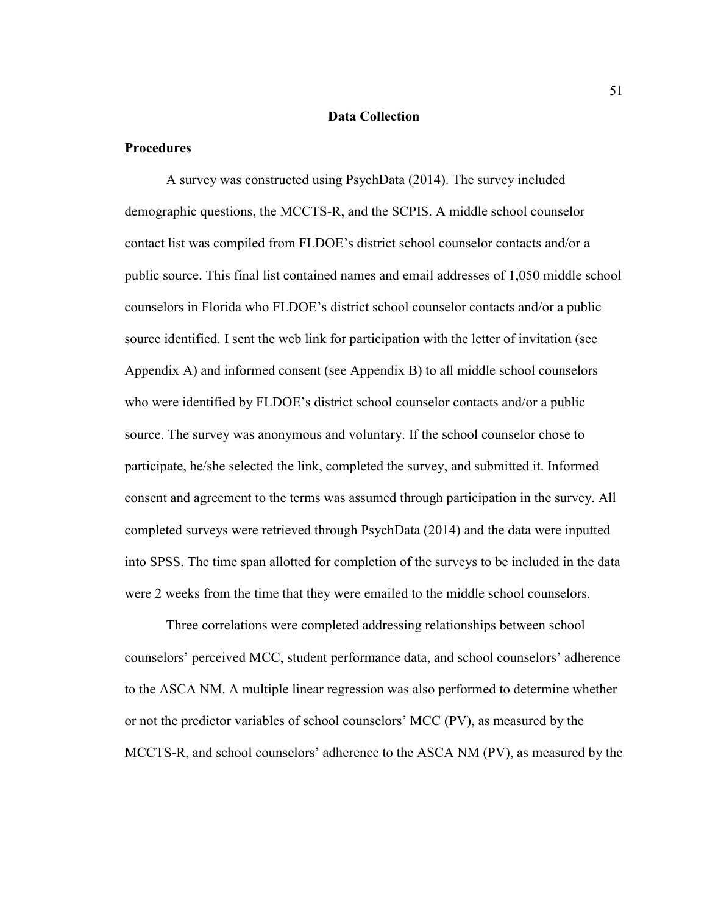## Data Collection

### Procedures

A survey was constructed using PsychData (2014). The survey included demographic questions, the MCCTS-R, and the SCPIS. A middle school counselor contact list was compiled from FLDOE's district school counselor contacts and/or a public source. This final list contained names and email addresses of 1,050 middle school counselors in Florida who FLDOE's district school counselor contacts and/or a public source identified. I sent the web link for participation with the letter of invitation (see Appendix A) and informed consent (see Appendix B) to all middle school counselors who were identified by FLDOE's district school counselor contacts and/or a public source. The survey was anonymous and voluntary. If the school counselor chose to participate, he/she selected the link, completed the survey, and submitted it. Informed consent and agreement to the terms was assumed through participation in the survey. All completed surveys were retrieved through PsychData (2014) and the data were inputted into SPSS. The time span allotted for completion of the surveys to be included in the data were 2 weeks from the time that they were emailed to the middle school counselors.

Three correlations were completed addressing relationships between school counselors' perceived MCC, student performance data, and school counselors' adherence to the ASCA NM. A multiple linear regression was also performed to determine whether or not the predictor variables of school counselors' MCC (PV), as measured by the MCCTS-R, and school counselors' adherence to the ASCA NM (PV), as measured by the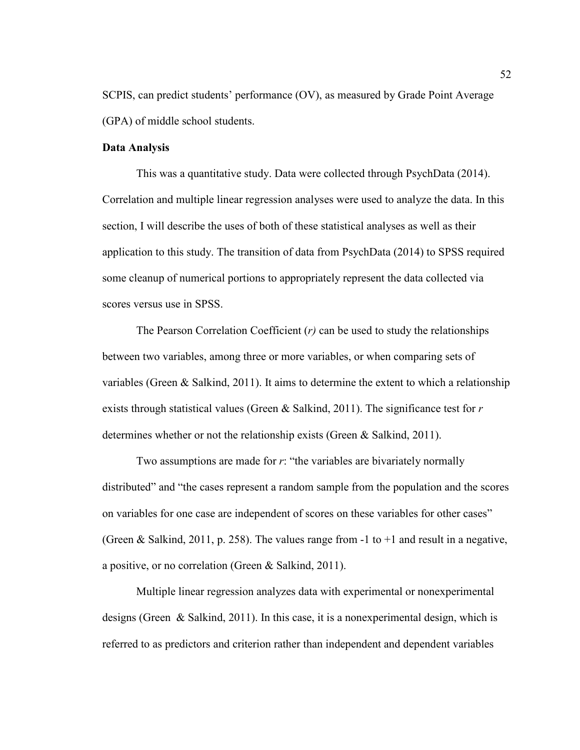SCPIS, can predict students' performance (OV), as measured by Grade Point Average (GPA) of middle school students.

**Data Analysis**

This was a quantitative study. Data were collected through PsychData (2014). Correlation and multiple linear regression analyses were used to analyze the data. In this section, I will describe the uses of both of these statistical analyses as well as their application to this study. The transition of data from PsychData (2014) to SPSS required some cleanup of numerical portions to appropriately represent the data collected via scores versus use in SPSS.

The Pearson Correlation Coefficient (*r)* can be used to study the relationships between two variables, among three or more variables, or when comparing sets of variables (Green & Salkind, 2011). It aims to determine the extent to which a relationship exists through statistical values (Green & Salkind, 2011). The significance test for *r* determines whether or not the relationship exists (Green & Salkind, 2011).

Two assumptions are made for *r*: "the variables are bivariately normally distributed" and "the cases represent a random sample from the population and the scores on variables for one case are independent of scores on these variables for other cases" (Green & Salkind, 2011, p. 258). The values range from -1 to +1 and result in a negative, a positive, or no correlation (Green & Salkind, 2011).

Multiple linear regression analyzes data with experimental or nonexperimental designs (Green & Salkind, 2011). In this case, it is a nonexperimental design, which is referred to as predictors and criterion rather than independent and dependent variables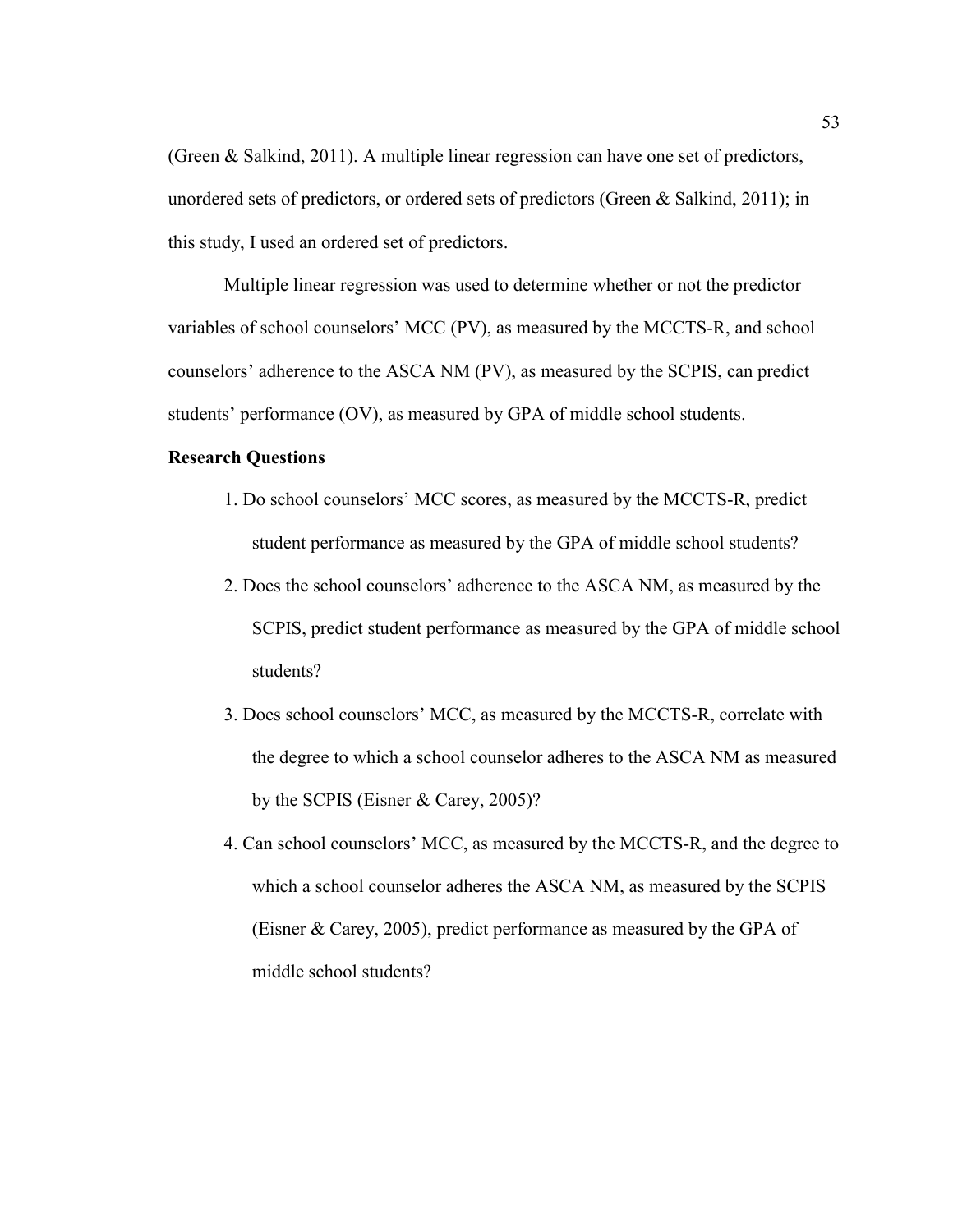(Green & Salkind, 2011). A multiple linear regression can have one set of predictors, unordered sets of predictors, or ordered sets of predictors (Green & Salkind, 2011); in this study, I used an ordered set of predictors.

Multiple linear regression was used to determine whether or not the predictor variables of school counselors' MCC (PV), as measured by the MCCTS-R, and school counselors' adherence to the ASCA NM (PV), as measured by the SCPIS, can predict students' performance (OV), as measured by GPA of middle school students.

**Research Questions**

1. Do school counselors' MCC scores, as measured by the MCCTS-R, predict student performance as measured by the GPA of middle school students?
2. Does the school counselors' adherence to the ASCA NM, as measured by the SCPIS, predict student performance as measured by the GPA of middle school students?
3. Does school counselors' MCC, as measured by the MCCTS-R, correlate with the degree to which a school counselor adheres to the ASCA NM as measured by the SCPIS (Eisner & Carey, 2005)?
4. Can school counselors' MCC, as measured by the MCCTS-R, and the degree to which a school counselor adheres the ASCA NM, as measured by the SCPIS (Eisner & Carey, 2005), predict performance as measured by the GPA of middle school students?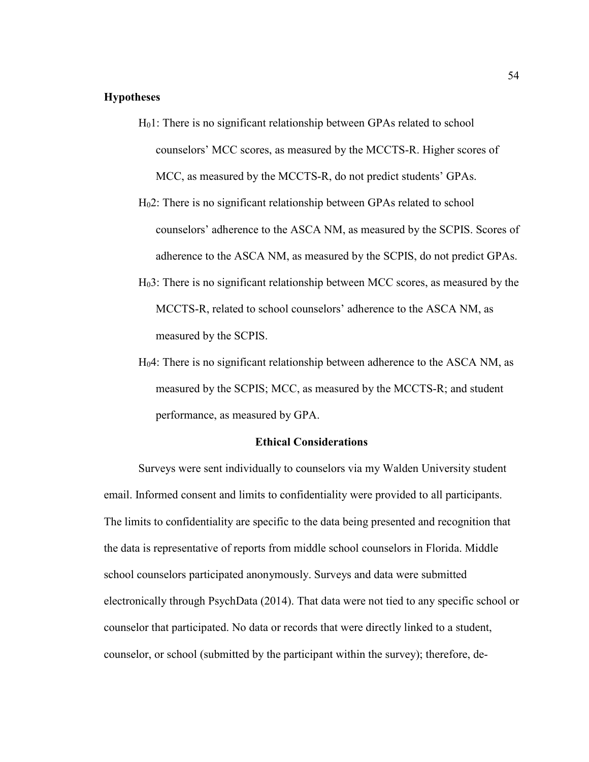**Hypotheses**

$H_0 1$: There is no significant relationship between GPAs related to school counselors' MCC scores, as measured by the MCCTS-R. Higher scores of MCC, as measured by the MCCTS-R, do not predict students' GPAs.

$H_0 2$: There is no significant relationship between GPAs related to school counselors' adherence to the ASCA NM, as measured by the SCPIS. Scores of adherence to the ASCA NM, as measured by the SCPIS, do not predict GPAs.

$H_0 3$: There is no significant relationship between MCC scores, as measured by the MCCTS-R, related to school counselors' adherence to the ASCA NM, as measured by the SCPIS.

$H_0 4$: There is no significant relationship between adherence to the ASCA NM, as measured by the SCPIS; MCC, as measured by the MCCTS-R; and student performance, as measured by GPA.

## Ethical Considerations

Surveys were sent individually to counselors via my Walden University student email. Informed consent and limits to confidentiality were provided to all participants. The limits to confidentiality are specific to the data being presented and recognition that the data is representative of reports from middle school counselors in Florida. Middle school counselors participated anonymously. Surveys and data were submitted electronically through PsychData (2014). That data were not tied to any specific school or counselor that participated. No data or records that were directly linked to a student, counselor, or school (submitted by the participant within the survey); therefore, de-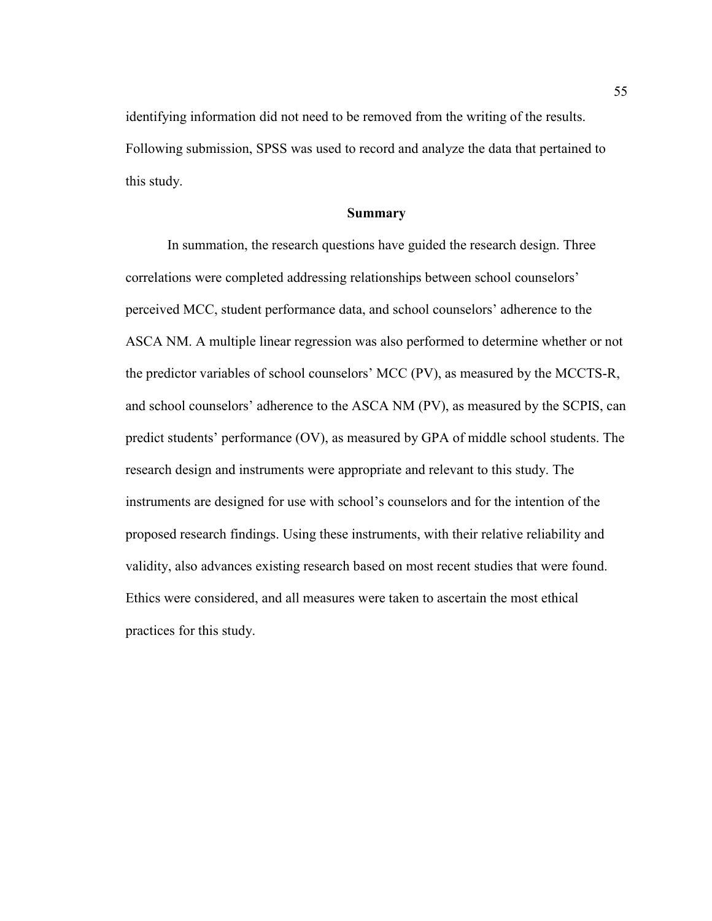identifying information did not need to be removed from the writing of the results. Following submission, SPSS was used to record and analyze the data that pertained to this study.

## Summary

In summation, the research questions have guided the research design. Three correlations were completed addressing relationships between school counselors' perceived MCC, student performance data, and school counselors' adherence to the ASCA NM. A multiple linear regression was also performed to determine whether or not the predictor variables of school counselors' MCC (PV), as measured by the MCCTS-R, and school counselors' adherence to the ASCA NM (PV), as measured by the SCPIS, can predict students' performance (OV), as measured by GPA of middle school students. The research design and instruments were appropriate and relevant to this study. The instruments are designed for use with school's counselors and for the intention of the proposed research findings. Using these instruments, with their relative reliability and validity, also advances existing research based on most recent studies that were found. Ethics were considered, and all measures were taken to ascertain the most ethical practices for this study.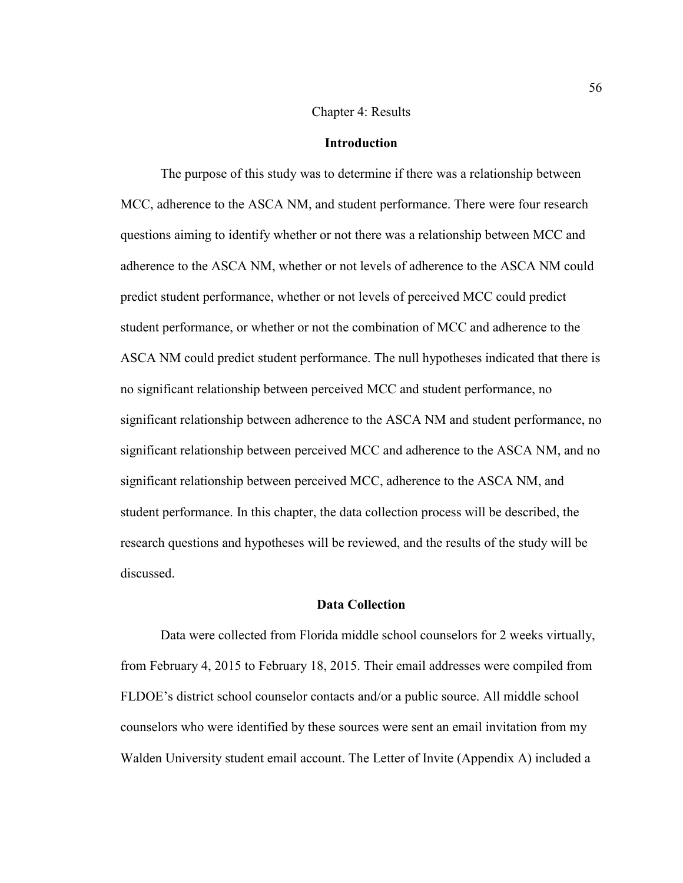# Chapter 4: Results

## Introduction

The purpose of this study was to determine if there was a relationship between MCC, adherence to the ASCA NM, and student performance. There were four research questions aiming to identify whether or not there was a relationship between MCC and adherence to the ASCA NM, whether or not levels of adherence to the ASCA NM could predict student performance, whether or not levels of perceived MCC could predict student performance, or whether or not the combination of MCC and adherence to the ASCA NM could predict student performance. The null hypotheses indicated that there is no significant relationship between perceived MCC and student performance, no significant relationship between adherence to the ASCA NM and student performance, no significant relationship between perceived MCC and adherence to the ASCA NM, and no significant relationship between perceived MCC, adherence to the ASCA NM, and student performance. In this chapter, the data collection process will be described, the research questions and hypotheses will be reviewed, and the results of the study will be discussed.

## Data Collection

Data were collected from Florida middle school counselors for 2 weeks virtually, from February 4, 2015 to February 18, 2015. Their email addresses were compiled from FLDOE's district school counselor contacts and/or a public source. All middle school counselors who were identified by these sources were sent an email invitation from my Walden University student email account. The Letter of Invite (Appendix A) included a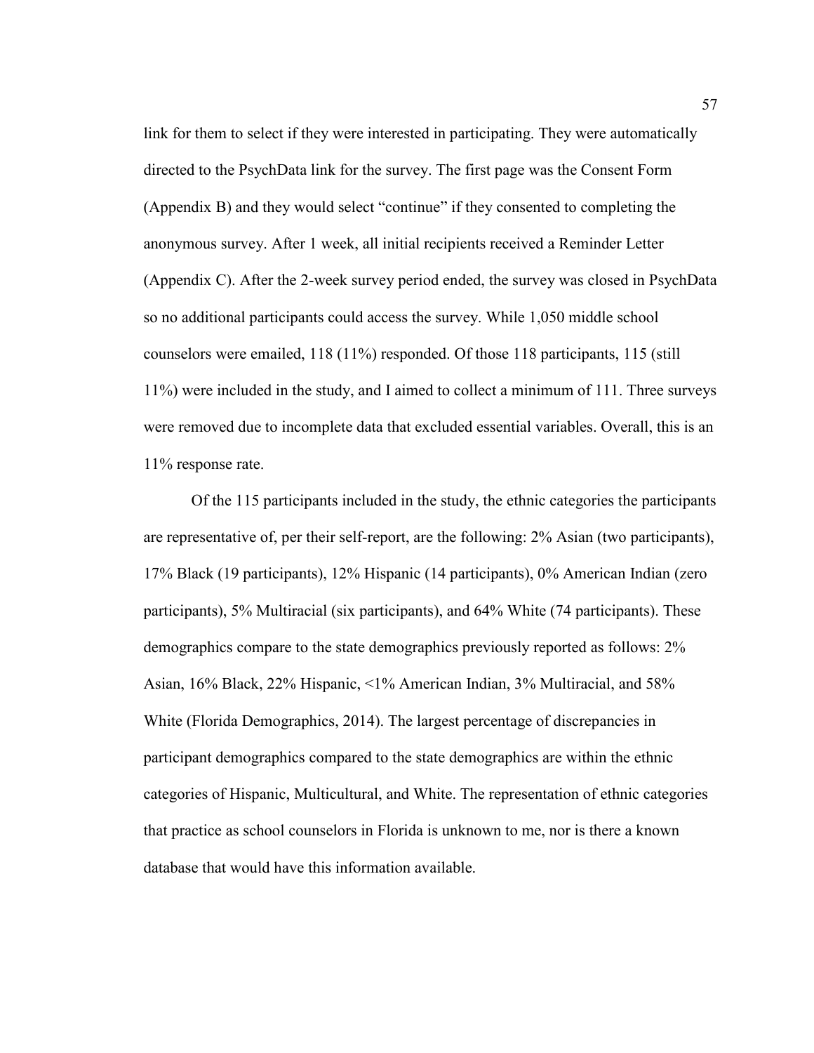link for them to select if they were interested in participating. They were automatically directed to the PsychData link for the survey. The first page was the Consent Form (Appendix B) and they would select "continue" if they consented to completing the anonymous survey. After 1 week, all initial recipients received a Reminder Letter (Appendix C). After the 2-week survey period ended, the survey was closed in PsychData so no additional participants could access the survey. While 1,050 middle school counselors were emailed, 118 (11%) responded. Of those 118 participants, 115 (still 11%) were included in the study, and I aimed to collect a minimum of 111. Three surveys were removed due to incomplete data that excluded essential variables. Overall, this is an 11% response rate.

Of the 115 participants included in the study, the ethnic categories the participants are representative of, per their self-report, are the following: 2% Asian (two participants), 17% Black (19 participants), 12% Hispanic (14 participants), 0% American Indian (zero participants), 5% Multiracial (six participants), and 64% White (74 participants). These demographics compare to the state demographics previously reported as follows: 2% Asian, 16% Black, 22% Hispanic, <1% American Indian, 3% Multiracial, and 58% White (Florida Demographics, 2014). The largest percentage of discrepancies in participant demographics compared to the state demographics are within the ethnic categories of Hispanic, Multicultural, and White. The representation of ethnic categories that practice as school counselors in Florida is unknown to me, nor is there a known database that would have this information available.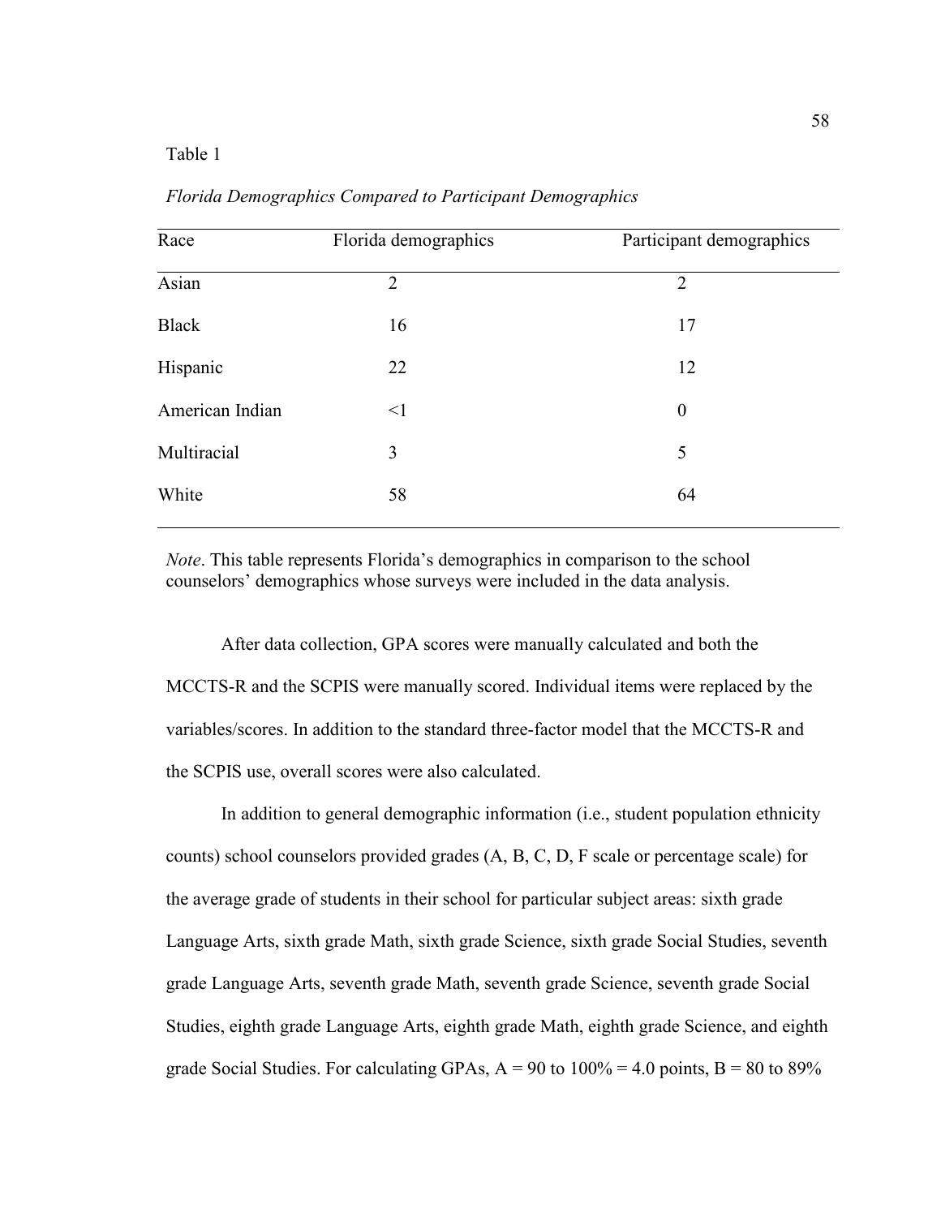Table 1

*Florida Demographics Compared to Participant Demographics*

| Race | Florida demographics | Participant demographics |
|---|---|---|
| Asian | 2 | 2 |
| Black | 16 | 17 |
| Hispanic | 22 | 12 |
| American Indian | <1 | 0 |
| Multiracial | 3 | 5 |
| White | 58 | 64 |

*Note*. This table represents Florida's demographics in comparison to the school counselors' demographics whose surveys were included in the data analysis.

After data collection, GPA scores were manually calculated and both the MCCTS-R and the SCPIS were manually scored. Individual items were replaced by the variables/scores. In addition to the standard three-factor model that the MCCTS-R and the SCPIS use, overall scores were also calculated.

In addition to general demographic information (i.e., student population ethnicity counts) school counselors provided grades (A, B, C, D, F scale or percentage scale) for the average grade of students in their school for particular subject areas: sixth grade Language Arts, sixth grade Math, sixth grade Science, sixth grade Social Studies, seventh grade Language Arts, seventh grade Math, seventh grade Science, seventh grade Social Studies, eighth grade Language Arts, eighth grade Math, eighth grade Science, and eighth grade Social Studies. For calculating GPAs, A = 90 to 100% = 4.0 points, B = 80 to 89%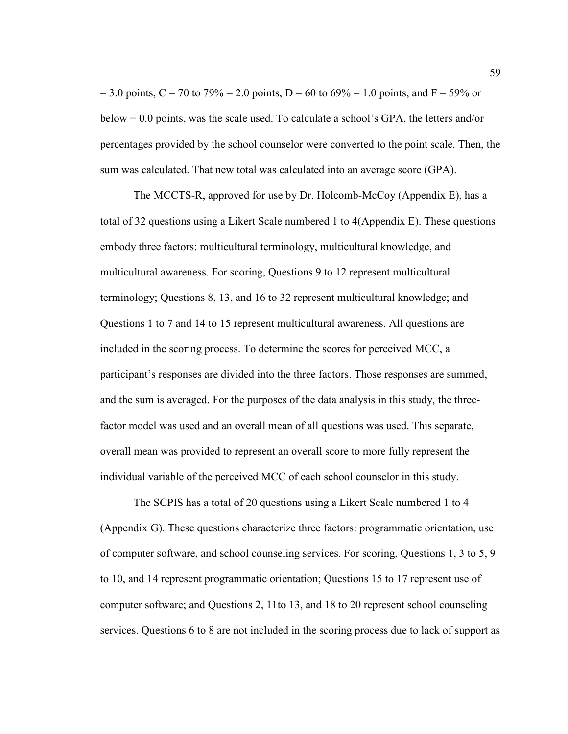= 3.0 points, C = 70 to 79% = 2.0 points, D = 60 to 69% = 1.0 points, and F = 59% or below = 0.0 points, was the scale used. To calculate a school's GPA, the letters and/or percentages provided by the school counselor were converted to the point scale. Then, the sum was calculated. That new total was calculated into an average score (GPA).

The MCCTS-R, approved for use by Dr. Holcomb-McCoy (Appendix E), has a total of 32 questions using a Likert Scale numbered 1 to 4(Appendix E). These questions embody three factors: multicultural terminology, multicultural knowledge, and multicultural awareness. For scoring, Questions 9 to 12 represent multicultural terminology; Questions 8, 13, and 16 to 32 represent multicultural knowledge; and Questions 1 to 7 and 14 to 15 represent multicultural awareness. All questions are included in the scoring process. To determine the scores for perceived MCC, a participant's responses are divided into the three factors. Those responses are summed, and the sum is averaged. For the purposes of the data analysis in this study, the three-factor model was used and an overall mean of all questions was used. This separate, overall mean was provided to represent an overall score to more fully represent the individual variable of the perceived MCC of each school counselor in this study.

The SCPIS has a total of 20 questions using a Likert Scale numbered 1 to 4 (Appendix G). These questions characterize three factors: programmatic orientation, use of computer software, and school counseling services. For scoring, Questions 1, 3 to 5, 9 to 10, and 14 represent programmatic orientation; Questions 15 to 17 represent use of computer software; and Questions 2, 11to 13, and 18 to 20 represent school counseling services. Questions 6 to 8 are not included in the scoring process due to lack of support as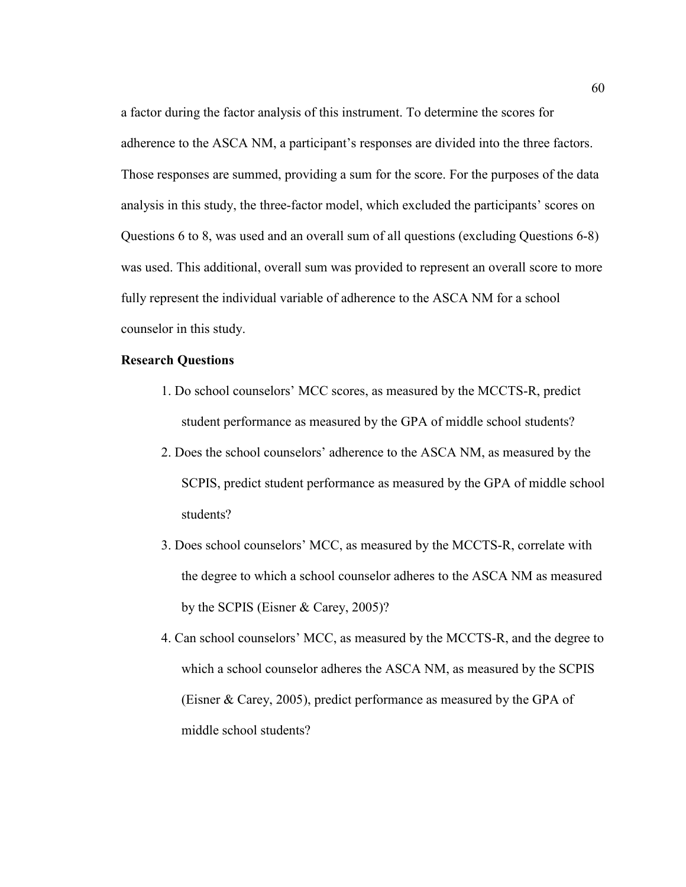a factor during the factor analysis of this instrument. To determine the scores for adherence to the ASCA NM, a participant's responses are divided into the three factors. Those responses are summed, providing a sum for the score. For the purposes of the data analysis in this study, the three-factor model, which excluded the participants' scores on Questions 6 to 8, was used and an overall sum of all questions (excluding Questions 6-8) was used. This additional, overall sum was provided to represent an overall score to more fully represent the individual variable of adherence to the ASCA NM for a school counselor in this study.

**Research Questions**

1. Do school counselors' MCC scores, as measured by the MCCTS-R, predict student performance as measured by the GPA of middle school students?
2. Does the school counselors' adherence to the ASCA NM, as measured by the SCPIS, predict student performance as measured by the GPA of middle school students?
3. Does school counselors' MCC, as measured by the MCCTS-R, correlate with the degree to which a school counselor adheres to the ASCA NM as measured by the SCPIS (Eisner & Carey, 2005)?
4. Can school counselors' MCC, as measured by the MCCTS-R, and the degree to which a school counselor adheres the ASCA NM, as measured by the SCPIS (Eisner & Carey, 2005), predict performance as measured by the GPA of middle school students?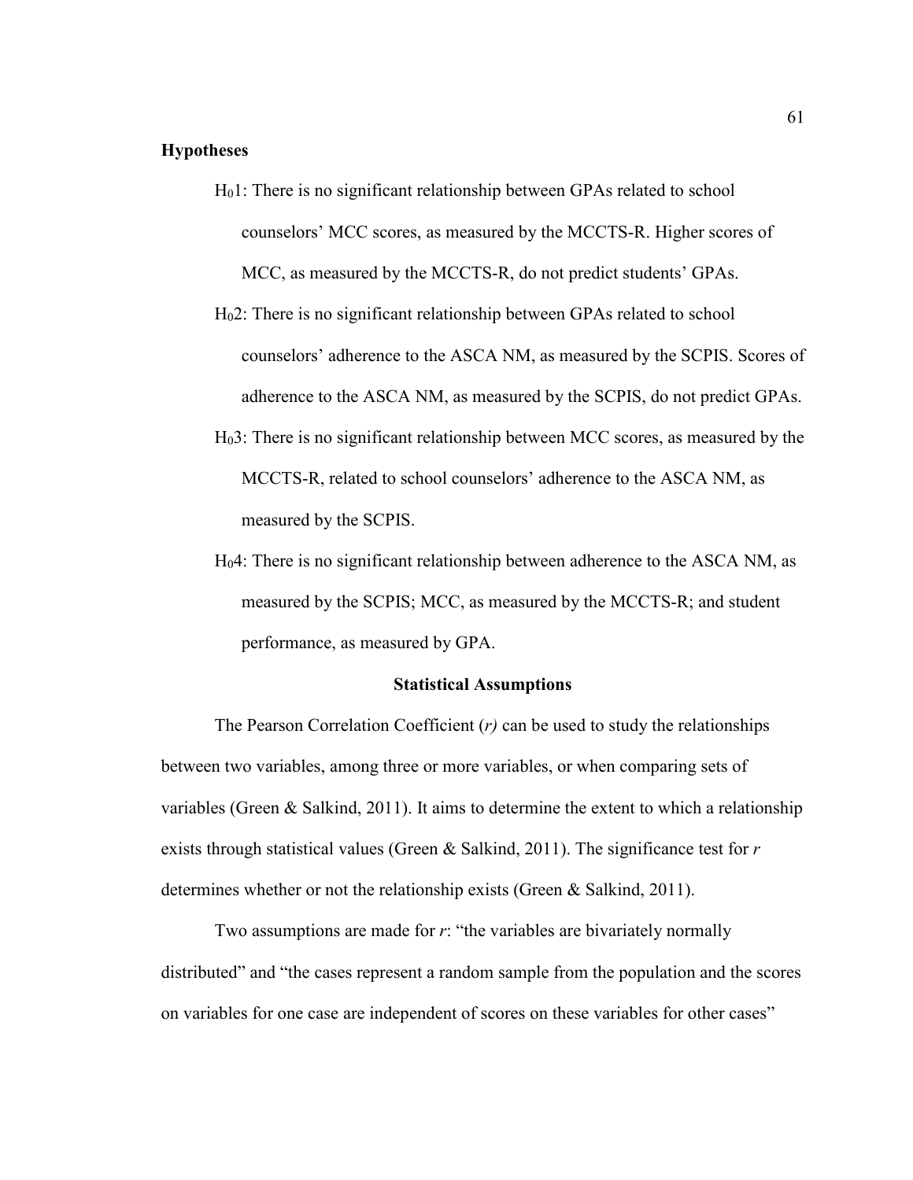**Hypotheses**

$H_01$: There is no significant relationship between GPAs related to school counselors' MCC scores, as measured by the MCCTS-R. Higher scores of MCC, as measured by the MCCTS-R, do not predict students' GPAs.

$H_02$: There is no significant relationship between GPAs related to school counselors' adherence to the ASCA NM, as measured by the SCPIS. Scores of adherence to the ASCA NM, as measured by the SCPIS, do not predict GPAs.

$H_03$: There is no significant relationship between MCC scores, as measured by the MCCTS-R, related to school counselors' adherence to the ASCA NM, as measured by the SCPIS.

$H_04$: There is no significant relationship between adherence to the ASCA NM, as measured by the SCPIS; MCC, as measured by the MCCTS-R; and student performance, as measured by GPA.

## Statistical Assumptions

The Pearson Correlation Coefficient (*r)* can be used to study the relationships between two variables, among three or more variables, or when comparing sets of variables (Green & Salkind, 2011). It aims to determine the extent to which a relationship exists through statistical values (Green & Salkind, 2011). The significance test for *r* determines whether or not the relationship exists (Green & Salkind, 2011).

Two assumptions are made for *r*: "the variables are bivariately normally distributed" and "the cases represent a random sample from the population and the scores on variables for one case are independent of scores on these variables for other cases"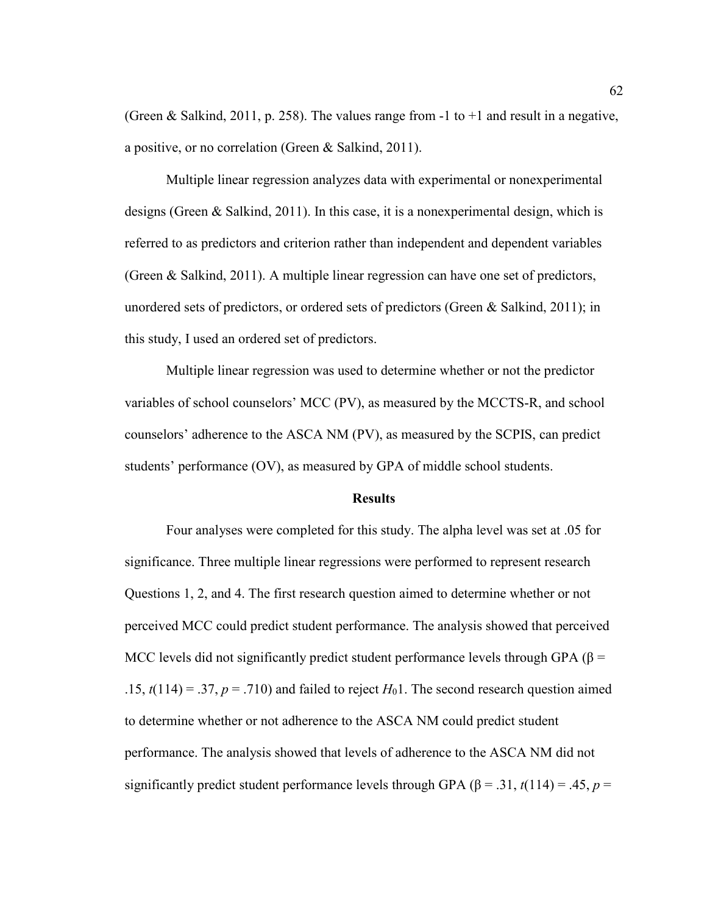(Green & Salkind, 2011, p. 258). The values range from -1 to +1 and result in a negative, a positive, or no correlation (Green & Salkind, 2011).

Multiple linear regression analyzes data with experimental or nonexperimental designs (Green & Salkind, 2011). In this case, it is a nonexperimental design, which is referred to as predictors and criterion rather than independent and dependent variables (Green & Salkind, 2011). A multiple linear regression can have one set of predictors, unordered sets of predictors, or ordered sets of predictors (Green & Salkind, 2011); in this study, I used an ordered set of predictors.

Multiple linear regression was used to determine whether or not the predictor variables of school counselors' MCC (PV), as measured by the MCCTS-R, and school counselors' adherence to the ASCA NM (PV), as measured by the SCPIS, can predict students' performance (OV), as measured by GPA of middle school students.

**Results**

Four analyses were completed for this study. The alpha level was set at .05 for significance. Three multiple linear regressions were performed to represent research Questions 1, 2, and 4. The first research question aimed to determine whether or not perceived MCC could predict student performance. The analysis showed that perceived MCC levels did not significantly predict student performance levels through GPA ($\beta$ = .15, $t(114)$ = .37, $p$ = .710) and failed to reject $H_0 1$. The second research question aimed to determine whether or not adherence to the ASCA NM could predict student performance. The analysis showed that levels of adherence to the ASCA NM did not significantly predict student performance levels through GPA ($\beta$ = .31, $t(114)$ = .45, $p$ =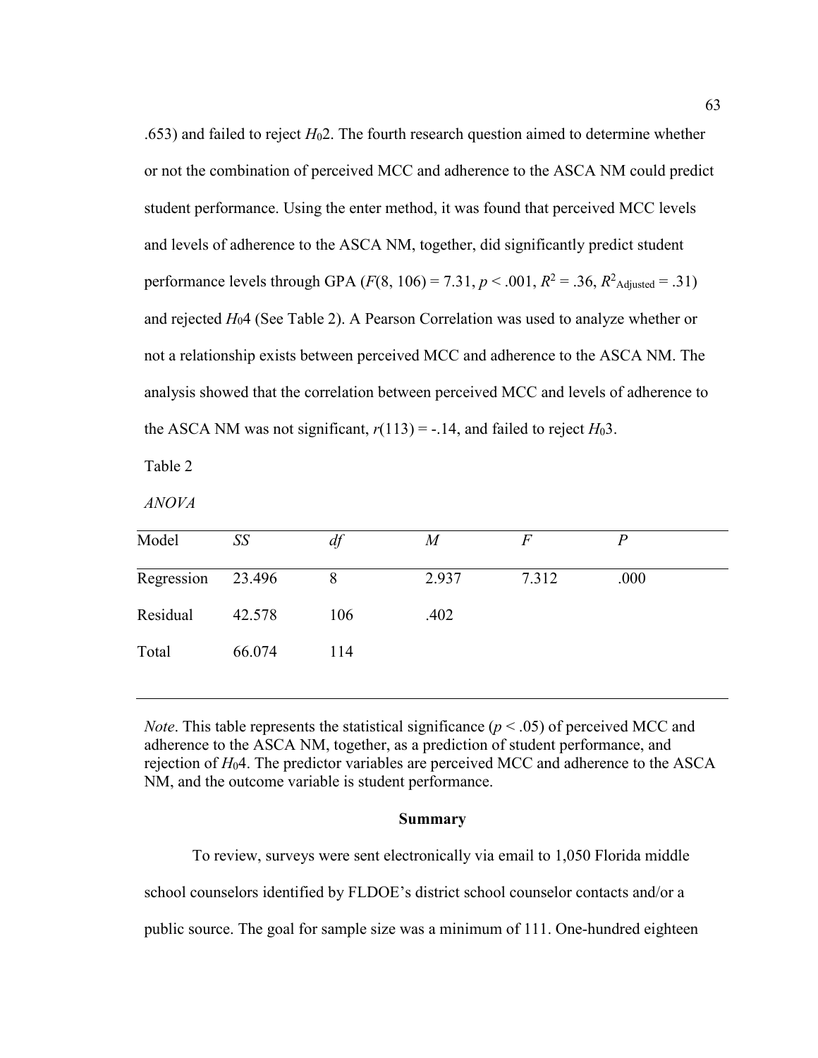.653) and failed to reject $H_0 2$. The fourth research question aimed to determine whether or not the combination of perceived MCC and adherence to the ASCA NM could predict student performance. Using the enter method, it was found that perceived MCC levels and levels of adherence to the ASCA NM, together, did significantly predict student performance levels through GPA ($F(8, 106) = 7.31$, $p < .001$, $R^2 = .36$, $R^2_{\text{Adjusted}} = .31$) and rejected $H_0 4$ (See Table 2). A Pearson Correlation was used to analyze whether or not a relationship exists between perceived MCC and adherence to the ASCA NM. The analysis showed that the correlation between perceived MCC and levels of adherence to the ASCA NM was not significant, $r(113) = -.14$, and failed to reject $H_0 3$.

Table 2

*ANOVA*

| Model | *SS* | *df* | *M* | *F* | *P* |
|---|---|---|---|---|---|
| Regression | 23.496 | 8 | 2.937 | 7.312 | .000 |
| Residual | 42.578 | 106 | .402 | | |
| Total | 66.074 | 114 | | | |

*Note*. This table represents the statistical significance ($p < .05$) of perceived MCC and adherence to the ASCA NM, together, as a prediction of student performance, and rejection of $H_0 4$. The predictor variables are perceived MCC and adherence to the ASCA NM, and the outcome variable is student performance.

## Summary

To review, surveys were sent electronically via email to 1,050 Florida middle school counselors identified by FLDOE's district school counselor contacts and/or a public source. The goal for sample size was a minimum of 111. One-hundred eighteen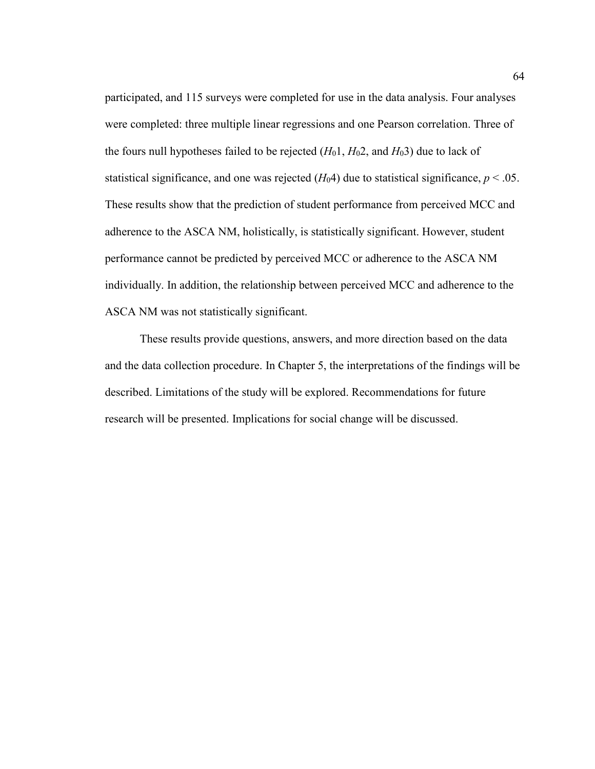participated, and 115 surveys were completed for use in the data analysis. Four analyses were completed: three multiple linear regressions and one Pearson correlation. Three of the fours null hypotheses failed to be rejected ($H_01$, $H_02$, and $H_03$) due to lack of statistical significance, and one was rejected ($H_04$) due to statistical significance, $p < .05$. These results show that the prediction of student performance from perceived MCC and adherence to the ASCA NM, holistically, is statistically significant. However, student performance cannot be predicted by perceived MCC or adherence to the ASCA NM individually. In addition, the relationship between perceived MCC and adherence to the ASCA NM was not statistically significant.

These results provide questions, answers, and more direction based on the data and the data collection procedure. In Chapter 5, the interpretations of the findings will be described. Limitations of the study will be explored. Recommendations for future research will be presented. Implications for social change will be discussed.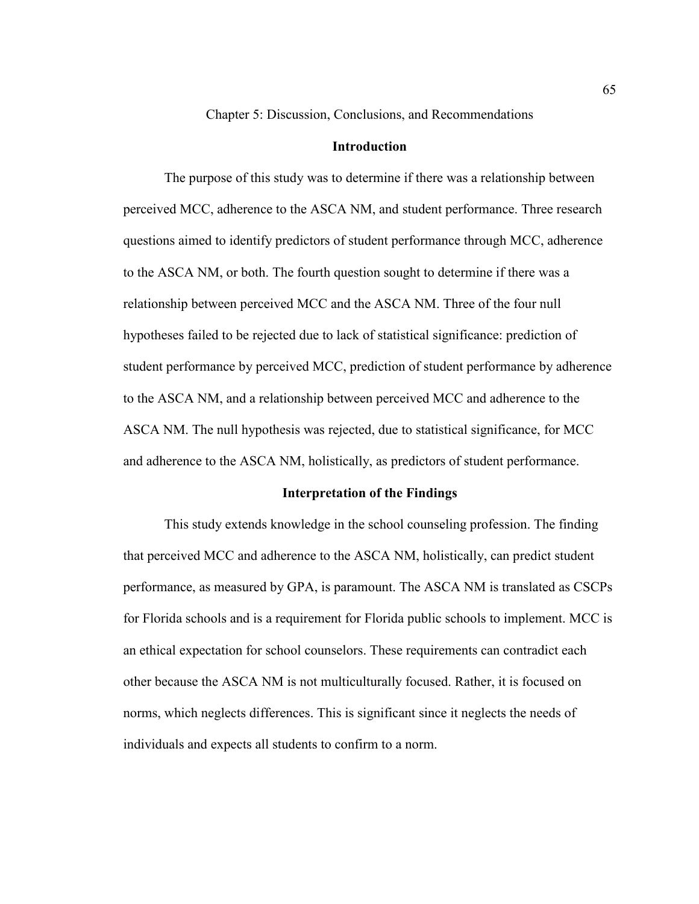# Chapter 5: Discussion, Conclusions, and Recommendations

## Introduction

The purpose of this study was to determine if there was a relationship between perceived MCC, adherence to the ASCA NM, and student performance. Three research questions aimed to identify predictors of student performance through MCC, adherence to the ASCA NM, or both. The fourth question sought to determine if there was a relationship between perceived MCC and the ASCA NM. Three of the four null hypotheses failed to be rejected due to lack of statistical significance: prediction of student performance by perceived MCC, prediction of student performance by adherence to the ASCA NM, and a relationship between perceived MCC and adherence to the ASCA NM. The null hypothesis was rejected, due to statistical significance, for MCC and adherence to the ASCA NM, holistically, as predictors of student performance.

## Interpretation of the Findings

This study extends knowledge in the school counseling profession. The finding that perceived MCC and adherence to the ASCA NM, holistically, can predict student performance, as measured by GPA, is paramount. The ASCA NM is translated as CSCPs for Florida schools and is a requirement for Florida public schools to implement. MCC is an ethical expectation for school counselors. These requirements can contradict each other because the ASCA NM is not multiculturally focused. Rather, it is focused on norms, which neglects differences. This is significant since it neglects the needs of individuals and expects all students to confirm to a norm.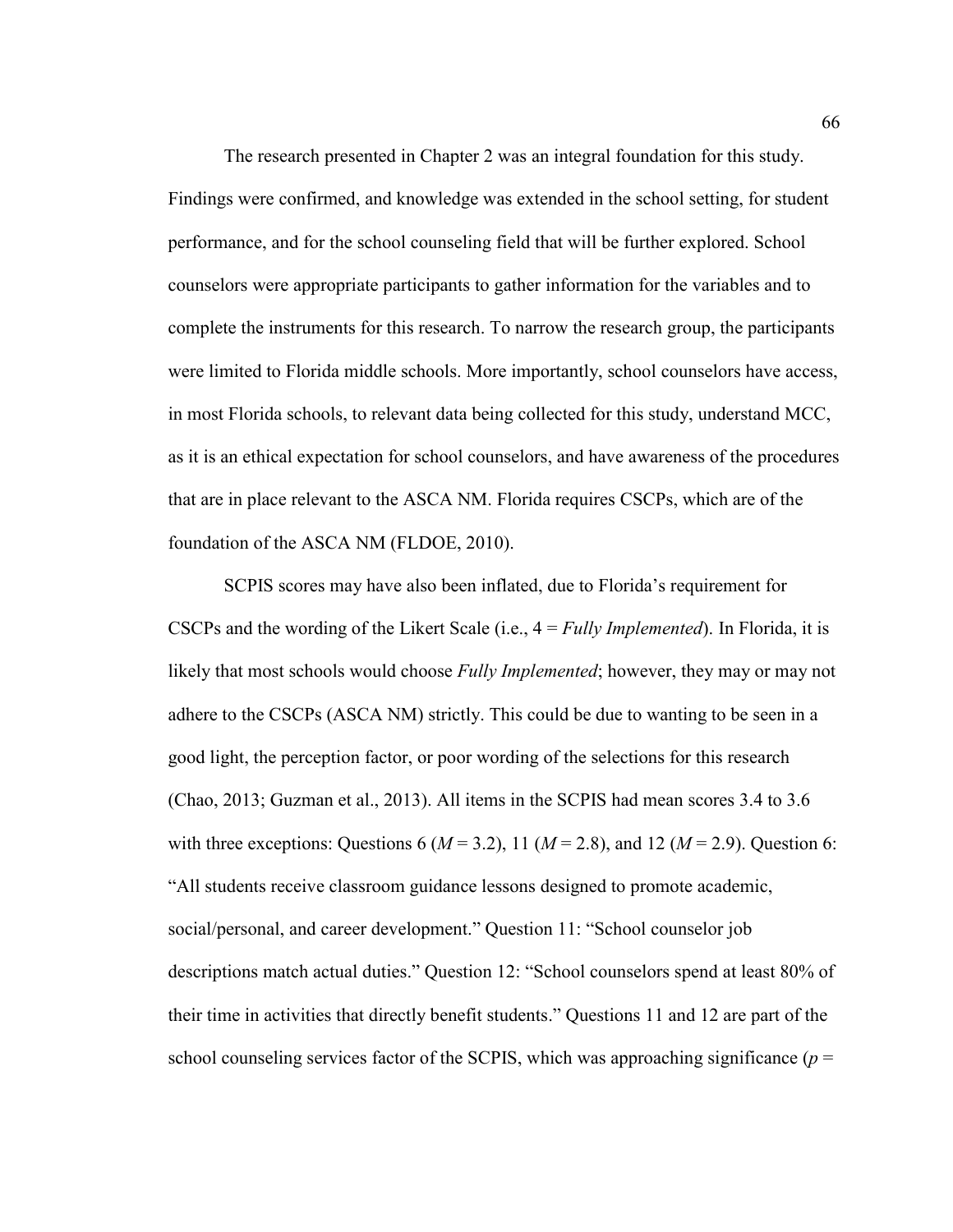The research presented in Chapter 2 was an integral foundation for this study. Findings were confirmed, and knowledge was extended in the school setting, for student performance, and for the school counseling field that will be further explored. School counselors were appropriate participants to gather information for the variables and to complete the instruments for this research. To narrow the research group, the participants were limited to Florida middle schools. More importantly, school counselors have access, in most Florida schools, to relevant data being collected for this study, understand MCC, as it is an ethical expectation for school counselors, and have awareness of the procedures that are in place relevant to the ASCA NM. Florida requires CSCPs, which are of the foundation of the ASCA NM (FLDOE, 2010).

SCPIS scores may have also been inflated, due to Florida's requirement for CSCPs and the wording of the Likert Scale (i.e., 4 = *Fully Implemented*). In Florida, it is likely that most schools would choose *Fully Implemented*; however, they may or may not adhere to the CSCPs (ASCA NM) strictly. This could be due to wanting to be seen in a good light, the perception factor, or poor wording of the selections for this research (Chao, 2013; Guzman et al., 2013). All items in the SCPIS had mean scores 3.4 to 3.6 with three exceptions: Questions 6 ($M = 3.2$), 11 ($M = 2.8$), and 12 ($M = 2.9$). Question 6: "All students receive classroom guidance lessons designed to promote academic, social/personal, and career development." Question 11: "School counselor job descriptions match actual duties." Question 12: "School counselors spend at least 80% of their time in activities that directly benefit students." Questions 11 and 12 are part of the school counseling services factor of the SCPIS, which was approaching significance ($p$ =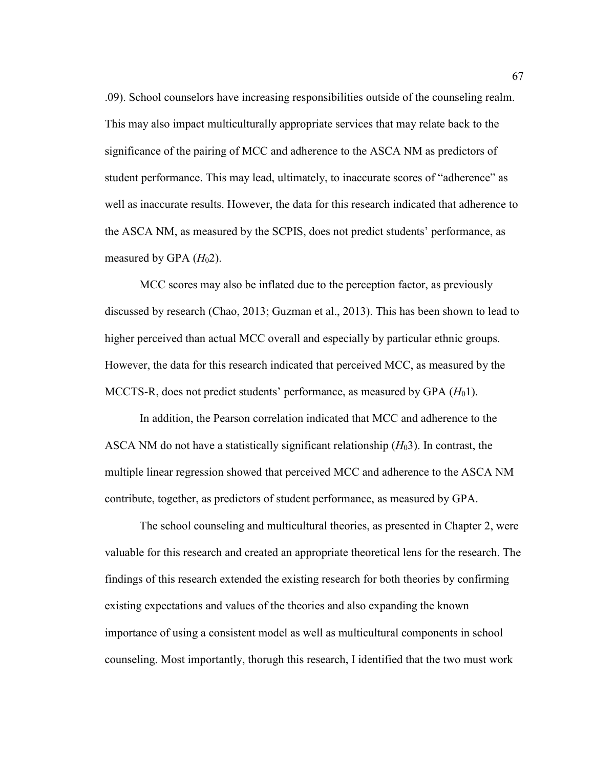.09). School counselors have increasing responsibilities outside of the counseling realm. This may also impact multiculturally appropriate services that may relate back to the significance of the pairing of MCC and adherence to the ASCA NM as predictors of student performance. This may lead, ultimately, to inaccurate scores of "adherence" as well as inaccurate results. However, the data for this research indicated that adherence to the ASCA NM, as measured by the SCPIS, does not predict students' performance, as measured by GPA ($H_0$2).

MCC scores may also be inflated due to the perception factor, as previously discussed by research (Chao, 2013; Guzman et al., 2013). This has been shown to lead to higher perceived than actual MCC overall and especially by particular ethnic groups. However, the data for this research indicated that perceived MCC, as measured by the MCCTS-R, does not predict students' performance, as measured by GPA ($H_0$1).

In addition, the Pearson correlation indicated that MCC and adherence to the ASCA NM do not have a statistically significant relationship ($H_0$3). In contrast, the multiple linear regression showed that perceived MCC and adherence to the ASCA NM contribute, together, as predictors of student performance, as measured by GPA.

The school counseling and multicultural theories, as presented in Chapter 2, were valuable for this research and created an appropriate theoretical lens for the research. The findings of this research extended the existing research for both theories by confirming existing expectations and values of the theories and also expanding the known importance of using a consistent model as well as multicultural components in school counseling. Most importantly, thorugh this research, I identified that the two must work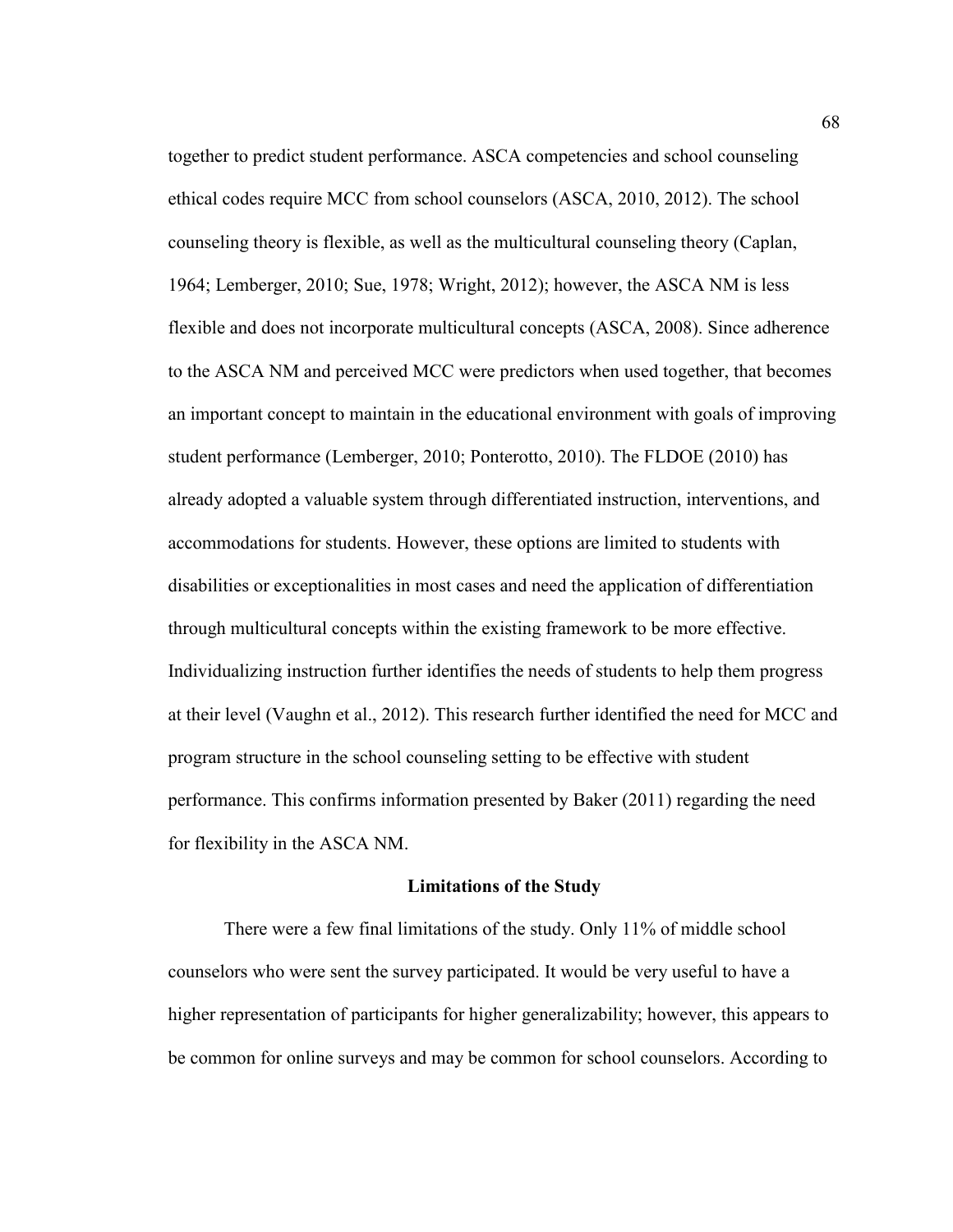together to predict student performance. ASCA competencies and school counseling ethical codes require MCC from school counselors (ASCA, 2010, 2012). The school counseling theory is flexible, as well as the multicultural counseling theory (Caplan, 1964; Lemberger, 2010; Sue, 1978; Wright, 2012); however, the ASCA NM is less flexible and does not incorporate multicultural concepts (ASCA, 2008). Since adherence to the ASCA NM and perceived MCC were predictors when used together, that becomes an important concept to maintain in the educational environment with goals of improving student performance (Lemberger, 2010; Ponterotto, 2010). The FLDOE (2010) has already adopted a valuable system through differentiated instruction, interventions, and accommodations for students. However, these options are limited to students with disabilities or exceptionalities in most cases and need the application of differentiation through multicultural concepts within the existing framework to be more effective. Individualizing instruction further identifies the needs of students to help them progress at their level (Vaughn et al., 2012). This research further identified the need for MCC and program structure in the school counseling setting to be effective with student performance. This confirms information presented by Baker (2011) regarding the need for flexibility in the ASCA NM.

## Limitations of the Study

There were a few final limitations of the study. Only 11% of middle school counselors who were sent the survey participated. It would be very useful to have a higher representation of participants for higher generalizability; however, this appears to be common for online surveys and may be common for school counselors. According to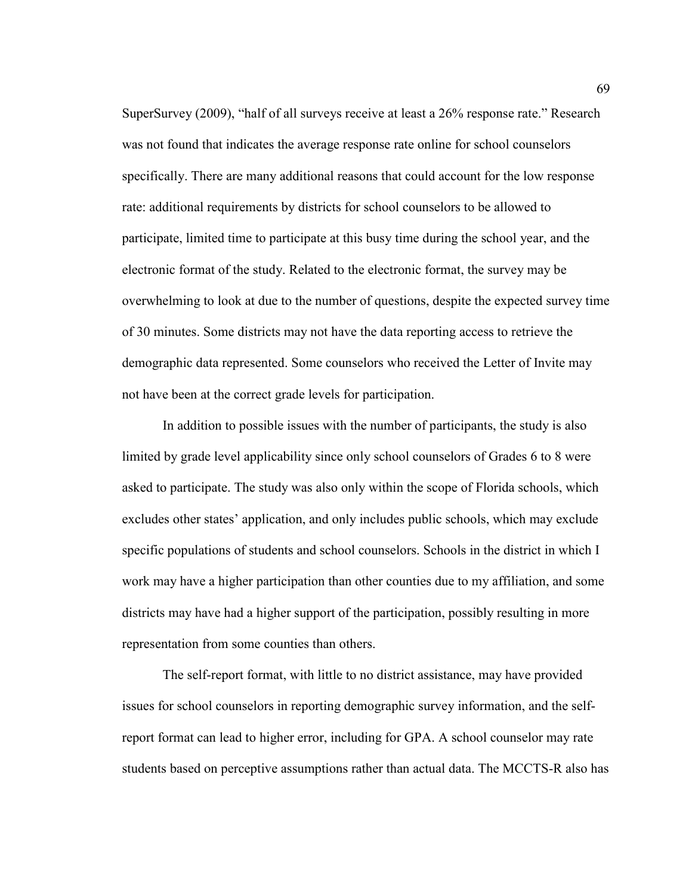SuperSurvey (2009), “half of all surveys receive at least a 26% response rate.” Research was not found that indicates the average response rate online for school counselors specifically. There are many additional reasons that could account for the low response rate: additional requirements by districts for school counselors to be allowed to participate, limited time to participate at this busy time during the school year, and the electronic format of the study. Related to the electronic format, the survey may be overwhelming to look at due to the number of questions, despite the expected survey time of 30 minutes. Some districts may not have the data reporting access to retrieve the demographic data represented. Some counselors who received the Letter of Invite may not have been at the correct grade levels for participation.

In addition to possible issues with the number of participants, the study is also limited by grade level applicability since only school counselors of Grades 6 to 8 were asked to participate. The study was also only within the scope of Florida schools, which excludes other states’ application, and only includes public schools, which may exclude specific populations of students and school counselors. Schools in the district in which I work may have a higher participation than other counties due to my affiliation, and some districts may have had a higher support of the participation, possibly resulting in more representation from some counties than others.

The self-report format, with little to no district assistance, may have provided issues for school counselors in reporting demographic survey information, and the self-report format can lead to higher error, including for GPA. A school counselor may rate students based on perceptive assumptions rather than actual data. The MCCTS-R also has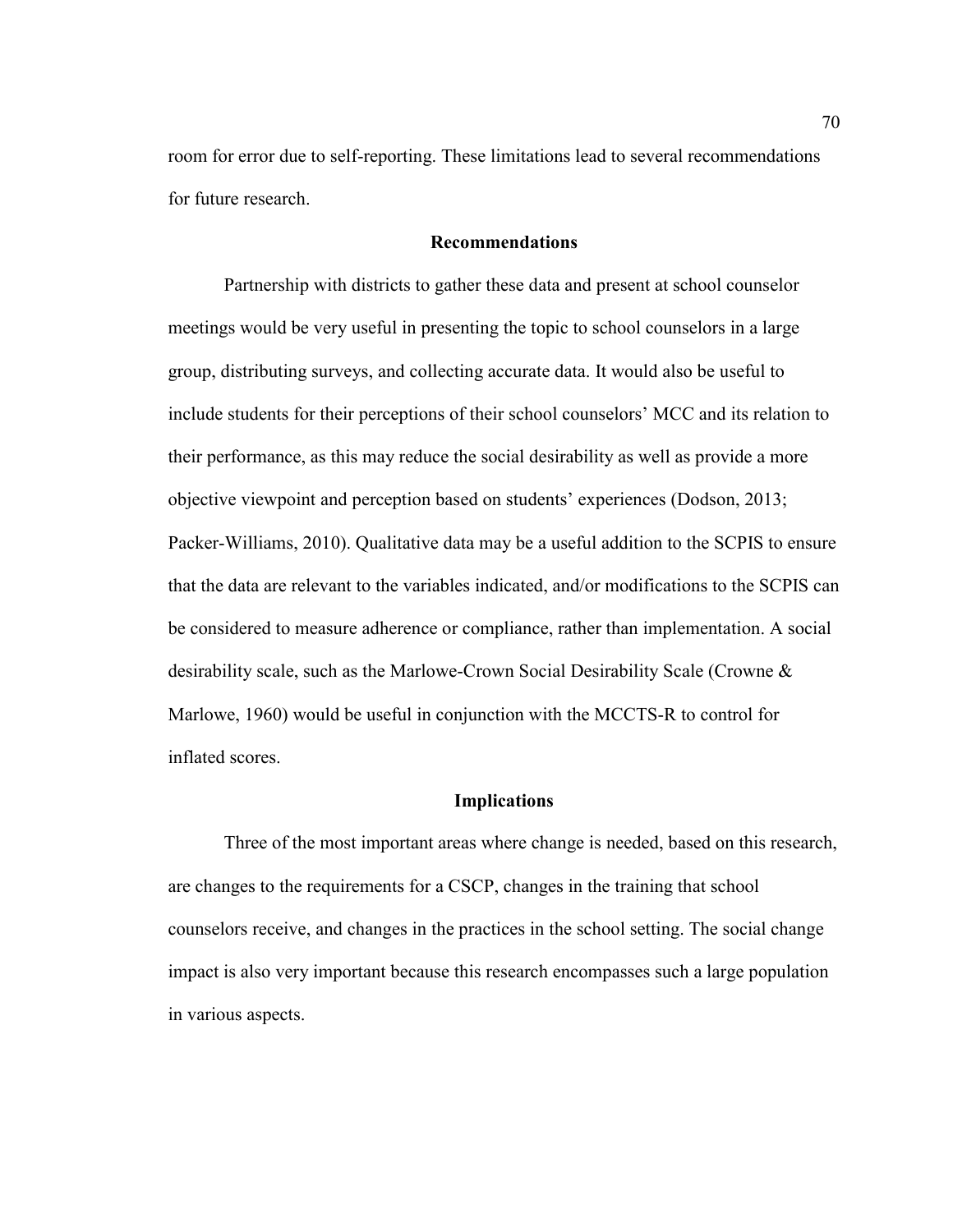room for error due to self-reporting. These limitations lead to several recommendations for future research.

## Recommendations

Partnership with districts to gather these data and present at school counselor meetings would be very useful in presenting the topic to school counselors in a large group, distributing surveys, and collecting accurate data. It would also be useful to include students for their perceptions of their school counselors' MCC and its relation to their performance, as this may reduce the social desirability as well as provide a more objective viewpoint and perception based on students' experiences (Dodson, 2013; Packer-Williams, 2010). Qualitative data may be a useful addition to the SCPIS to ensure that the data are relevant to the variables indicated, and/or modifications to the SCPIS can be considered to measure adherence or compliance, rather than implementation. A social desirability scale, such as the Marlowe-Crown Social Desirability Scale (Crowne & Marlowe, 1960) would be useful in conjunction with the MCCTS-R to control for inflated scores.

## Implications

Three of the most important areas where change is needed, based on this research, are changes to the requirements for a CSCP, changes in the training that school counselors receive, and changes in the practices in the school setting. The social change impact is also very important because this research encompasses such a large population in various aspects.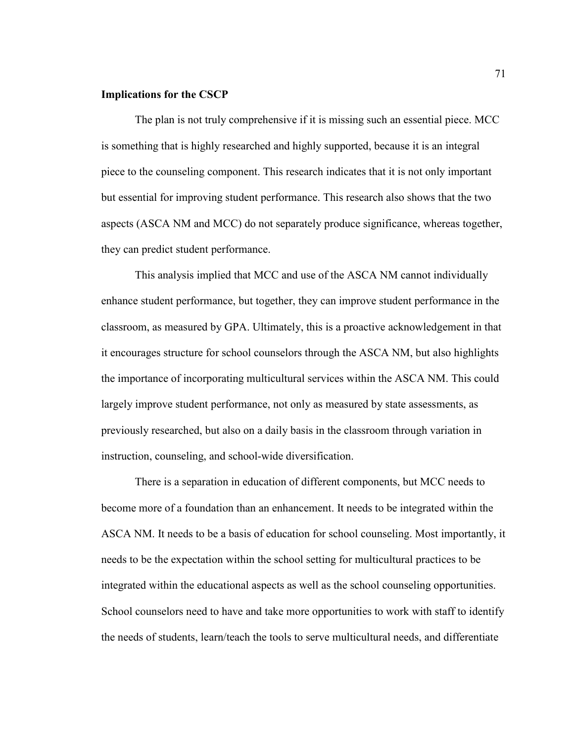**Implications for the CSCP**

The plan is not truly comprehensive if it is missing such an essential piece. MCC is something that is highly researched and highly supported, because it is an integral piece to the counseling component. This research indicates that it is not only important but essential for improving student performance. This research also shows that the two aspects (ASCA NM and MCC) do not separately produce significance, whereas together, they can predict student performance.

This analysis implied that MCC and use of the ASCA NM cannot individually enhance student performance, but together, they can improve student performance in the classroom, as measured by GPA. Ultimately, this is a proactive acknowledgement in that it encourages structure for school counselors through the ASCA NM, but also highlights the importance of incorporating multicultural services within the ASCA NM. This could largely improve student performance, not only as measured by state assessments, as previously researched, but also on a daily basis in the classroom through variation in instruction, counseling, and school-wide diversification.

There is a separation in education of different components, but MCC needs to become more of a foundation than an enhancement. It needs to be integrated within the ASCA NM. It needs to be a basis of education for school counseling. Most importantly, it needs to be the expectation within the school setting for multicultural practices to be integrated within the educational aspects as well as the school counseling opportunities. School counselors need to have and take more opportunities to work with staff to identify the needs of students, learn/teach the tools to serve multicultural needs, and differentiate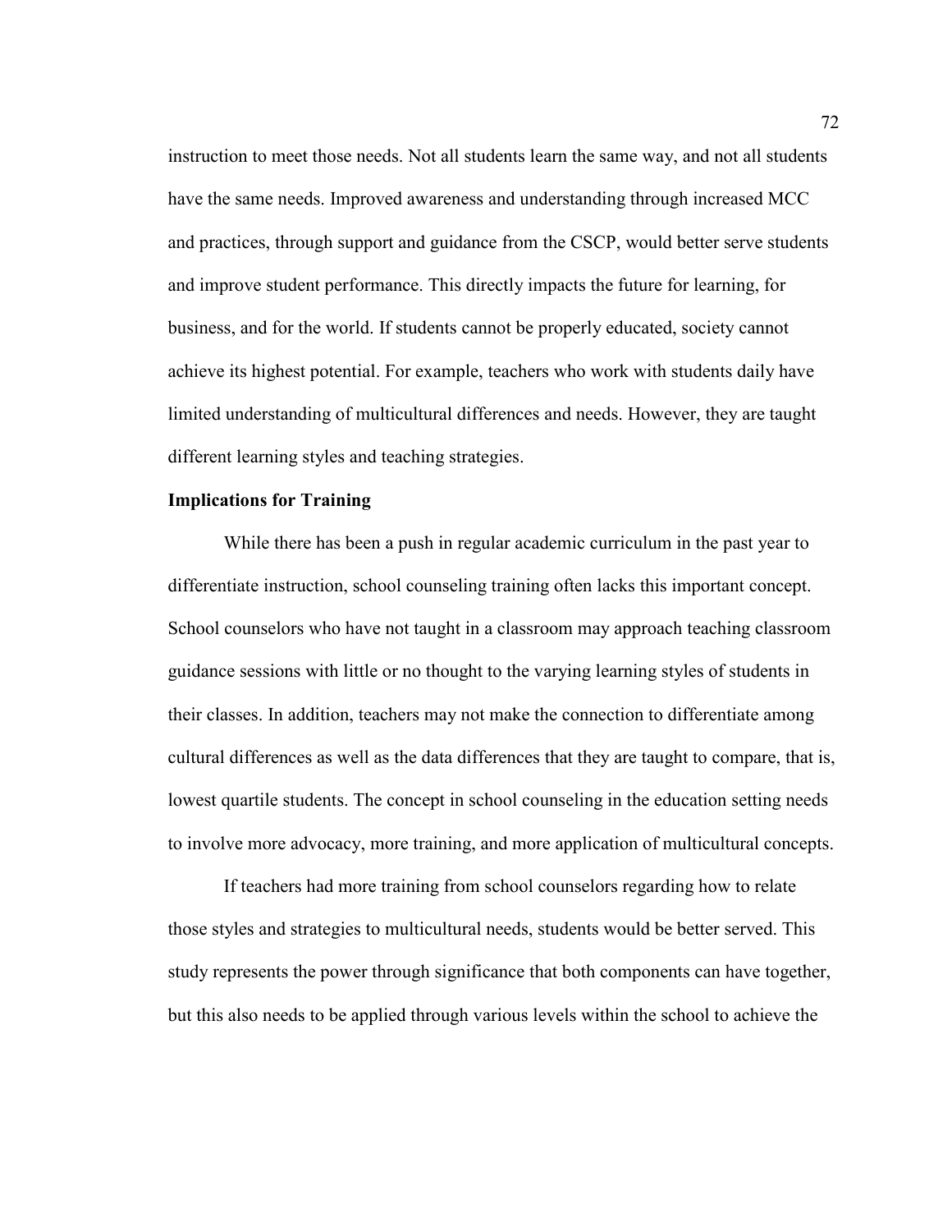instruction to meet those needs. Not all students learn the same way, and not all students have the same needs. Improved awareness and understanding through increased MCC and practices, through support and guidance from the CSCP, would better serve students and improve student performance. This directly impacts the future for learning, for business, and for the world. If students cannot be properly educated, society cannot achieve its highest potential. For example, teachers who work with students daily have limited understanding of multicultural differences and needs. However, they are taught different learning styles and teaching strategies.

**Implications for Training**

While there has been a push in regular academic curriculum in the past year to differentiate instruction, school counseling training often lacks this important concept. School counselors who have not taught in a classroom may approach teaching classroom guidance sessions with little or no thought to the varying learning styles of students in their classes. In addition, teachers may not make the connection to differentiate among cultural differences as well as the data differences that they are taught to compare, that is, lowest quartile students. The concept in school counseling in the education setting needs to involve more advocacy, more training, and more application of multicultural concepts.

If teachers had more training from school counselors regarding how to relate those styles and strategies to multicultural needs, students would be better served. This study represents the power through significance that both components can have together, but this also needs to be applied through various levels within the school to achieve the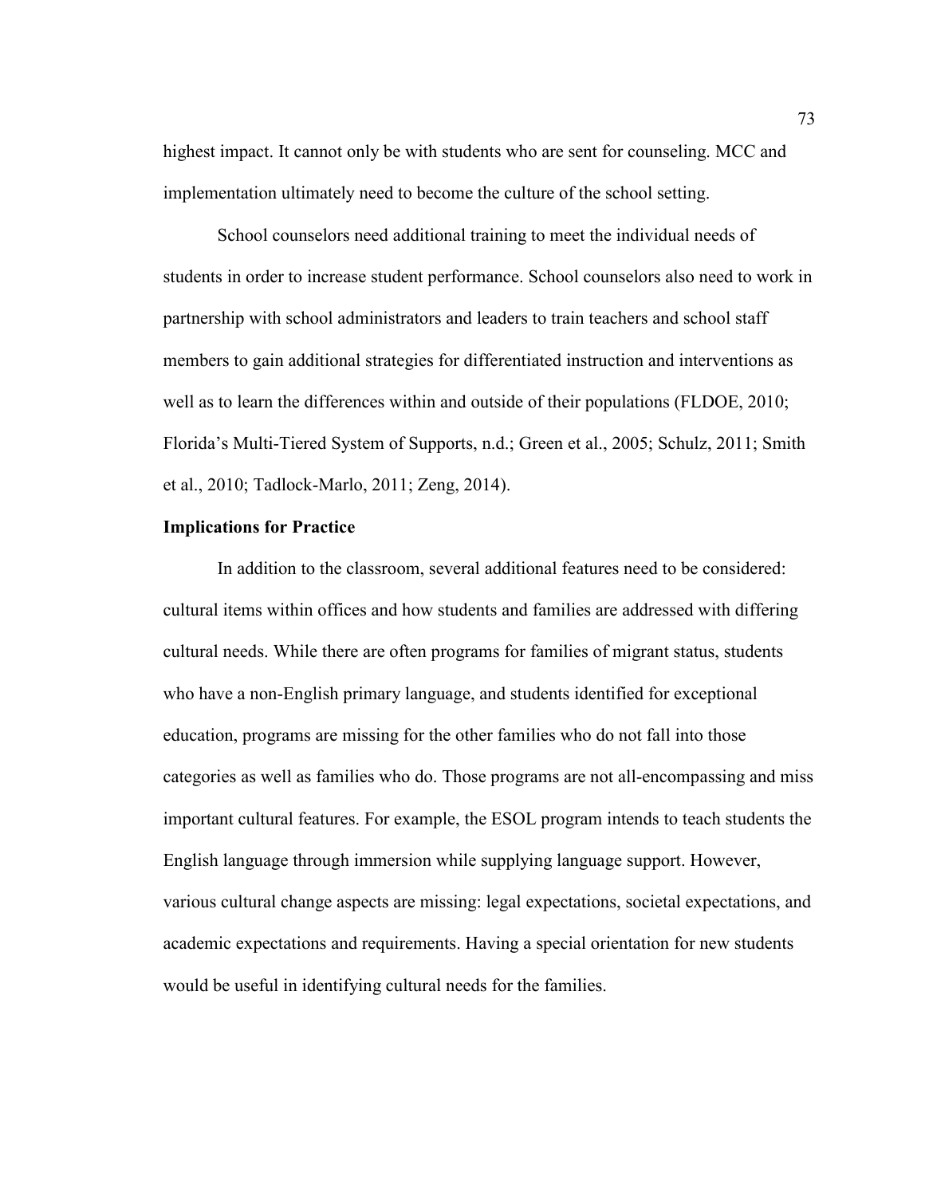highest impact. It cannot only be with students who are sent for counseling. MCC and implementation ultimately need to become the culture of the school setting.

School counselors need additional training to meet the individual needs of students in order to increase student performance. School counselors also need to work in partnership with school administrators and leaders to train teachers and school staff members to gain additional strategies for differentiated instruction and interventions as well as to learn the differences within and outside of their populations (FLDOE, 2010; Florida's Multi-Tiered System of Supports, n.d.; Green et al., 2005; Schulz, 2011; Smith et al., 2010; Tadlock-Marlo, 2011; Zeng, 2014).

**Implications for Practice**

In addition to the classroom, several additional features need to be considered: cultural items within offices and how students and families are addressed with differing cultural needs. While there are often programs for families of migrant status, students who have a non-English primary language, and students identified for exceptional education, programs are missing for the other families who do not fall into those categories as well as families who do. Those programs are not all-encompassing and miss important cultural features. For example, the ESOL program intends to teach students the English language through immersion while supplying language support. However, various cultural change aspects are missing: legal expectations, societal expectations, and academic expectations and requirements. Having a special orientation for new students would be useful in identifying cultural needs for the families.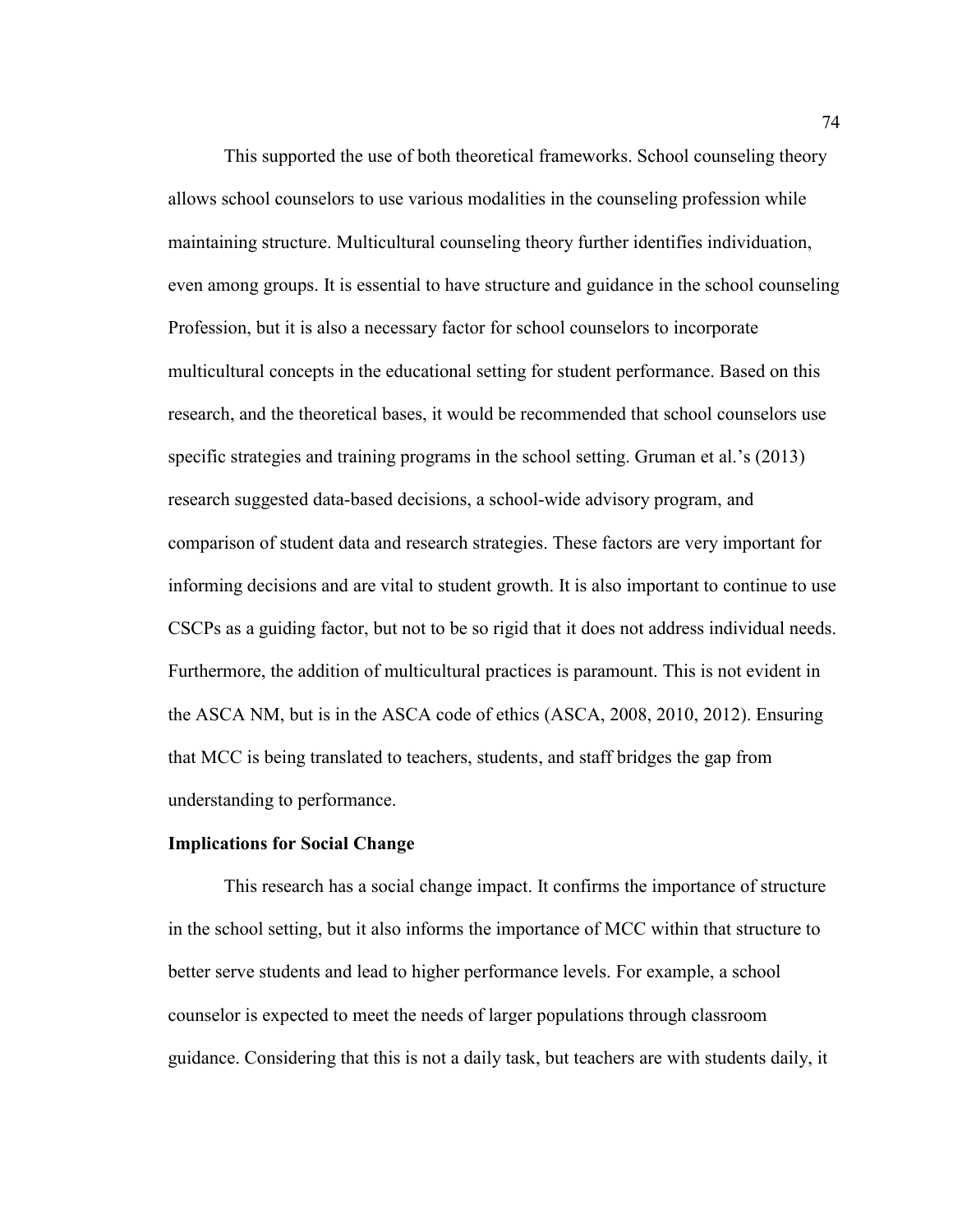This supported the use of both theoretical frameworks. School counseling theory allows school counselors to use various modalities in the counseling profession while maintaining structure. Multicultural counseling theory further identifies individuation, even among groups. It is essential to have structure and guidance in the school counseling Profession, but it is also a necessary factor for school counselors to incorporate multicultural concepts in the educational setting for student performance. Based on this research, and the theoretical bases, it would be recommended that school counselors use specific strategies and training programs in the school setting. Gruman et al.'s (2013) research suggested data-based decisions, a school-wide advisory program, and comparison of student data and research strategies. These factors are very important for informing decisions and are vital to student growth. It is also important to continue to use CSCPs as a guiding factor, but not to be so rigid that it does not address individual needs. Furthermore, the addition of multicultural practices is paramount. This is not evident in the ASCA NM, but is in the ASCA code of ethics (ASCA, 2008, 2010, 2012). Ensuring that MCC is being translated to teachers, students, and staff bridges the gap from understanding to performance.

**Implications for Social Change**

This research has a social change impact. It confirms the importance of structure in the school setting, but it also informs the importance of MCC within that structure to better serve students and lead to higher performance levels. For example, a school counselor is expected to meet the needs of larger populations through classroom guidance. Considering that this is not a daily task, but teachers are with students daily, it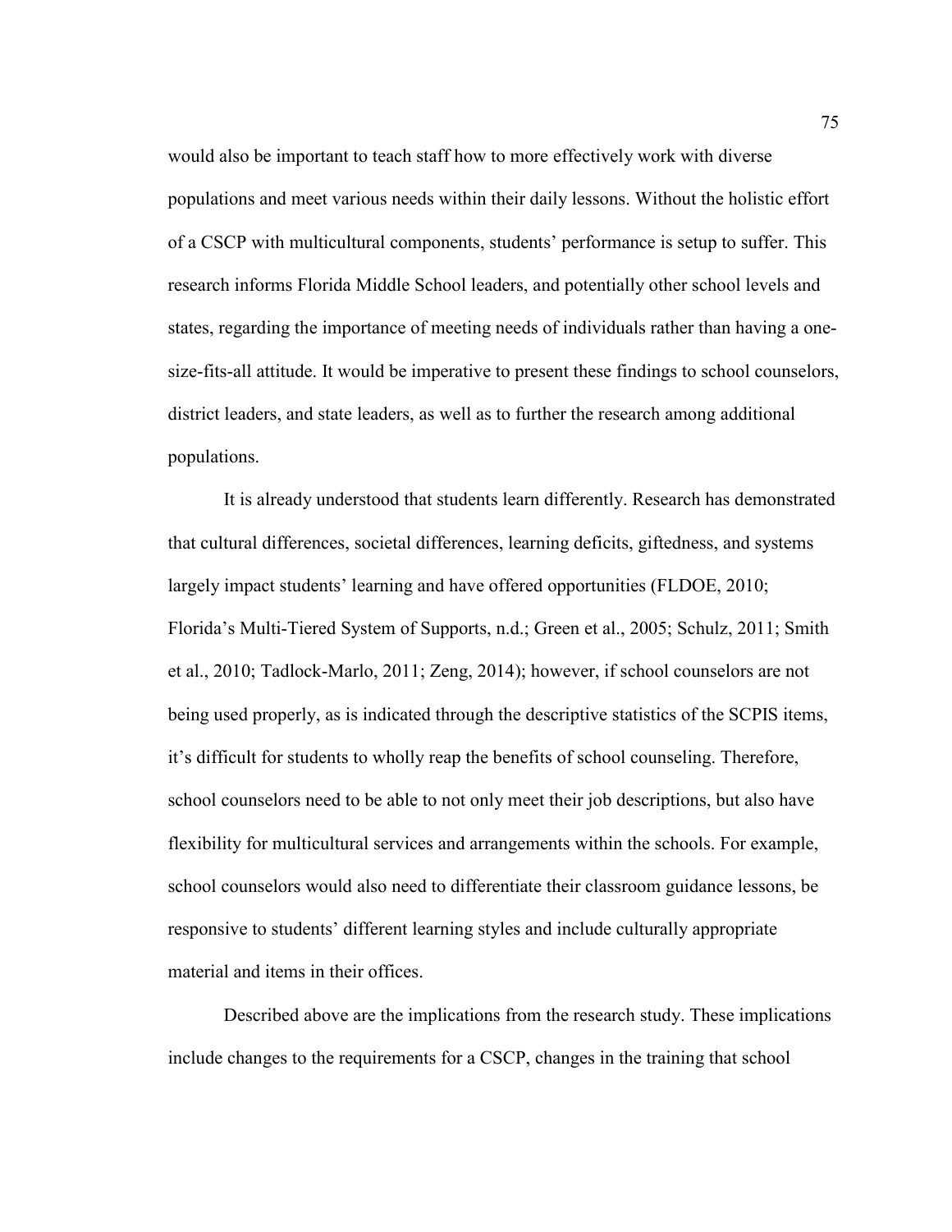would also be important to teach staff how to more effectively work with diverse populations and meet various needs within their daily lessons. Without the holistic effort of a CSCP with multicultural components, students' performance is setup to suffer. This research informs Florida Middle School leaders, and potentially other school levels and states, regarding the importance of meeting needs of individuals rather than having a one-size-fits-all attitude. It would be imperative to present these findings to school counselors, district leaders, and state leaders, as well as to further the research among additional populations.

It is already understood that students learn differently. Research has demonstrated that cultural differences, societal differences, learning deficits, giftedness, and systems largely impact students' learning and have offered opportunities (FLDOE, 2010; Florida's Multi-Tiered System of Supports, n.d.; Green et al., 2005; Schulz, 2011; Smith et al., 2010; Tadlock-Marlo, 2011; Zeng, 2014); however, if school counselors are not being used properly, as is indicated through the descriptive statistics of the SCPIS items, it's difficult for students to wholly reap the benefits of school counseling. Therefore, school counselors need to be able to not only meet their job descriptions, but also have flexibility for multicultural services and arrangements within the schools. For example, school counselors would also need to differentiate their classroom guidance lessons, be responsive to students' different learning styles and include culturally appropriate material and items in their offices.

Described above are the implications from the research study. These implications include changes to the requirements for a CSCP, changes in the training that school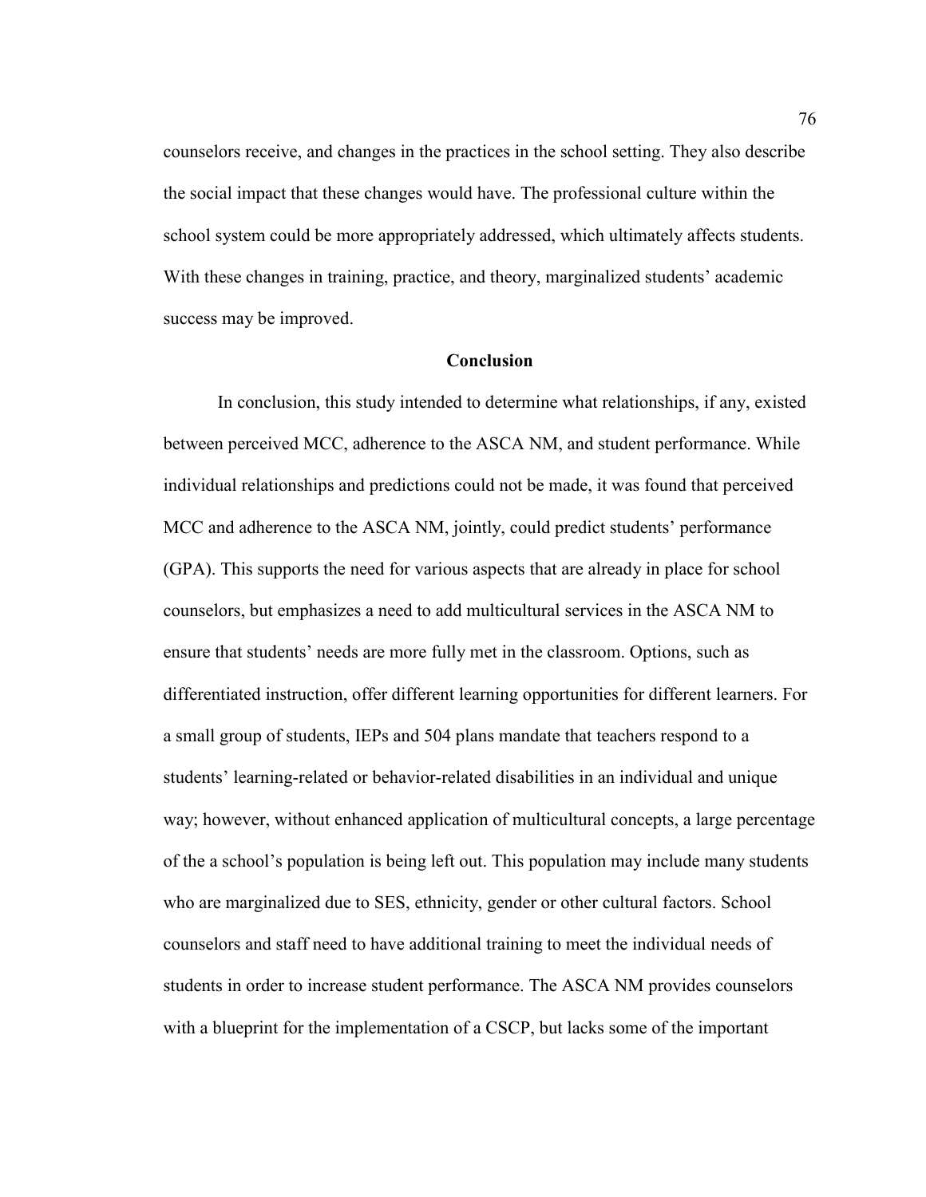counselors receive, and changes in the practices in the school setting. They also describe the social impact that these changes would have. The professional culture within the school system could be more appropriately addressed, which ultimately affects students. With these changes in training, practice, and theory, marginalized students' academic success may be improved.

## Conclusion

In conclusion, this study intended to determine what relationships, if any, existed between perceived MCC, adherence to the ASCA NM, and student performance. While individual relationships and predictions could not be made, it was found that perceived MCC and adherence to the ASCA NM, jointly, could predict students' performance (GPA). This supports the need for various aspects that are already in place for school counselors, but emphasizes a need to add multicultural services in the ASCA NM to ensure that students' needs are more fully met in the classroom. Options, such as differentiated instruction, offer different learning opportunities for different learners. For a small group of students, IEPs and 504 plans mandate that teachers respond to a students' learning-related or behavior-related disabilities in an individual and unique way; however, without enhanced application of multicultural concepts, a large percentage of the a school's population is being left out. This population may include many students who are marginalized due to SES, ethnicity, gender or other cultural factors. School counselors and staff need to have additional training to meet the individual needs of students in order to increase student performance. The ASCA NM provides counselors with a blueprint for the implementation of a CSCP, but lacks some of the important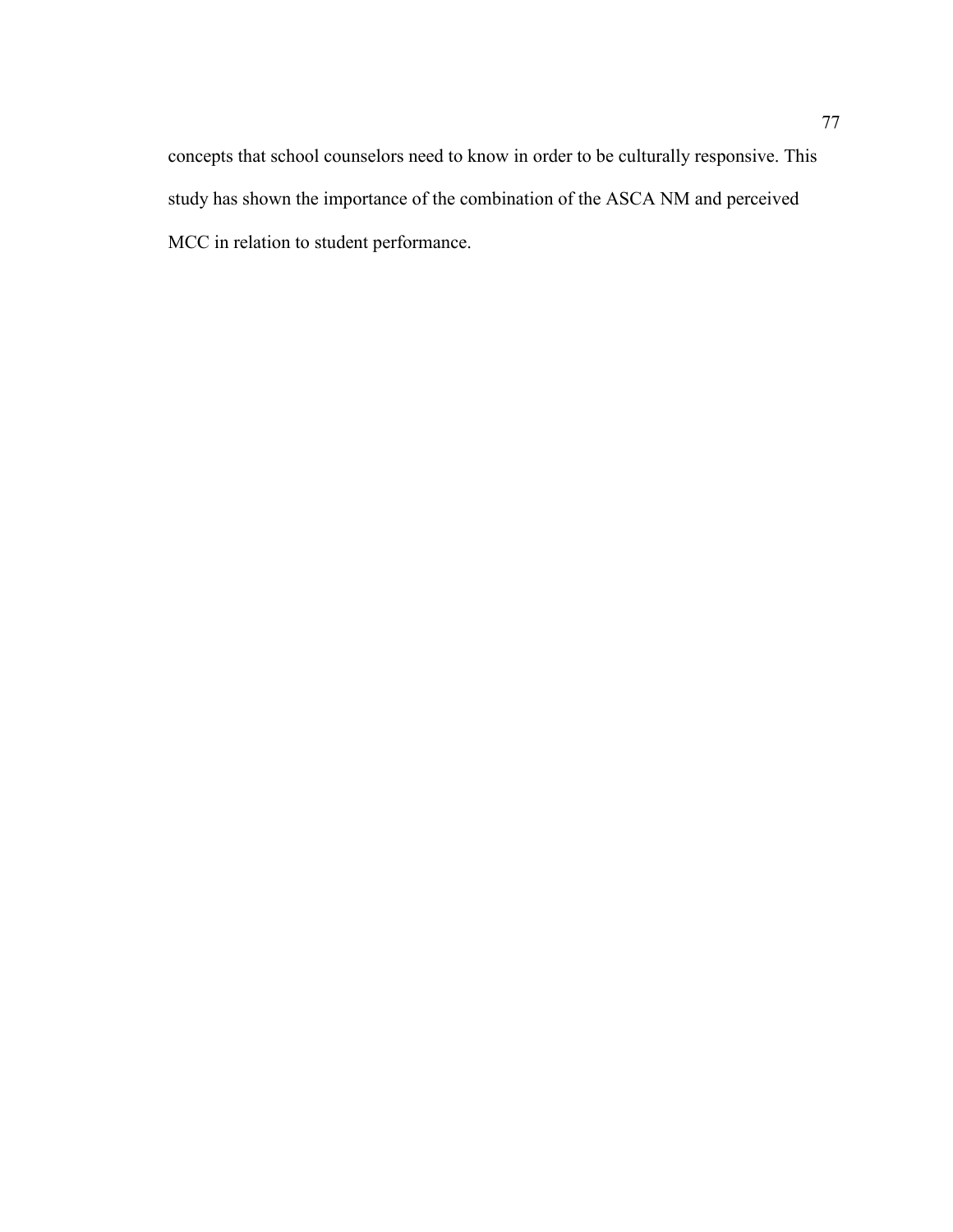concepts that school counselors need to know in order to be culturally responsive. This study has shown the importance of the combination of the ASCA NM and perceived MCC in relation to student performance.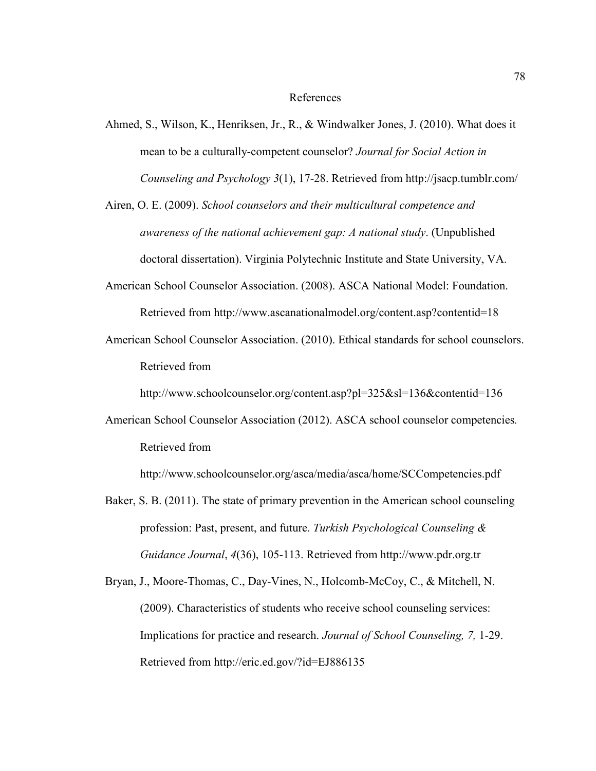# References

Ahmed, S., Wilson, K., Henriksen, Jr., R., & Windwalker Jones, J. (2010). What does it mean to be a culturally-competent counselor? *Journal for Social Action in Counseling and Psychology 3*(1), 17-28. Retrieved from http://jsacp.tumblr.com/

Airen, O. E. (2009). *School counselors and their multicultural competence and awareness of the national achievement gap: A national study*. (Unpublished doctoral dissertation). Virginia Polytechnic Institute and State University, VA.

American School Counselor Association. (2008). ASCA National Model: Foundation. Retrieved from http://www.ascanationalmodel.org/content.asp?contentid=18

American School Counselor Association. (2010). Ethical standards for school counselors. Retrieved from http://www.schoolcounselor.org/content.asp?pl=325&sl=136&contentid=136

American School Counselor Association (2012). ASCA school counselor competencies*.* Retrieved from http://www.schoolcounselor.org/asca/media/asca/home/SCCompetencies.pdf

Baker, S. B. (2011). The state of primary prevention in the American school counseling profession: Past, present, and future. *Turkish Psychological Counseling & Guidance Journal*, *4*(36), 105-113. Retrieved from http://www.pdr.org.tr

Bryan, J., Moore-Thomas, C., Day-Vines, N., Holcomb-McCoy, C., & Mitchell, N. (2009). Characteristics of students who receive school counseling services: Implications for practice and research. *Journal of School Counseling, 7,* 1-29. Retrieved from http://eric.ed.gov/?id=EJ886135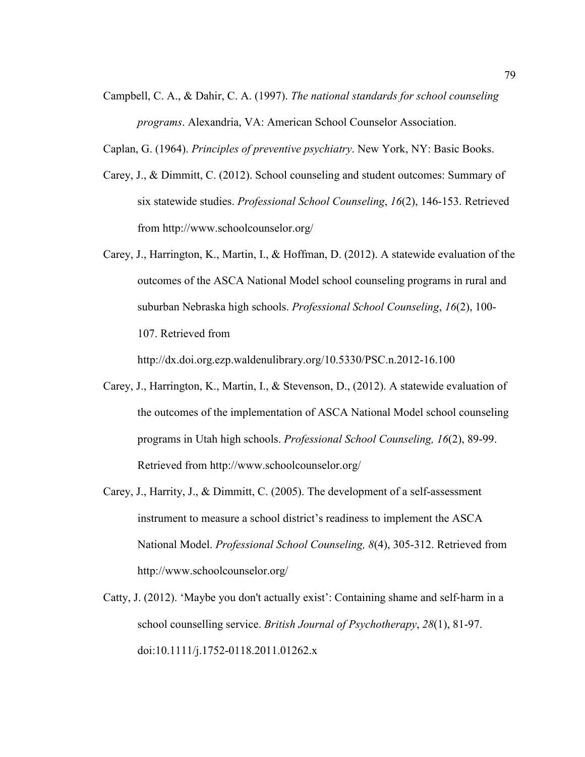Campbell, C. A., & Dahir, C. A. (1997). *The national standards for school counseling programs*. Alexandria, VA: American School Counselor Association.

Caplan, G. (1964). *Principles of preventive psychiatry*. New York, NY: Basic Books.

Carey, J., & Dimmitt, C. (2012). School counseling and student outcomes: Summary of six statewide studies. *Professional School Counseling*, *16*(2), 146-153. Retrieved from http://www.schoolcounselor.org/

Carey, J., Harrington, K., Martin, I., & Hoffman, D. (2012). A statewide evaluation of the outcomes of the ASCA National Model school counseling programs in rural and suburban Nebraska high schools. *Professional School Counseling*, *16*(2), 100-107. Retrieved from http://dx.doi.org.ezp.waldenulibrary.org/10.5330/PSC.n.2012-16.100

Carey, J., Harrington, K., Martin, I., & Stevenson, D., (2012). A statewide evaluation of the outcomes of the implementation of ASCA National Model school counseling programs in Utah high schools. *Professional School Counseling, 16*(2), 89-99. Retrieved from http://www.schoolcounselor.org/

Carey, J., Harrity, J., & Dimmitt, C. (2005). The development of a self-assessment instrument to measure a school district's readiness to implement the ASCA National Model. *Professional School Counseling, 8*(4), 305-312. Retrieved from http://www.schoolcounselor.org/

Catty, J. (2012). 'Maybe you don't actually exist': Containing shame and self-harm in a school counselling service. *British Journal of Psychotherapy*, *28*(1), 81-97. doi:10.1111/j.1752-0118.2011.01262.x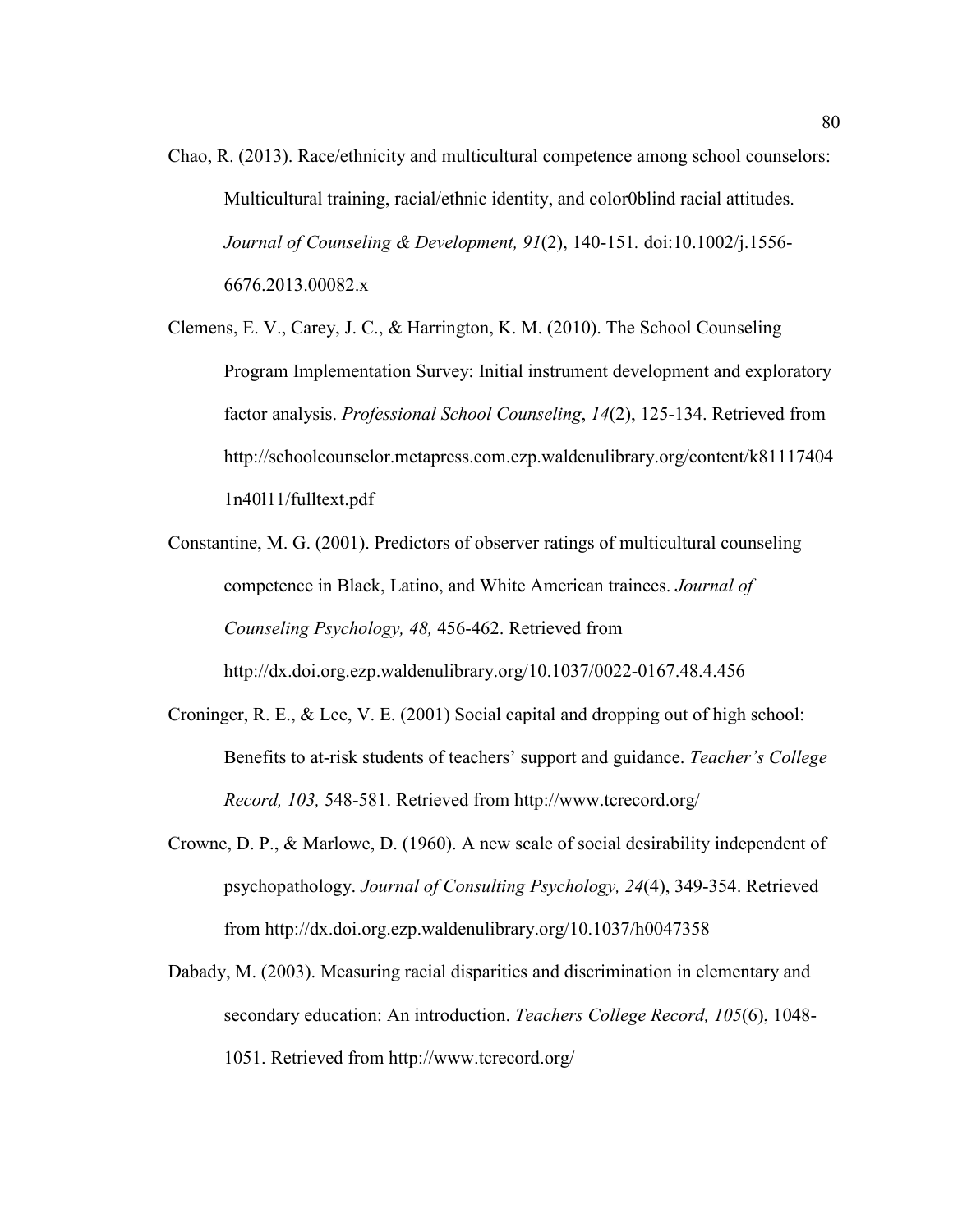Chao, R. (2013). Race/ethnicity and multicultural competence among school counselors: Multicultural training, racial/ethnic identity, and color0blind racial attitudes. *Journal of Counseling & Development, 91*(2), 140-151. doi:10.1002/j.1556-6676.2013.00082.x

Clemens, E. V., Carey, J. C., & Harrington, K. M. (2010). The School Counseling Program Implementation Survey: Initial instrument development and exploratory factor analysis. *Professional School Counseling*, *14*(2), 125-134. Retrieved from http://schoolcounselor.metapress.com.ezp.waldenulibrary.org/content/k81117404 1n40l11/fulltext.pdf

Constantine, M. G. (2001). Predictors of observer ratings of multicultural counseling competence in Black, Latino, and White American trainees. *Journal of Counseling Psychology, 48,* 456-462. Retrieved from http://dx.doi.org.ezp.waldenulibrary.org/10.1037/0022-0167.48.4.456

Croninger, R. E., & Lee, V. E. (2001) Social capital and dropping out of high school: Benefits to at-risk students of teachers' support and guidance. *Teacher's College Record, 103,* 548-581. Retrieved from http://www.tcrecord.org/

Crowne, D. P., & Marlowe, D. (1960). A new scale of social desirability independent of psychopathology. *Journal of Consulting Psychology, 24*(4), 349-354. Retrieved from http://dx.doi.org.ezp.waldenulibrary.org/10.1037/h0047358

Dabady, M. (2003). Measuring racial disparities and discrimination in elementary and secondary education: An introduction. *Teachers College Record, 105*(6), 1048-1051. Retrieved from http://www.tcrecord.org/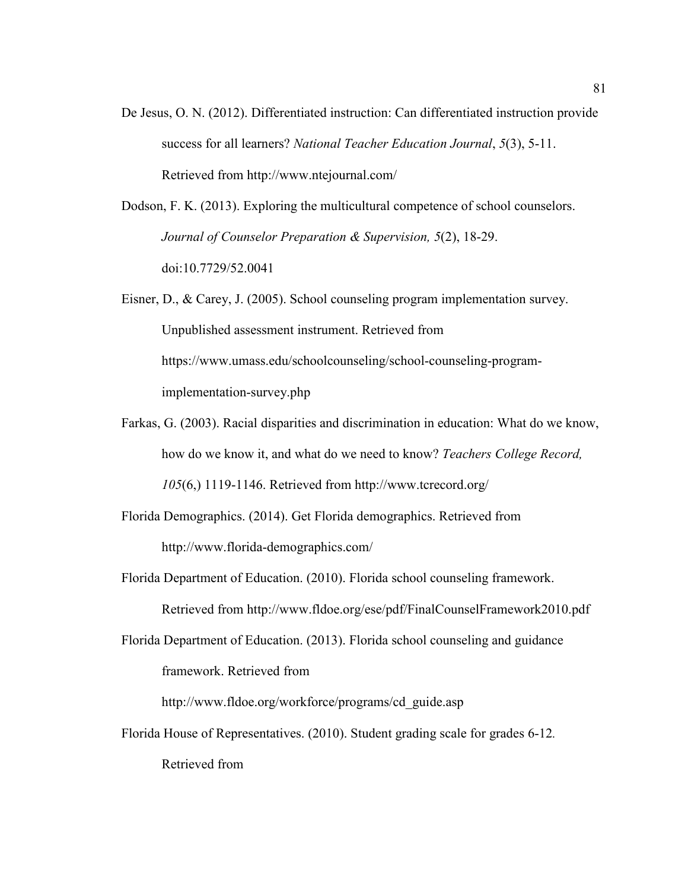De Jesus, O. N. (2012). Differentiated instruction: Can differentiated instruction provide success for all learners? *National Teacher Education Journal*, *5*(3), 5-11. Retrieved from http://www.ntejournal.com/

Dodson, F. K. (2013). Exploring the multicultural competence of school counselors. *Journal of Counselor Preparation & Supervision, 5*(2), 18-29. doi:10.7729/52.0041

Eisner, D., & Carey, J. (2005). School counseling program implementation survey. Unpublished assessment instrument. Retrieved from https://www.umass.edu/schoolcounseling/school-counseling-program-implementation-survey.php

Farkas, G. (2003). Racial disparities and discrimination in education: What do we know, how do we know it, and what do we need to know? *Teachers College Record, 105*(6,) 1119-1146. Retrieved from http://www.tcrecord.org/

Florida Demographics. (2014). Get Florida demographics. Retrieved from http://www.florida-demographics.com/

Florida Department of Education. (2010). Florida school counseling framework. Retrieved from http://www.fldoe.org/ese/pdf/FinalCounselFramework2010.pdf

Florida Department of Education. (2013). Florida school counseling and guidance framework. Retrieved from http://www.fldoe.org/workforce/programs/cd_guide.asp

Florida House of Representatives. (2010). Student grading scale for grades 6-12. Retrieved from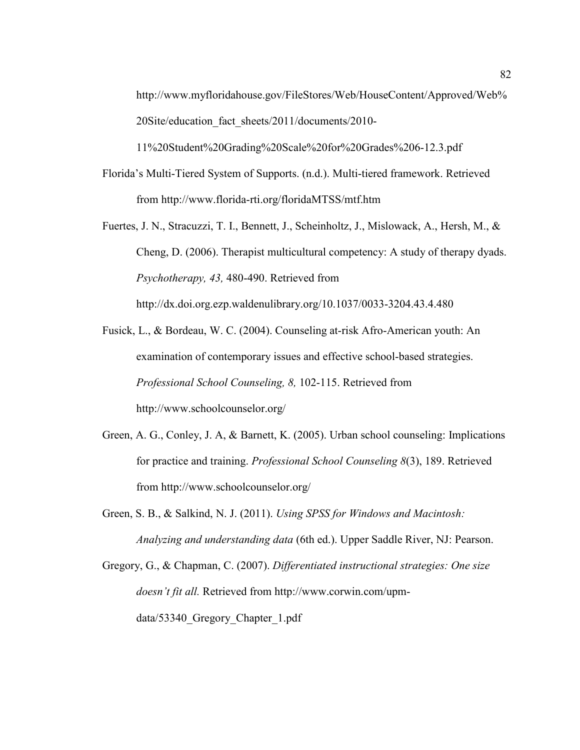http://www.myfloridahouse.gov/FileStores/Web/HouseContent/Approved/Web%20Site/education_fact_sheets/2011/documents/2010-11%20Student%20Grading%20Scale%20for%20Grades%206-12.3.pdf

Florida's Multi-Tiered System of Supports. (n.d.). Multi-tiered framework. Retrieved from http://www.florida-rti.org/floridaMTSS/mtf.htm

Fuertes, J. N., Stracuzzi, T. I., Bennett, J., Scheinholtz, J., Mislowack, A., Hersh, M., & Cheng, D. (2006). Therapist multicultural competency: A study of therapy dyads. *Psychotherapy, 43,* 480-490. Retrieved from http://dx.doi.org.ezp.waldenulibrary.org/10.1037/0033-3204.43.4.480

Fusick, L., & Bordeau, W. C. (2004). Counseling at-risk Afro-American youth: An examination of contemporary issues and effective school-based strategies. *Professional School Counseling, 8,* 102-115. Retrieved from http://www.schoolcounselor.org/

Green, A. G., Conley, J. A, & Barnett, K. (2005). Urban school counseling: Implications for practice and training. *Professional School Counseling 8*(3), 189. Retrieved from http://www.schoolcounselor.org/

Green, S. B., & Salkind, N. J. (2011). *Using SPSS for Windows and Macintosh: Analyzing and understanding data* (6th ed.). Upper Saddle River, NJ: Pearson.

Gregory, G., & Chapman, C. (2007). *Differentiated instructional strategies: One size doesn't fit all.* Retrieved from http://www.corwin.com/upm-data/53340_Gregory_Chapter_1.pdf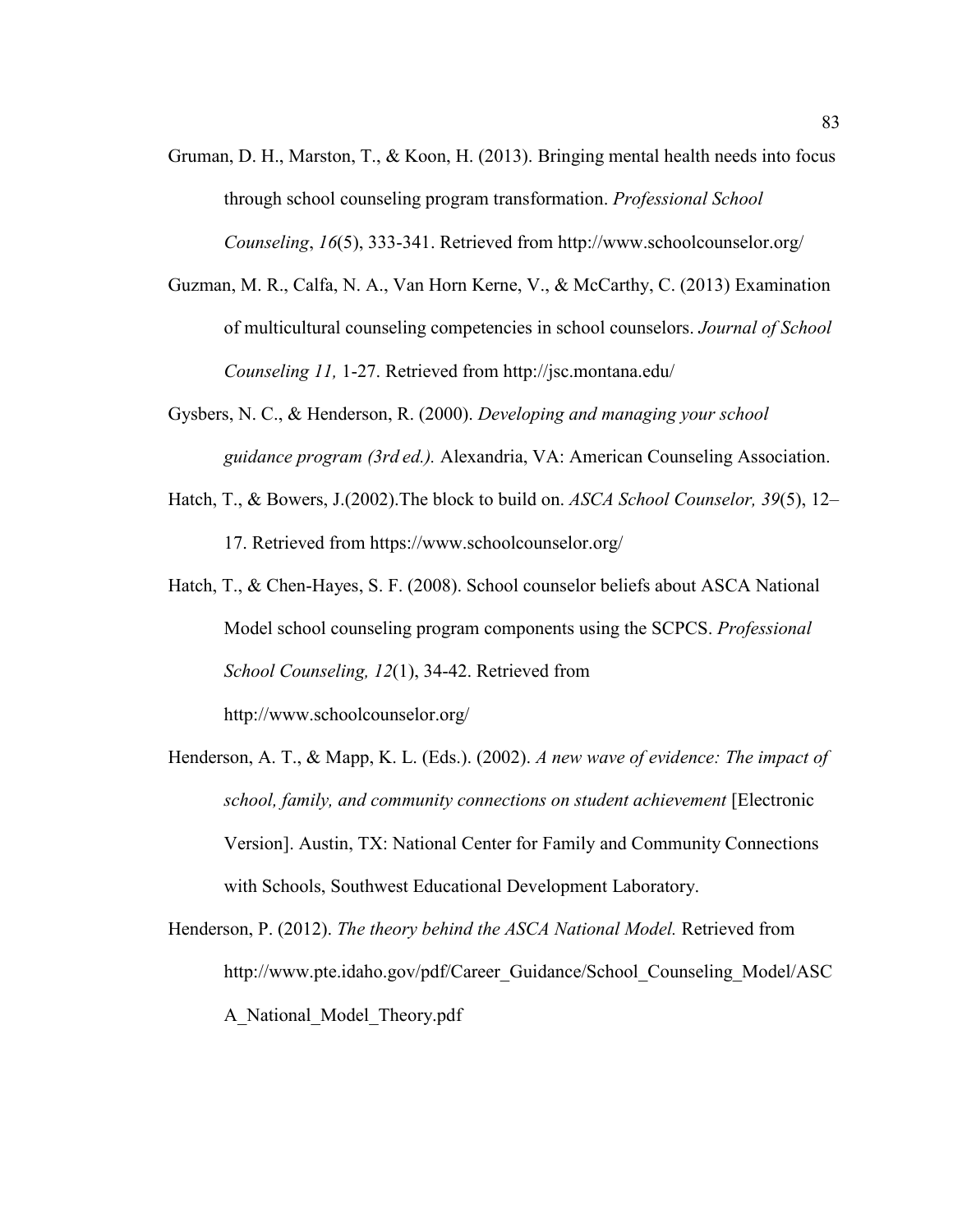Gruman, D. H., Marston, T., & Koon, H. (2013). Bringing mental health needs into focus through school counseling program transformation. *Professional School Counseling*, *16*(5), 333-341. Retrieved from http://www.schoolcounselor.org/

Guzman, M. R., Calfa, N. A., Van Horn Kerne, V., & McCarthy, C. (2013) Examination of multicultural counseling competencies in school counselors. *Journal of School Counseling 11,* 1-27. Retrieved from http://jsc.montana.edu/

Gysbers, N. C., & Henderson, R. (2000). *Developing and managing your school guidance program (3rd ed.).* Alexandria, VA: American Counseling Association.

Hatch, T., & Bowers, J.(2002).The block to build on. *ASCA School Counselor, 39*(5), 12–17. Retrieved from https://www.schoolcounselor.org/

Hatch, T., & Chen-Hayes, S. F. (2008). School counselor beliefs about ASCA National Model school counseling program components using the SCPCS. *Professional School Counseling, 12*(1), 34-42. Retrieved from http://www.schoolcounselor.org/

Henderson, A. T., & Mapp, K. L. (Eds.). (2002). *A new wave of evidence: The impact of school, family, and community connections on student achievement* [Electronic Version]. Austin, TX: National Center for Family and Community Connections with Schools, Southwest Educational Development Laboratory.

Henderson, P. (2012). *The theory behind the ASCA National Model.* Retrieved from http://www.pte.idaho.gov/pdf/Career_Guidance/School_Counseling_Model/ASCA_National_Model_Theory.pdf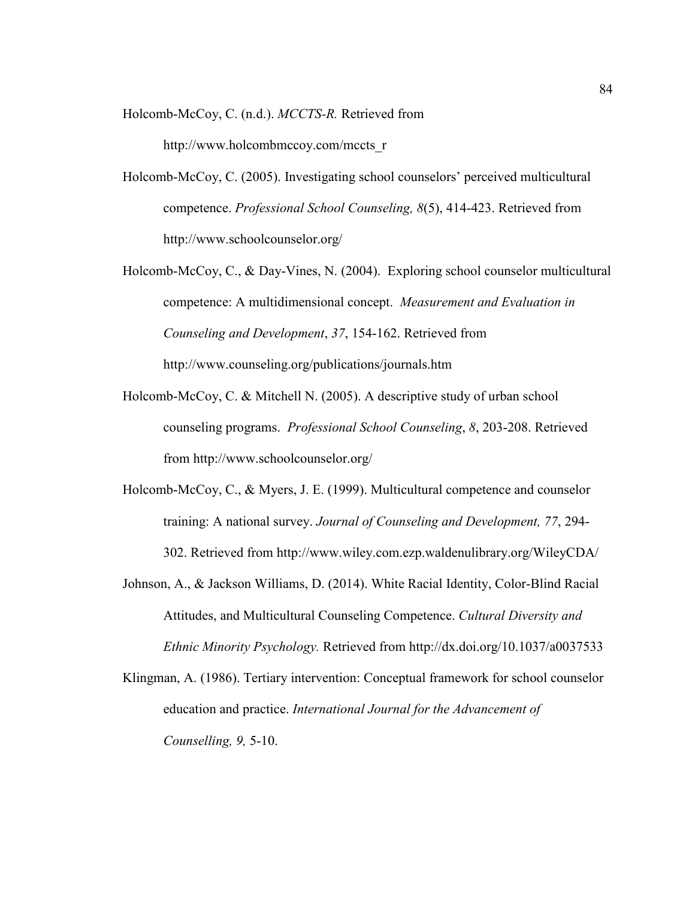Holcomb-McCoy, C. (n.d.). *MCCTS-R.* Retrieved from http://www.holcombmccoy.com/mccts_r

Holcomb-McCoy, C. (2005). Investigating school counselors' perceived multicultural competence. *Professional School Counseling, 8*(5), 414-423. Retrieved from http://www.schoolcounselor.org/

Holcomb-McCoy, C., & Day-Vines, N. (2004). Exploring school counselor multicultural competence: A multidimensional concept. *Measurement and Evaluation in Counseling and Development*, *37*, 154-162. Retrieved from http://www.counseling.org/publications/journals.htm

Holcomb-McCoy, C. & Mitchell N. (2005). A descriptive study of urban school counseling programs. *Professional School Counseling*, *8*, 203-208. Retrieved from http://www.schoolcounselor.org/

Holcomb-McCoy, C., & Myers, J. E. (1999). Multicultural competence and counselor training: A national survey. *Journal of Counseling and Development, 77*, 294-302. Retrieved from http://www.wiley.com.ezp.waldenulibrary.org/WileyCDA/

Johnson, A., & Jackson Williams, D. (2014). White Racial Identity, Color-Blind Racial Attitudes, and Multicultural Counseling Competence. *Cultural Diversity and Ethnic Minority Psychology.* Retrieved from http://dx.doi.org/10.1037/a0037533

Klingman, A. (1986). Tertiary intervention: Conceptual framework for school counselor education and practice. *International Journal for the Advancement of Counselling, 9,* 5-10.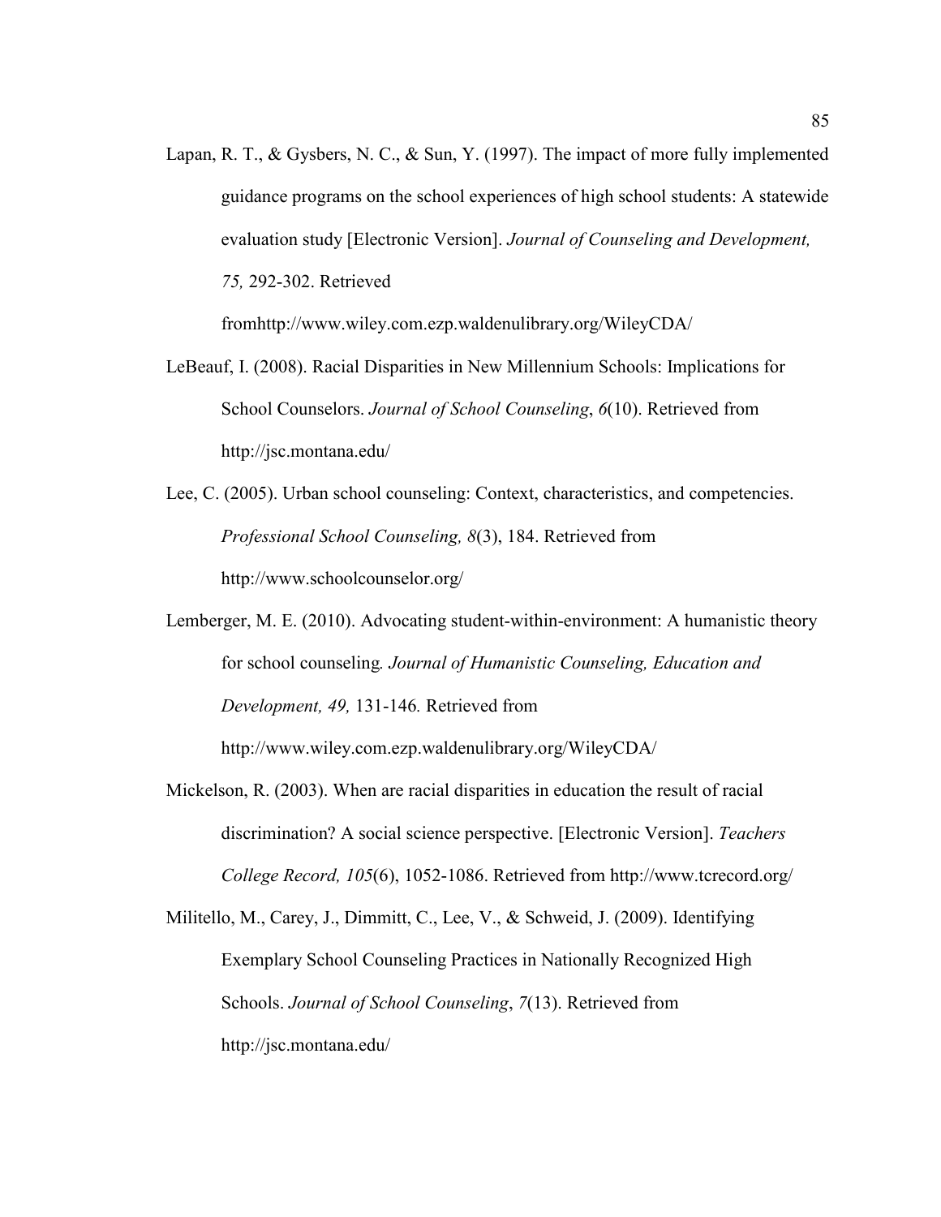Lapan, R. T., & Gysbers, N. C., & Sun, Y. (1997). The impact of more fully implemented guidance programs on the school experiences of high school students: A statewide evaluation study [Electronic Version]. *Journal of Counseling and Development, 75,* 292-302. Retrieved fromhttp://www.wiley.com.ezp.waldenulibrary.org/WileyCDA/

LeBeauf, I. (2008). Racial Disparities in New Millennium Schools: Implications for School Counselors. *Journal of School Counseling*, *6*(10). Retrieved from http://jsc.montana.edu/

Lee, C. (2005). Urban school counseling: Context, characteristics, and competencies. *Professional School Counseling, 8*(3), 184. Retrieved from http://www.schoolcounselor.org/

Lemberger, M. E. (2010). Advocating student-within-environment: A humanistic theory for school counseling*. Journal of Humanistic Counseling, Education and Development, 49,* 131-146*.* Retrieved from http://www.wiley.com.ezp.waldenulibrary.org/WileyCDA/

Mickelson, R. (2003). When are racial disparities in education the result of racial discrimination? A social science perspective. [Electronic Version]. *Teachers College Record, 105*(6), 1052-1086. Retrieved from http://www.tcrecord.org/

Militello, M., Carey, J., Dimmitt, C., Lee, V., & Schweid, J. (2009). Identifying Exemplary School Counseling Practices in Nationally Recognized High Schools. *Journal of School Counseling*, *7*(13). Retrieved from http://jsc.montana.edu/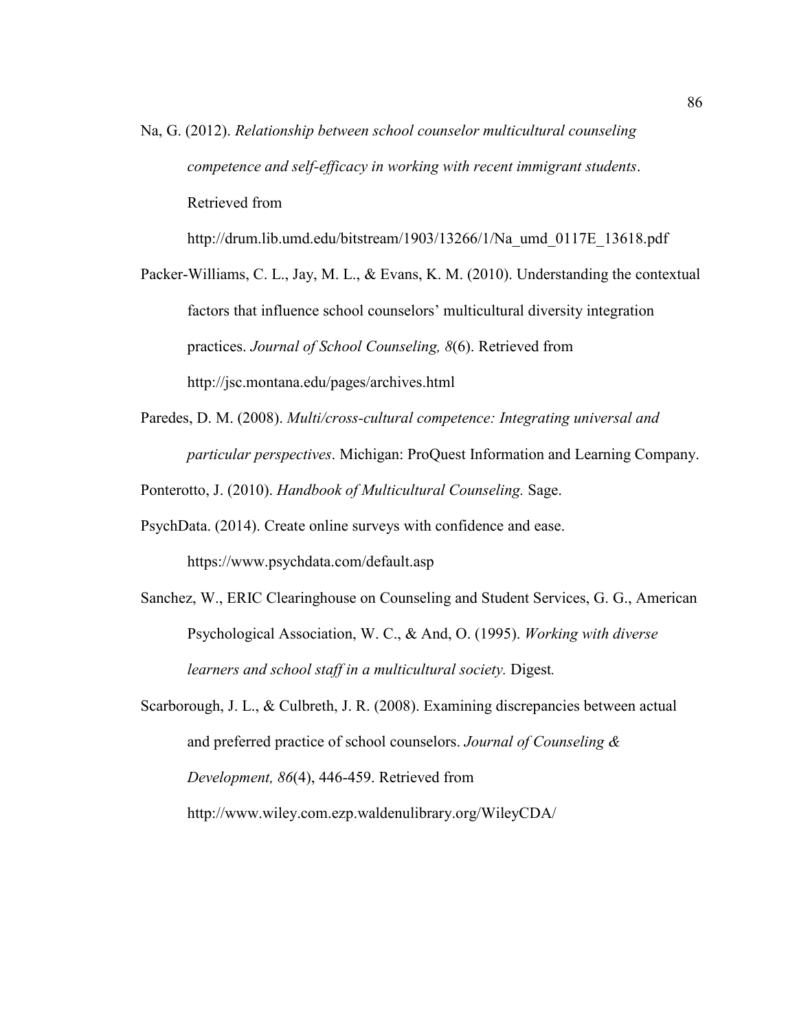Na, G. (2012). *Relationship between school counselor multicultural counseling competence and self-efficacy in working with recent immigrant students*. Retrieved from http://drum.lib.umd.edu/bitstream/1903/13266/1/Na_umd_0117E_13618.pdf

Packer-Williams, C. L., Jay, M. L., & Evans, K. M. (2010). Understanding the contextual factors that influence school counselors' multicultural diversity integration practices. *Journal of School Counseling, 8*(6). Retrieved from http://jsc.montana.edu/pages/archives.html

Paredes, D. M. (2008). *Multi/cross-cultural competence: Integrating universal and particular perspectives*. Michigan: ProQuest Information and Learning Company.

Ponterotto, J. (2010). *Handbook of Multicultural Counseling.* Sage.

PsychData. (2014). Create online surveys with confidence and ease. https://www.psychdata.com/default.asp

Sanchez, W., ERIC Clearinghouse on Counseling and Student Services, G. G., American Psychological Association, W. C., & And, O. (1995). *Working with diverse learners and school staff in a multicultural society.* Digest*.*

Scarborough, J. L., & Culbreth, J. R. (2008). Examining discrepancies between actual and preferred practice of school counselors. *Journal of Counseling & Development, 86*(4), 446-459. Retrieved from http://www.wiley.com.ezp.waldenulibrary.org/WileyCDA/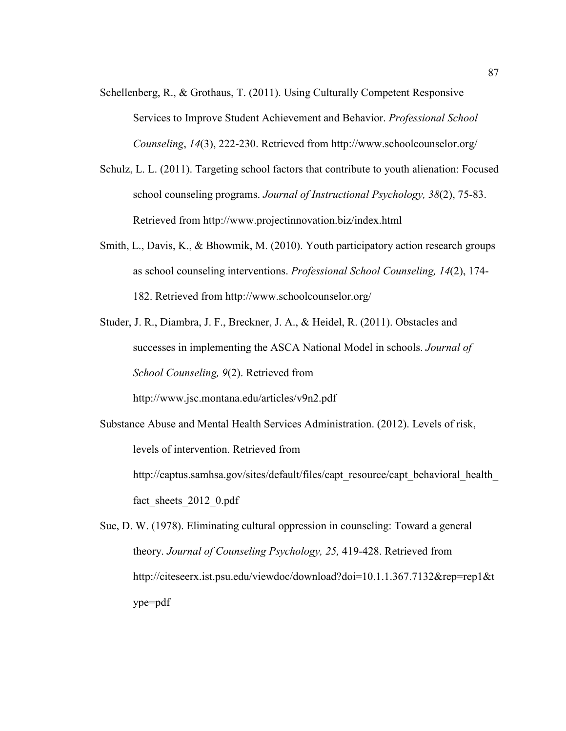Schellenberg, R., & Grothaus, T. (2011). Using Culturally Competent Responsive Services to Improve Student Achievement and Behavior. *Professional School Counseling*, *14*(3), 222-230. Retrieved from http://www.schoolcounselor.org/

Schulz, L. L. (2011). Targeting school factors that contribute to youth alienation: Focused school counseling programs. *Journal of Instructional Psychology, 38*(2), 75-83. Retrieved from http://www.projectinnovation.biz/index.html

Smith, L., Davis, K., & Bhowmik, M. (2010). Youth participatory action research groups as school counseling interventions. *Professional School Counseling, 14*(2), 174-182. Retrieved from http://www.schoolcounselor.org/

Studer, J. R., Diambra, J. F., Breckner, J. A., & Heidel, R. (2011). Obstacles and successes in implementing the ASCA National Model in schools. *Journal of School Counseling, 9*(2). Retrieved from http://www.jsc.montana.edu/articles/v9n2.pdf

Substance Abuse and Mental Health Services Administration. (2012). Levels of risk, levels of intervention. Retrieved from http://captus.samhsa.gov/sites/default/files/capt_resource/capt_behavioral_health_fact_sheets_2012_0.pdf

Sue, D. W. (1978). Eliminating cultural oppression in counseling: Toward a general theory. *Journal of Counseling Psychology, 25,* 419-428. Retrieved from http://citeseerx.ist.psu.edu/viewdoc/download?doi=10.1.1.367.7132&rep=rep1&type=pdf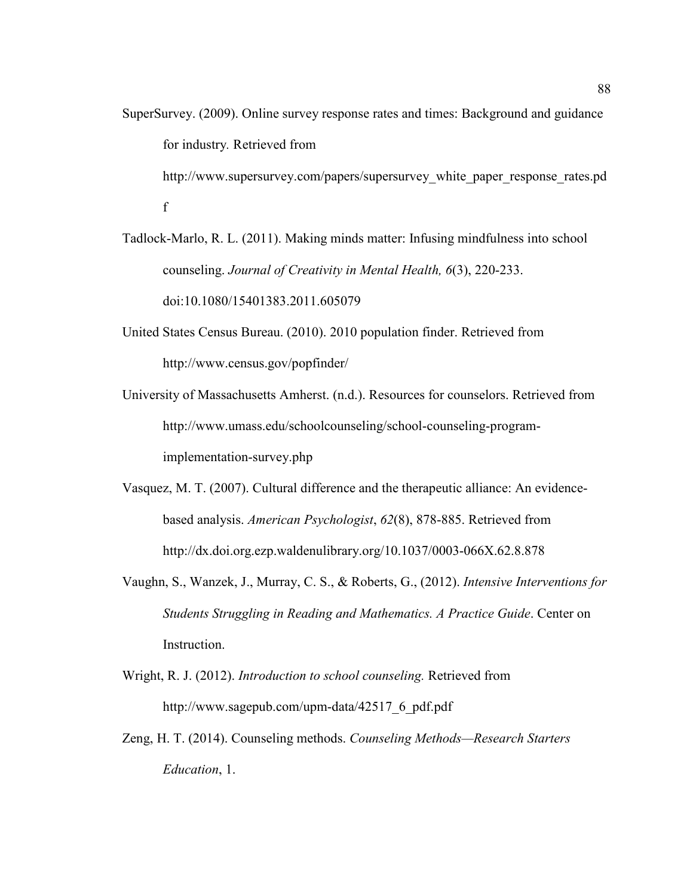SuperSurvey. (2009). Online survey response rates and times: Background and guidance for industry. Retrieved from http://www.supersurvey.com/papers/supersurvey_white_paper_response_rates.pdf

Tadlock-Marlo, R. L. (2011). Making minds matter: Infusing mindfulness into school counseling. *Journal of Creativity in Mental Health, 6*(3), 220-233. doi:10.1080/15401383.2011.605079

United States Census Bureau. (2010). 2010 population finder. Retrieved from http://www.census.gov/popfinder/

University of Massachusetts Amherst. (n.d.). Resources for counselors. Retrieved from http://www.umass.edu/schoolcounseling/school-counseling-program-implementation-survey.php

Vasquez, M. T. (2007). Cultural difference and the therapeutic alliance: An evidence-based analysis. *American Psychologist*, *62*(8), 878-885. Retrieved from http://dx.doi.org.ezp.waldenulibrary.org/10.1037/0003-066X.62.8.878

Vaughn, S., Wanzek, J., Murray, C. S., & Roberts, G., (2012). *Intensive Interventions for Students Struggling in Reading and Mathematics. A Practice Guide*. Center on Instruction.

Wright, R. J. (2012). *Introduction to school counseling.* Retrieved from http://www.sagepub.com/upm-data/42517_6_pdf.pdf

Zeng, H. T. (2014). Counseling methods. *Counseling Methods—Research Starters Education*, 1.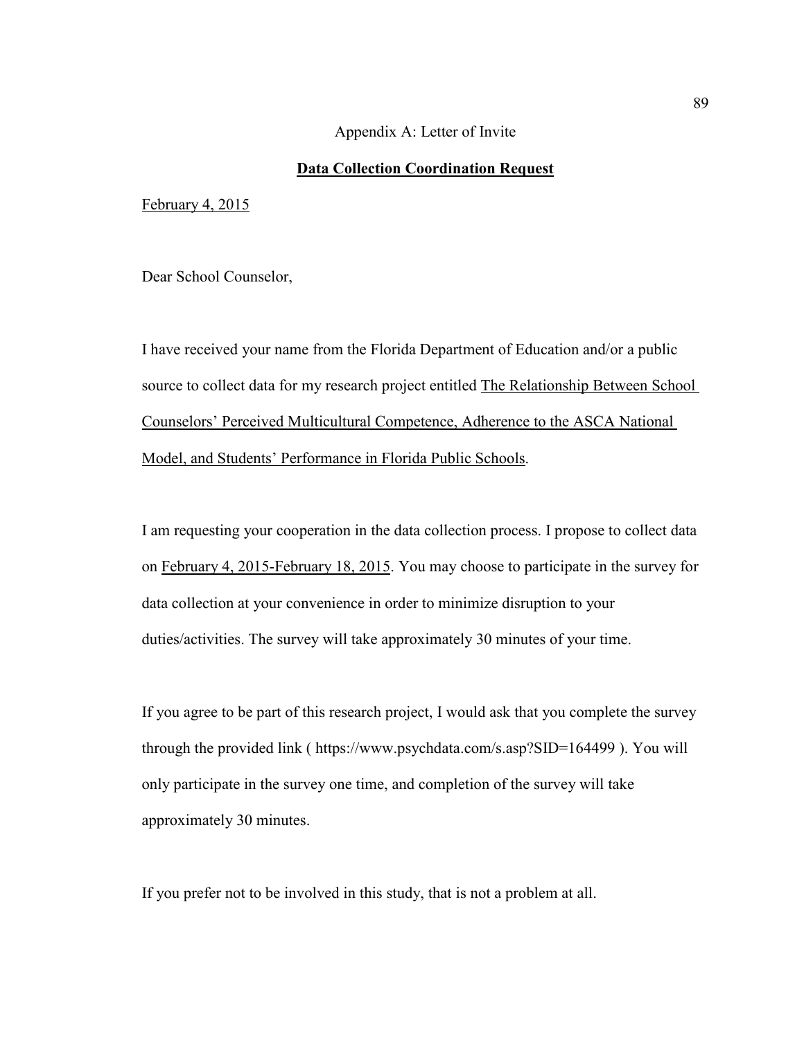Appendix A: Letter of Invite

**Data Collection Coordination Request**

February 4, 2015

Dear School Counselor,

I have received your name from the Florida Department of Education and/or a public source to collect data for my research project entitled The Relationship Between School Counselors' Perceived Multicultural Competence, Adherence to the ASCA National Model, and Students' Performance in Florida Public Schools.

I am requesting your cooperation in the data collection process. I propose to collect data on February 4, 2015-February 18, 2015. You may choose to participate in the survey for data collection at your convenience in order to minimize disruption to your duties/activities. The survey will take approximately 30 minutes of your time.

If you agree to be part of this research project, I would ask that you complete the survey through the provided link ( https://www.psychdata.com/s.asp?SID=164499 ). You will only participate in the survey one time, and completion of the survey will take approximately 30 minutes.

If you prefer not to be involved in this study, that is not a problem at all.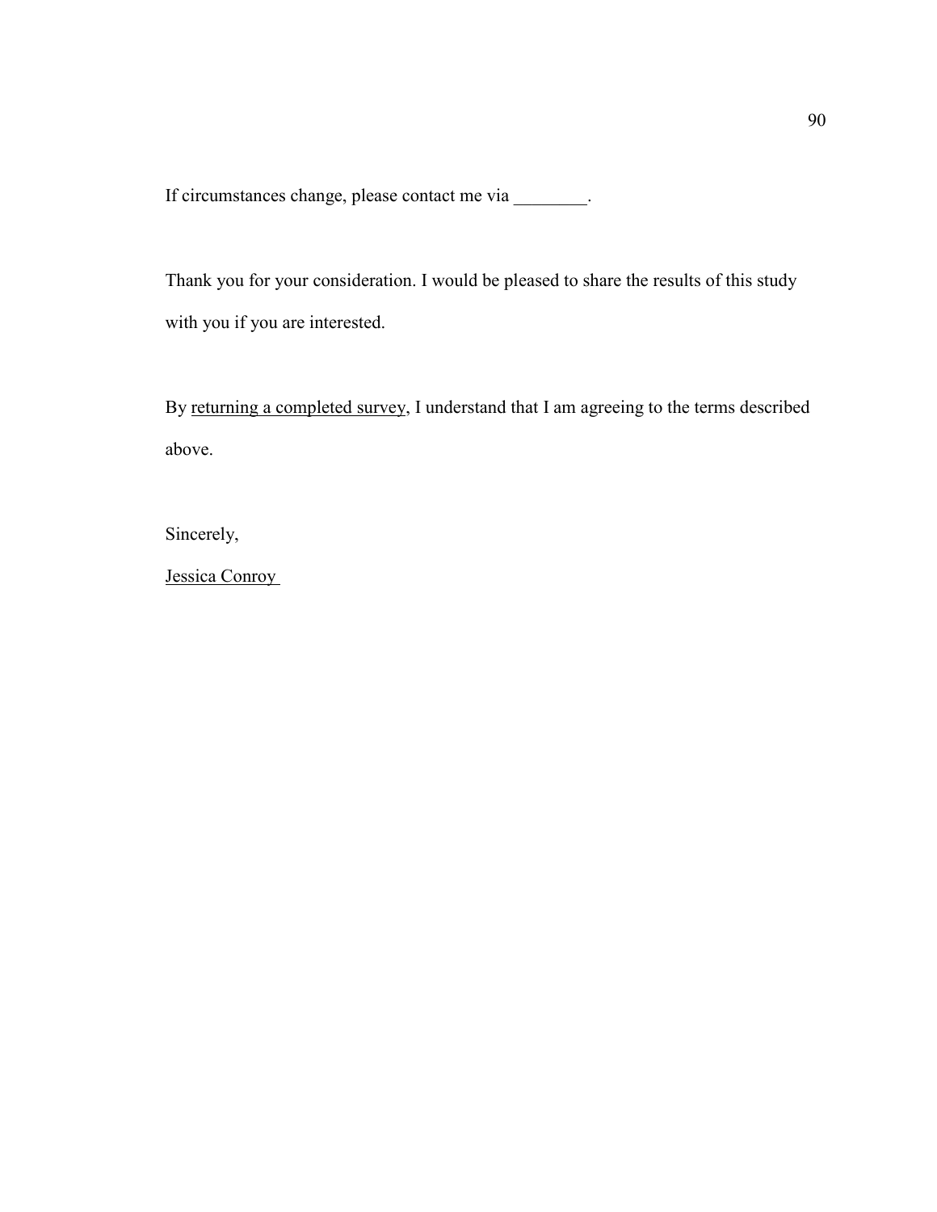If circumstances change, please contact me via ________.

Thank you for your consideration. I would be pleased to share the results of this study with you if you are interested.

By returning a completed survey, I understand that I am agreeing to the terms described above.

Sincerely,

Jessica Conroy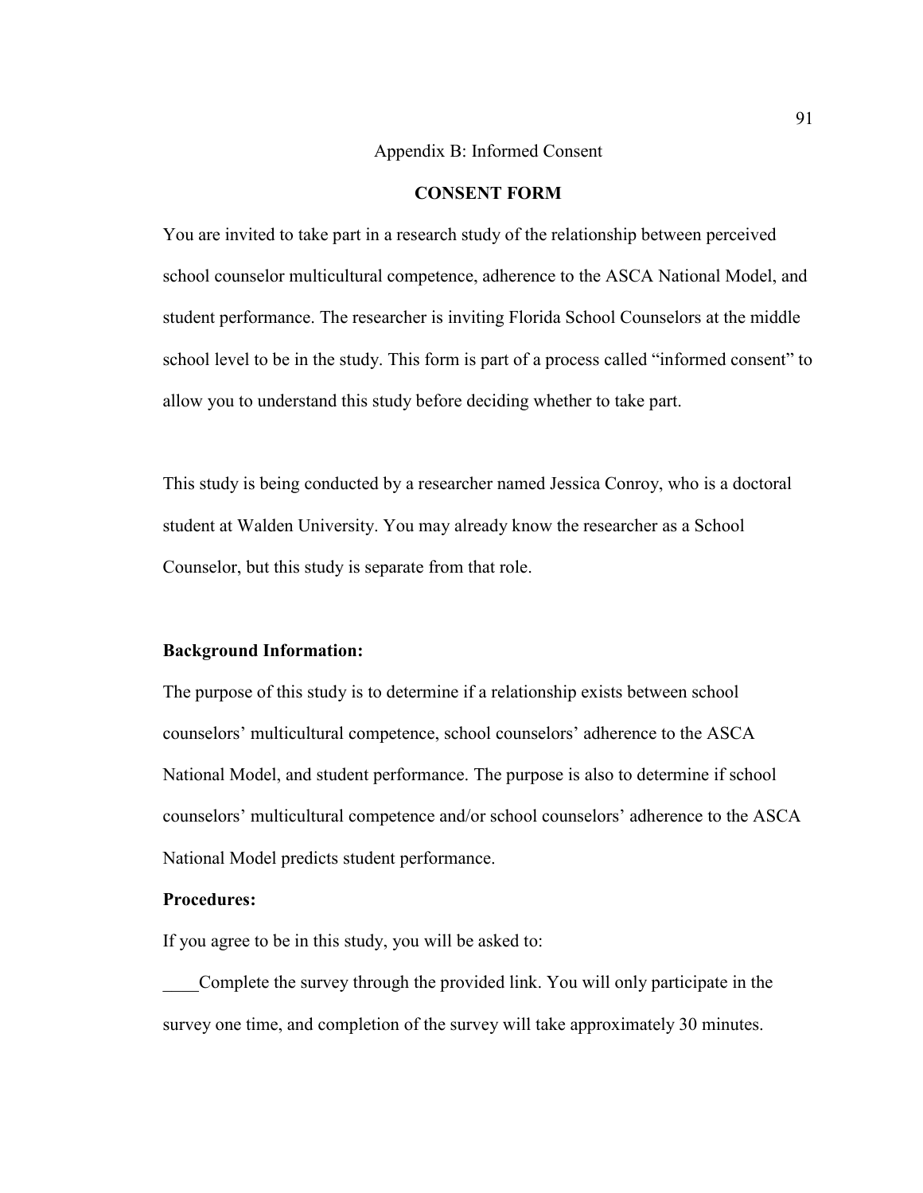Appendix B: Informed Consent

**CONSENT FORM**

You are invited to take part in a research study of the relationship between perceived school counselor multicultural competence, adherence to the ASCA National Model, and student performance. The researcher is inviting Florida School Counselors at the middle school level to be in the study. This form is part of a process called "informed consent" to allow you to understand this study before deciding whether to take part.

This study is being conducted by a researcher named Jessica Conroy, who is a doctoral student at Walden University. You may already know the researcher as a School Counselor, but this study is separate from that role.

**Background Information:**

The purpose of this study is to determine if a relationship exists between school counselors' multicultural competence, school counselors' adherence to the ASCA National Model, and student performance. The purpose is also to determine if school counselors' multicultural competence and/or school counselors' adherence to the ASCA National Model predicts student performance.

**Procedures:**

If you agree to be in this study, you will be asked to:

____Complete the survey through the provided link. You will only participate in the survey one time, and completion of the survey will take approximately 30 minutes.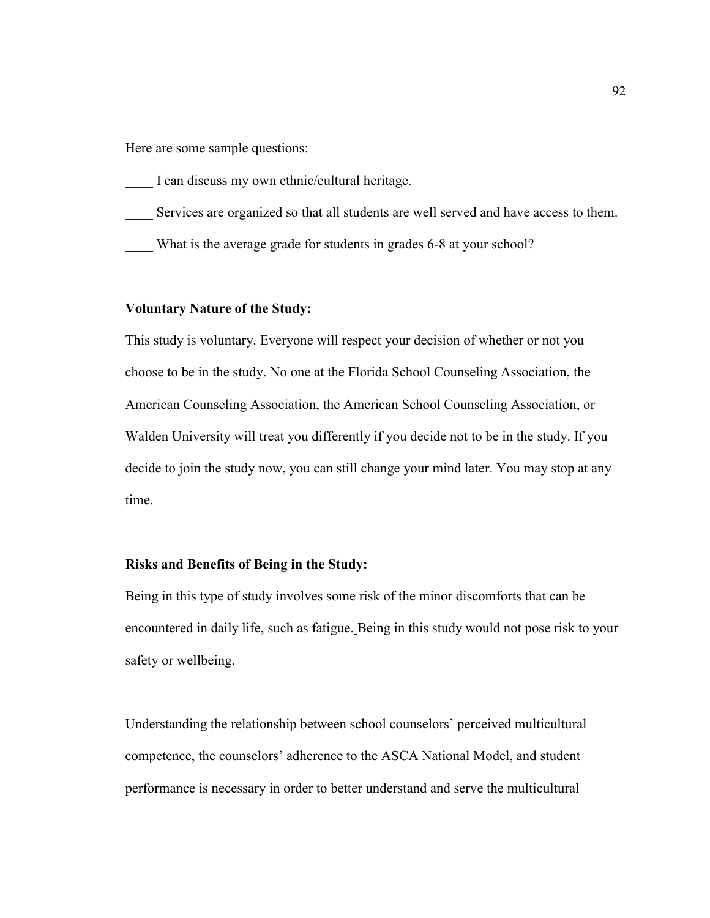Here are some sample questions:

____ I can discuss my own ethnic/cultural heritage.

____ Services are organized so that all students are well served and have access to them.

____ What is the average grade for students in grades 6-8 at your school?

**Voluntary Nature of the Study:**

This study is voluntary. Everyone will respect your decision of whether or not you choose to be in the study. No one at the Florida School Counseling Association, the American Counseling Association, the American School Counseling Association, or Walden University will treat you differently if you decide not to be in the study. If you decide to join the study now, you can still change your mind later. You may stop at any time.

**Risks and Benefits of Being in the Study:**

Being in this type of study involves some risk of the minor discomforts that can be encountered in daily life, such as fatigue. Being in this study would not pose risk to your safety or wellbeing.

Understanding the relationship between school counselors' perceived multicultural competence, the counselors' adherence to the ASCA National Model, and student performance is necessary in order to better understand and serve the multicultural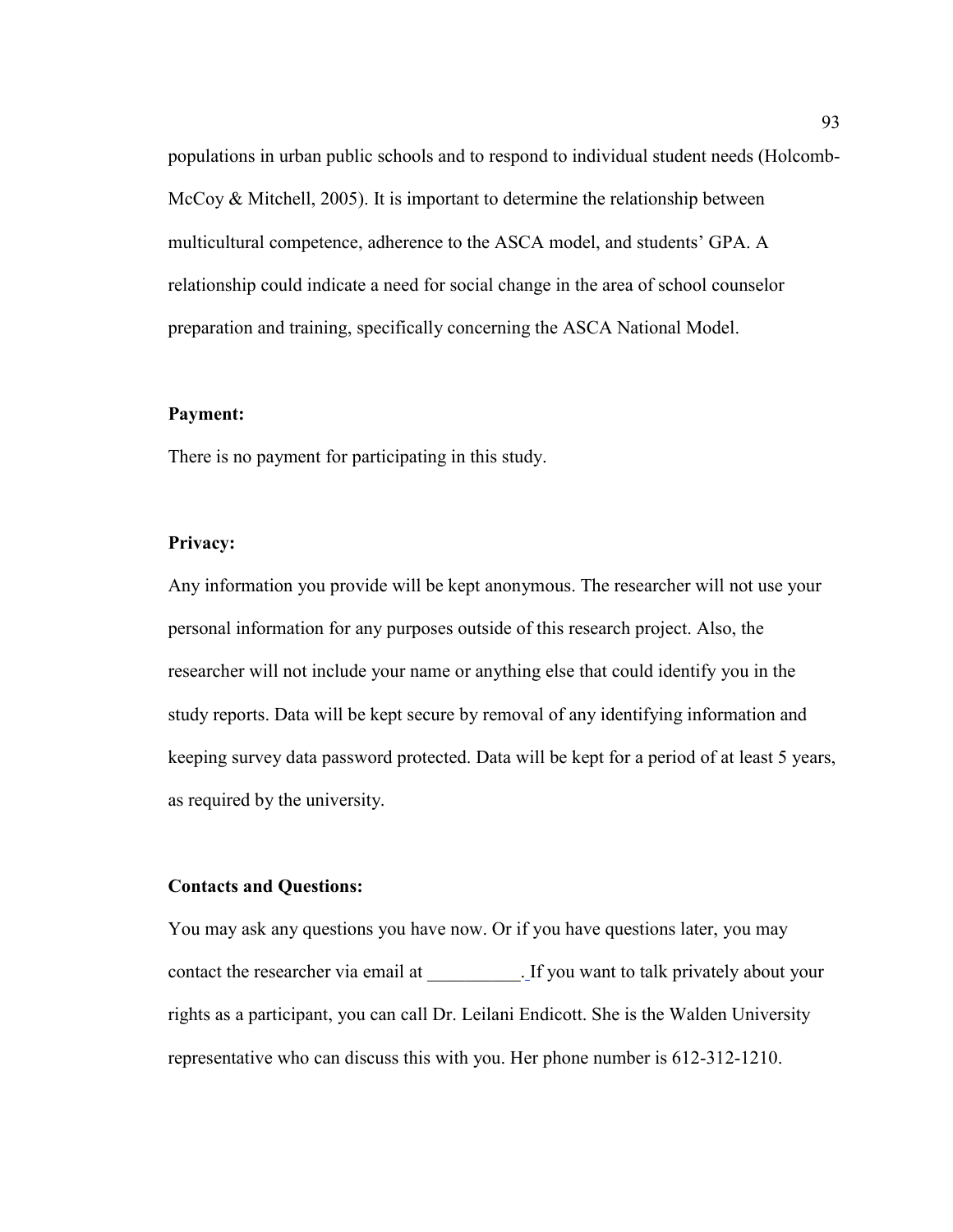populations in urban public schools and to respond to individual student needs (Holcomb-McCoy & Mitchell, 2005). It is important to determine the relationship between multicultural competence, adherence to the ASCA model, and students' GPA. A relationship could indicate a need for social change in the area of school counselor preparation and training, specifically concerning the ASCA National Model.

**Payment:**

There is no payment for participating in this study.

**Privacy:**

Any information you provide will be kept anonymous. The researcher will not use your personal information for any purposes outside of this research project. Also, the researcher will not include your name or anything else that could identify you in the study reports. Data will be kept secure by removal of any identifying information and keeping survey data password protected. Data will be kept for a period of at least 5 years, as required by the university.

**Contacts and Questions:**

You may ask any questions you have now. Or if you have questions later, you may contact the researcher via email at __________. If you want to talk privately about your rights as a participant, you can call Dr. Leilani Endicott. She is the Walden University representative who can discuss this with you. Her phone number is 612-312-1210.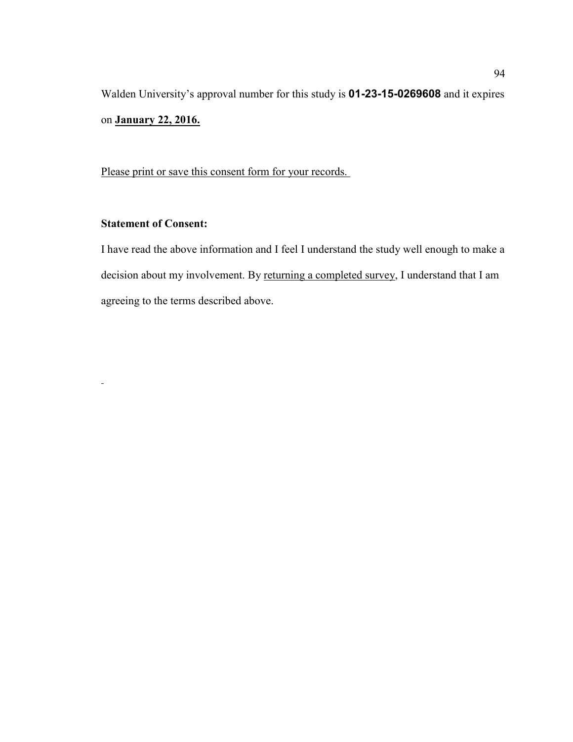Walden University's approval number for this study is **01-23-15-0269608** and it expires on **<u>January 22, 2016.</u>**

<u>Please print or save this consent form for your records.</u>

**Statement of Consent:**

I have read the above information and I feel I understand the study well enough to make a decision about my involvement. By <u>returning a completed survey</u>, I understand that I am agreeing to the terms described above.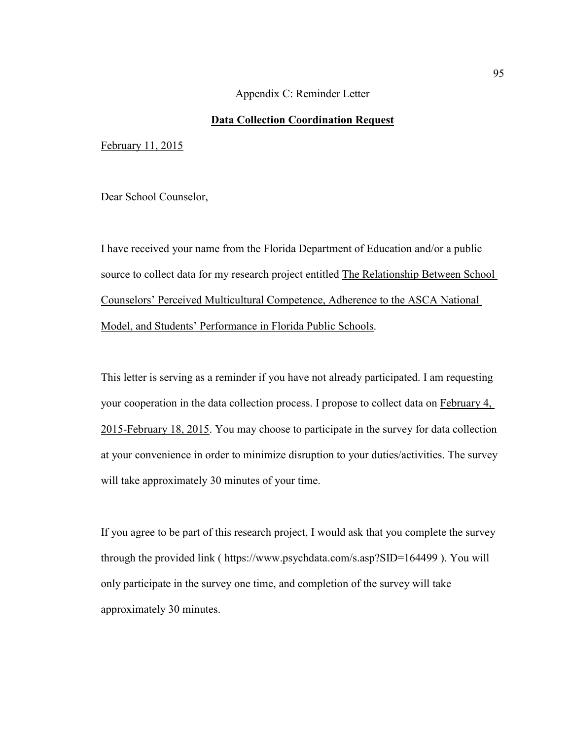Appendix C: Reminder Letter

**Data Collection Coordination Request**

February 11, 2015

Dear School Counselor,

I have received your name from the Florida Department of Education and/or a public source to collect data for my research project entitled The Relationship Between School Counselors' Perceived Multicultural Competence, Adherence to the ASCA National Model, and Students' Performance in Florida Public Schools.

This letter is serving as a reminder if you have not already participated. I am requesting your cooperation in the data collection process. I propose to collect data on February 4, 2015-February 18, 2015. You may choose to participate in the survey for data collection at your convenience in order to minimize disruption to your duties/activities. The survey will take approximately 30 minutes of your time.

If you agree to be part of this research project, I would ask that you complete the survey through the provided link ( https://www.psychdata.com/s.asp?SID=164499 ). You will only participate in the survey one time, and completion of the survey will take approximately 30 minutes.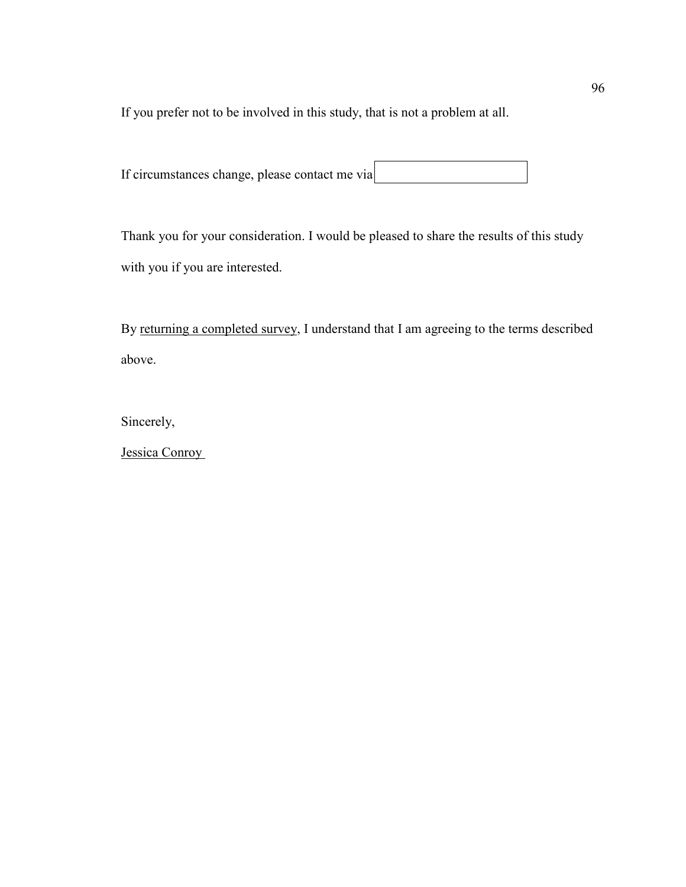If you prefer not to be involved in this study, that is not a problem at all.

If circumstances change, please contact me via

Thank you for your consideration. I would be pleased to share the results of this study with you if you are interested.

By returning a completed survey, I understand that I am agreeing to the terms described above.

Sincerely,

Jessica Conroy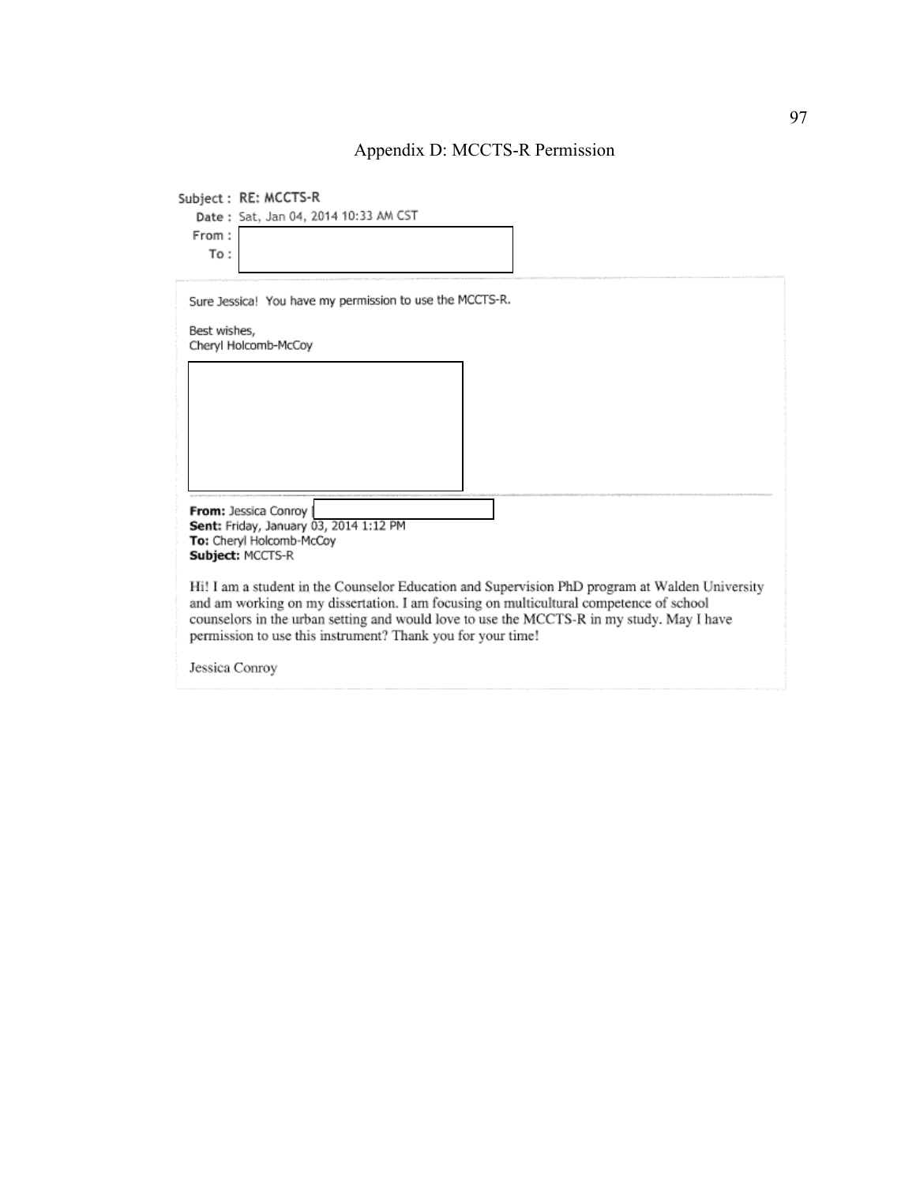## Appendix D: MCCTS-R Permission

**Subject :** **RE: MCCTS-R**
**Date :** Sat, Jan 04, 2014 10:33 AM CST
**From :**
**To :**

Sure Jessica! You have my permission to use the MCCTS-R.

Best wishes,
Cheryl Holcomb-McCoy

**From:** Jessica Conroy
**Sent:** Friday, January 03, 2014 1:12 PM
**To:** Cheryl Holcomb-McCoy
**Subject:** MCCTS-R

Hi! I am a student in the Counselor Education and Supervision PhD program at Walden University and am working on my dissertation. I am focusing on multicultural competence of school counselors in the urban setting and would love to use the MCCTS-R in my study. May I have permission to use this instrument? Thank you for your time!

Jessica Conroy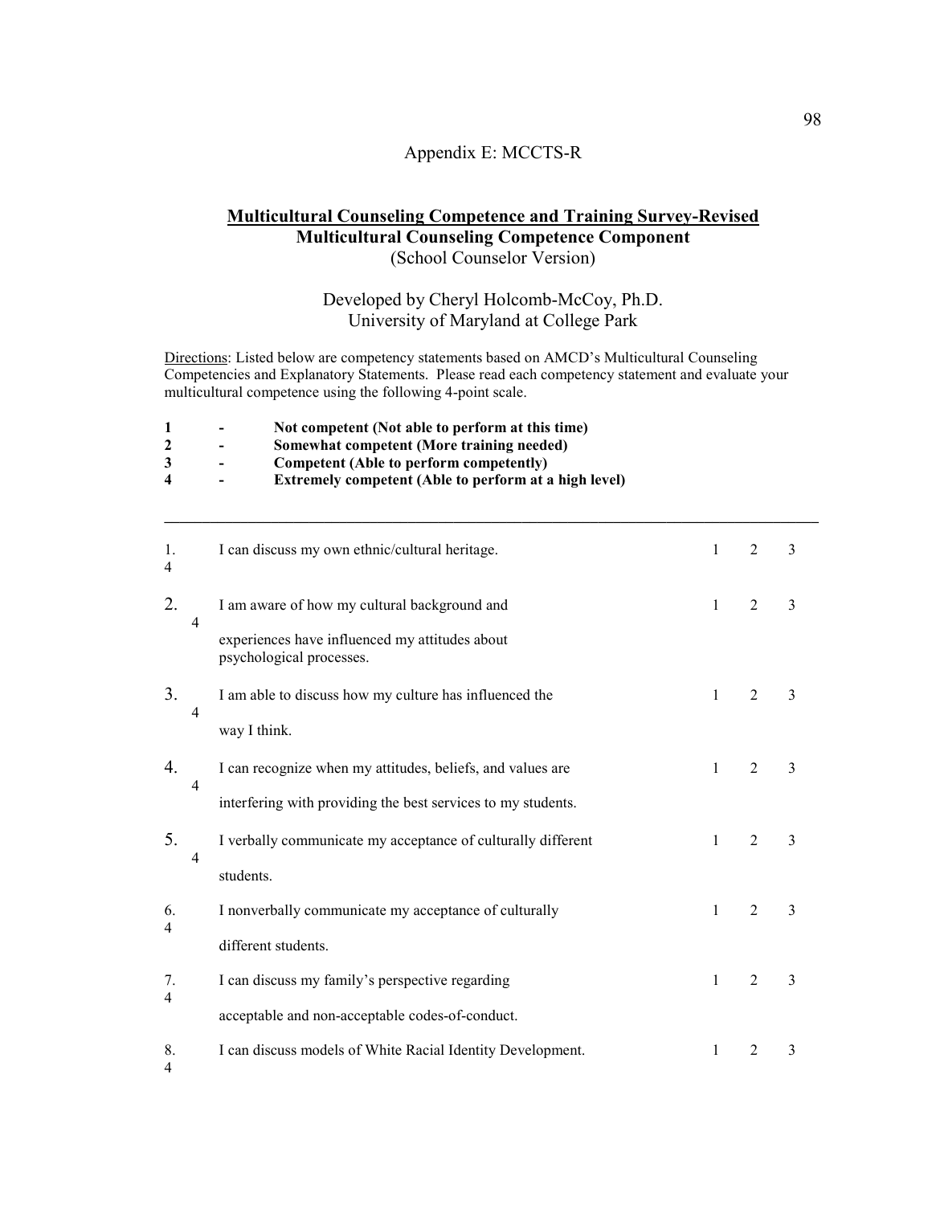Appendix E: MCCTS-R

## Multicultural Counseling Competence and Training Survey-Revised

**Multicultural Counseling Competence Component**

(School Counselor Version)

Developed by Cheryl Holcomb-McCoy, Ph.D.
University of Maryland at College Park

Directions: Listed below are competency statements based on AMCD's Multicultural Counseling Competencies and Explanatory Statements. Please read each competency statement and evaluate your multicultural competence using the following 4-point scale.

**1 - Not competent (Not able to perform at this time)**
**2 - Somewhat competent (More training needed)**
**3 - Competent (Able to perform competently)**
**4 - Extremely competent (Able to perform at a high level)**

---

| | Statement | | | | |
|---|---|---|---|---|---|
| 1. | I can discuss my own ethnic/cultural heritage. | 1 | 2 | 3 | 4 |
| 2. | I am aware of how my cultural background and experiences have influenced my attitudes about psychological processes. | 1 | 2 | 3 | 4 |
| 3. | I am able to discuss how my culture has influenced the way I think. | 1 | 2 | 3 | 4 |
| 4. | I can recognize when my attitudes, beliefs, and values are interfering with providing the best services to my students. | 1 | 2 | 3 | 4 |
| 5. | I verbally communicate my acceptance of culturally different students. | 1 | 2 | 3 | 4 |
| 6. | I nonverbally communicate my acceptance of culturally different students. | 1 | 2 | 3 | 4 |
| 7. | I can discuss my family's perspective regarding acceptable and non-acceptable codes-of-conduct. | 1 | 2 | 3 | 4 |
| 8. | I can discuss models of White Racial Identity Development. | 1 | 2 | 3 | 4 |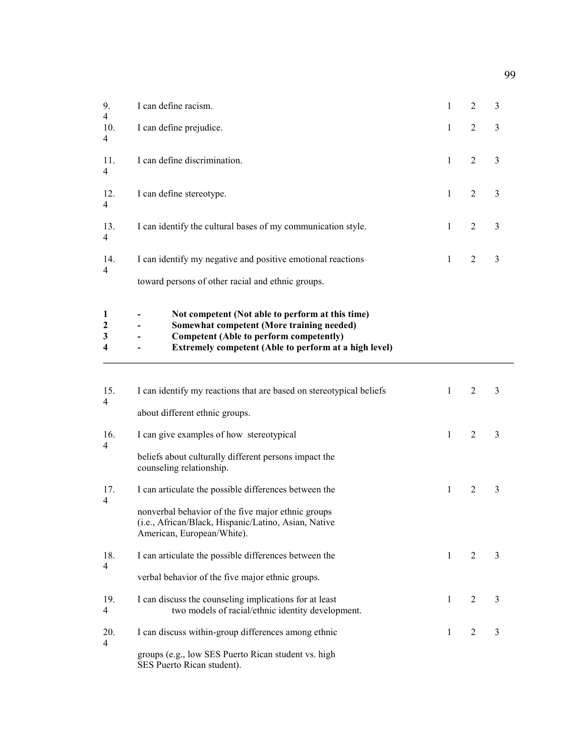| | | | | | |
|---|---|---|---|---|---|
| 9. | I can define racism. | 1 | 2 | 3 | 4 |
| 10. | I can define prejudice. | 1 | 2 | 3 | 4 |
| 11. | I can define discrimination. | 1 | 2 | 3 | 4 |
| 12. | I can define stereotype. | 1 | 2 | 3 | 4 |
| 13. | I can identify the cultural bases of my communication style. | 1 | 2 | 3 | 4 |
| 14. | I can identify my negative and positive emotional reactions toward persons of other racial and ethnic groups. | 1 | 2 | 3 | 4 |

**1 - Not competent (Not able to perform at this time)**
**2 - Somewhat competent (More training needed)**
**3 - Competent (Able to perform competently)**
**4 - Extremely competent (Able to perform at a high level)**

---

| | | | | | |
|---|---|---|---|---|---|
| 15. | I can identify my reactions that are based on stereotypical beliefs about different ethnic groups. | 1 | 2 | 3 | 4 |
| 16. | I can give examples of how stereotypical beliefs about culturally different persons impact the counseling relationship. | 1 | 2 | 3 | 4 |
| 17. | I can articulate the possible differences between the nonverbal behavior of the five major ethnic groups (i.e., African/Black, Hispanic/Latino, Asian, Native American, European/White). | 1 | 2 | 3 | 4 |
| 18. | I can articulate the possible differences between the verbal behavior of the five major ethnic groups. | 1 | 2 | 3 | 4 |
| 19. | I can discuss the counseling implications for at least two models of racial/ethnic identity development. | 1 | 2 | 3 | 4 |
| 20. | I can discuss within-group differences among ethnic groups (e.g., low SES Puerto Rican student vs. high SES Puerto Rican student). | 1 | 2 | 3 | 4 |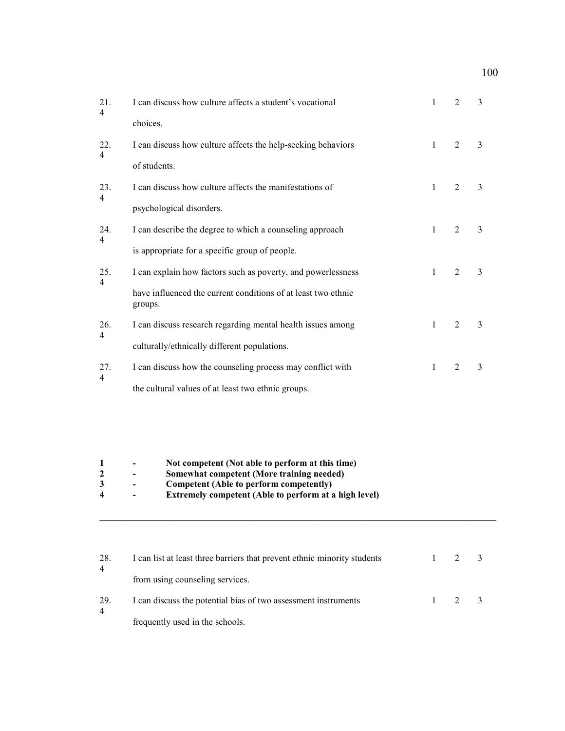| | | | | | |
|---|---|---|---|---|---|
| 21. | I can discuss how culture affects a student's vocational choices. | 1 | 2 | 3 | 4 |
| 22. | I can discuss how culture affects the help-seeking behaviors of students. | 1 | 2 | 3 | 4 |
| 23. | I can discuss how culture affects the manifestations of psychological disorders. | 1 | 2 | 3 | 4 |
| 24. | I can describe the degree to which a counseling approach is appropriate for a specific group of people. | 1 | 2 | 3 | 4 |
| 25. | I can explain how factors such as poverty, and powerlessness have influenced the current conditions of at least two ethnic groups. | 1 | 2 | 3 | 4 |
| 26. | I can discuss research regarding mental health issues among culturally/ethnically different populations. | 1 | 2 | 3 | 4 |
| 27. | I can discuss how the counseling process may conflict with the cultural values of at least two ethnic groups. | 1 | 2 | 3 | 4 |

**1 - Not competent (Not able to perform at this time)**
**2 - Somewhat competent (More training needed)**
**3 - Competent (Able to perform competently)**
**4 - Extremely competent (Able to perform at a high level)**

---

| | | | | | |
|---|---|---|---|---|---|
| 28. | I can list at least three barriers that prevent ethnic minority students from using counseling services. | 1 | 2 | 3 | 4 |
| 29. | I can discuss the potential bias of two assessment instruments frequently used in the schools. | 1 | 2 | 3 | 4 |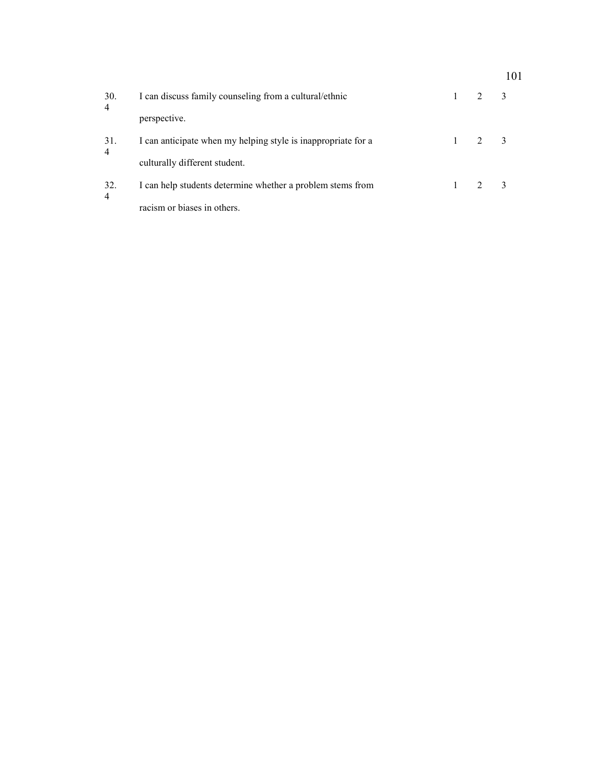| | | | | |
|---|---|---|---|---|
| 30. 4 | I can discuss family counseling from a cultural/ethnic perspective. | 1 | 2 | 3 |
| 31. 4 | I can anticipate when my helping style is inappropriate for a culturally different student. | 1 | 2 | 3 |
| 32. 4 | I can help students determine whether a problem stems from racism or biases in others. | 1 | 2 | 3 |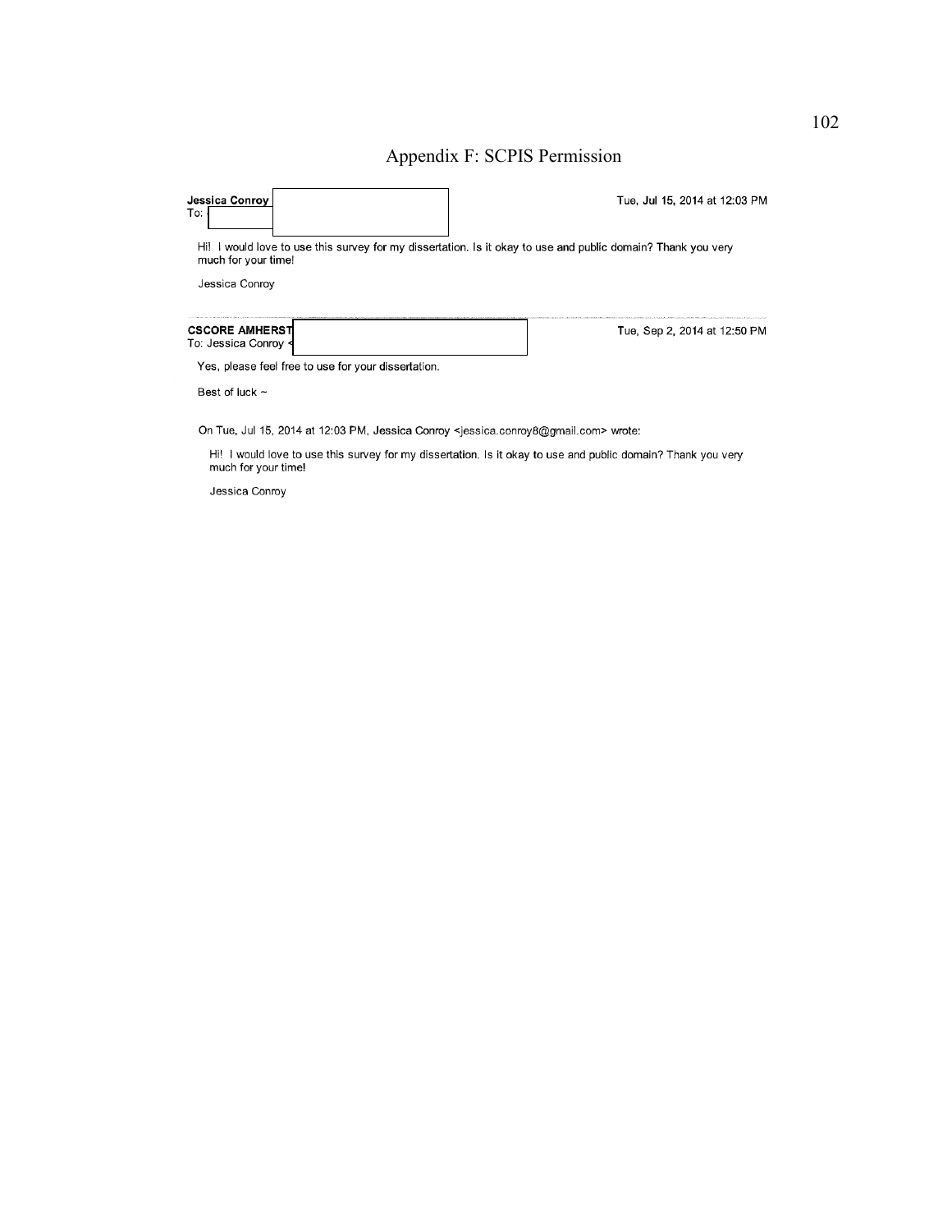# Appendix F: SCPIS Permission

**Jessica Conroy**
To:

Tue, Jul 15, 2014 at 12:03 PM

Hi! I would love to use this survey for my dissertation. Is it okay to use and public domain? Thank you very much for your time!

Jessica Conroy

---

**CSCORE AMHERST**
To: Jessica Conroy <

Tue, Sep 2, 2014 at 12:50 PM

Yes, please feel free to use for your dissertation.

Best of luck ~

On Tue, Jul 15, 2014 at 12:03 PM, **Jessica Conroy** <jessica.conroy8@gmail.com> wrote:

> Hi! I would love to use this survey for my dissertation. Is it okay to use and public domain? Thank you very much for your time!
>
> Jessica Conroy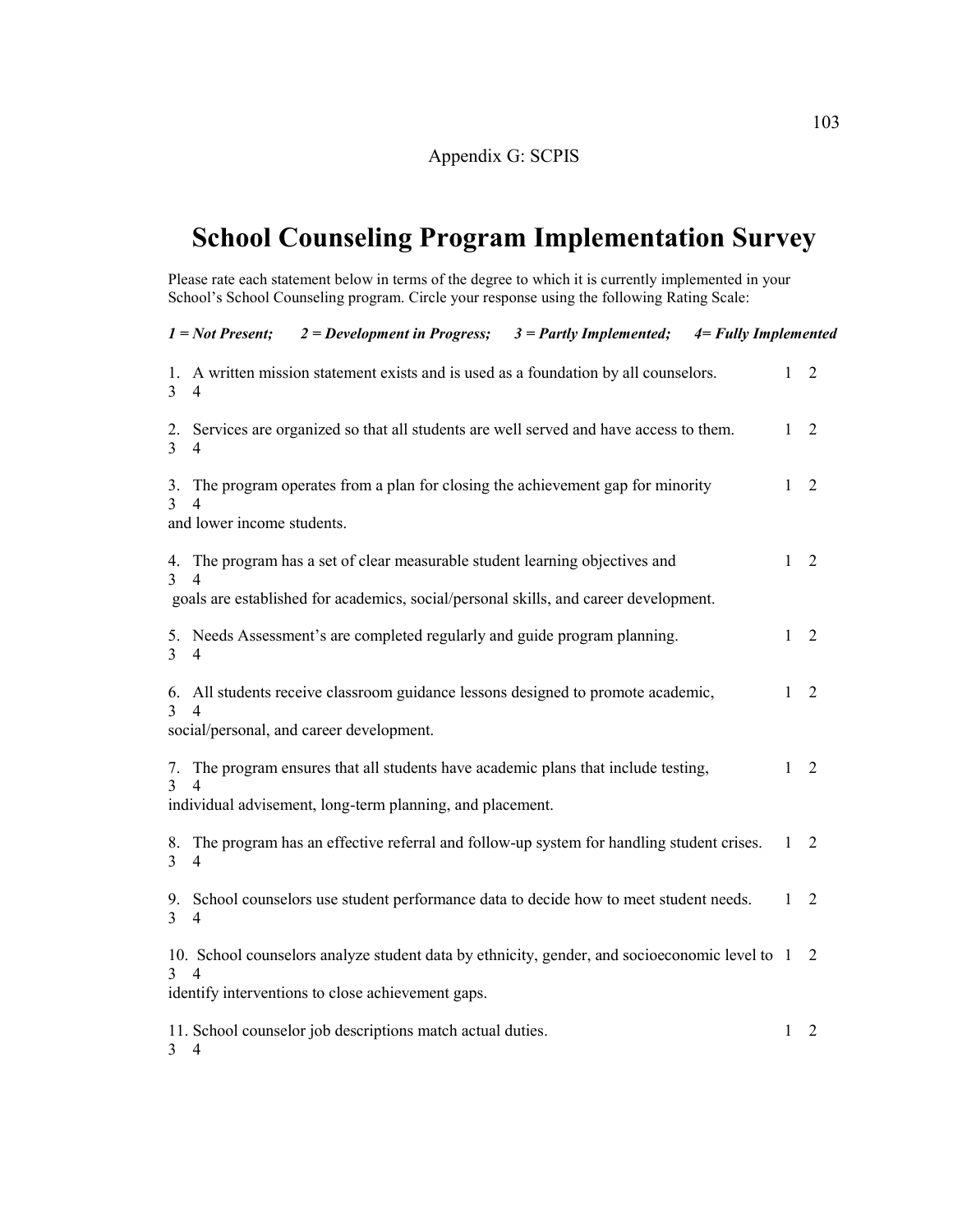Appendix G: SCPIS

# School Counseling Program Implementation Survey

Please rate each statement below in terms of the degree to which it is currently implemented in your School's School Counseling program. Circle your response using the following Rating Scale:

***1 = Not Present; 2 = Development in Progress; 3 = Partly Implemented; 4= Fully Implemented***

1. A written mission statement exists and is used as a foundation by all counselors. 1 2 3 4

2. Services are organized so that all students are well served and have access to them. 1 2 3 4

3. The program operates from a plan for closing the achievement gap for minority and lower income students. 1 2 3 4

4. The program has a set of clear measurable student learning objectives and goals are established for academics, social/personal skills, and career development. 1 2 3 4

5. Needs Assessment's are completed regularly and guide program planning. 1 2 3 4

6. All students receive classroom guidance lessons designed to promote academic, social/personal, and career development. 1 2 3 4

7. The program ensures that all students have academic plans that include testing, individual advisement, long-term planning, and placement. 1 2 3 4

8. The program has an effective referral and follow-up system for handling student crises. 1 2 3 4

9. School counselors use student performance data to decide how to meet student needs. 1 2 3 4

10. School counselors analyze student data by ethnicity, gender, and socioeconomic level to identify interventions to close achievement gaps. 1 2 3 4

11. School counselor job descriptions match actual duties. 1 2 3 4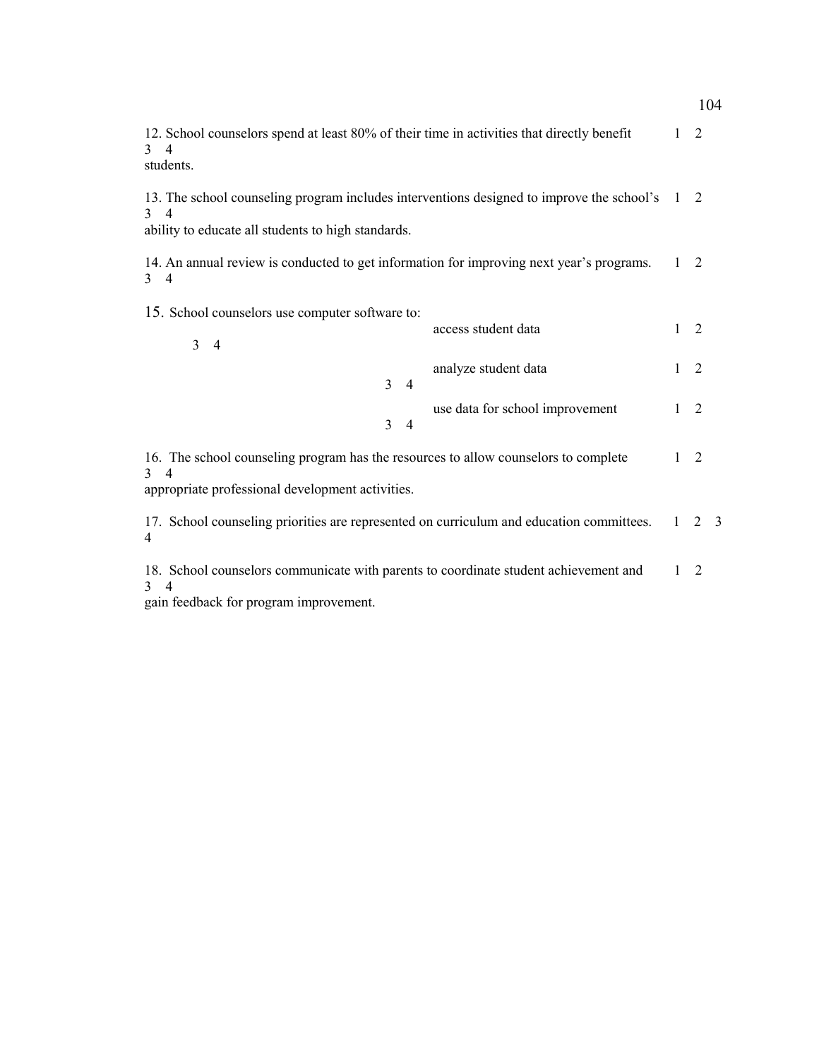12. School counselors spend at least 80% of their time in activities that directly benefit students. 1 2 3 4

13. The school counseling program includes interventions designed to improve the school's ability to educate all students to high standards. 1 2 3 4

14. An annual review is conducted to get information for improving next year's programs. 1 2 3 4

15. School counselors use computer software to:

- access student data 1 2 3 4
- analyze student data 1 2 3 4
- use data for school improvement 1 2 3 4

16. The school counseling program has the resources to allow counselors to complete appropriate professional development activities. 1 2 3 4

17. School counseling priorities are represented on curriculum and education committees. 1 2 3 4

18. School counselors communicate with parents to coordinate student achievement and gain feedback for program improvement. 1 2 3 4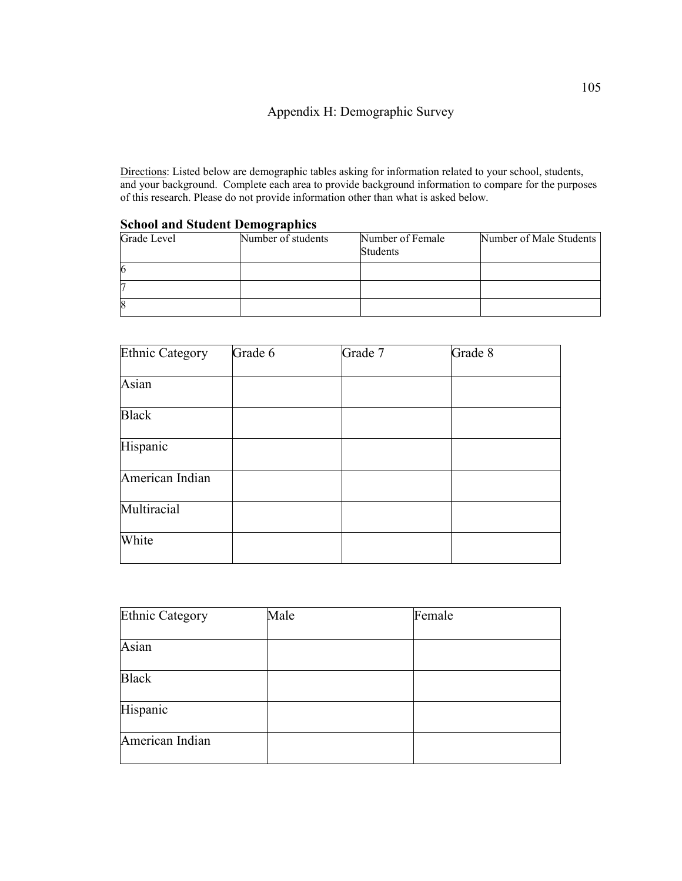# Appendix H: Demographic Survey

Directions: Listed below are demographic tables asking for information related to your school, students, and your background. Complete each area to provide background information to compare for the purposes of this research. Please do not provide information other than what is asked below.

**School and Student Demographics**

| Grade Level | Number of students | Number of Female Students | Number of Male Students |
|---|---|---|---|
| 6 | | | |
| 7 | | | |
| 8 | | | |

| Ethnic Category | Grade 6 | Grade 7 | Grade 8 |
|---|---|---|---|
| Asian | | | |
| Black | | | |
| Hispanic | | | |
| American Indian | | | |
| Multiracial | | | |
| White | | | |

| Ethnic Category | Male | Female |
|---|---|---|
| Asian | | |
| Black | | |
| Hispanic | | |
| American Indian | | |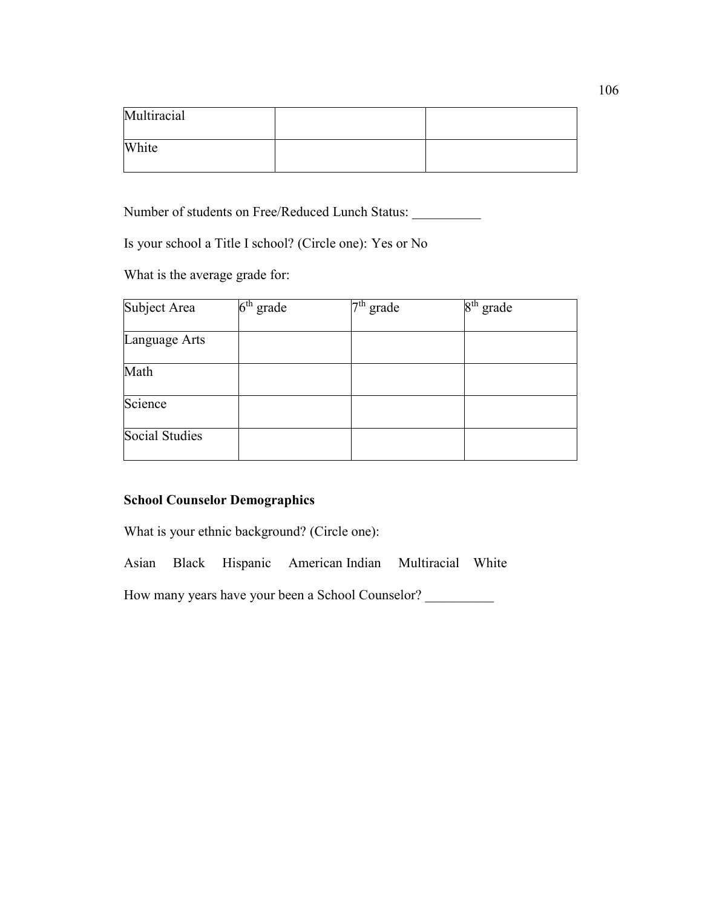| | | |
|---|---|---|
| Multiracial | | |
| White | | |

Number of students on Free/Reduced Lunch Status: __________

Is your school a Title I school? (Circle one): Yes or No

What is the average grade for:

| Subject Area | 6th grade | 7th grade | 8th grade |
|---|---|---|---|
| Language Arts | | | |
| Math | | | |
| Science | | | |
| Social Studies | | | |

**School Counselor Demographics**

What is your ethnic background? (Circle one):

Asian Black Hispanic American Indian Multiracial White

How many years have your been a School Counselor? __________